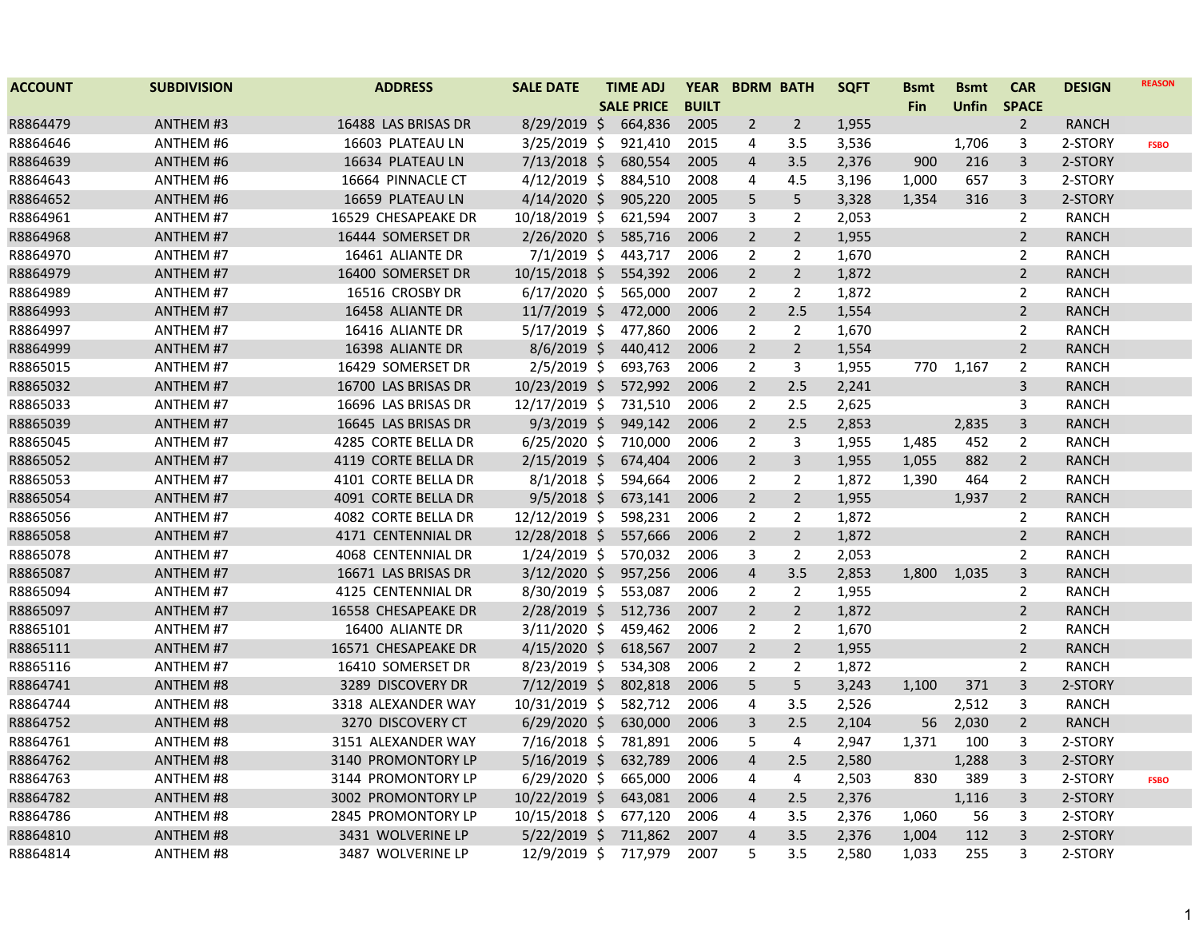| ACCOUNT | SUBDIVISION | ADDRESS | SALE DATE | TIME ADJ SALE PRICE | YEAR BUILT | BDRM | BATH | SQFT | Bsmt Fin | Bsmt Unfin | CAR SPACE | DESIGN | REASON |
|---|---|---|---|---|---|---|---|---|---|---|---|---|---|
| R8864479 | ANTHEM #3 | 16488 LAS BRISAS DR | 8/29/2019 | $ 664,836 | 2005 | 2 | 2 | 1,955 | | | 2 | RANCH | |
| R8864646 | ANTHEM #6 | 16603 PLATEAU LN | 3/25/2019 | $ 921,410 | 2015 | 4 | 3.5 | 3,536 | | 1,706 | 3 | 2-STORY | FSBO |
| R8864639 | ANTHEM #6 | 16634 PLATEAU LN | 7/13/2018 | $ 680,554 | 2005 | 4 | 3.5 | 2,376 | 900 | 216 | 3 | 2-STORY | |
| R8864643 | ANTHEM #6 | 16664 PINNACLE CT | 4/12/2019 | $ 884,510 | 2008 | 4 | 4.5 | 3,196 | 1,000 | 657 | 3 | 2-STORY | |
| R8864652 | ANTHEM #6 | 16659 PLATEAU LN | 4/14/2020 | $ 905,220 | 2005 | 5 | 5 | 3,328 | 1,354 | 316 | 3 | 2-STORY | |
| R8864961 | ANTHEM #7 | 16529 CHESAPEAKE DR | 10/18/2019 | $ 621,594 | 2007 | 3 | 2 | 2,053 | | | 2 | RANCH | |
| R8864968 | ANTHEM #7 | 16444 SOMERSET DR | 2/26/2020 | $ 585,716 | 2006 | 2 | 2 | 1,955 | | | 2 | RANCH | |
| R8864970 | ANTHEM #7 | 16461 ALIANTE DR | 7/1/2019 | $ 443,717 | 2006 | 2 | 2 | 1,670 | | | 2 | RANCH | |
| R8864979 | ANTHEM #7 | 16400 SOMERSET DR | 10/15/2018 | $ 554,392 | 2006 | 2 | 2 | 1,872 | | | 2 | RANCH | |
| R8864989 | ANTHEM #7 | 16516 CROSBY DR | 6/17/2020 | $ 565,000 | 2007 | 2 | 2 | 1,872 | | | 2 | RANCH | |
| R8864993 | ANTHEM #7 | 16458 ALIANTE DR | 11/7/2019 | $ 472,000 | 2006 | 2 | 2.5 | 1,554 | | | 2 | RANCH | |
| R8864997 | ANTHEM #7 | 16416 ALIANTE DR | 5/17/2019 | $ 477,860 | 2006 | 2 | 2 | 1,670 | | | 2 | RANCH | |
| R8864999 | ANTHEM #7 | 16398 ALIANTE DR | 8/6/2019 | $ 440,412 | 2006 | 2 | 2 | 1,554 | | | 2 | RANCH | |
| R8865015 | ANTHEM #7 | 16429 SOMERSET DR | 2/5/2019 | $ 693,763 | 2006 | 2 | 3 | 1,955 | 770 | 1,167 | 2 | RANCH | |
| R8865032 | ANTHEM #7 | 16700 LAS BRISAS DR | 10/23/2019 | $ 572,992 | 2006 | 2 | 2.5 | 2,241 | | | 3 | RANCH | |
| R8865033 | ANTHEM #7 | 16696 LAS BRISAS DR | 12/17/2019 | $ 731,510 | 2006 | 2 | 2.5 | 2,625 | | | 3 | RANCH | |
| R8865039 | ANTHEM #7 | 16645 LAS BRISAS DR | 9/3/2019 | $ 949,142 | 2006 | 2 | 2.5 | 2,853 | | 2,835 | 3 | RANCH | |
| R8865045 | ANTHEM #7 | 4285 CORTE BELLA DR | 6/25/2020 | $ 710,000 | 2006 | 2 | 3 | 1,955 | 1,485 | 452 | 2 | RANCH | |
| R8865052 | ANTHEM #7 | 4119 CORTE BELLA DR | 2/15/2019 | $ 674,404 | 2006 | 2 | 3 | 1,955 | 1,055 | 882 | 2 | RANCH | |
| R8865053 | ANTHEM #7 | 4101 CORTE BELLA DR | 8/1/2018 | $ 594,664 | 2006 | 2 | 2 | 1,872 | 1,390 | 464 | 2 | RANCH | |
| R8865054 | ANTHEM #7 | 4091 CORTE BELLA DR | 9/5/2018 | $ 673,141 | 2006 | 2 | 2 | 1,955 | | 1,937 | 2 | RANCH | |
| R8865056 | ANTHEM #7 | 4082 CORTE BELLA DR | 12/12/2019 | $ 598,231 | 2006 | 2 | 2 | 1,872 | | | 2 | RANCH | |
| R8865058 | ANTHEM #7 | 4171 CENTENNIAL DR | 12/28/2018 | $ 557,666 | 2006 | 2 | 2 | 1,872 | | | 2 | RANCH | |
| R8865078 | ANTHEM #7 | 4068 CENTENNIAL DR | 1/24/2019 | $ 570,032 | 2006 | 3 | 2 | 2,053 | | | 2 | RANCH | |
| R8865087 | ANTHEM #7 | 16671 LAS BRISAS DR | 3/12/2020 | $ 957,256 | 2006 | 4 | 3.5 | 2,853 | 1,800 | 1,035 | 3 | RANCH | |
| R8865094 | ANTHEM #7 | 4125 CENTENNIAL DR | 8/30/2019 | $ 553,087 | 2006 | 2 | 2 | 1,955 | | | 2 | RANCH | |
| R8865097 | ANTHEM #7 | 16558 CHESAPEAKE DR | 2/28/2019 | $ 512,736 | 2007 | 2 | 2 | 1,872 | | | 2 | RANCH | |
| R8865101 | ANTHEM #7 | 16400 ALIANTE DR | 3/11/2020 | $ 459,462 | 2006 | 2 | 2 | 1,670 | | | 2 | RANCH | |
| R8865111 | ANTHEM #7 | 16571 CHESAPEAKE DR | 4/15/2020 | $ 618,567 | 2007 | 2 | 2 | 1,955 | | | 2 | RANCH | |
| R8865116 | ANTHEM #7 | 16410 SOMERSET DR | 8/23/2019 | $ 534,308 | 2006 | 2 | 2 | 1,872 | | | 2 | RANCH | |
| R8864741 | ANTHEM #8 | 3289 DISCOVERY DR | 7/12/2019 | $ 802,818 | 2006 | 5 | 5 | 3,243 | 1,100 | 371 | 3 | 2-STORY | |
| R8864744 | ANTHEM #8 | 3318 ALEXANDER WAY | 10/31/2019 | $ 582,712 | 2006 | 4 | 3.5 | 2,526 | | 2,512 | 3 | RANCH | |
| R8864752 | ANTHEM #8 | 3270 DISCOVERY CT | 6/29/2020 | $ 630,000 | 2006 | 3 | 2.5 | 2,104 | 56 | 2,030 | 2 | RANCH | |
| R8864761 | ANTHEM #8 | 3151 ALEXANDER WAY | 7/16/2018 | $ 781,891 | 2006 | 5 | 4 | 2,947 | 1,371 | 100 | 3 | 2-STORY | |
| R8864762 | ANTHEM #8 | 3140 PROMONTORY LP | 5/16/2019 | $ 632,789 | 2006 | 4 | 2.5 | 2,580 | | 1,288 | 3 | 2-STORY | |
| R8864763 | ANTHEM #8 | 3144 PROMONTORY LP | 6/29/2020 | $ 665,000 | 2006 | 4 | 4 | 2,503 | 830 | 389 | 3 | 2-STORY | FSBO |
| R8864782 | ANTHEM #8 | 3002 PROMONTORY LP | 10/22/2019 | $ 643,081 | 2006 | 4 | 2.5 | 2,376 | | 1,116 | 3 | 2-STORY | |
| R8864786 | ANTHEM #8 | 2845 PROMONTORY LP | 10/15/2018 | $ 677,120 | 2006 | 4 | 3.5 | 2,376 | 1,060 | 56 | 3 | 2-STORY | |
| R8864810 | ANTHEM #8 | 3431 WOLVERINE LP | 5/22/2019 | $ 711,862 | 2007 | 4 | 3.5 | 2,376 | 1,004 | 112 | 3 | 2-STORY | |
| R8864814 | ANTHEM #8 | 3487 WOLVERINE LP | 12/9/2019 | $ 717,979 | 2007 | 5 | 3.5 | 2,580 | 1,033 | 255 | 3 | 2-STORY | |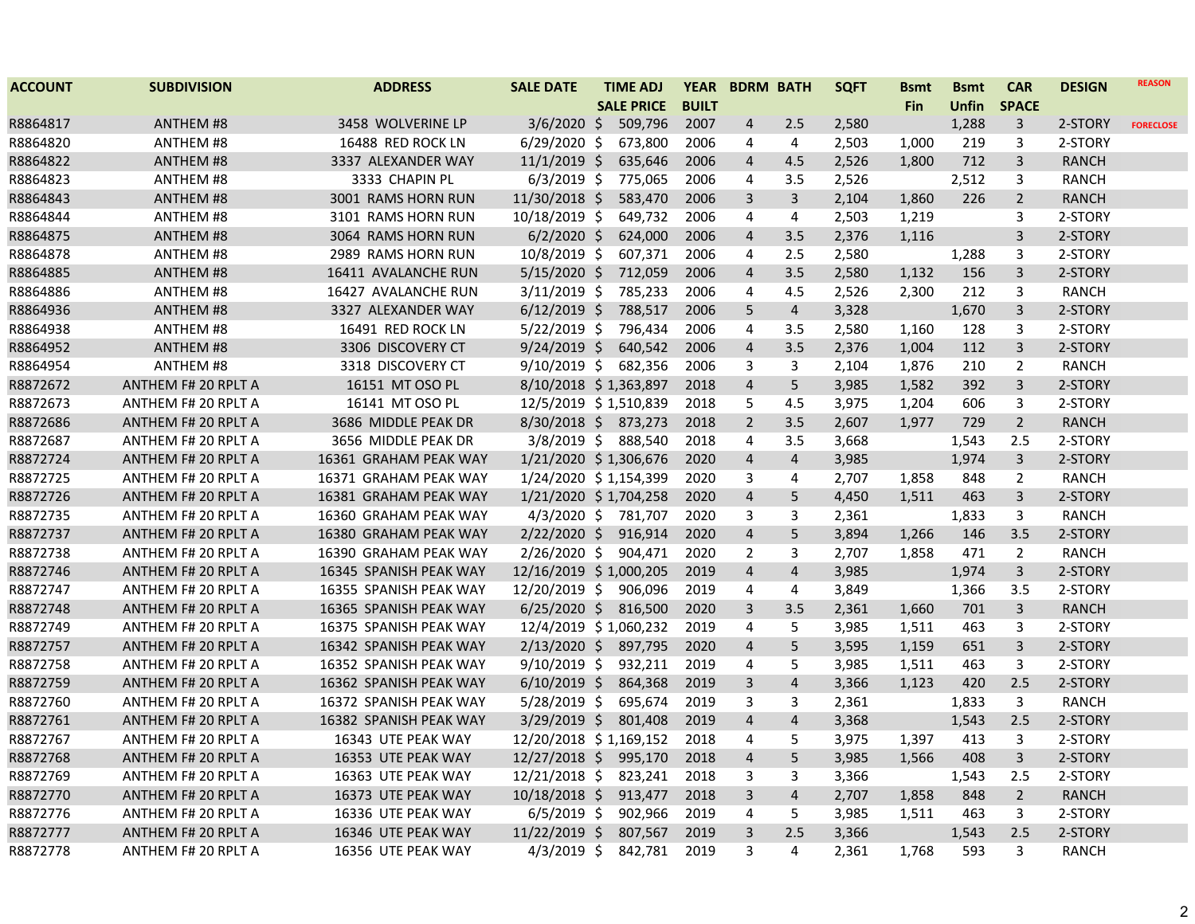| ACCOUNT | SUBDIVISION | ADDRESS | SALE DATE | TIME ADJ SALE PRICE | YEAR BUILT | BDRM | BATH | SQFT | Bsmt Fin | Bsmt Unfin | CAR SPACE | DESIGN | REASON |
|---|---|---|---|---|---|---|---|---|---|---|---|---|---|
| R8864817 | ANTHEM #8 | 3458 WOLVERINE LP | 3/6/2020 | $ 509,796 | 2007 | 4 | 2.5 | 2,580 | | 1,288 | 3 | 2-STORY | FORECLOSE |
| R8864820 | ANTHEM #8 | 16488 RED ROCK LN | 6/29/2020 | $ 673,800 | 2006 | 4 | 4 | 2,503 | 1,000 | 219 | 3 | 2-STORY | |
| R8864822 | ANTHEM #8 | 3337 ALEXANDER WAY | 11/1/2019 | $ 635,646 | 2006 | 4 | 4.5 | 2,526 | 1,800 | 712 | 3 | RANCH | |
| R8864823 | ANTHEM #8 | 3333 CHAPIN PL | 6/3/2019 | $ 775,065 | 2006 | 4 | 3.5 | 2,526 | | 2,512 | 3 | RANCH | |
| R8864843 | ANTHEM #8 | 3001 RAMS HORN RUN | 11/30/2018 | $ 583,470 | 2006 | 3 | 3 | 2,104 | 1,860 | 226 | 2 | RANCH | |
| R8864844 | ANTHEM #8 | 3101 RAMS HORN RUN | 10/18/2019 | $ 649,732 | 2006 | 4 | 4 | 2,503 | 1,219 | | 3 | 2-STORY | |
| R8864875 | ANTHEM #8 | 3064 RAMS HORN RUN | 6/2/2020 | $ 624,000 | 2006 | 4 | 3.5 | 2,376 | 1,116 | | 3 | 2-STORY | |
| R8864878 | ANTHEM #8 | 2989 RAMS HORN RUN | 10/8/2019 | $ 607,371 | 2006 | 4 | 2.5 | 2,580 | | 1,288 | 3 | 2-STORY | |
| R8864885 | ANTHEM #8 | 16411 AVALANCHE RUN | 5/15/2020 | $ 712,059 | 2006 | 4 | 3.5 | 2,580 | 1,132 | 156 | 3 | 2-STORY | |
| R8864886 | ANTHEM #8 | 16427 AVALANCHE RUN | 3/11/2019 | $ 785,233 | 2006 | 4 | 4.5 | 2,526 | 2,300 | 212 | 3 | RANCH | |
| R8864936 | ANTHEM #8 | 3327 ALEXANDER WAY | 6/12/2019 | $ 788,517 | 2006 | 5 | 4 | 3,328 | | 1,670 | 3 | 2-STORY | |
| R8864938 | ANTHEM #8 | 16491 RED ROCK LN | 5/22/2019 | $ 796,434 | 2006 | 4 | 3.5 | 2,580 | 1,160 | 128 | 3 | 2-STORY | |
| R8864952 | ANTHEM #8 | 3306 DISCOVERY CT | 9/24/2019 | $ 640,542 | 2006 | 4 | 3.5 | 2,376 | 1,004 | 112 | 3 | 2-STORY | |
| R8864954 | ANTHEM #8 | 3318 DISCOVERY CT | 9/10/2019 | $ 682,356 | 2006 | 3 | 3 | 2,104 | 1,876 | 210 | 2 | RANCH | |
| R8872672 | ANTHEM F# 20 RPLT A | 16151 MT OSO PL | 8/10/2018 | $ 1,363,897 | 2018 | 4 | 5 | 3,985 | 1,582 | 392 | 3 | 2-STORY | |
| R8872673 | ANTHEM F# 20 RPLT A | 16141 MT OSO PL | 12/5/2019 | $ 1,510,839 | 2018 | 5 | 4.5 | 3,975 | 1,204 | 606 | 3 | 2-STORY | |
| R8872686 | ANTHEM F# 20 RPLT A | 3686 MIDDLE PEAK DR | 8/30/2018 | $ 873,273 | 2018 | 2 | 3.5 | 2,607 | 1,977 | 729 | 2 | RANCH | |
| R8872687 | ANTHEM F# 20 RPLT A | 3656 MIDDLE PEAK DR | 3/8/2019 | $ 888,540 | 2018 | 4 | 3.5 | 3,668 | | 1,543 | 2.5 | 2-STORY | |
| R8872724 | ANTHEM F# 20 RPLT A | 16361 GRAHAM PEAK WAY | 1/21/2020 | $ 1,306,676 | 2020 | 4 | 4 | 3,985 | | 1,974 | 3 | 2-STORY | |
| R8872725 | ANTHEM F# 20 RPLT A | 16371 GRAHAM PEAK WAY | 1/24/2020 | $ 1,154,399 | 2020 | 3 | 4 | 2,707 | 1,858 | 848 | 2 | RANCH | |
| R8872726 | ANTHEM F# 20 RPLT A | 16381 GRAHAM PEAK WAY | 1/21/2020 | $ 1,704,258 | 2020 | 4 | 5 | 4,450 | 1,511 | 463 | 3 | 2-STORY | |
| R8872735 | ANTHEM F# 20 RPLT A | 16360 GRAHAM PEAK WAY | 4/3/2020 | $ 781,707 | 2020 | 3 | 3 | 2,361 | | 1,833 | 3 | RANCH | |
| R8872737 | ANTHEM F# 20 RPLT A | 16380 GRAHAM PEAK WAY | 2/22/2020 | $ 916,914 | 2020 | 4 | 5 | 3,894 | 1,266 | 146 | 3.5 | 2-STORY | |
| R8872738 | ANTHEM F# 20 RPLT A | 16390 GRAHAM PEAK WAY | 2/26/2020 | $ 904,471 | 2020 | 2 | 3 | 2,707 | 1,858 | 471 | 2 | RANCH | |
| R8872746 | ANTHEM F# 20 RPLT A | 16345 SPANISH PEAK WAY | 12/16/2019 | $ 1,000,205 | 2019 | 4 | 4 | 3,985 | | 1,974 | 3 | 2-STORY | |
| R8872747 | ANTHEM F# 20 RPLT A | 16355 SPANISH PEAK WAY | 12/20/2019 | $ 906,096 | 2019 | 4 | 4 | 3,849 | | 1,366 | 3.5 | 2-STORY | |
| R8872748 | ANTHEM F# 20 RPLT A | 16365 SPANISH PEAK WAY | 6/25/2020 | $ 816,500 | 2020 | 3 | 3.5 | 2,361 | 1,660 | 701 | 3 | RANCH | |
| R8872749 | ANTHEM F# 20 RPLT A | 16375 SPANISH PEAK WAY | 12/4/2019 | $ 1,060,232 | 2019 | 4 | 5 | 3,985 | 1,511 | 463 | 3 | 2-STORY | |
| R8872757 | ANTHEM F# 20 RPLT A | 16342 SPANISH PEAK WAY | 2/13/2020 | $ 897,795 | 2020 | 4 | 5 | 3,595 | 1,159 | 651 | 3 | 2-STORY | |
| R8872758 | ANTHEM F# 20 RPLT A | 16352 SPANISH PEAK WAY | 9/10/2019 | $ 932,211 | 2019 | 4 | 5 | 3,985 | 1,511 | 463 | 3 | 2-STORY | |
| R8872759 | ANTHEM F# 20 RPLT A | 16362 SPANISH PEAK WAY | 6/10/2019 | $ 864,368 | 2019 | 3 | 4 | 3,366 | 1,123 | 420 | 2.5 | 2-STORY | |
| R8872760 | ANTHEM F# 20 RPLT A | 16372 SPANISH PEAK WAY | 5/28/2019 | $ 695,674 | 2019 | 3 | 3 | 2,361 | | 1,833 | 3 | RANCH | |
| R8872761 | ANTHEM F# 20 RPLT A | 16382 SPANISH PEAK WAY | 3/29/2019 | $ 801,408 | 2019 | 4 | 4 | 3,368 | | 1,543 | 2.5 | 2-STORY | |
| R8872767 | ANTHEM F# 20 RPLT A | 16343 UTE PEAK WAY | 12/20/2018 | $ 1,169,152 | 2018 | 4 | 5 | 3,975 | 1,397 | 413 | 3 | 2-STORY | |
| R8872768 | ANTHEM F# 20 RPLT A | 16353 UTE PEAK WAY | 12/27/2018 | $ 995,170 | 2018 | 4 | 5 | 3,985 | 1,566 | 408 | 3 | 2-STORY | |
| R8872769 | ANTHEM F# 20 RPLT A | 16363 UTE PEAK WAY | 12/21/2018 | $ 823,241 | 2018 | 3 | 3 | 3,366 | | 1,543 | 2.5 | 2-STORY | |
| R8872770 | ANTHEM F# 20 RPLT A | 16373 UTE PEAK WAY | 10/18/2018 | $ 913,477 | 2018 | 3 | 4 | 2,707 | 1,858 | 848 | 2 | RANCH | |
| R8872776 | ANTHEM F# 20 RPLT A | 16336 UTE PEAK WAY | 6/5/2019 | $ 902,966 | 2019 | 4 | 5 | 3,985 | 1,511 | 463 | 3 | 2-STORY | |
| R8872777 | ANTHEM F# 20 RPLT A | 16346 UTE PEAK WAY | 11/22/2019 | $ 807,567 | 2019 | 3 | 2.5 | 3,366 | | 1,543 | 2.5 | 2-STORY | |
| R8872778 | ANTHEM F# 20 RPLT A | 16356 UTE PEAK WAY | 4/3/2019 | $ 842,781 | 2019 | 3 | 4 | 2,361 | 1,768 | 593 | 3 | RANCH | |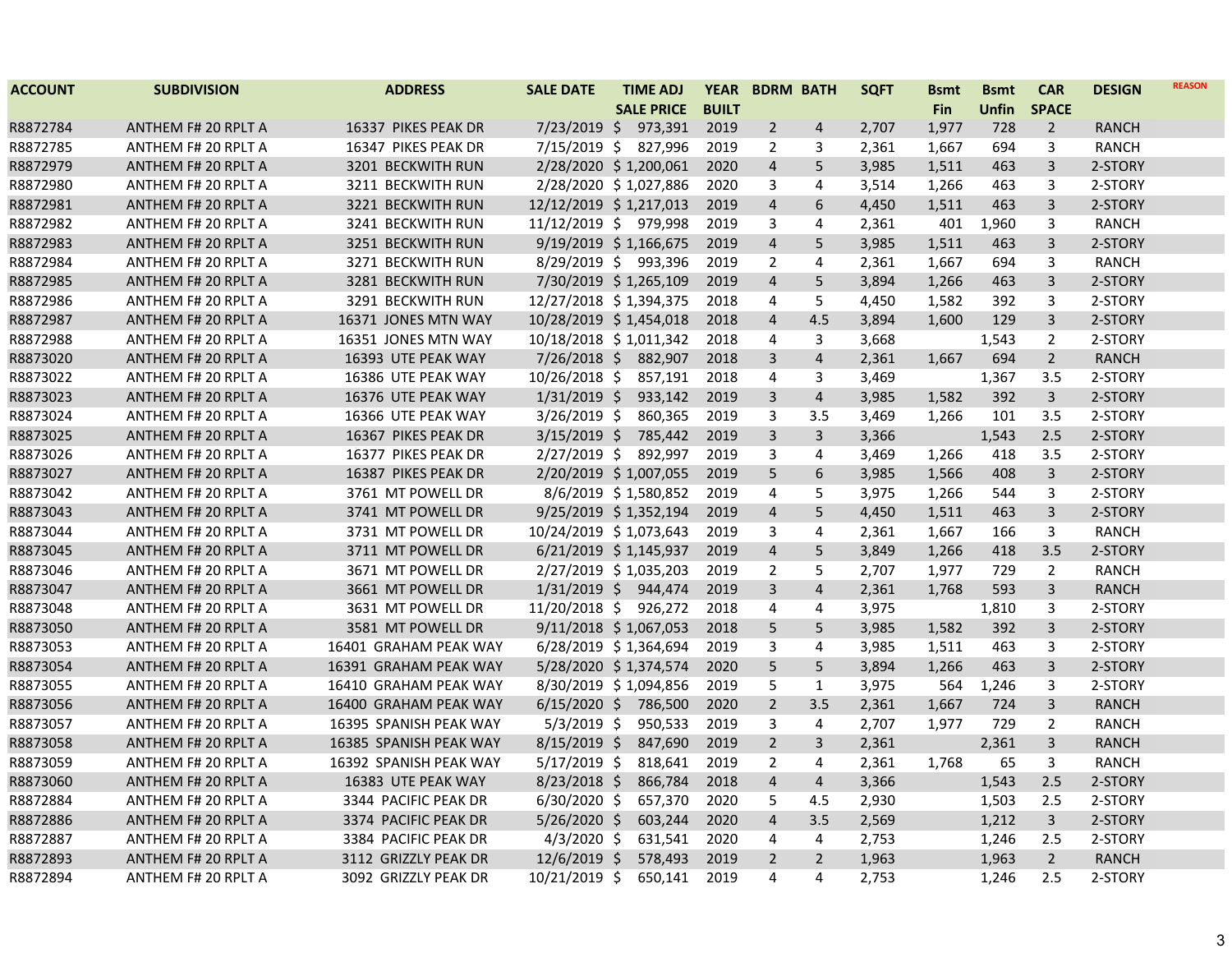| ACCOUNT | SUBDIVISION | ADDRESS | SALE DATE | TIME ADJ SALE PRICE | YEAR BUILT | BDRM | BATH | SQFT | Bsmt Fin | Bsmt Unfin | CAR SPACE | DESIGN | REASON |
|---|---|---|---|---|---|---|---|---|---|---|---|---|---|
| R8872784 | ANTHEM F# 20 RPLT A | 16337 PIKES PEAK DR | 7/23/2019 | $ 973,391 | 2019 | 2 | 4 | 2,707 | 1,977 | 728 | 2 | RANCH | |
| R8872785 | ANTHEM F# 20 RPLT A | 16347 PIKES PEAK DR | 7/15/2019 | $ 827,996 | 2019 | 2 | 3 | 2,361 | 1,667 | 694 | 3 | RANCH | |
| R8872979 | ANTHEM F# 20 RPLT A | 3201 BECKWITH RUN | 2/28/2020 | $ 1,200,061 | 2020 | 4 | 5 | 3,985 | 1,511 | 463 | 3 | 2-STORY | |
| R8872980 | ANTHEM F# 20 RPLT A | 3211 BECKWITH RUN | 2/28/2020 | $ 1,027,886 | 2020 | 3 | 4 | 3,514 | 1,266 | 463 | 3 | 2-STORY | |
| R8872981 | ANTHEM F# 20 RPLT A | 3221 BECKWITH RUN | 12/12/2019 | $ 1,217,013 | 2019 | 4 | 6 | 4,450 | 1,511 | 463 | 3 | 2-STORY | |
| R8872982 | ANTHEM F# 20 RPLT A | 3241 BECKWITH RUN | 11/12/2019 | $ 979,998 | 2019 | 3 | 4 | 2,361 | 401 | 1,960 | 3 | RANCH | |
| R8872983 | ANTHEM F# 20 RPLT A | 3251 BECKWITH RUN | 9/19/2019 | $ 1,166,675 | 2019 | 4 | 5 | 3,985 | 1,511 | 463 | 3 | 2-STORY | |
| R8872984 | ANTHEM F# 20 RPLT A | 3271 BECKWITH RUN | 8/29/2019 | $ 993,396 | 2019 | 2 | 4 | 2,361 | 1,667 | 694 | 3 | RANCH | |
| R8872985 | ANTHEM F# 20 RPLT A | 3281 BECKWITH RUN | 7/30/2019 | $ 1,265,109 | 2019 | 4 | 5 | 3,894 | 1,266 | 463 | 3 | 2-STORY | |
| R8872986 | ANTHEM F# 20 RPLT A | 3291 BECKWITH RUN | 12/27/2018 | $ 1,394,375 | 2018 | 4 | 5 | 4,450 | 1,582 | 392 | 3 | 2-STORY | |
| R8872987 | ANTHEM F# 20 RPLT A | 16371 JONES MTN WAY | 10/28/2019 | $ 1,454,018 | 2018 | 4 | 4.5 | 3,894 | 1,600 | 129 | 3 | 2-STORY | |
| R8872988 | ANTHEM F# 20 RPLT A | 16351 JONES MTN WAY | 10/18/2018 | $ 1,011,342 | 2018 | 4 | 3 | 3,668 | | 1,543 | 2 | 2-STORY | |
| R8873020 | ANTHEM F# 20 RPLT A | 16393 UTE PEAK WAY | 7/26/2018 | $ 882,907 | 2018 | 3 | 4 | 2,361 | 1,667 | 694 | 2 | RANCH | |
| R8873022 | ANTHEM F# 20 RPLT A | 16386 UTE PEAK WAY | 10/26/2018 | $ 857,191 | 2018 | 4 | 3 | 3,469 | | 1,367 | 3.5 | 2-STORY | |
| R8873023 | ANTHEM F# 20 RPLT A | 16376 UTE PEAK WAY | 1/31/2019 | $ 933,142 | 2019 | 3 | 4 | 3,985 | 1,582 | 392 | 3 | 2-STORY | |
| R8873024 | ANTHEM F# 20 RPLT A | 16366 UTE PEAK WAY | 3/26/2019 | $ 860,365 | 2019 | 3 | 3.5 | 3,469 | 1,266 | 101 | 3.5 | 2-STORY | |
| R8873025 | ANTHEM F# 20 RPLT A | 16367 PIKES PEAK DR | 3/15/2019 | $ 785,442 | 2019 | 3 | 3 | 3,366 | | 1,543 | 2.5 | 2-STORY | |
| R8873026 | ANTHEM F# 20 RPLT A | 16377 PIKES PEAK DR | 2/27/2019 | $ 892,997 | 2019 | 3 | 4 | 3,469 | 1,266 | 418 | 3.5 | 2-STORY | |
| R8873027 | ANTHEM F# 20 RPLT A | 16387 PIKES PEAK DR | 2/20/2019 | $ 1,007,055 | 2019 | 5 | 6 | 3,985 | 1,566 | 408 | 3 | 2-STORY | |
| R8873042 | ANTHEM F# 20 RPLT A | 3761 MT POWELL DR | 8/6/2019 | $ 1,580,852 | 2019 | 4 | 5 | 3,975 | 1,266 | 544 | 3 | 2-STORY | |
| R8873043 | ANTHEM F# 20 RPLT A | 3741 MT POWELL DR | 9/25/2019 | $ 1,352,194 | 2019 | 4 | 5 | 4,450 | 1,511 | 463 | 3 | 2-STORY | |
| R8873044 | ANTHEM F# 20 RPLT A | 3731 MT POWELL DR | 10/24/2019 | $ 1,073,643 | 2019 | 3 | 4 | 2,361 | 1,667 | 166 | 3 | RANCH | |
| R8873045 | ANTHEM F# 20 RPLT A | 3711 MT POWELL DR | 6/21/2019 | $ 1,145,937 | 2019 | 4 | 5 | 3,849 | 1,266 | 418 | 3.5 | 2-STORY | |
| R8873046 | ANTHEM F# 20 RPLT A | 3671 MT POWELL DR | 2/27/2019 | $ 1,035,203 | 2019 | 2 | 5 | 2,707 | 1,977 | 729 | 2 | RANCH | |
| R8873047 | ANTHEM F# 20 RPLT A | 3661 MT POWELL DR | 1/31/2019 | $ 944,474 | 2019 | 3 | 4 | 2,361 | 1,768 | 593 | 3 | RANCH | |
| R8873048 | ANTHEM F# 20 RPLT A | 3631 MT POWELL DR | 11/20/2018 | $ 926,272 | 2018 | 4 | 4 | 3,975 | | 1,810 | 3 | 2-STORY | |
| R8873050 | ANTHEM F# 20 RPLT A | 3581 MT POWELL DR | 9/11/2018 | $ 1,067,053 | 2018 | 5 | 5 | 3,985 | 1,582 | 392 | 3 | 2-STORY | |
| R8873053 | ANTHEM F# 20 RPLT A | 16401 GRAHAM PEAK WAY | 6/28/2019 | $ 1,364,694 | 2019 | 3 | 4 | 3,985 | 1,511 | 463 | 3 | 2-STORY | |
| R8873054 | ANTHEM F# 20 RPLT A | 16391 GRAHAM PEAK WAY | 5/28/2020 | $ 1,374,574 | 2020 | 5 | 5 | 3,894 | 1,266 | 463 | 3 | 2-STORY | |
| R8873055 | ANTHEM F# 20 RPLT A | 16410 GRAHAM PEAK WAY | 8/30/2019 | $ 1,094,856 | 2019 | 5 | 1 | 3,975 | 564 | 1,246 | 3 | 2-STORY | |
| R8873056 | ANTHEM F# 20 RPLT A | 16400 GRAHAM PEAK WAY | 6/15/2020 | $ 786,500 | 2020 | 2 | 3.5 | 2,361 | 1,667 | 724 | 3 | RANCH | |
| R8873057 | ANTHEM F# 20 RPLT A | 16395 SPANISH PEAK WAY | 5/3/2019 | $ 950,533 | 2019 | 3 | 4 | 2,707 | 1,977 | 729 | 2 | RANCH | |
| R8873058 | ANTHEM F# 20 RPLT A | 16385 SPANISH PEAK WAY | 8/15/2019 | $ 847,690 | 2019 | 2 | 3 | 2,361 | | 2,361 | 3 | RANCH | |
| R8873059 | ANTHEM F# 20 RPLT A | 16392 SPANISH PEAK WAY | 5/17/2019 | $ 818,641 | 2019 | 2 | 4 | 2,361 | 1,768 | 65 | 3 | RANCH | |
| R8873060 | ANTHEM F# 20 RPLT A | 16383 UTE PEAK WAY | 8/23/2018 | $ 866,784 | 2018 | 4 | 4 | 3,366 | | 1,543 | 2.5 | 2-STORY | |
| R8872884 | ANTHEM F# 20 RPLT A | 3344 PACIFIC PEAK DR | 6/30/2020 | $ 657,370 | 2020 | 5 | 4.5 | 2,930 | | 1,503 | 2.5 | 2-STORY | |
| R8872886 | ANTHEM F# 20 RPLT A | 3374 PACIFIC PEAK DR | 5/26/2020 | $ 603,244 | 2020 | 4 | 3.5 | 2,569 | | 1,212 | 3 | 2-STORY | |
| R8872887 | ANTHEM F# 20 RPLT A | 3384 PACIFIC PEAK DR | 4/3/2020 | $ 631,541 | 2020 | 4 | 4 | 2,753 | | 1,246 | 2.5 | 2-STORY | |
| R8872893 | ANTHEM F# 20 RPLT A | 3112 GRIZZLY PEAK DR | 12/6/2019 | $ 578,493 | 2019 | 2 | 2 | 1,963 | | 1,963 | 2 | RANCH | |
| R8872894 | ANTHEM F# 20 RPLT A | 3092 GRIZZLY PEAK DR | 10/21/2019 | $ 650,141 | 2019 | 4 | 4 | 2,753 | | 1,246 | 2.5 | 2-STORY | |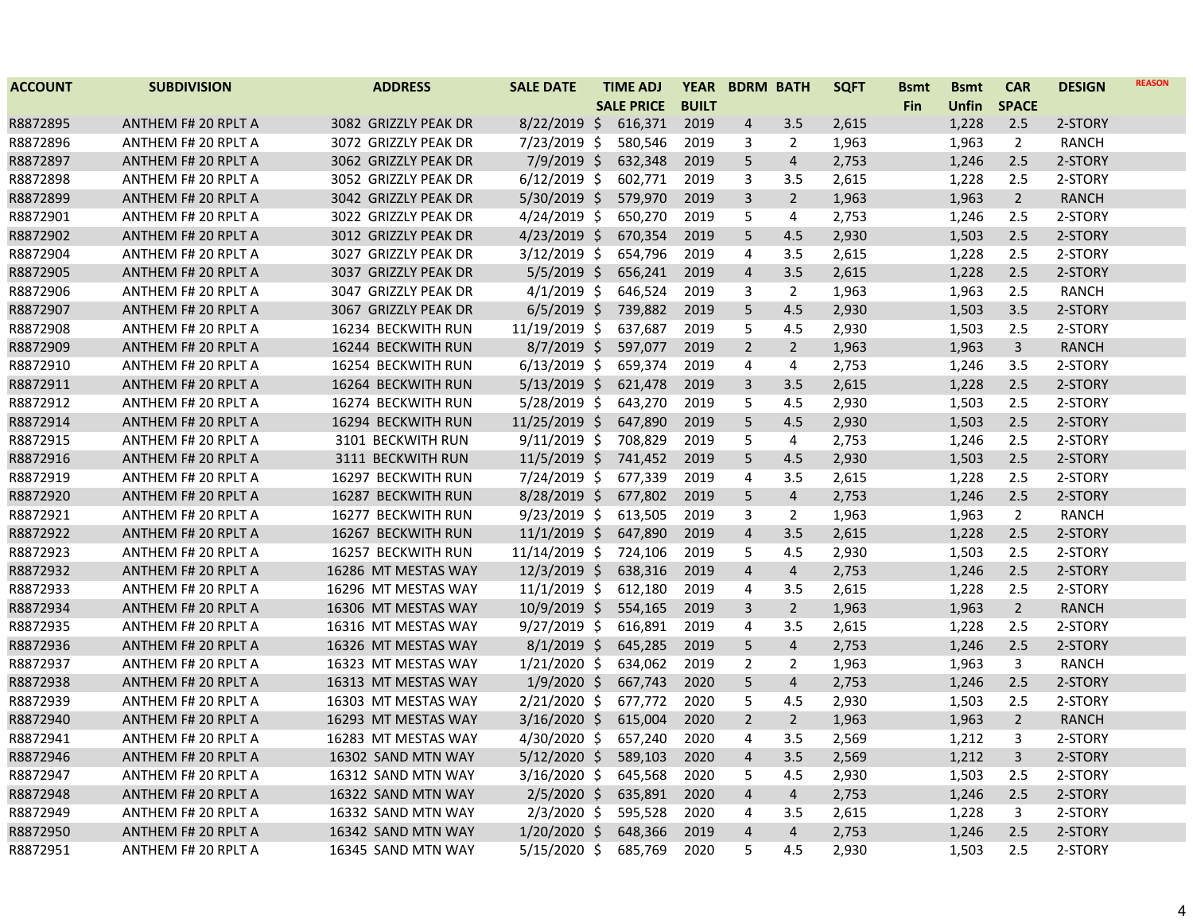| ACCOUNT | SUBDIVISION | ADDRESS | SALE DATE | TIME ADJ SALE PRICE | YEAR BUILT | BDRM | BATH | SQFT | Bsmt Fin | Bsmt Unfin | CAR SPACE | DESIGN | REASON |
|---|---|---|---|---|---|---|---|---|---|---|---|---|---|
| R8872895 | ANTHEM F# 20 RPLT A | 3082 GRIZZLY PEAK DR | 8/22/2019 | $ 616,371 | 2019 | 4 | 3.5 | 2,615 | | 1,228 | 2.5 | 2-STORY | |
| R8872896 | ANTHEM F# 20 RPLT A | 3072 GRIZZLY PEAK DR | 7/23/2019 | $ 580,546 | 2019 | 3 | 2 | 1,963 | | 1,963 | 2 | RANCH | |
| R8872897 | ANTHEM F# 20 RPLT A | 3062 GRIZZLY PEAK DR | 7/9/2019 | $ 632,348 | 2019 | 5 | 4 | 2,753 | | 1,246 | 2.5 | 2-STORY | |
| R8872898 | ANTHEM F# 20 RPLT A | 3052 GRIZZLY PEAK DR | 6/12/2019 | $ 602,771 | 2019 | 3 | 3.5 | 2,615 | | 1,228 | 2.5 | 2-STORY | |
| R8872899 | ANTHEM F# 20 RPLT A | 3042 GRIZZLY PEAK DR | 5/30/2019 | $ 579,970 | 2019 | 3 | 2 | 1,963 | | 1,963 | 2 | RANCH | |
| R8872901 | ANTHEM F# 20 RPLT A | 3022 GRIZZLY PEAK DR | 4/24/2019 | $ 650,270 | 2019 | 5 | 4 | 2,753 | | 1,246 | 2.5 | 2-STORY | |
| R8872902 | ANTHEM F# 20 RPLT A | 3012 GRIZZLY PEAK DR | 4/23/2019 | $ 670,354 | 2019 | 5 | 4.5 | 2,930 | | 1,503 | 2.5 | 2-STORY | |
| R8872904 | ANTHEM F# 20 RPLT A | 3027 GRIZZLY PEAK DR | 3/12/2019 | $ 654,796 | 2019 | 4 | 3.5 | 2,615 | | 1,228 | 2.5 | 2-STORY | |
| R8872905 | ANTHEM F# 20 RPLT A | 3037 GRIZZLY PEAK DR | 5/5/2019 | $ 656,241 | 2019 | 4 | 3.5 | 2,615 | | 1,228 | 2.5 | 2-STORY | |
| R8872906 | ANTHEM F# 20 RPLT A | 3047 GRIZZLY PEAK DR | 4/1/2019 | $ 646,524 | 2019 | 3 | 2 | 1,963 | | 1,963 | 2.5 | RANCH | |
| R8872907 | ANTHEM F# 20 RPLT A | 3067 GRIZZLY PEAK DR | 6/5/2019 | $ 739,882 | 2019 | 5 | 4.5 | 2,930 | | 1,503 | 3.5 | 2-STORY | |
| R8872908 | ANTHEM F# 20 RPLT A | 16234 BECKWITH RUN | 11/19/2019 | $ 637,687 | 2019 | 5 | 4.5 | 2,930 | | 1,503 | 2.5 | 2-STORY | |
| R8872909 | ANTHEM F# 20 RPLT A | 16244 BECKWITH RUN | 8/7/2019 | $ 597,077 | 2019 | 2 | 2 | 1,963 | | 1,963 | 3 | RANCH | |
| R8872910 | ANTHEM F# 20 RPLT A | 16254 BECKWITH RUN | 6/13/2019 | $ 659,374 | 2019 | 4 | 4 | 2,753 | | 1,246 | 3.5 | 2-STORY | |
| R8872911 | ANTHEM F# 20 RPLT A | 16264 BECKWITH RUN | 5/13/2019 | $ 621,478 | 2019 | 3 | 3.5 | 2,615 | | 1,228 | 2.5 | 2-STORY | |
| R8872912 | ANTHEM F# 20 RPLT A | 16274 BECKWITH RUN | 5/28/2019 | $ 643,270 | 2019 | 5 | 4.5 | 2,930 | | 1,503 | 2.5 | 2-STORY | |
| R8872914 | ANTHEM F# 20 RPLT A | 16294 BECKWITH RUN | 11/25/2019 | $ 647,890 | 2019 | 5 | 4.5 | 2,930 | | 1,503 | 2.5 | 2-STORY | |
| R8872915 | ANTHEM F# 20 RPLT A | 3101 BECKWITH RUN | 9/11/2019 | $ 708,829 | 2019 | 5 | 4 | 2,753 | | 1,246 | 2.5 | 2-STORY | |
| R8872916 | ANTHEM F# 20 RPLT A | 3111 BECKWITH RUN | 11/5/2019 | $ 741,452 | 2019 | 5 | 4.5 | 2,930 | | 1,503 | 2.5 | 2-STORY | |
| R8872919 | ANTHEM F# 20 RPLT A | 16297 BECKWITH RUN | 7/24/2019 | $ 677,339 | 2019 | 4 | 3.5 | 2,615 | | 1,228 | 2.5 | 2-STORY | |
| R8872920 | ANTHEM F# 20 RPLT A | 16287 BECKWITH RUN | 8/28/2019 | $ 677,802 | 2019 | 5 | 4 | 2,753 | | 1,246 | 2.5 | 2-STORY | |
| R8872921 | ANTHEM F# 20 RPLT A | 16277 BECKWITH RUN | 9/23/2019 | $ 613,505 | 2019 | 3 | 2 | 1,963 | | 1,963 | 2 | RANCH | |
| R8872922 | ANTHEM F# 20 RPLT A | 16267 BECKWITH RUN | 11/1/2019 | $ 647,890 | 2019 | 4 | 3.5 | 2,615 | | 1,228 | 2.5 | 2-STORY | |
| R8872923 | ANTHEM F# 20 RPLT A | 16257 BECKWITH RUN | 11/14/2019 | $ 724,106 | 2019 | 5 | 4.5 | 2,930 | | 1,503 | 2.5 | 2-STORY | |
| R8872932 | ANTHEM F# 20 RPLT A | 16286 MT MESTAS WAY | 12/3/2019 | $ 638,316 | 2019 | 4 | 4 | 2,753 | | 1,246 | 2.5 | 2-STORY | |
| R8872933 | ANTHEM F# 20 RPLT A | 16296 MT MESTAS WAY | 11/1/2019 | $ 612,180 | 2019 | 4 | 3.5 | 2,615 | | 1,228 | 2.5 | 2-STORY | |
| R8872934 | ANTHEM F# 20 RPLT A | 16306 MT MESTAS WAY | 10/9/2019 | $ 554,165 | 2019 | 3 | 2 | 1,963 | | 1,963 | 2 | RANCH | |
| R8872935 | ANTHEM F# 20 RPLT A | 16316 MT MESTAS WAY | 9/27/2019 | $ 616,891 | 2019 | 4 | 3.5 | 2,615 | | 1,228 | 2.5 | 2-STORY | |
| R8872936 | ANTHEM F# 20 RPLT A | 16326 MT MESTAS WAY | 8/1/2019 | $ 645,285 | 2019 | 5 | 4 | 2,753 | | 1,246 | 2.5 | 2-STORY | |
| R8872937 | ANTHEM F# 20 RPLT A | 16323 MT MESTAS WAY | 1/21/2020 | $ 634,062 | 2019 | 2 | 2 | 1,963 | | 1,963 | 3 | RANCH | |
| R8872938 | ANTHEM F# 20 RPLT A | 16313 MT MESTAS WAY | 1/9/2020 | $ 667,743 | 2020 | 5 | 4 | 2,753 | | 1,246 | 2.5 | 2-STORY | |
| R8872939 | ANTHEM F# 20 RPLT A | 16303 MT MESTAS WAY | 2/21/2020 | $ 677,772 | 2020 | 5 | 4.5 | 2,930 | | 1,503 | 2.5 | 2-STORY | |
| R8872940 | ANTHEM F# 20 RPLT A | 16293 MT MESTAS WAY | 3/16/2020 | $ 615,004 | 2020 | 2 | 2 | 1,963 | | 1,963 | 2 | RANCH | |
| R8872941 | ANTHEM F# 20 RPLT A | 16283 MT MESTAS WAY | 4/30/2020 | $ 657,240 | 2020 | 4 | 3.5 | 2,569 | | 1,212 | 3 | 2-STORY | |
| R8872946 | ANTHEM F# 20 RPLT A | 16302 SAND MTN WAY | 5/12/2020 | $ 589,103 | 2020 | 4 | 3.5 | 2,569 | | 1,212 | 3 | 2-STORY | |
| R8872947 | ANTHEM F# 20 RPLT A | 16312 SAND MTN WAY | 3/16/2020 | $ 645,568 | 2020 | 5 | 4.5 | 2,930 | | 1,503 | 2.5 | 2-STORY | |
| R8872948 | ANTHEM F# 20 RPLT A | 16322 SAND MTN WAY | 2/5/2020 | $ 635,891 | 2020 | 4 | 4 | 2,753 | | 1,246 | 2.5 | 2-STORY | |
| R8872949 | ANTHEM F# 20 RPLT A | 16332 SAND MTN WAY | 2/3/2020 | $ 595,528 | 2020 | 4 | 3.5 | 2,615 | | 1,228 | 3 | 2-STORY | |
| R8872950 | ANTHEM F# 20 RPLT A | 16342 SAND MTN WAY | 1/20/2020 | $ 648,366 | 2019 | 4 | 4 | 2,753 | | 1,246 | 2.5 | 2-STORY | |
| R8872951 | ANTHEM F# 20 RPLT A | 16345 SAND MTN WAY | 5/15/2020 | $ 685,769 | 2020 | 5 | 4.5 | 2,930 | | 1,503 | 2.5 | 2-STORY | |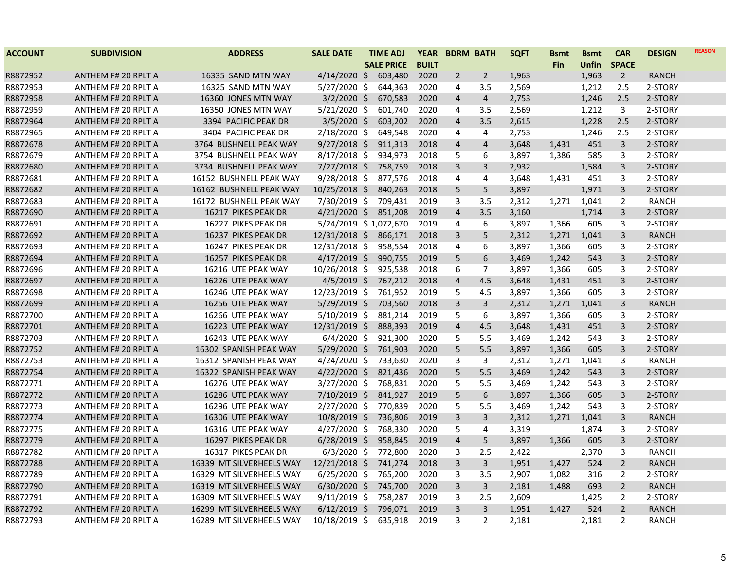| ACCOUNT | SUBDIVISION | ADDRESS | SALE DATE | TIME ADJ SALE PRICE | YEAR BUILT | BDRM | BATH | SQFT | Bsmt Fin | Bsmt Unfin | CAR SPACE | DESIGN | REASON |
|---|---|---|---|---|---|---|---|---|---|---|---|---|---|
| R8872952 | ANTHEM F# 20 RPLT A | 16335 SAND MTN WAY | 4/14/2020 | $ 603,480 | 2020 | 2 | 2 | 1,963 | | 1,963 | 2 | RANCH | |
| R8872953 | ANTHEM F# 20 RPLT A | 16325 SAND MTN WAY | 5/27/2020 | $ 644,363 | 2020 | 4 | 3.5 | 2,569 | | 1,212 | 2.5 | 2-STORY | |
| R8872958 | ANTHEM F# 20 RPLT A | 16360 JONES MTN WAY | 3/2/2020 | $ 670,583 | 2020 | 4 | 4 | 2,753 | | 1,246 | 2.5 | 2-STORY | |
| R8872959 | ANTHEM F# 20 RPLT A | 16350 JONES MTN WAY | 5/21/2020 | $ 601,740 | 2020 | 4 | 3.5 | 2,569 | | 1,212 | 3 | 2-STORY | |
| R8872964 | ANTHEM F# 20 RPLT A | 3394 PACIFIC PEAK DR | 3/5/2020 | $ 603,202 | 2020 | 4 | 3.5 | 2,615 | | 1,228 | 2.5 | 2-STORY | |
| R8872965 | ANTHEM F# 20 RPLT A | 3404 PACIFIC PEAK DR | 2/18/2020 | $ 649,548 | 2020 | 4 | 4 | 2,753 | | 1,246 | 2.5 | 2-STORY | |
| R8872678 | ANTHEM F# 20 RPLT A | 3764 BUSHNELL PEAK WAY | 9/27/2018 | $ 911,313 | 2018 | 4 | 4 | 3,648 | 1,431 | 451 | 3 | 2-STORY | |
| R8872679 | ANTHEM F# 20 RPLT A | 3754 BUSHNELL PEAK WAY | 8/17/2018 | $ 934,973 | 2018 | 5 | 6 | 3,897 | 1,386 | 585 | 3 | 2-STORY | |
| R8872680 | ANTHEM F# 20 RPLT A | 3734 BUSHNELL PEAK WAY | 7/27/2018 | $ 758,759 | 2018 | 3 | 3 | 2,932 | | 1,584 | 3 | 2-STORY | |
| R8872681 | ANTHEM F# 20 RPLT A | 16152 BUSHNELL PEAK WAY | 9/28/2018 | $ 877,576 | 2018 | 4 | 4 | 3,648 | 1,431 | 451 | 3 | 2-STORY | |
| R8872682 | ANTHEM F# 20 RPLT A | 16162 BUSHNELL PEAK WAY | 10/25/2018 | $ 840,263 | 2018 | 5 | 5 | 3,897 | | 1,971 | 3 | 2-STORY | |
| R8872683 | ANTHEM F# 20 RPLT A | 16172 BUSHNELL PEAK WAY | 7/30/2019 | $ 709,431 | 2019 | 3 | 3.5 | 2,312 | 1,271 | 1,041 | 2 | RANCH | |
| R8872690 | ANTHEM F# 20 RPLT A | 16217 PIKES PEAK DR | 4/21/2020 | $ 851,208 | 2019 | 4 | 3.5 | 3,160 | | 1,714 | 3 | 2-STORY | |
| R8872691 | ANTHEM F# 20 RPLT A | 16227 PIKES PEAK DR | 5/24/2019 | $ 1,072,670 | 2019 | 4 | 6 | 3,897 | 1,366 | 605 | 3 | 2-STORY | |
| R8872692 | ANTHEM F# 20 RPLT A | 16237 PIKES PEAK DR | 12/31/2018 | $ 866,171 | 2018 | 3 | 5 | 2,312 | 1,271 | 1,041 | 3 | RANCH | |
| R8872693 | ANTHEM F# 20 RPLT A | 16247 PIKES PEAK DR | 12/31/2018 | $ 958,554 | 2018 | 4 | 6 | 3,897 | 1,366 | 605 | 3 | 2-STORY | |
| R8872694 | ANTHEM F# 20 RPLT A | 16257 PIKES PEAK DR | 4/17/2019 | $ 990,755 | 2019 | 5 | 6 | 3,469 | 1,242 | 543 | 3 | 2-STORY | |
| R8872696 | ANTHEM F# 20 RPLT A | 16216 UTE PEAK WAY | 10/26/2018 | $ 925,538 | 2018 | 6 | 7 | 3,897 | 1,366 | 605 | 3 | 2-STORY | |
| R8872697 | ANTHEM F# 20 RPLT A | 16226 UTE PEAK WAY | 4/5/2019 | $ 767,212 | 2018 | 4 | 4.5 | 3,648 | 1,431 | 451 | 3 | 2-STORY | |
| R8872698 | ANTHEM F# 20 RPLT A | 16246 UTE PEAK WAY | 12/23/2019 | $ 761,952 | 2019 | 5 | 4.5 | 3,897 | 1,366 | 605 | 3 | 2-STORY | |
| R8872699 | ANTHEM F# 20 RPLT A | 16256 UTE PEAK WAY | 5/29/2019 | $ 703,560 | 2018 | 3 | 3 | 2,312 | 1,271 | 1,041 | 3 | RANCH | |
| R8872700 | ANTHEM F# 20 RPLT A | 16266 UTE PEAK WAY | 5/10/2019 | $ 881,214 | 2019 | 5 | 6 | 3,897 | 1,366 | 605 | 3 | 2-STORY | |
| R8872701 | ANTHEM F# 20 RPLT A | 16223 UTE PEAK WAY | 12/31/2019 | $ 888,393 | 2019 | 4 | 4.5 | 3,648 | 1,431 | 451 | 3 | 2-STORY | |
| R8872703 | ANTHEM F# 20 RPLT A | 16243 UTE PEAK WAY | 6/4/2020 | $ 921,300 | 2020 | 5 | 5.5 | 3,469 | 1,242 | 543 | 3 | 2-STORY | |
| R8872752 | ANTHEM F# 20 RPLT A | 16302 SPANISH PEAK WAY | 5/29/2020 | $ 761,903 | 2020 | 5 | 5.5 | 3,897 | 1,366 | 605 | 3 | 2-STORY | |
| R8872753 | ANTHEM F# 20 RPLT A | 16312 SPANISH PEAK WAY | 4/24/2020 | $ 733,630 | 2020 | 3 | 3 | 2,312 | 1,271 | 1,041 | 3 | RANCH | |
| R8872754 | ANTHEM F# 20 RPLT A | 16322 SPANISH PEAK WAY | 4/22/2020 | $ 821,436 | 2020 | 5 | 5.5 | 3,469 | 1,242 | 543 | 3 | 2-STORY | |
| R8872771 | ANTHEM F# 20 RPLT A | 16276 UTE PEAK WAY | 3/27/2020 | $ 768,831 | 2020 | 5 | 5.5 | 3,469 | 1,242 | 543 | 3 | 2-STORY | |
| R8872772 | ANTHEM F# 20 RPLT A | 16286 UTE PEAK WAY | 7/10/2019 | $ 841,927 | 2019 | 5 | 6 | 3,897 | 1,366 | 605 | 3 | 2-STORY | |
| R8872773 | ANTHEM F# 20 RPLT A | 16296 UTE PEAK WAY | 2/27/2020 | $ 770,839 | 2020 | 5 | 5.5 | 3,469 | 1,242 | 543 | 3 | 2-STORY | |
| R8872774 | ANTHEM F# 20 RPLT A | 16306 UTE PEAK WAY | 10/8/2019 | $ 736,806 | 2019 | 3 | 3 | 2,312 | 1,271 | 1,041 | 3 | RANCH | |
| R8872775 | ANTHEM F# 20 RPLT A | 16316 UTE PEAK WAY | 4/27/2020 | $ 768,330 | 2020 | 5 | 4 | 3,319 | | 1,874 | 3 | 2-STORY | |
| R8872779 | ANTHEM F# 20 RPLT A | 16297 PIKES PEAK DR | 6/28/2019 | $ 958,845 | 2019 | 4 | 5 | 3,897 | 1,366 | 605 | 3 | 2-STORY | |
| R8872782 | ANTHEM F# 20 RPLT A | 16317 PIKES PEAK DR | 6/3/2020 | $ 772,800 | 2020 | 3 | 2.5 | 2,422 | | 2,370 | 3 | RANCH | |
| R8872788 | ANTHEM F# 20 RPLT A | 16339 MT SILVERHEELS WAY | 12/21/2018 | $ 741,274 | 2018 | 3 | 3 | 1,951 | 1,427 | 524 | 2 | RANCH | |
| R8872789 | ANTHEM F# 20 RPLT A | 16329 MT SILVERHEELS WAY | 6/25/2020 | $ 765,200 | 2020 | 3 | 3.5 | 2,907 | 1,082 | 316 | 2 | 2-STORY | |
| R8872790 | ANTHEM F# 20 RPLT A | 16319 MT SILVERHEELS WAY | 6/30/2020 | $ 745,700 | 2020 | 3 | 3 | 2,181 | 1,488 | 693 | 2 | RANCH | |
| R8872791 | ANTHEM F# 20 RPLT A | 16309 MT SILVERHEELS WAY | 9/11/2019 | $ 758,287 | 2019 | 3 | 2.5 | 2,609 | | 1,425 | 2 | 2-STORY | |
| R8872792 | ANTHEM F# 20 RPLT A | 16299 MT SILVERHEELS WAY | 6/12/2019 | $ 796,071 | 2019 | 3 | 3 | 1,951 | 1,427 | 524 | 2 | RANCH | |
| R8872793 | ANTHEM F# 20 RPLT A | 16289 MT SILVERHEELS WAY | 10/18/2019 | $ 635,918 | 2019 | 3 | 2 | 2,181 | | 2,181 | 2 | RANCH | |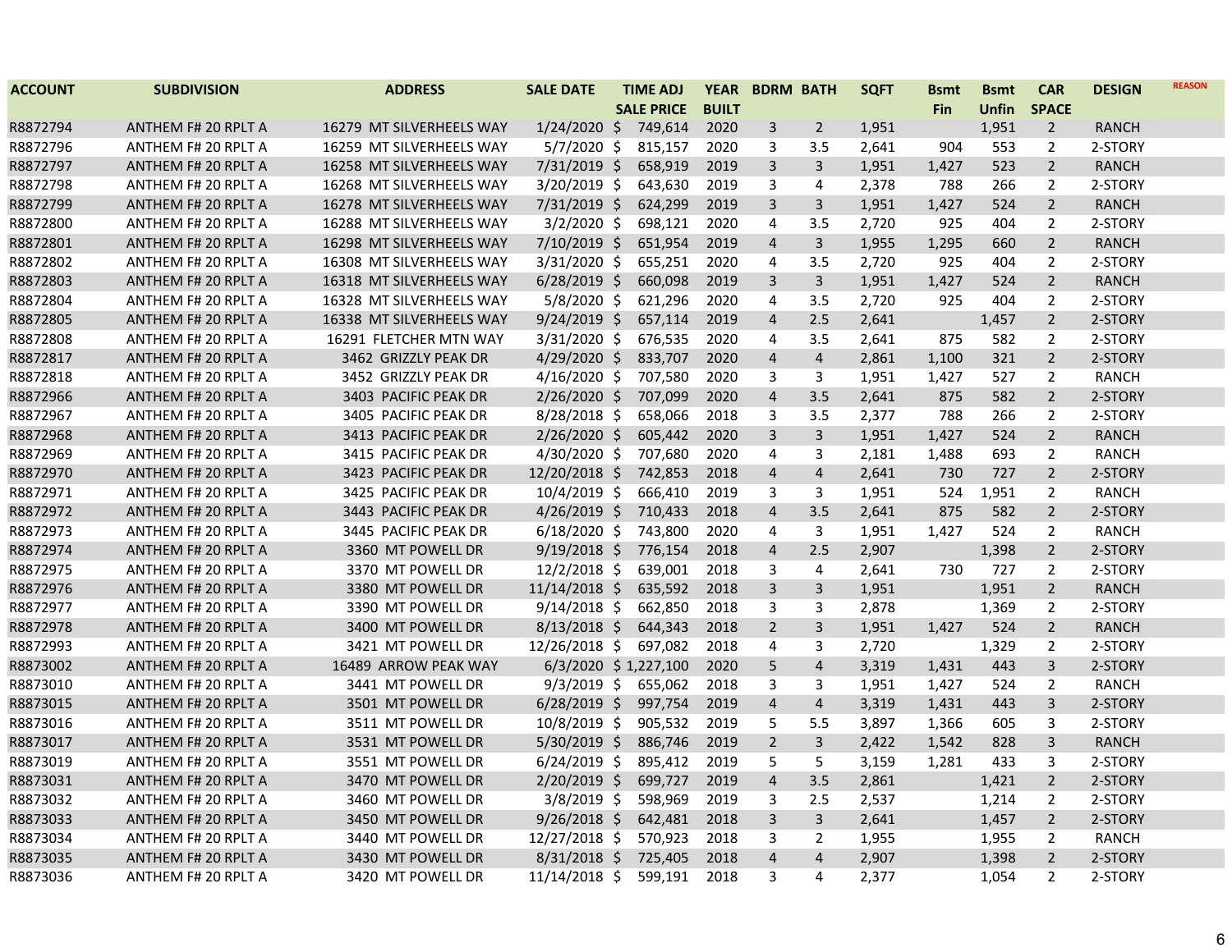| ACCOUNT | SUBDIVISION | ADDRESS | SALE DATE | TIME ADJ SALE PRICE | YEAR BUILT | BDRM | BATH | SQFT | Bsmt Fin | Bsmt Unfin | CAR SPACE | DESIGN | REASON |
|---|---|---|---|---|---|---|---|---|---|---|---|---|---|
| R8872794 | ANTHEM F# 20 RPLT A | 16279 MT SILVERHEELS WAY | 1/24/2020 | $ 749,614 | 2020 | 3 | 2 | 1,951 | | 1,951 | 2 | RANCH | |
| R8872796 | ANTHEM F# 20 RPLT A | 16259 MT SILVERHEELS WAY | 5/7/2020 | $ 815,157 | 2020 | 3 | 3.5 | 2,641 | 904 | 553 | 2 | 2-STORY | |
| R8872797 | ANTHEM F# 20 RPLT A | 16258 MT SILVERHEELS WAY | 7/31/2019 | $ 658,919 | 2019 | 3 | 3 | 1,951 | 1,427 | 523 | 2 | RANCH | |
| R8872798 | ANTHEM F# 20 RPLT A | 16268 MT SILVERHEELS WAY | 3/20/2019 | $ 643,630 | 2019 | 3 | 4 | 2,378 | 788 | 266 | 2 | 2-STORY | |
| R8872799 | ANTHEM F# 20 RPLT A | 16278 MT SILVERHEELS WAY | 7/31/2019 | $ 624,299 | 2019 | 3 | 3 | 1,951 | 1,427 | 524 | 2 | RANCH | |
| R8872800 | ANTHEM F# 20 RPLT A | 16288 MT SILVERHEELS WAY | 3/2/2020 | $ 698,121 | 2020 | 4 | 3.5 | 2,720 | 925 | 404 | 2 | 2-STORY | |
| R8872801 | ANTHEM F# 20 RPLT A | 16298 MT SILVERHEELS WAY | 7/10/2019 | $ 651,954 | 2019 | 4 | 3 | 1,955 | 1,295 | 660 | 2 | RANCH | |
| R8872802 | ANTHEM F# 20 RPLT A | 16308 MT SILVERHEELS WAY | 3/31/2020 | $ 655,251 | 2020 | 4 | 3.5 | 2,720 | 925 | 404 | 2 | 2-STORY | |
| R8872803 | ANTHEM F# 20 RPLT A | 16318 MT SILVERHEELS WAY | 6/28/2019 | $ 660,098 | 2019 | 3 | 3 | 1,951 | 1,427 | 524 | 2 | RANCH | |
| R8872804 | ANTHEM F# 20 RPLT A | 16328 MT SILVERHEELS WAY | 5/8/2020 | $ 621,296 | 2020 | 4 | 3.5 | 2,720 | 925 | 404 | 2 | 2-STORY | |
| R8872805 | ANTHEM F# 20 RPLT A | 16338 MT SILVERHEELS WAY | 9/24/2019 | $ 657,114 | 2019 | 4 | 2.5 | 2,641 | | 1,457 | 2 | 2-STORY | |
| R8872808 | ANTHEM F# 20 RPLT A | 16291 FLETCHER MTN WAY | 3/31/2020 | $ 676,535 | 2020 | 4 | 3.5 | 2,641 | 875 | 582 | 2 | 2-STORY | |
| R8872817 | ANTHEM F# 20 RPLT A | 3462 GRIZZLY PEAK DR | 4/29/2020 | $ 833,707 | 2020 | 4 | 4 | 2,861 | 1,100 | 321 | 2 | 2-STORY | |
| R8872818 | ANTHEM F# 20 RPLT A | 3452 GRIZZLY PEAK DR | 4/16/2020 | $ 707,580 | 2020 | 3 | 3 | 1,951 | 1,427 | 527 | 2 | RANCH | |
| R8872966 | ANTHEM F# 20 RPLT A | 3403 PACIFIC PEAK DR | 2/26/2020 | $ 707,099 | 2020 | 4 | 3.5 | 2,641 | 875 | 582 | 2 | 2-STORY | |
| R8872967 | ANTHEM F# 20 RPLT A | 3405 PACIFIC PEAK DR | 8/28/2018 | $ 658,066 | 2018 | 3 | 3.5 | 2,377 | 788 | 266 | 2 | 2-STORY | |
| R8872968 | ANTHEM F# 20 RPLT A | 3413 PACIFIC PEAK DR | 2/26/2020 | $ 605,442 | 2020 | 3 | 3 | 1,951 | 1,427 | 524 | 2 | RANCH | |
| R8872969 | ANTHEM F# 20 RPLT A | 3415 PACIFIC PEAK DR | 4/30/2020 | $ 707,680 | 2020 | 4 | 3 | 2,181 | 1,488 | 693 | 2 | RANCH | |
| R8872970 | ANTHEM F# 20 RPLT A | 3423 PACIFIC PEAK DR | 12/20/2018 | $ 742,853 | 2018 | 4 | 4 | 2,641 | 730 | 727 | 2 | 2-STORY | |
| R8872971 | ANTHEM F# 20 RPLT A | 3425 PACIFIC PEAK DR | 10/4/2019 | $ 666,410 | 2019 | 3 | 3 | 1,951 | 524 | 1,951 | 2 | RANCH | |
| R8872972 | ANTHEM F# 20 RPLT A | 3443 PACIFIC PEAK DR | 4/26/2019 | $ 710,433 | 2018 | 4 | 3.5 | 2,641 | 875 | 582 | 2 | 2-STORY | |
| R8872973 | ANTHEM F# 20 RPLT A | 3445 PACIFIC PEAK DR | 6/18/2020 | $ 743,800 | 2020 | 4 | 3 | 1,951 | 1,427 | 524 | 2 | RANCH | |
| R8872974 | ANTHEM F# 20 RPLT A | 3360 MT POWELL DR | 9/19/2018 | $ 776,154 | 2018 | 4 | 2.5 | 2,907 | | 1,398 | 2 | 2-STORY | |
| R8872975 | ANTHEM F# 20 RPLT A | 3370 MT POWELL DR | 12/2/2018 | $ 639,001 | 2018 | 3 | 4 | 2,641 | 730 | 727 | 2 | 2-STORY | |
| R8872976 | ANTHEM F# 20 RPLT A | 3380 MT POWELL DR | 11/14/2018 | $ 635,592 | 2018 | 3 | 3 | 1,951 | | 1,951 | 2 | RANCH | |
| R8872977 | ANTHEM F# 20 RPLT A | 3390 MT POWELL DR | 9/14/2018 | $ 662,850 | 2018 | 3 | 3 | 2,878 | | 1,369 | 2 | 2-STORY | |
| R8872978 | ANTHEM F# 20 RPLT A | 3400 MT POWELL DR | 8/13/2018 | $ 644,343 | 2018 | 2 | 3 | 1,951 | 1,427 | 524 | 2 | RANCH | |
| R8872993 | ANTHEM F# 20 RPLT A | 3421 MT POWELL DR | 12/26/2018 | $ 697,082 | 2018 | 4 | 3 | 2,720 | | 1,329 | 2 | 2-STORY | |
| R8873002 | ANTHEM F# 20 RPLT A | 16489 ARROW PEAK WAY | 6/3/2020 | $ 1,227,100 | 2020 | 5 | 4 | 3,319 | 1,431 | 443 | 3 | 2-STORY | |
| R8873010 | ANTHEM F# 20 RPLT A | 3441 MT POWELL DR | 9/3/2019 | $ 655,062 | 2018 | 3 | 3 | 1,951 | 1,427 | 524 | 2 | RANCH | |
| R8873015 | ANTHEM F# 20 RPLT A | 3501 MT POWELL DR | 6/28/2019 | $ 997,754 | 2019 | 4 | 4 | 3,319 | 1,431 | 443 | 3 | 2-STORY | |
| R8873016 | ANTHEM F# 20 RPLT A | 3511 MT POWELL DR | 10/8/2019 | $ 905,532 | 2019 | 5 | 5.5 | 3,897 | 1,366 | 605 | 3 | 2-STORY | |
| R8873017 | ANTHEM F# 20 RPLT A | 3531 MT POWELL DR | 5/30/2019 | $ 886,746 | 2019 | 2 | 3 | 2,422 | 1,542 | 828 | 3 | RANCH | |
| R8873019 | ANTHEM F# 20 RPLT A | 3551 MT POWELL DR | 6/24/2019 | $ 895,412 | 2019 | 5 | 5 | 3,159 | 1,281 | 433 | 3 | 2-STORY | |
| R8873031 | ANTHEM F# 20 RPLT A | 3470 MT POWELL DR | 2/20/2019 | $ 699,727 | 2019 | 4 | 3.5 | 2,861 | | 1,421 | 2 | 2-STORY | |
| R8873032 | ANTHEM F# 20 RPLT A | 3460 MT POWELL DR | 3/8/2019 | $ 598,969 | 2019 | 3 | 2.5 | 2,537 | | 1,214 | 2 | 2-STORY | |
| R8873033 | ANTHEM F# 20 RPLT A | 3450 MT POWELL DR | 9/26/2018 | $ 642,481 | 2018 | 3 | 3 | 2,641 | | 1,457 | 2 | 2-STORY | |
| R8873034 | ANTHEM F# 20 RPLT A | 3440 MT POWELL DR | 12/27/2018 | $ 570,923 | 2018 | 3 | 2 | 1,955 | | 1,955 | 2 | RANCH | |
| R8873035 | ANTHEM F# 20 RPLT A | 3430 MT POWELL DR | 8/31/2018 | $ 725,405 | 2018 | 4 | 4 | 2,907 | | 1,398 | 2 | 2-STORY | |
| R8873036 | ANTHEM F# 20 RPLT A | 3420 MT POWELL DR | 11/14/2018 | $ 599,191 | 2018 | 3 | 4 | 2,377 | | 1,054 | 2 | 2-STORY | |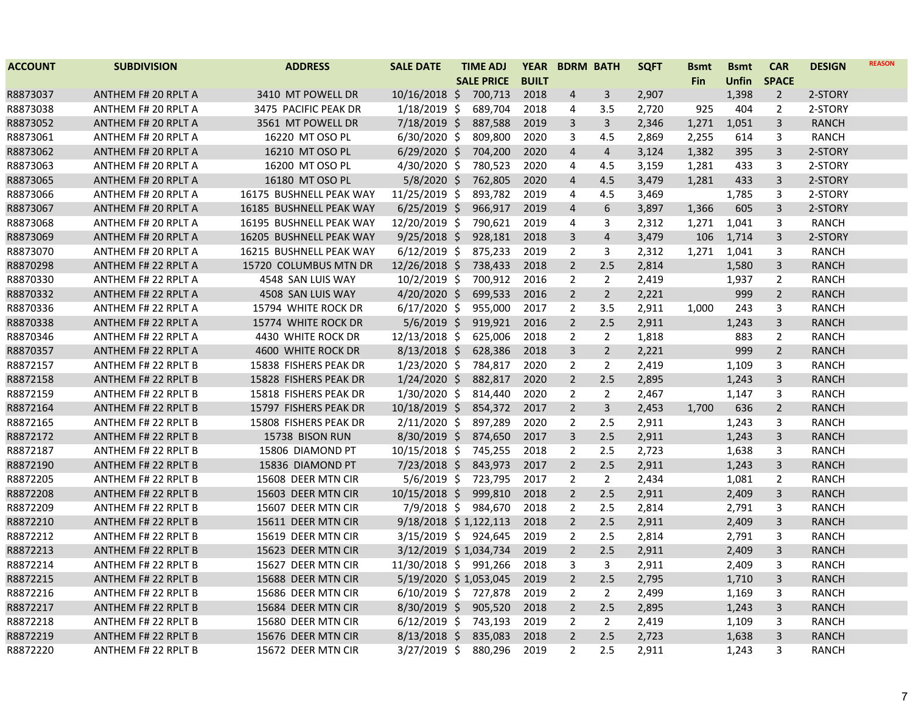| ACCOUNT | SUBDIVISION | ADDRESS | SALE DATE | TIME ADJ SALE PRICE | YEAR BUILT | BDRM | BATH | SQFT | Bsmt Fin | Bsmt Unfin | CAR SPACE | DESIGN | REASON |
|---|---|---|---|---|---|---|---|---|---|---|---|---|---|
| R8873037 | ANTHEM F# 20 RPLT A | 3410 MT POWELL DR | 10/16/2018 | $ 700,713 | 2018 | 4 | 3 | 2,907 | | 1,398 | 2 | 2-STORY | |
| R8873038 | ANTHEM F# 20 RPLT A | 3475 PACIFIC PEAK DR | 1/18/2019 | $ 689,704 | 2018 | 4 | 3.5 | 2,720 | 925 | 404 | 2 | 2-STORY | |
| R8873052 | ANTHEM F# 20 RPLT A | 3561 MT POWELL DR | 7/18/2019 | $ 887,588 | 2019 | 3 | 3 | 2,346 | 1,271 | 1,051 | 3 | RANCH | |
| R8873061 | ANTHEM F# 20 RPLT A | 16220 MT OSO PL | 6/30/2020 | $ 809,800 | 2020 | 3 | 4.5 | 2,869 | 2,255 | 614 | 3 | RANCH | |
| R8873062 | ANTHEM F# 20 RPLT A | 16210 MT OSO PL | 6/29/2020 | $ 704,200 | 2020 | 4 | 4 | 3,124 | 1,382 | 395 | 3 | 2-STORY | |
| R8873063 | ANTHEM F# 20 RPLT A | 16200 MT OSO PL | 4/30/2020 | $ 780,523 | 2020 | 4 | 4.5 | 3,159 | 1,281 | 433 | 3 | 2-STORY | |
| R8873065 | ANTHEM F# 20 RPLT A | 16180 MT OSO PL | 5/8/2020 | $ 762,805 | 2020 | 4 | 4.5 | 3,479 | 1,281 | 433 | 3 | 2-STORY | |
| R8873066 | ANTHEM F# 20 RPLT A | 16175 BUSHNELL PEAK WAY | 11/25/2019 | $ 893,782 | 2019 | 4 | 4.5 | 3,469 | | 1,785 | 3 | 2-STORY | |
| R8873067 | ANTHEM F# 20 RPLT A | 16185 BUSHNELL PEAK WAY | 6/25/2019 | $ 966,917 | 2019 | 4 | 6 | 3,897 | 1,366 | 605 | 3 | 2-STORY | |
| R8873068 | ANTHEM F# 20 RPLT A | 16195 BUSHNELL PEAK WAY | 12/20/2019 | $ 790,621 | 2019 | 4 | 3 | 2,312 | 1,271 | 1,041 | 3 | RANCH | |
| R8873069 | ANTHEM F# 20 RPLT A | 16205 BUSHNELL PEAK WAY | 9/25/2018 | $ 928,181 | 2018 | 3 | 4 | 3,479 | 106 | 1,714 | 3 | 2-STORY | |
| R8873070 | ANTHEM F# 20 RPLT A | 16215 BUSHNELL PEAK WAY | 6/12/2019 | $ 875,233 | 2019 | 2 | 3 | 2,312 | 1,271 | 1,041 | 3 | RANCH | |
| R8870298 | ANTHEM F# 22 RPLT A | 15720 COLUMBUS MTN DR | 12/26/2018 | $ 738,433 | 2018 | 2 | 2.5 | 2,814 | | 1,580 | 3 | RANCH | |
| R8870330 | ANTHEM F# 22 RPLT A | 4548 SAN LUIS WAY | 10/2/2019 | $ 700,912 | 2016 | 2 | 2 | 2,419 | | 1,937 | 2 | RANCH | |
| R8870332 | ANTHEM F# 22 RPLT A | 4508 SAN LUIS WAY | 4/20/2020 | $ 699,533 | 2016 | 2 | 2 | 2,221 | | 999 | 2 | RANCH | |
| R8870336 | ANTHEM F# 22 RPLT A | 15794 WHITE ROCK DR | 6/17/2020 | $ 955,000 | 2017 | 2 | 3.5 | 2,911 | 1,000 | 243 | 3 | RANCH | |
| R8870338 | ANTHEM F# 22 RPLT A | 15774 WHITE ROCK DR | 5/6/2019 | $ 919,921 | 2016 | 2 | 2.5 | 2,911 | | 1,243 | 3 | RANCH | |
| R8870346 | ANTHEM F# 22 RPLT A | 4430 WHITE ROCK DR | 12/13/2018 | $ 625,006 | 2018 | 2 | 2 | 1,818 | | 883 | 2 | RANCH | |
| R8870357 | ANTHEM F# 22 RPLT A | 4600 WHITE ROCK DR | 8/13/2018 | $ 628,386 | 2018 | 3 | 2 | 2,221 | | 999 | 2 | RANCH | |
| R8872157 | ANTHEM F# 22 RPLT B | 15838 FISHERS PEAK DR | 1/23/2020 | $ 784,817 | 2020 | 2 | 2 | 2,419 | | 1,109 | 3 | RANCH | |
| R8872158 | ANTHEM F# 22 RPLT B | 15828 FISHERS PEAK DR | 1/24/2020 | $ 882,817 | 2020 | 2 | 2.5 | 2,895 | | 1,243 | 3 | RANCH | |
| R8872159 | ANTHEM F# 22 RPLT B | 15818 FISHERS PEAK DR | 1/30/2020 | $ 814,440 | 2020 | 2 | 2 | 2,467 | | 1,147 | 3 | RANCH | |
| R8872164 | ANTHEM F# 22 RPLT B | 15797 FISHERS PEAK DR | 10/18/2019 | $ 854,372 | 2017 | 2 | 3 | 2,453 | 1,700 | 636 | 2 | RANCH | |
| R8872165 | ANTHEM F# 22 RPLT B | 15808 FISHERS PEAK DR | 2/11/2020 | $ 897,289 | 2020 | 2 | 2.5 | 2,911 | | 1,243 | 3 | RANCH | |
| R8872172 | ANTHEM F# 22 RPLT B | 15738 BISON RUN | 8/30/2019 | $ 874,650 | 2017 | 3 | 2.5 | 2,911 | | 1,243 | 3 | RANCH | |
| R8872187 | ANTHEM F# 22 RPLT B | 15806 DIAMOND PT | 10/15/2018 | $ 745,255 | 2018 | 2 | 2.5 | 2,723 | | 1,638 | 3 | RANCH | |
| R8872190 | ANTHEM F# 22 RPLT B | 15836 DIAMOND PT | 7/23/2018 | $ 843,973 | 2017 | 2 | 2.5 | 2,911 | | 1,243 | 3 | RANCH | |
| R8872205 | ANTHEM F# 22 RPLT B | 15608 DEER MTN CIR | 5/6/2019 | $ 723,795 | 2017 | 2 | 2 | 2,434 | | 1,081 | 2 | RANCH | |
| R8872208 | ANTHEM F# 22 RPLT B | 15603 DEER MTN CIR | 10/15/2018 | $ 999,810 | 2018 | 2 | 2.5 | 2,911 | | 2,409 | 3 | RANCH | |
| R8872209 | ANTHEM F# 22 RPLT B | 15607 DEER MTN CIR | 7/9/2018 | $ 984,670 | 2018 | 2 | 2.5 | 2,814 | | 2,791 | 3 | RANCH | |
| R8872210 | ANTHEM F# 22 RPLT B | 15611 DEER MTN CIR | 9/18/2018 | $ 1,122,113 | 2018 | 2 | 2.5 | 2,911 | | 2,409 | 3 | RANCH | |
| R8872212 | ANTHEM F# 22 RPLT B | 15619 DEER MTN CIR | 3/15/2019 | $ 924,645 | 2019 | 2 | 2.5 | 2,814 | | 2,791 | 3 | RANCH | |
| R8872213 | ANTHEM F# 22 RPLT B | 15623 DEER MTN CIR | 3/12/2019 | $ 1,034,734 | 2019 | 2 | 2.5 | 2,911 | | 2,409 | 3 | RANCH | |
| R8872214 | ANTHEM F# 22 RPLT B | 15627 DEER MTN CIR | 11/30/2018 | $ 991,266 | 2018 | 3 | 3 | 2,911 | | 2,409 | 3 | RANCH | |
| R8872215 | ANTHEM F# 22 RPLT B | 15688 DEER MTN CIR | 5/19/2020 | $ 1,053,045 | 2019 | 2 | 2.5 | 2,795 | | 1,710 | 3 | RANCH | |
| R8872216 | ANTHEM F# 22 RPLT B | 15686 DEER MTN CIR | 6/10/2019 | $ 727,878 | 2019 | 2 | 2 | 2,499 | | 1,169 | 3 | RANCH | |
| R8872217 | ANTHEM F# 22 RPLT B | 15684 DEER MTN CIR | 8/30/2019 | $ 905,520 | 2018 | 2 | 2.5 | 2,895 | | 1,243 | 3 | RANCH | |
| R8872218 | ANTHEM F# 22 RPLT B | 15680 DEER MTN CIR | 6/12/2019 | $ 743,193 | 2019 | 2 | 2 | 2,419 | | 1,109 | 3 | RANCH | |
| R8872219 | ANTHEM F# 22 RPLT B | 15676 DEER MTN CIR | 8/13/2018 | $ 835,083 | 2018 | 2 | 2.5 | 2,723 | | 1,638 | 3 | RANCH | |
| R8872220 | ANTHEM F# 22 RPLT B | 15672 DEER MTN CIR | 3/27/2019 | $ 880,296 | 2019 | 2 | 2.5 | 2,911 | | 1,243 | 3 | RANCH | |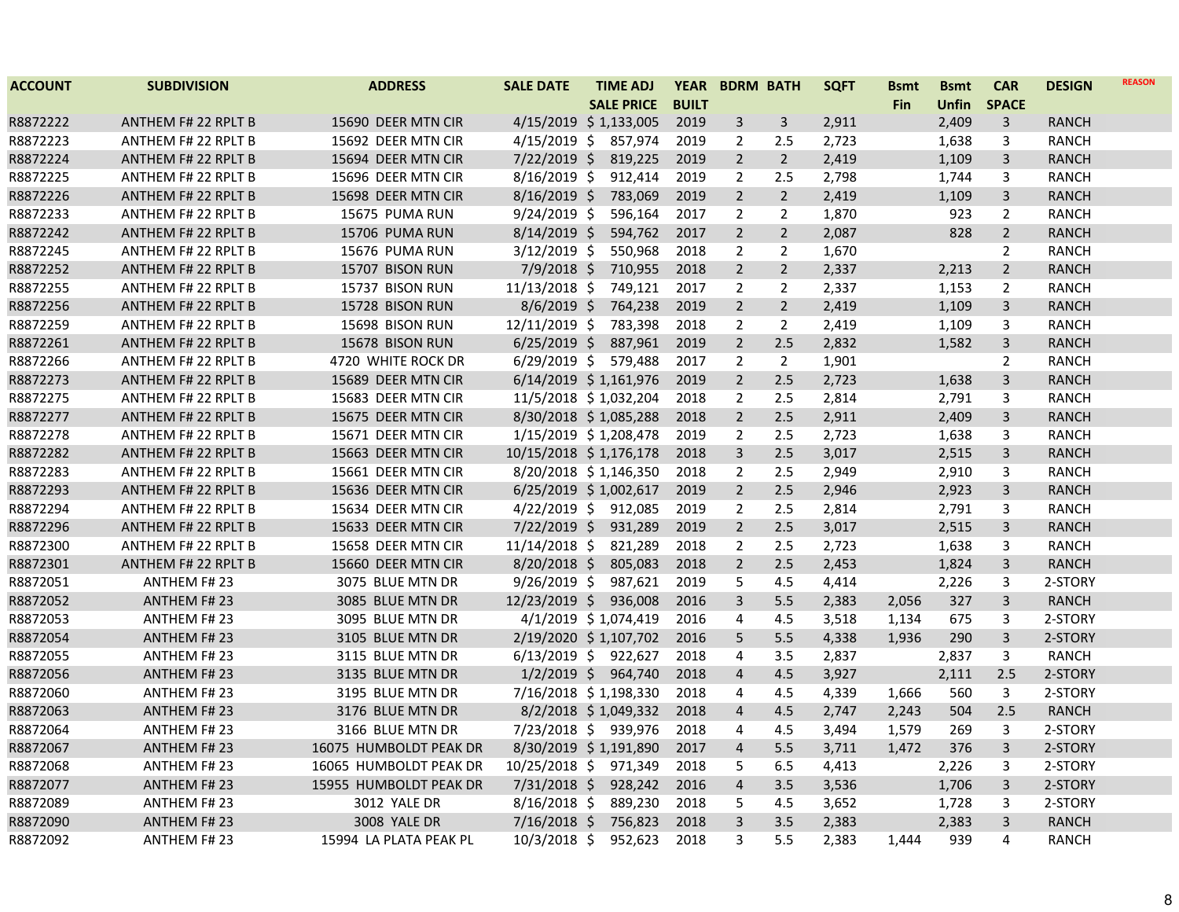| ACCOUNT | SUBDIVISION | ADDRESS | SALE DATE | TIME ADJ SALE PRICE | YEAR BUILT | BDRM | BATH | SQFT | Bsmt Fin | Bsmt Unfin | CAR SPACE | DESIGN | REASON |
|---|---|---|---|---|---|---|---|---|---|---|---|---|---|
| R8872222 | ANTHEM F# 22 RPLT B | 15690 DEER MTN CIR | 4/15/2019 | $ 1,133,005 | 2019 | 3 | 3 | 2,911 | | 2,409 | 3 | RANCH | |
| R8872223 | ANTHEM F# 22 RPLT B | 15692 DEER MTN CIR | 4/15/2019 | $ 857,974 | 2019 | 2 | 2.5 | 2,723 | | 1,638 | 3 | RANCH | |
| R8872224 | ANTHEM F# 22 RPLT B | 15694 DEER MTN CIR | 7/22/2019 | $ 819,225 | 2019 | 2 | 2 | 2,419 | | 1,109 | 3 | RANCH | |
| R8872225 | ANTHEM F# 22 RPLT B | 15696 DEER MTN CIR | 8/16/2019 | $ 912,414 | 2019 | 2 | 2.5 | 2,798 | | 1,744 | 3 | RANCH | |
| R8872226 | ANTHEM F# 22 RPLT B | 15698 DEER MTN CIR | 8/16/2019 | $ 783,069 | 2019 | 2 | 2 | 2,419 | | 1,109 | 3 | RANCH | |
| R8872233 | ANTHEM F# 22 RPLT B | 15675 PUMA RUN | 9/24/2019 | $ 596,164 | 2017 | 2 | 2 | 1,870 | | 923 | 2 | RANCH | |
| R8872242 | ANTHEM F# 22 RPLT B | 15706 PUMA RUN | 8/14/2019 | $ 594,762 | 2017 | 2 | 2 | 2,087 | | 828 | 2 | RANCH | |
| R8872245 | ANTHEM F# 22 RPLT B | 15676 PUMA RUN | 3/12/2019 | $ 550,968 | 2018 | 2 | 2 | 1,670 | | | 2 | RANCH | |
| R8872252 | ANTHEM F# 22 RPLT B | 15707 BISON RUN | 7/9/2018 | $ 710,955 | 2018 | 2 | 2 | 2,337 | | 2,213 | 2 | RANCH | |
| R8872255 | ANTHEM F# 22 RPLT B | 15737 BISON RUN | 11/13/2018 | $ 749,121 | 2017 | 2 | 2 | 2,337 | | 1,153 | 2 | RANCH | |
| R8872256 | ANTHEM F# 22 RPLT B | 15728 BISON RUN | 8/6/2019 | $ 764,238 | 2019 | 2 | 2 | 2,419 | | 1,109 | 3 | RANCH | |
| R8872259 | ANTHEM F# 22 RPLT B | 15698 BISON RUN | 12/11/2019 | $ 783,398 | 2018 | 2 | 2 | 2,419 | | 1,109 | 3 | RANCH | |
| R8872261 | ANTHEM F# 22 RPLT B | 15678 BISON RUN | 6/25/2019 | $ 887,961 | 2019 | 2 | 2.5 | 2,832 | | 1,582 | 3 | RANCH | |
| R8872266 | ANTHEM F# 22 RPLT B | 4720 WHITE ROCK DR | 6/29/2019 | $ 579,488 | 2017 | 2 | 2 | 1,901 | | | 2 | RANCH | |
| R8872273 | ANTHEM F# 22 RPLT B | 15689 DEER MTN CIR | 6/14/2019 | $ 1,161,976 | 2019 | 2 | 2.5 | 2,723 | | 1,638 | 3 | RANCH | |
| R8872275 | ANTHEM F# 22 RPLT B | 15683 DEER MTN CIR | 11/5/2018 | $ 1,032,204 | 2018 | 2 | 2.5 | 2,814 | | 2,791 | 3 | RANCH | |
| R8872277 | ANTHEM F# 22 RPLT B | 15675 DEER MTN CIR | 8/30/2018 | $ 1,085,288 | 2018 | 2 | 2.5 | 2,911 | | 2,409 | 3 | RANCH | |
| R8872278 | ANTHEM F# 22 RPLT B | 15671 DEER MTN CIR | 1/15/2019 | $ 1,208,478 | 2019 | 2 | 2.5 | 2,723 | | 1,638 | 3 | RANCH | |
| R8872282 | ANTHEM F# 22 RPLT B | 15663 DEER MTN CIR | 10/15/2018 | $ 1,176,178 | 2018 | 3 | 2.5 | 3,017 | | 2,515 | 3 | RANCH | |
| R8872283 | ANTHEM F# 22 RPLT B | 15661 DEER MTN CIR | 8/20/2018 | $ 1,146,350 | 2018 | 2 | 2.5 | 2,949 | | 2,910 | 3 | RANCH | |
| R8872293 | ANTHEM F# 22 RPLT B | 15636 DEER MTN CIR | 6/25/2019 | $ 1,002,617 | 2019 | 2 | 2.5 | 2,946 | | 2,923 | 3 | RANCH | |
| R8872294 | ANTHEM F# 22 RPLT B | 15634 DEER MTN CIR | 4/22/2019 | $ 912,085 | 2019 | 2 | 2.5 | 2,814 | | 2,791 | 3 | RANCH | |
| R8872296 | ANTHEM F# 22 RPLT B | 15633 DEER MTN CIR | 7/22/2019 | $ 931,289 | 2019 | 2 | 2.5 | 3,017 | | 2,515 | 3 | RANCH | |
| R8872300 | ANTHEM F# 22 RPLT B | 15658 DEER MTN CIR | 11/14/2018 | $ 821,289 | 2018 | 2 | 2.5 | 2,723 | | 1,638 | 3 | RANCH | |
| R8872301 | ANTHEM F# 22 RPLT B | 15660 DEER MTN CIR | 8/20/2018 | $ 805,083 | 2018 | 2 | 2.5 | 2,453 | | 1,824 | 3 | RANCH | |
| R8872051 | ANTHEM F# 23 | 3075 BLUE MTN DR | 9/26/2019 | $ 987,621 | 2019 | 5 | 4.5 | 4,414 | | 2,226 | 3 | 2-STORY | |
| R8872052 | ANTHEM F# 23 | 3085 BLUE MTN DR | 12/23/2019 | $ 936,008 | 2016 | 3 | 5.5 | 2,383 | 2,056 | 327 | 3 | RANCH | |
| R8872053 | ANTHEM F# 23 | 3095 BLUE MTN DR | 4/1/2019 | $ 1,074,419 | 2016 | 4 | 4.5 | 3,518 | 1,134 | 675 | 3 | 2-STORY | |
| R8872054 | ANTHEM F# 23 | 3105 BLUE MTN DR | 2/19/2020 | $ 1,107,702 | 2016 | 5 | 5.5 | 4,338 | 1,936 | 290 | 3 | 2-STORY | |
| R8872055 | ANTHEM F# 23 | 3115 BLUE MTN DR | 6/13/2019 | $ 922,627 | 2018 | 4 | 3.5 | 2,837 | | 2,837 | 3 | RANCH | |
| R8872056 | ANTHEM F# 23 | 3135 BLUE MTN DR | 1/2/2019 | $ 964,740 | 2018 | 4 | 4.5 | 3,927 | | 2,111 | 2.5 | 2-STORY | |
| R8872060 | ANTHEM F# 23 | 3195 BLUE MTN DR | 7/16/2018 | $ 1,198,330 | 2018 | 4 | 4.5 | 4,339 | 1,666 | 560 | 3 | 2-STORY | |
| R8872063 | ANTHEM F# 23 | 3176 BLUE MTN DR | 8/2/2018 | $ 1,049,332 | 2018 | 4 | 4.5 | 2,747 | 2,243 | 504 | 2.5 | RANCH | |
| R8872064 | ANTHEM F# 23 | 3166 BLUE MTN DR | 7/23/2018 | $ 939,976 | 2018 | 4 | 4.5 | 3,494 | 1,579 | 269 | 3 | 2-STORY | |
| R8872067 | ANTHEM F# 23 | 16075 HUMBOLDT PEAK DR | 8/30/2019 | $ 1,191,890 | 2017 | 4 | 5.5 | 3,711 | 1,472 | 376 | 3 | 2-STORY | |
| R8872068 | ANTHEM F# 23 | 16065 HUMBOLDT PEAK DR | 10/25/2018 | $ 971,349 | 2018 | 5 | 6.5 | 4,413 | | 2,226 | 3 | 2-STORY | |
| R8872077 | ANTHEM F# 23 | 15955 HUMBOLDT PEAK DR | 7/31/2018 | $ 928,242 | 2016 | 4 | 3.5 | 3,536 | | 1,706 | 3 | 2-STORY | |
| R8872089 | ANTHEM F# 23 | 3012 YALE DR | 8/16/2018 | $ 889,230 | 2018 | 5 | 4.5 | 3,652 | | 1,728 | 3 | 2-STORY | |
| R8872090 | ANTHEM F# 23 | 3008 YALE DR | 7/16/2018 | $ 756,823 | 2018 | 3 | 3.5 | 2,383 | | 2,383 | 3 | RANCH | |
| R8872092 | ANTHEM F# 23 | 15994 LA PLATA PEAK PL | 10/3/2018 | $ 952,623 | 2018 | 3 | 5.5 | 2,383 | 1,444 | 939 | 4 | RANCH | |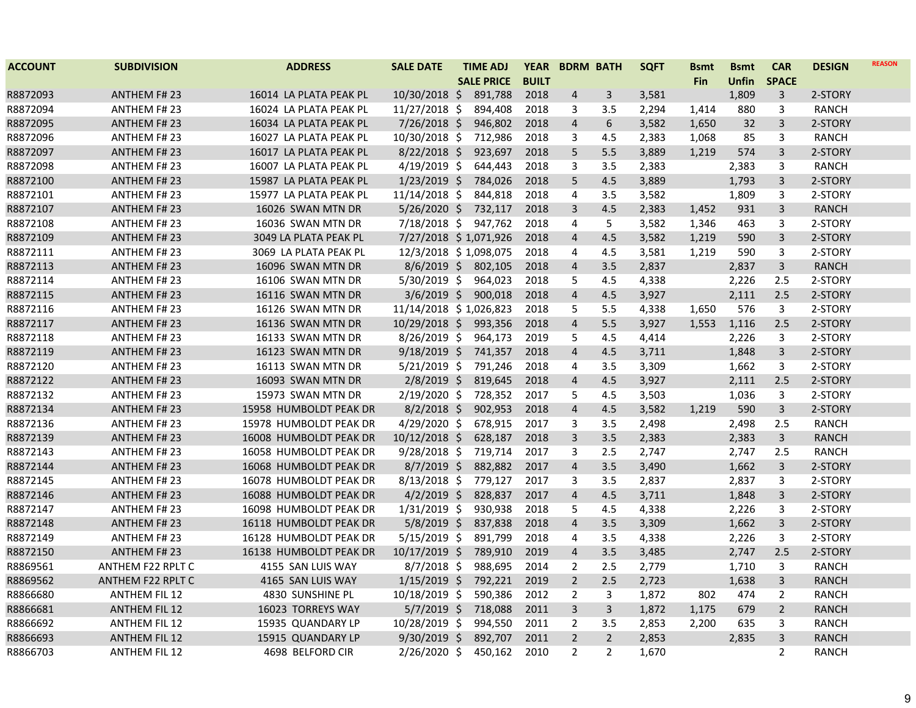| ACCOUNT | SUBDIVISION | ADDRESS | SALE DATE | TIME ADJ SALE PRICE | YEAR BUILT | BDRM | BATH | SQFT | Bsmt Fin | Bsmt Unfin | CAR SPACE | DESIGN | REASON |
|---|---|---|---|---|---|---|---|---|---|---|---|---|---|
| R8872093 | ANTHEM F# 23 | 16014 LA PLATA PEAK PL | 10/30/2018 | $ 891,788 | 2018 | 4 | 3 | 3,581 | | 1,809 | 3 | 2-STORY | |
| R8872094 | ANTHEM F# 23 | 16024 LA PLATA PEAK PL | 11/27/2018 | $ 894,408 | 2018 | 3 | 3.5 | 2,294 | 1,414 | 880 | 3 | RANCH | |
| R8872095 | ANTHEM F# 23 | 16034 LA PLATA PEAK PL | 7/26/2018 | $ 946,802 | 2018 | 4 | 6 | 3,582 | 1,650 | 32 | 3 | 2-STORY | |
| R8872096 | ANTHEM F# 23 | 16027 LA PLATA PEAK PL | 10/30/2018 | $ 712,986 | 2018 | 3 | 4.5 | 2,383 | 1,068 | 85 | 3 | RANCH | |
| R8872097 | ANTHEM F# 23 | 16017 LA PLATA PEAK PL | 8/22/2018 | $ 923,697 | 2018 | 5 | 5.5 | 3,889 | 1,219 | 574 | 3 | 2-STORY | |
| R8872098 | ANTHEM F# 23 | 16007 LA PLATA PEAK PL | 4/19/2019 | $ 644,443 | 2018 | 3 | 3.5 | 2,383 | | 2,383 | 3 | RANCH | |
| R8872100 | ANTHEM F# 23 | 15987 LA PLATA PEAK PL | 1/23/2019 | $ 784,026 | 2018 | 5 | 4.5 | 3,889 | | 1,793 | 3 | 2-STORY | |
| R8872101 | ANTHEM F# 23 | 15977 LA PLATA PEAK PL | 11/14/2018 | $ 844,818 | 2018 | 4 | 3.5 | 3,582 | | 1,809 | 3 | 2-STORY | |
| R8872107 | ANTHEM F# 23 | 16026 SWAN MTN DR | 5/26/2020 | $ 732,117 | 2018 | 3 | 4.5 | 2,383 | 1,452 | 931 | 3 | RANCH | |
| R8872108 | ANTHEM F# 23 | 16036 SWAN MTN DR | 7/18/2018 | $ 947,762 | 2018 | 4 | 5 | 3,582 | 1,346 | 463 | 3 | 2-STORY | |
| R8872109 | ANTHEM F# 23 | 3049 LA PLATA PEAK PL | 7/27/2018 | $ 1,071,926 | 2018 | 4 | 4.5 | 3,582 | 1,219 | 590 | 3 | 2-STORY | |
| R8872111 | ANTHEM F# 23 | 3069 LA PLATA PEAK PL | 12/3/2018 | $ 1,098,075 | 2018 | 4 | 4.5 | 3,581 | 1,219 | 590 | 3 | 2-STORY | |
| R8872113 | ANTHEM F# 23 | 16096 SWAN MTN DR | 8/6/2019 | $ 802,105 | 2018 | 4 | 3.5 | 2,837 | | 2,837 | 3 | RANCH | |
| R8872114 | ANTHEM F# 23 | 16106 SWAN MTN DR | 5/30/2019 | $ 964,023 | 2018 | 5 | 4.5 | 4,338 | | 2,226 | 2.5 | 2-STORY | |
| R8872115 | ANTHEM F# 23 | 16116 SWAN MTN DR | 3/6/2019 | $ 900,018 | 2018 | 4 | 4.5 | 3,927 | | 2,111 | 2.5 | 2-STORY | |
| R8872116 | ANTHEM F# 23 | 16126 SWAN MTN DR | 11/14/2018 | $ 1,026,823 | 2018 | 5 | 5.5 | 4,338 | 1,650 | 576 | 3 | 2-STORY | |
| R8872117 | ANTHEM F# 23 | 16136 SWAN MTN DR | 10/29/2018 | $ 993,356 | 2018 | 4 | 5.5 | 3,927 | 1,553 | 1,116 | 2.5 | 2-STORY | |
| R8872118 | ANTHEM F# 23 | 16133 SWAN MTN DR | 8/26/2019 | $ 964,173 | 2019 | 5 | 4.5 | 4,414 | | 2,226 | 3 | 2-STORY | |
| R8872119 | ANTHEM F# 23 | 16123 SWAN MTN DR | 9/18/2019 | $ 741,357 | 2018 | 4 | 4.5 | 3,711 | | 1,848 | 3 | 2-STORY | |
| R8872120 | ANTHEM F# 23 | 16113 SWAN MTN DR | 5/21/2019 | $ 791,246 | 2018 | 4 | 3.5 | 3,309 | | 1,662 | 3 | 2-STORY | |
| R8872122 | ANTHEM F# 23 | 16093 SWAN MTN DR | 2/8/2019 | $ 819,645 | 2018 | 4 | 4.5 | 3,927 | | 2,111 | 2.5 | 2-STORY | |
| R8872132 | ANTHEM F# 23 | 15973 SWAN MTN DR | 2/19/2020 | $ 728,352 | 2017 | 5 | 4.5 | 3,503 | | 1,036 | 3 | 2-STORY | |
| R8872134 | ANTHEM F# 23 | 15958 HUMBOLDT PEAK DR | 8/2/2018 | $ 902,953 | 2018 | 4 | 4.5 | 3,582 | 1,219 | 590 | 3 | 2-STORY | |
| R8872136 | ANTHEM F# 23 | 15978 HUMBOLDT PEAK DR | 4/29/2020 | $ 678,915 | 2017 | 3 | 3.5 | 2,498 | | 2,498 | 2.5 | RANCH | |
| R8872139 | ANTHEM F# 23 | 16008 HUMBOLDT PEAK DR | 10/12/2018 | $ 628,187 | 2018 | 3 | 3.5 | 2,383 | | 2,383 | 3 | RANCH | |
| R8872143 | ANTHEM F# 23 | 16058 HUMBOLDT PEAK DR | 9/28/2018 | $ 719,714 | 2017 | 3 | 2.5 | 2,747 | | 2,747 | 2.5 | RANCH | |
| R8872144 | ANTHEM F# 23 | 16068 HUMBOLDT PEAK DR | 8/7/2019 | $ 882,882 | 2017 | 4 | 3.5 | 3,490 | | 1,662 | 3 | 2-STORY | |
| R8872145 | ANTHEM F# 23 | 16078 HUMBOLDT PEAK DR | 8/13/2018 | $ 779,127 | 2017 | 3 | 3.5 | 2,837 | | 2,837 | 3 | 2-STORY | |
| R8872146 | ANTHEM F# 23 | 16088 HUMBOLDT PEAK DR | 4/2/2019 | $ 828,837 | 2017 | 4 | 4.5 | 3,711 | | 1,848 | 3 | 2-STORY | |
| R8872147 | ANTHEM F# 23 | 16098 HUMBOLDT PEAK DR | 1/31/2019 | $ 930,938 | 2018 | 5 | 4.5 | 4,338 | | 2,226 | 3 | 2-STORY | |
| R8872148 | ANTHEM F# 23 | 16118 HUMBOLDT PEAK DR | 5/8/2019 | $ 837,838 | 2018 | 4 | 3.5 | 3,309 | | 1,662 | 3 | 2-STORY | |
| R8872149 | ANTHEM F# 23 | 16128 HUMBOLDT PEAK DR | 5/15/2019 | $ 891,799 | 2018 | 4 | 3.5 | 4,338 | | 2,226 | 3 | 2-STORY | |
| R8872150 | ANTHEM F# 23 | 16138 HUMBOLDT PEAK DR | 10/17/2019 | $ 789,910 | 2019 | 4 | 3.5 | 3,485 | | 2,747 | 2.5 | 2-STORY | |
| R8869561 | ANTHEM F22 RPLT C | 4155 SAN LUIS WAY | 8/7/2018 | $ 988,695 | 2014 | 2 | 2.5 | 2,779 | | 1,710 | 3 | RANCH | |
| R8869562 | ANTHEM F22 RPLT C | 4165 SAN LUIS WAY | 1/15/2019 | $ 792,221 | 2019 | 2 | 2.5 | 2,723 | | 1,638 | 3 | RANCH | |
| R8866680 | ANTHEM FIL 12 | 4830 SUNSHINE PL | 10/18/2019 | $ 590,386 | 2012 | 2 | 3 | 1,872 | 802 | 474 | 2 | RANCH | |
| R8866681 | ANTHEM FIL 12 | 16023 TORREYS WAY | 5/7/2019 | $ 718,088 | 2011 | 3 | 3 | 1,872 | 1,175 | 679 | 2 | RANCH | |
| R8866692 | ANTHEM FIL 12 | 15935 QUANDARY LP | 10/28/2019 | $ 994,550 | 2011 | 2 | 3.5 | 2,853 | 2,200 | 635 | 3 | RANCH | |
| R8866693 | ANTHEM FIL 12 | 15915 QUANDARY LP | 9/30/2019 | $ 892,707 | 2011 | 2 | 2 | 2,853 | | 2,835 | 3 | RANCH | |
| R8866703 | ANTHEM FIL 12 | 4698 BELFORD CIR | 2/26/2020 | $ 450,162 | 2010 | 2 | 2 | 1,670 | | | 2 | RANCH | |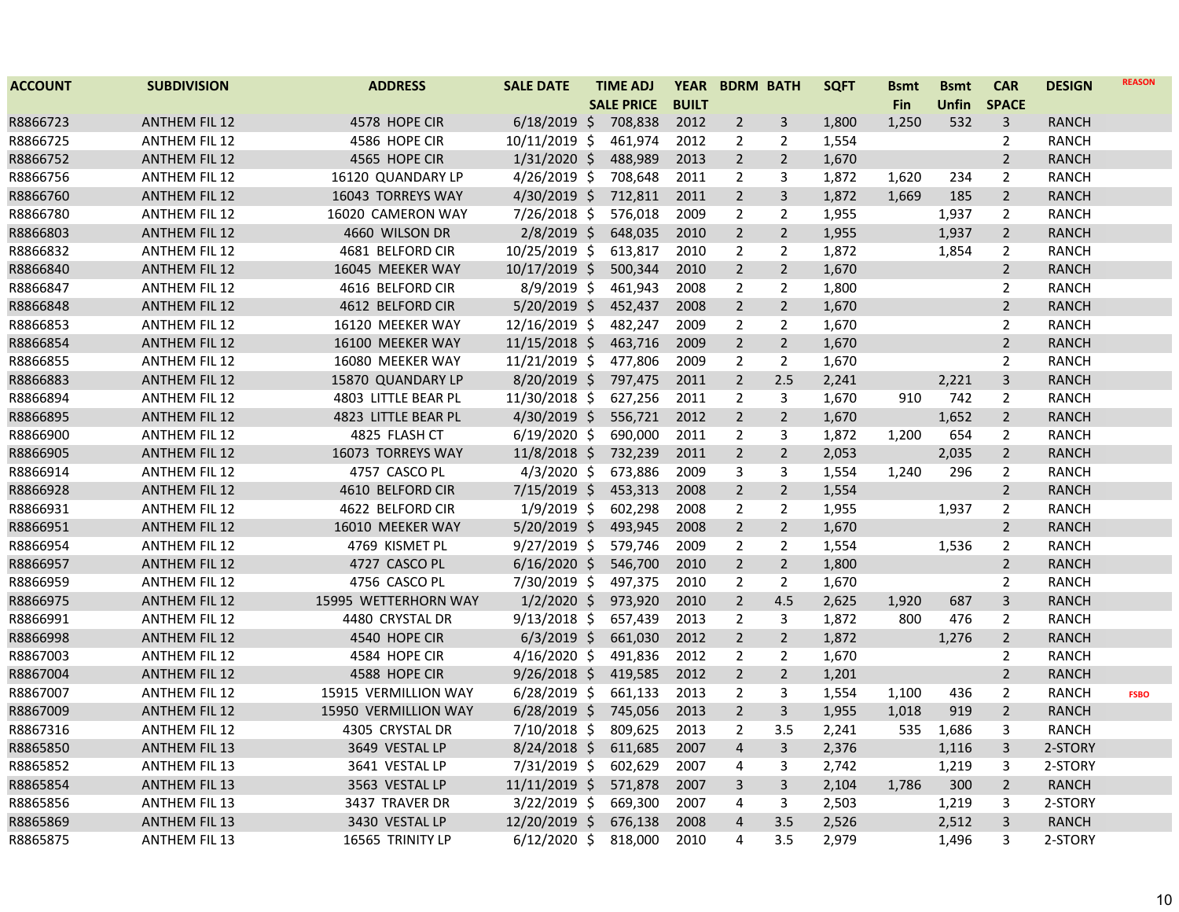| ACCOUNT | SUBDIVISION | ADDRESS | SALE DATE | TIME ADJ SALE PRICE | YEAR BUILT | BDRM | BATH | SQFT | Bsmt Fin | Bsmt Unfin | CAR SPACE | DESIGN | REASON |
|---|---|---|---|---|---|---|---|---|---|---|---|---|---|
| R8866723 | ANTHEM FIL 12 | 4578 HOPE CIR | 6/18/2019 | $ 708,838 | 2012 | 2 | 3 | 1,800 | 1,250 | 532 | 3 | RANCH | |
| R8866725 | ANTHEM FIL 12 | 4586 HOPE CIR | 10/11/2019 | $ 461,974 | 2012 | 2 | 2 | 1,554 | | | 2 | RANCH | |
| R8866752 | ANTHEM FIL 12 | 4565 HOPE CIR | 1/31/2020 | $ 488,989 | 2013 | 2 | 2 | 1,670 | | | 2 | RANCH | |
| R8866756 | ANTHEM FIL 12 | 16120 QUANDARY LP | 4/26/2019 | $ 708,648 | 2011 | 2 | 3 | 1,872 | 1,620 | 234 | 2 | RANCH | |
| R8866760 | ANTHEM FIL 12 | 16043 TORREYS WAY | 4/30/2019 | $ 712,811 | 2011 | 2 | 3 | 1,872 | 1,669 | 185 | 2 | RANCH | |
| R8866780 | ANTHEM FIL 12 | 16020 CAMERON WAY | 7/26/2018 | $ 576,018 | 2009 | 2 | 2 | 1,955 | | 1,937 | 2 | RANCH | |
| R8866803 | ANTHEM FIL 12 | 4660 WILSON DR | 2/8/2019 | $ 648,035 | 2010 | 2 | 2 | 1,955 | | 1,937 | 2 | RANCH | |
| R8866832 | ANTHEM FIL 12 | 4681 BELFORD CIR | 10/25/2019 | $ 613,817 | 2010 | 2 | 2 | 1,872 | | 1,854 | 2 | RANCH | |
| R8866840 | ANTHEM FIL 12 | 16045 MEEKER WAY | 10/17/2019 | $ 500,344 | 2010 | 2 | 2 | 1,670 | | | 2 | RANCH | |
| R8866847 | ANTHEM FIL 12 | 4616 BELFORD CIR | 8/9/2019 | $ 461,943 | 2008 | 2 | 2 | 1,800 | | | 2 | RANCH | |
| R8866848 | ANTHEM FIL 12 | 4612 BELFORD CIR | 5/20/2019 | $ 452,437 | 2008 | 2 | 2 | 1,670 | | | 2 | RANCH | |
| R8866853 | ANTHEM FIL 12 | 16120 MEEKER WAY | 12/16/2019 | $ 482,247 | 2009 | 2 | 2 | 1,670 | | | 2 | RANCH | |
| R8866854 | ANTHEM FIL 12 | 16100 MEEKER WAY | 11/15/2018 | $ 463,716 | 2009 | 2 | 2 | 1,670 | | | 2 | RANCH | |
| R8866855 | ANTHEM FIL 12 | 16080 MEEKER WAY | 11/21/2019 | $ 477,806 | 2009 | 2 | 2 | 1,670 | | | 2 | RANCH | |
| R8866883 | ANTHEM FIL 12 | 15870 QUANDARY LP | 8/20/2019 | $ 797,475 | 2011 | 2 | 2.5 | 2,241 | | 2,221 | 3 | RANCH | |
| R8866894 | ANTHEM FIL 12 | 4803 LITTLE BEAR PL | 11/30/2018 | $ 627,256 | 2011 | 2 | 3 | 1,670 | 910 | 742 | 2 | RANCH | |
| R8866895 | ANTHEM FIL 12 | 4823 LITTLE BEAR PL | 4/30/2019 | $ 556,721 | 2012 | 2 | 2 | 1,670 | | 1,652 | 2 | RANCH | |
| R8866900 | ANTHEM FIL 12 | 4825 FLASH CT | 6/19/2020 | $ 690,000 | 2011 | 2 | 3 | 1,872 | 1,200 | 654 | 2 | RANCH | |
| R8866905 | ANTHEM FIL 12 | 16073 TORREYS WAY | 11/8/2018 | $ 732,239 | 2011 | 2 | 2 | 2,053 | | 2,035 | 2 | RANCH | |
| R8866914 | ANTHEM FIL 12 | 4757 CASCO PL | 4/3/2020 | $ 673,886 | 2009 | 3 | 3 | 1,554 | 1,240 | 296 | 2 | RANCH | |
| R8866928 | ANTHEM FIL 12 | 4610 BELFORD CIR | 7/15/2019 | $ 453,313 | 2008 | 2 | 2 | 1,554 | | | 2 | RANCH | |
| R8866931 | ANTHEM FIL 12 | 4622 BELFORD CIR | 1/9/2019 | $ 602,298 | 2008 | 2 | 2 | 1,955 | | 1,937 | 2 | RANCH | |
| R8866951 | ANTHEM FIL 12 | 16010 MEEKER WAY | 5/20/2019 | $ 493,945 | 2008 | 2 | 2 | 1,670 | | | 2 | RANCH | |
| R8866954 | ANTHEM FIL 12 | 4769 KISMET PL | 9/27/2019 | $ 579,746 | 2009 | 2 | 2 | 1,554 | | 1,536 | 2 | RANCH | |
| R8866957 | ANTHEM FIL 12 | 4727 CASCO PL | 6/16/2020 | $ 546,700 | 2010 | 2 | 2 | 1,800 | | | 2 | RANCH | |
| R8866959 | ANTHEM FIL 12 | 4756 CASCO PL | 7/30/2019 | $ 497,375 | 2010 | 2 | 2 | 1,670 | | | 2 | RANCH | |
| R8866975 | ANTHEM FIL 12 | 15995 WETTERHORN WAY | 1/2/2020 | $ 973,920 | 2010 | 2 | 4.5 | 2,625 | 1,920 | 687 | 3 | RANCH | |
| R8866991 | ANTHEM FIL 12 | 4480 CRYSTAL DR | 9/13/2018 | $ 657,439 | 2013 | 2 | 3 | 1,872 | 800 | 476 | 2 | RANCH | |
| R8866998 | ANTHEM FIL 12 | 4540 HOPE CIR | 6/3/2019 | $ 661,030 | 2012 | 2 | 2 | 1,872 | | 1,276 | 2 | RANCH | |
| R8867003 | ANTHEM FIL 12 | 4584 HOPE CIR | 4/16/2020 | $ 491,836 | 2012 | 2 | 2 | 1,670 | | | 2 | RANCH | |
| R8867004 | ANTHEM FIL 12 | 4588 HOPE CIR | 9/26/2018 | $ 419,585 | 2012 | 2 | 2 | 1,201 | | | 2 | RANCH | |
| R8867007 | ANTHEM FIL 12 | 15915 VERMILLION WAY | 6/28/2019 | $ 661,133 | 2013 | 2 | 3 | 1,554 | 1,100 | 436 | 2 | RANCH | FSBO |
| R8867009 | ANTHEM FIL 12 | 15950 VERMILLION WAY | 6/28/2019 | $ 745,056 | 2013 | 2 | 3 | 1,955 | 1,018 | 919 | 2 | RANCH | |
| R8867316 | ANTHEM FIL 12 | 4305 CRYSTAL DR | 7/10/2018 | $ 809,625 | 2013 | 2 | 3.5 | 2,241 | 535 | 1,686 | 3 | RANCH | |
| R8865850 | ANTHEM FIL 13 | 3649 VESTAL LP | 8/24/2018 | $ 611,685 | 2007 | 4 | 3 | 2,376 | | 1,116 | 3 | 2-STORY | |
| R8865852 | ANTHEM FIL 13 | 3641 VESTAL LP | 7/31/2019 | $ 602,629 | 2007 | 4 | 3 | 2,742 | | 1,219 | 3 | 2-STORY | |
| R8865854 | ANTHEM FIL 13 | 3563 VESTAL LP | 11/11/2019 | $ 571,878 | 2007 | 3 | 3 | 2,104 | 1,786 | 300 | 2 | RANCH | |
| R8865856 | ANTHEM FIL 13 | 3437 TRAVER DR | 3/22/2019 | $ 669,300 | 2007 | 4 | 3 | 2,503 | | 1,219 | 3 | 2-STORY | |
| R8865869 | ANTHEM FIL 13 | 3430 VESTAL LP | 12/20/2019 | $ 676,138 | 2008 | 4 | 3.5 | 2,526 | | 2,512 | 3 | RANCH | |
| R8865875 | ANTHEM FIL 13 | 16565 TRINITY LP | 6/12/2020 | $ 818,000 | 2010 | 4 | 3.5 | 2,979 | | 1,496 | 3 | 2-STORY | |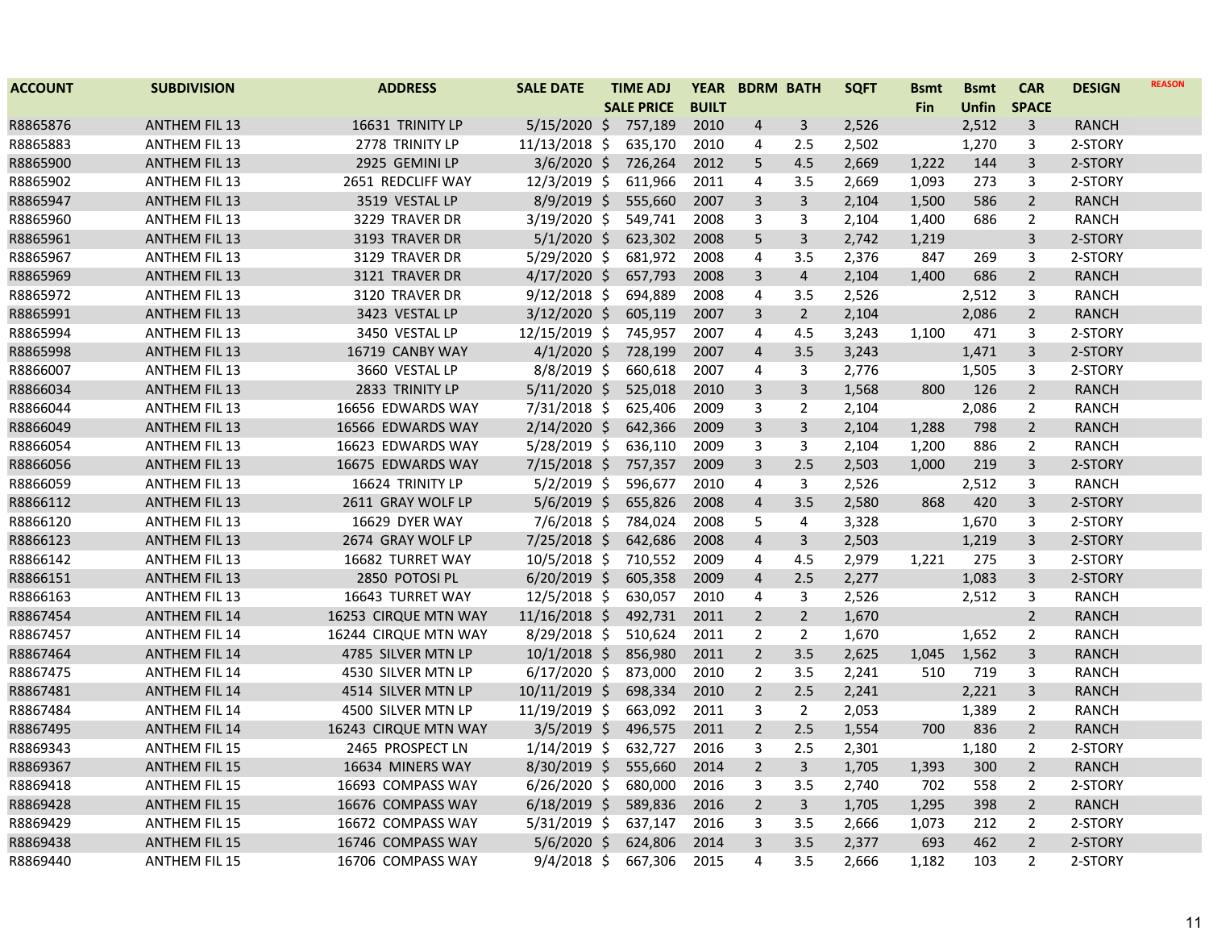| ACCOUNT | SUBDIVISION | ADDRESS | SALE DATE | TIME ADJ SALE PRICE | YEAR BUILT | BDRM | BATH | SQFT | Bsmt Fin | Bsmt Unfin | CAR SPACE | DESIGN | REASON |
|---|---|---|---|---|---|---|---|---|---|---|---|---|---|
| R8865876 | ANTHEM FIL 13 | 16631 TRINITY LP | 5/15/2020 | $ 757,189 | 2010 | 4 | 3 | 2,526 | | 2,512 | 3 | RANCH | |
| R8865883 | ANTHEM FIL 13 | 2778 TRINITY LP | 11/13/2018 | $ 635,170 | 2010 | 4 | 2.5 | 2,502 | | 1,270 | 3 | 2-STORY | |
| R8865900 | ANTHEM FIL 13 | 2925 GEMINI LP | 3/6/2020 | $ 726,264 | 2012 | 5 | 4.5 | 2,669 | 1,222 | 144 | 3 | 2-STORY | |
| R8865902 | ANTHEM FIL 13 | 2651 REDCLIFF WAY | 12/3/2019 | $ 611,966 | 2011 | 4 | 3.5 | 2,669 | 1,093 | 273 | 3 | 2-STORY | |
| R8865947 | ANTHEM FIL 13 | 3519 VESTAL LP | 8/9/2019 | $ 555,660 | 2007 | 3 | 3 | 2,104 | 1,500 | 586 | 2 | RANCH | |
| R8865960 | ANTHEM FIL 13 | 3229 TRAVER DR | 3/19/2020 | $ 549,741 | 2008 | 3 | 3 | 2,104 | 1,400 | 686 | 2 | RANCH | |
| R8865961 | ANTHEM FIL 13 | 3193 TRAVER DR | 5/1/2020 | $ 623,302 | 2008 | 5 | 3 | 2,742 | 1,219 | | 3 | 2-STORY | |
| R8865967 | ANTHEM FIL 13 | 3129 TRAVER DR | 5/29/2020 | $ 681,972 | 2008 | 4 | 3.5 | 2,376 | 847 | 269 | 3 | 2-STORY | |
| R8865969 | ANTHEM FIL 13 | 3121 TRAVER DR | 4/17/2020 | $ 657,793 | 2008 | 3 | 4 | 2,104 | 1,400 | 686 | 2 | RANCH | |
| R8865972 | ANTHEM FIL 13 | 3120 TRAVER DR | 9/12/2018 | $ 694,889 | 2008 | 4 | 3.5 | 2,526 | | 2,512 | 3 | RANCH | |
| R8865991 | ANTHEM FIL 13 | 3423 VESTAL LP | 3/12/2020 | $ 605,119 | 2007 | 3 | 2 | 2,104 | | 2,086 | 2 | RANCH | |
| R8865994 | ANTHEM FIL 13 | 3450 VESTAL LP | 12/15/2019 | $ 745,957 | 2007 | 4 | 4.5 | 3,243 | 1,100 | 471 | 3 | 2-STORY | |
| R8865998 | ANTHEM FIL 13 | 16719 CANBY WAY | 4/1/2020 | $ 728,199 | 2007 | 4 | 3.5 | 3,243 | | 1,471 | 3 | 2-STORY | |
| R8866007 | ANTHEM FIL 13 | 3660 VESTAL LP | 8/8/2019 | $ 660,618 | 2007 | 4 | 3 | 2,776 | | 1,505 | 3 | 2-STORY | |
| R8866034 | ANTHEM FIL 13 | 2833 TRINITY LP | 5/11/2020 | $ 525,018 | 2010 | 3 | 3 | 1,568 | 800 | 126 | 2 | RANCH | |
| R8866044 | ANTHEM FIL 13 | 16656 EDWARDS WAY | 7/31/2018 | $ 625,406 | 2009 | 3 | 2 | 2,104 | | 2,086 | 2 | RANCH | |
| R8866049 | ANTHEM FIL 13 | 16566 EDWARDS WAY | 2/14/2020 | $ 642,366 | 2009 | 3 | 3 | 2,104 | 1,288 | 798 | 2 | RANCH | |
| R8866054 | ANTHEM FIL 13 | 16623 EDWARDS WAY | 5/28/2019 | $ 636,110 | 2009 | 3 | 3 | 2,104 | 1,200 | 886 | 2 | RANCH | |
| R8866056 | ANTHEM FIL 13 | 16675 EDWARDS WAY | 7/15/2018 | $ 757,357 | 2009 | 3 | 2.5 | 2,503 | 1,000 | 219 | 3 | 2-STORY | |
| R8866059 | ANTHEM FIL 13 | 16624 TRINITY LP | 5/2/2019 | $ 596,677 | 2010 | 4 | 3 | 2,526 | | 2,512 | 3 | RANCH | |
| R8866112 | ANTHEM FIL 13 | 2611 GRAY WOLF LP | 5/6/2019 | $ 655,826 | 2008 | 4 | 3.5 | 2,580 | 868 | 420 | 3 | 2-STORY | |
| R8866120 | ANTHEM FIL 13 | 16629 DYER WAY | 7/6/2018 | $ 784,024 | 2008 | 5 | 4 | 3,328 | | 1,670 | 3 | 2-STORY | |
| R8866123 | ANTHEM FIL 13 | 2674 GRAY WOLF LP | 7/25/2018 | $ 642,686 | 2008 | 4 | 3 | 2,503 | | 1,219 | 3 | 2-STORY | |
| R8866142 | ANTHEM FIL 13 | 16682 TURRET WAY | 10/5/2018 | $ 710,552 | 2009 | 4 | 4.5 | 2,979 | 1,221 | 275 | 3 | 2-STORY | |
| R8866151 | ANTHEM FIL 13 | 2850 POTOSI PL | 6/20/2019 | $ 605,358 | 2009 | 4 | 2.5 | 2,277 | | 1,083 | 3 | 2-STORY | |
| R8866163 | ANTHEM FIL 13 | 16643 TURRET WAY | 12/5/2018 | $ 630,057 | 2010 | 4 | 3 | 2,526 | | 2,512 | 3 | RANCH | |
| R8867454 | ANTHEM FIL 14 | 16253 CIRQUE MTN WAY | 11/16/2018 | $ 492,731 | 2011 | 2 | 2 | 1,670 | | | 2 | RANCH | |
| R8867457 | ANTHEM FIL 14 | 16244 CIRQUE MTN WAY | 8/29/2018 | $ 510,624 | 2011 | 2 | 2 | 1,670 | | 1,652 | 2 | RANCH | |
| R8867464 | ANTHEM FIL 14 | 4785 SILVER MTN LP | 10/1/2018 | $ 856,980 | 2011 | 2 | 3.5 | 2,625 | 1,045 | 1,562 | 3 | RANCH | |
| R8867475 | ANTHEM FIL 14 | 4530 SILVER MTN LP | 6/17/2020 | $ 873,000 | 2010 | 2 | 3.5 | 2,241 | 510 | 719 | 3 | RANCH | |
| R8867481 | ANTHEM FIL 14 | 4514 SILVER MTN LP | 10/11/2019 | $ 698,334 | 2010 | 2 | 2.5 | 2,241 | | 2,221 | 3 | RANCH | |
| R8867484 | ANTHEM FIL 14 | 4500 SILVER MTN LP | 11/19/2019 | $ 663,092 | 2011 | 3 | 2 | 2,053 | | 1,389 | 2 | RANCH | |
| R8867495 | ANTHEM FIL 14 | 16243 CIRQUE MTN WAY | 3/5/2019 | $ 496,575 | 2011 | 2 | 2.5 | 1,554 | 700 | 836 | 2 | RANCH | |
| R8869343 | ANTHEM FIL 15 | 2465 PROSPECT LN | 1/14/2019 | $ 632,727 | 2016 | 3 | 2.5 | 2,301 | | 1,180 | 2 | 2-STORY | |
| R8869367 | ANTHEM FIL 15 | 16634 MINERS WAY | 8/30/2019 | $ 555,660 | 2014 | 2 | 3 | 1,705 | 1,393 | 300 | 2 | RANCH | |
| R8869418 | ANTHEM FIL 15 | 16693 COMPASS WAY | 6/26/2020 | $ 680,000 | 2016 | 3 | 3.5 | 2,740 | 702 | 558 | 2 | 2-STORY | |
| R8869428 | ANTHEM FIL 15 | 16676 COMPASS WAY | 6/18/2019 | $ 589,836 | 2016 | 2 | 3 | 1,705 | 1,295 | 398 | 2 | RANCH | |
| R8869429 | ANTHEM FIL 15 | 16672 COMPASS WAY | 5/31/2019 | $ 637,147 | 2016 | 3 | 3.5 | 2,666 | 1,073 | 212 | 2 | 2-STORY | |
| R8869438 | ANTHEM FIL 15 | 16746 COMPASS WAY | 5/6/2020 | $ 624,806 | 2014 | 3 | 3.5 | 2,377 | 693 | 462 | 2 | 2-STORY | |
| R8869440 | ANTHEM FIL 15 | 16706 COMPASS WAY | 9/4/2018 | $ 667,306 | 2015 | 4 | 3.5 | 2,666 | 1,182 | 103 | 2 | 2-STORY | |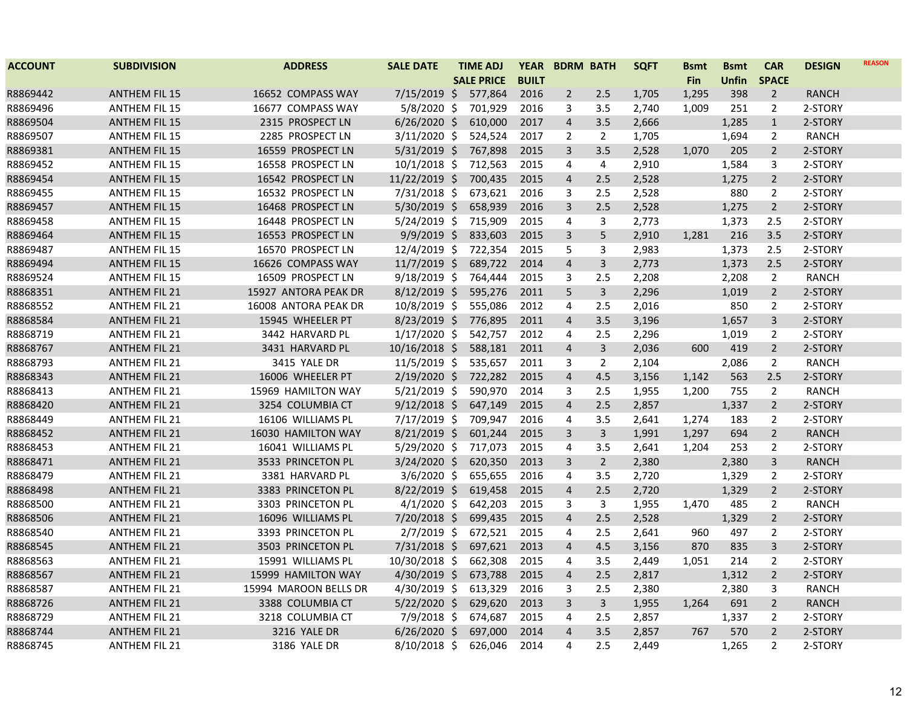| ACCOUNT | SUBDIVISION | ADDRESS | SALE DATE | TIME ADJ SALE PRICE | YEAR BUILT | BDRM | BATH | SQFT | Bsmt Fin | Bsmt Unfin | CAR SPACE | DESIGN | REASON |
|---|---|---|---|---|---|---|---|---|---|---|---|---|---|
| R8869442 | ANTHEM FIL 15 | 16652 COMPASS WAY | 7/15/2019 | $ 577,864 | 2016 | 2 | 2.5 | 1,705 | 1,295 | 398 | 2 | RANCH | |
| R8869496 | ANTHEM FIL 15 | 16677 COMPASS WAY | 5/8/2020 | $ 701,929 | 2016 | 3 | 3.5 | 2,740 | 1,009 | 251 | 2 | 2-STORY | |
| R8869504 | ANTHEM FIL 15 | 2315 PROSPECT LN | 6/26/2020 | $ 610,000 | 2017 | 4 | 3.5 | 2,666 | | 1,285 | 1 | 2-STORY | |
| R8869507 | ANTHEM FIL 15 | 2285 PROSPECT LN | 3/11/2020 | $ 524,524 | 2017 | 2 | 2 | 1,705 | | 1,694 | 2 | RANCH | |
| R8869381 | ANTHEM FIL 15 | 16559 PROSPECT LN | 5/31/2019 | $ 767,898 | 2015 | 3 | 3.5 | 2,528 | 1,070 | 205 | 2 | 2-STORY | |
| R8869452 | ANTHEM FIL 15 | 16558 PROSPECT LN | 10/1/2018 | $ 712,563 | 2015 | 4 | 4 | 2,910 | | 1,584 | 3 | 2-STORY | |
| R8869454 | ANTHEM FIL 15 | 16542 PROSPECT LN | 11/22/2019 | $ 700,435 | 2015 | 4 | 2.5 | 2,528 | | 1,275 | 2 | 2-STORY | |
| R8869455 | ANTHEM FIL 15 | 16532 PROSPECT LN | 7/31/2018 | $ 673,621 | 2016 | 3 | 2.5 | 2,528 | | 880 | 2 | 2-STORY | |
| R8869457 | ANTHEM FIL 15 | 16468 PROSPECT LN | 5/30/2019 | $ 658,939 | 2016 | 3 | 2.5 | 2,528 | | 1,275 | 2 | 2-STORY | |
| R8869458 | ANTHEM FIL 15 | 16448 PROSPECT LN | 5/24/2019 | $ 715,909 | 2015 | 4 | 3 | 2,773 | | 1,373 | 2.5 | 2-STORY | |
| R8869464 | ANTHEM FIL 15 | 16553 PROSPECT LN | 9/9/2019 | $ 833,603 | 2015 | 3 | 5 | 2,910 | 1,281 | 216 | 3.5 | 2-STORY | |
| R8869487 | ANTHEM FIL 15 | 16570 PROSPECT LN | 12/4/2019 | $ 722,354 | 2015 | 5 | 3 | 2,983 | | 1,373 | 2.5 | 2-STORY | |
| R8869494 | ANTHEM FIL 15 | 16626 COMPASS WAY | 11/7/2019 | $ 689,722 | 2014 | 4 | 3 | 2,773 | | 1,373 | 2.5 | 2-STORY | |
| R8869524 | ANTHEM FIL 15 | 16509 PROSPECT LN | 9/18/2019 | $ 764,444 | 2015 | 3 | 2.5 | 2,208 | | 2,208 | 2 | RANCH | |
| R8868351 | ANTHEM FIL 21 | 15927 ANTORA PEAK DR | 8/12/2019 | $ 595,276 | 2011 | 5 | 3 | 2,296 | | 1,019 | 2 | 2-STORY | |
| R8868552 | ANTHEM FIL 21 | 16008 ANTORA PEAK DR | 10/8/2019 | $ 555,086 | 2012 | 4 | 2.5 | 2,016 | | 850 | 2 | 2-STORY | |
| R8868584 | ANTHEM FIL 21 | 15945 WHEELER PT | 8/23/2019 | $ 776,895 | 2011 | 4 | 3.5 | 3,196 | | 1,657 | 3 | 2-STORY | |
| R8868719 | ANTHEM FIL 21 | 3442 HARVARD PL | 1/17/2020 | $ 542,757 | 2012 | 4 | 2.5 | 2,296 | | 1,019 | 2 | 2-STORY | |
| R8868767 | ANTHEM FIL 21 | 3431 HARVARD PL | 10/16/2018 | $ 588,181 | 2011 | 4 | 3 | 2,036 | 600 | 419 | 2 | 2-STORY | |
| R8868793 | ANTHEM FIL 21 | 3415 YALE DR | 11/5/2019 | $ 535,657 | 2011 | 3 | 2 | 2,104 | | 2,086 | 2 | RANCH | |
| R8868343 | ANTHEM FIL 21 | 16006 WHEELER PT | 2/19/2020 | $ 722,282 | 2015 | 4 | 4.5 | 3,156 | 1,142 | 563 | 2.5 | 2-STORY | |
| R8868413 | ANTHEM FIL 21 | 15969 HAMILTON WAY | 5/21/2019 | $ 590,970 | 2014 | 3 | 2.5 | 1,955 | 1,200 | 755 | 2 | RANCH | |
| R8868420 | ANTHEM FIL 21 | 3254 COLUMBIA CT | 9/12/2018 | $ 647,149 | 2015 | 4 | 2.5 | 2,857 | | 1,337 | 2 | 2-STORY | |
| R8868449 | ANTHEM FIL 21 | 16106 WILLIAMS PL | 7/17/2019 | $ 709,947 | 2016 | 4 | 3.5 | 2,641 | 1,274 | 183 | 2 | 2-STORY | |
| R8868452 | ANTHEM FIL 21 | 16030 HAMILTON WAY | 8/21/2019 | $ 601,244 | 2015 | 3 | 3 | 1,991 | 1,297 | 694 | 2 | RANCH | |
| R8868453 | ANTHEM FIL 21 | 16041 WILLIAMS PL | 5/29/2020 | $ 717,073 | 2015 | 4 | 3.5 | 2,641 | 1,204 | 253 | 2 | 2-STORY | |
| R8868471 | ANTHEM FIL 21 | 3533 PRINCETON PL | 3/24/2020 | $ 620,350 | 2013 | 3 | 2 | 2,380 | | 2,380 | 3 | RANCH | |
| R8868479 | ANTHEM FIL 21 | 3381 HARVARD PL | 3/6/2020 | $ 655,655 | 2016 | 4 | 3.5 | 2,720 | | 1,329 | 2 | 2-STORY | |
| R8868498 | ANTHEM FIL 21 | 3383 PRINCETON PL | 8/22/2019 | $ 619,458 | 2015 | 4 | 2.5 | 2,720 | | 1,329 | 2 | 2-STORY | |
| R8868500 | ANTHEM FIL 21 | 3303 PRINCETON PL | 4/1/2020 | $ 642,203 | 2015 | 3 | 3 | 1,955 | 1,470 | 485 | 2 | RANCH | |
| R8868506 | ANTHEM FIL 21 | 16096 WILLIAMS PL | 7/20/2018 | $ 699,435 | 2015 | 4 | 2.5 | 2,528 | | 1,329 | 2 | 2-STORY | |
| R8868540 | ANTHEM FIL 21 | 3393 PRINCETON PL | 2/7/2019 | $ 672,521 | 2015 | 4 | 2.5 | 2,641 | 960 | 497 | 2 | 2-STORY | |
| R8868545 | ANTHEM FIL 21 | 3503 PRINCETON PL | 7/31/2018 | $ 697,621 | 2013 | 4 | 4.5 | 3,156 | 870 | 835 | 3 | 2-STORY | |
| R8868563 | ANTHEM FIL 21 | 15991 WILLIAMS PL | 10/30/2018 | $ 662,308 | 2015 | 4 | 3.5 | 2,449 | 1,051 | 214 | 2 | 2-STORY | |
| R8868567 | ANTHEM FIL 21 | 15999 HAMILTON WAY | 4/30/2019 | $ 673,788 | 2015 | 4 | 2.5 | 2,817 | | 1,312 | 2 | 2-STORY | |
| R8868587 | ANTHEM FIL 21 | 15994 MAROON BELLS DR | 4/30/2019 | $ 613,329 | 2016 | 3 | 2.5 | 2,380 | | 2,380 | 3 | RANCH | |
| R8868726 | ANTHEM FIL 21 | 3388 COLUMBIA CT | 5/22/2020 | $ 629,620 | 2013 | 3 | 3 | 1,955 | 1,264 | 691 | 2 | RANCH | |
| R8868729 | ANTHEM FIL 21 | 3218 COLUMBIA CT | 7/9/2018 | $ 674,687 | 2015 | 4 | 2.5 | 2,857 | | 1,337 | 2 | 2-STORY | |
| R8868744 | ANTHEM FIL 21 | 3216 YALE DR | 6/26/2020 | $ 697,000 | 2014 | 4 | 3.5 | 2,857 | 767 | 570 | 2 | 2-STORY | |
| R8868745 | ANTHEM FIL 21 | 3186 YALE DR | 8/10/2018 | $ 626,046 | 2014 | 4 | 2.5 | 2,449 | | 1,265 | 2 | 2-STORY | |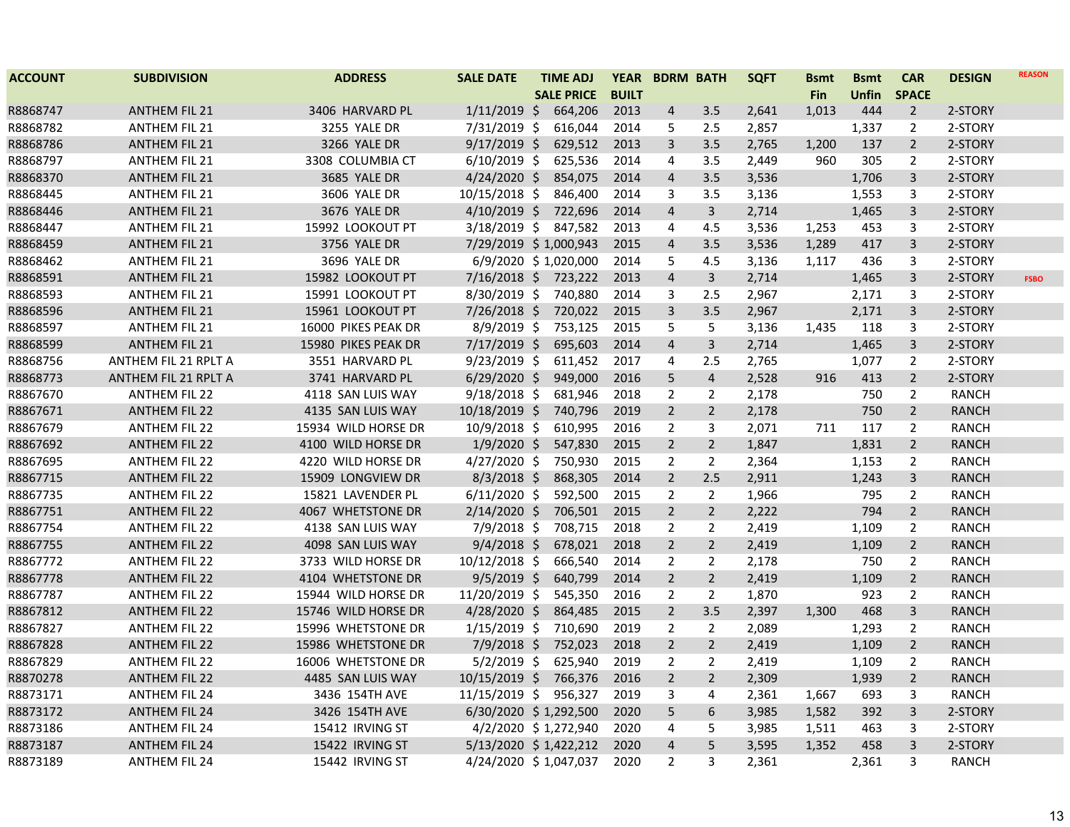| ACCOUNT | SUBDIVISION | ADDRESS | SALE DATE | TIME ADJ SALE PRICE | YEAR BUILT | BDRM | BATH | SQFT | Bsmt Fin | Bsmt Unfin | CAR SPACE | DESIGN | REASON |
|---|---|---|---|---|---|---|---|---|---|---|---|---|---|
| R8868747 | ANTHEM FIL 21 | 3406 HARVARD PL | 1/11/2019 | $ 664,206 | 2013 | 4 | 3.5 | 2,641 | 1,013 | 444 | 2 | 2-STORY | |
| R8868782 | ANTHEM FIL 21 | 3255 YALE DR | 7/31/2019 | $ 616,044 | 2014 | 5 | 2.5 | 2,857 | | 1,337 | 2 | 2-STORY | |
| R8868786 | ANTHEM FIL 21 | 3266 YALE DR | 9/17/2019 | $ 629,512 | 2013 | 3 | 3.5 | 2,765 | 1,200 | 137 | 2 | 2-STORY | |
| R8868797 | ANTHEM FIL 21 | 3308 COLUMBIA CT | 6/10/2019 | $ 625,536 | 2014 | 4 | 3.5 | 2,449 | 960 | 305 | 2 | 2-STORY | |
| R8868370 | ANTHEM FIL 21 | 3685 YALE DR | 4/24/2020 | $ 854,075 | 2014 | 4 | 3.5 | 3,536 | | 1,706 | 3 | 2-STORY | |
| R8868445 | ANTHEM FIL 21 | 3606 YALE DR | 10/15/2018 | $ 846,400 | 2014 | 3 | 3.5 | 3,136 | | 1,553 | 3 | 2-STORY | |
| R8868446 | ANTHEM FIL 21 | 3676 YALE DR | 4/10/2019 | $ 722,696 | 2014 | 4 | 3 | 2,714 | | 1,465 | 3 | 2-STORY | |
| R8868447 | ANTHEM FIL 21 | 15992 LOOKOUT PT | 3/18/2019 | $ 847,582 | 2013 | 4 | 4.5 | 3,536 | 1,253 | 453 | 3 | 2-STORY | |
| R8868459 | ANTHEM FIL 21 | 3756 YALE DR | 7/29/2019 | $ 1,000,943 | 2015 | 4 | 3.5 | 3,536 | 1,289 | 417 | 3 | 2-STORY | |
| R8868462 | ANTHEM FIL 21 | 3696 YALE DR | 6/9/2020 | $ 1,020,000 | 2014 | 5 | 4.5 | 3,136 | 1,117 | 436 | 3 | 2-STORY | |
| R8868591 | ANTHEM FIL 21 | 15982 LOOKOUT PT | 7/16/2018 | $ 723,222 | 2013 | 4 | 3 | 2,714 | | 1,465 | 3 | 2-STORY | FSBO |
| R8868593 | ANTHEM FIL 21 | 15991 LOOKOUT PT | 8/30/2019 | $ 740,880 | 2014 | 3 | 2.5 | 2,967 | | 2,171 | 3 | 2-STORY | |
| R8868596 | ANTHEM FIL 21 | 15961 LOOKOUT PT | 7/26/2018 | $ 720,022 | 2015 | 3 | 3.5 | 2,967 | | 2,171 | 3 | 2-STORY | |
| R8868597 | ANTHEM FIL 21 | 16000 PIKES PEAK DR | 8/9/2019 | $ 753,125 | 2015 | 5 | 5 | 3,136 | 1,435 | 118 | 3 | 2-STORY | |
| R8868599 | ANTHEM FIL 21 | 15980 PIKES PEAK DR | 7/17/2019 | $ 695,603 | 2014 | 4 | 3 | 2,714 | | 1,465 | 3 | 2-STORY | |
| R8868756 | ANTHEM FIL 21 RPLT A | 3551 HARVARD PL | 9/23/2019 | $ 611,452 | 2017 | 4 | 2.5 | 2,765 | | 1,077 | 2 | 2-STORY | |
| R8868773 | ANTHEM FIL 21 RPLT A | 3741 HARVARD PL | 6/29/2020 | $ 949,000 | 2016 | 5 | 4 | 2,528 | 916 | 413 | 2 | 2-STORY | |
| R8867670 | ANTHEM FIL 22 | 4118 SAN LUIS WAY | 9/18/2018 | $ 681,946 | 2018 | 2 | 2 | 2,178 | | 750 | 2 | RANCH | |
| R8867671 | ANTHEM FIL 22 | 4135 SAN LUIS WAY | 10/18/2019 | $ 740,796 | 2019 | 2 | 2 | 2,178 | | 750 | 2 | RANCH | |
| R8867679 | ANTHEM FIL 22 | 15934 WILD HORSE DR | 10/9/2018 | $ 610,995 | 2016 | 2 | 3 | 2,071 | 711 | 117 | 2 | RANCH | |
| R8867692 | ANTHEM FIL 22 | 4100 WILD HORSE DR | 1/9/2020 | $ 547,830 | 2015 | 2 | 2 | 1,847 | | 1,831 | 2 | RANCH | |
| R8867695 | ANTHEM FIL 22 | 4220 WILD HORSE DR | 4/27/2020 | $ 750,930 | 2015 | 2 | 2 | 2,364 | | 1,153 | 2 | RANCH | |
| R8867715 | ANTHEM FIL 22 | 15909 LONGVIEW DR | 8/3/2018 | $ 868,305 | 2014 | 2 | 2.5 | 2,911 | | 1,243 | 3 | RANCH | |
| R8867735 | ANTHEM FIL 22 | 15821 LAVENDER PL | 6/11/2020 | $ 592,500 | 2015 | 2 | 2 | 1,966 | | 795 | 2 | RANCH | |
| R8867751 | ANTHEM FIL 22 | 4067 WHETSTONE DR | 2/14/2020 | $ 706,501 | 2015 | 2 | 2 | 2,222 | | 794 | 2 | RANCH | |
| R8867754 | ANTHEM FIL 22 | 4138 SAN LUIS WAY | 7/9/2018 | $ 708,715 | 2018 | 2 | 2 | 2,419 | | 1,109 | 2 | RANCH | |
| R8867755 | ANTHEM FIL 22 | 4098 SAN LUIS WAY | 9/4/2018 | $ 678,021 | 2018 | 2 | 2 | 2,419 | | 1,109 | 2 | RANCH | |
| R8867772 | ANTHEM FIL 22 | 3733 WILD HORSE DR | 10/12/2018 | $ 666,540 | 2014 | 2 | 2 | 2,178 | | 750 | 2 | RANCH | |
| R8867778 | ANTHEM FIL 22 | 4104 WHETSTONE DR | 9/5/2019 | $ 640,799 | 2014 | 2 | 2 | 2,419 | | 1,109 | 2 | RANCH | |
| R8867787 | ANTHEM FIL 22 | 15944 WILD HORSE DR | 11/20/2019 | $ 545,350 | 2016 | 2 | 2 | 1,870 | | 923 | 2 | RANCH | |
| R8867812 | ANTHEM FIL 22 | 15746 WILD HORSE DR | 4/28/2020 | $ 864,485 | 2015 | 2 | 3.5 | 2,397 | 1,300 | 468 | 3 | RANCH | |
| R8867827 | ANTHEM FIL 22 | 15996 WHETSTONE DR | 1/15/2019 | $ 710,690 | 2019 | 2 | 2 | 2,089 | | 1,293 | 2 | RANCH | |
| R8867828 | ANTHEM FIL 22 | 15986 WHETSTONE DR | 7/9/2018 | $ 752,023 | 2018 | 2 | 2 | 2,419 | | 1,109 | 2 | RANCH | |
| R8867829 | ANTHEM FIL 22 | 16006 WHETSTONE DR | 5/2/2019 | $ 625,940 | 2019 | 2 | 2 | 2,419 | | 1,109 | 2 | RANCH | |
| R8870278 | ANTHEM FIL 22 | 4485 SAN LUIS WAY | 10/15/2019 | $ 766,376 | 2016 | 2 | 2 | 2,309 | | 1,939 | 2 | RANCH | |
| R8873171 | ANTHEM FIL 24 | 3436 154TH AVE | 11/15/2019 | $ 956,327 | 2019 | 3 | 4 | 2,361 | 1,667 | 693 | 3 | RANCH | |
| R8873172 | ANTHEM FIL 24 | 3426 154TH AVE | 6/30/2020 | $ 1,292,500 | 2020 | 5 | 6 | 3,985 | 1,582 | 392 | 3 | 2-STORY | |
| R8873186 | ANTHEM FIL 24 | 15412 IRVING ST | 4/2/2020 | $ 1,272,940 | 2020 | 4 | 5 | 3,985 | 1,511 | 463 | 3 | 2-STORY | |
| R8873187 | ANTHEM FIL 24 | 15422 IRVING ST | 5/13/2020 | $ 1,422,212 | 2020 | 4 | 5 | 3,595 | 1,352 | 458 | 3 | 2-STORY | |
| R8873189 | ANTHEM FIL 24 | 15442 IRVING ST | 4/24/2020 | $ 1,047,037 | 2020 | 2 | 3 | 2,361 | | 2,361 | 3 | RANCH | |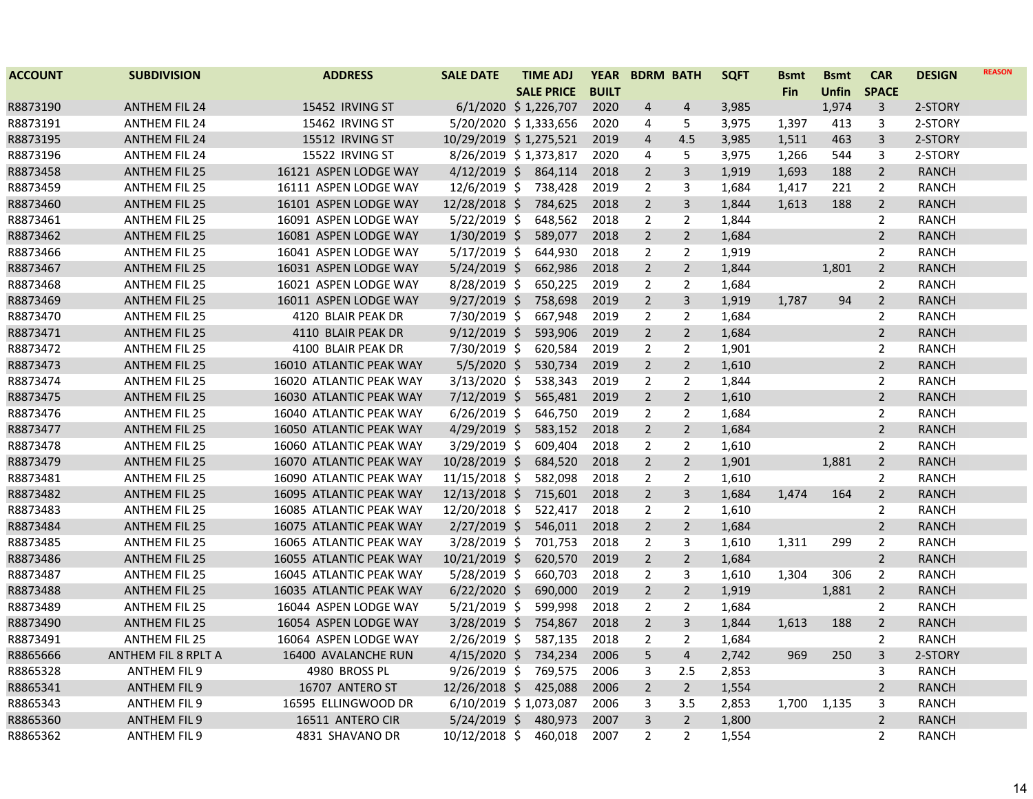| ACCOUNT | SUBDIVISION | ADDRESS | SALE DATE | TIME ADJ SALE PRICE | YEAR BUILT | BDRM | BATH | SQFT | Bsmt Fin | Bsmt Unfin | CAR SPACE | DESIGN | REASON |
|---|---|---|---|---|---|---|---|---|---|---|---|---|---|
| R8873190 | ANTHEM FIL 24 | 15452 IRVING ST | 6/1/2020 | $ 1,226,707 | 2020 | 4 | 4 | 3,985 | | 1,974 | 3 | 2-STORY | |
| R8873191 | ANTHEM FIL 24 | 15462 IRVING ST | 5/20/2020 | $ 1,333,656 | 2020 | 4 | 5 | 3,975 | 1,397 | 413 | 3 | 2-STORY | |
| R8873195 | ANTHEM FIL 24 | 15512 IRVING ST | 10/29/2019 | $ 1,275,521 | 2019 | 4 | 4.5 | 3,985 | 1,511 | 463 | 3 | 2-STORY | |
| R8873196 | ANTHEM FIL 24 | 15522 IRVING ST | 8/26/2019 | $ 1,373,817 | 2020 | 4 | 5 | 3,975 | 1,266 | 544 | 3 | 2-STORY | |
| R8873458 | ANTHEM FIL 25 | 16121 ASPEN LODGE WAY | 4/12/2019 | $ 864,114 | 2018 | 2 | 3 | 1,919 | 1,693 | 188 | 2 | RANCH | |
| R8873459 | ANTHEM FIL 25 | 16111 ASPEN LODGE WAY | 12/6/2019 | $ 738,428 | 2019 | 2 | 3 | 1,684 | 1,417 | 221 | 2 | RANCH | |
| R8873460 | ANTHEM FIL 25 | 16101 ASPEN LODGE WAY | 12/28/2018 | $ 784,625 | 2018 | 2 | 3 | 1,844 | 1,613 | 188 | 2 | RANCH | |
| R8873461 | ANTHEM FIL 25 | 16091 ASPEN LODGE WAY | 5/22/2019 | $ 648,562 | 2018 | 2 | 2 | 1,844 | | | 2 | RANCH | |
| R8873462 | ANTHEM FIL 25 | 16081 ASPEN LODGE WAY | 1/30/2019 | $ 589,077 | 2018 | 2 | 2 | 1,684 | | | 2 | RANCH | |
| R8873466 | ANTHEM FIL 25 | 16041 ASPEN LODGE WAY | 5/17/2019 | $ 644,930 | 2018 | 2 | 2 | 1,919 | | | 2 | RANCH | |
| R8873467 | ANTHEM FIL 25 | 16031 ASPEN LODGE WAY | 5/24/2019 | $ 662,986 | 2018 | 2 | 2 | 1,844 | | 1,801 | 2 | RANCH | |
| R8873468 | ANTHEM FIL 25 | 16021 ASPEN LODGE WAY | 8/28/2019 | $ 650,225 | 2019 | 2 | 2 | 1,684 | | | 2 | RANCH | |
| R8873469 | ANTHEM FIL 25 | 16011 ASPEN LODGE WAY | 9/27/2019 | $ 758,698 | 2019 | 2 | 3 | 1,919 | 1,787 | 94 | 2 | RANCH | |
| R8873470 | ANTHEM FIL 25 | 4120 BLAIR PEAK DR | 7/30/2019 | $ 667,948 | 2019 | 2 | 2 | 1,684 | | | 2 | RANCH | |
| R8873471 | ANTHEM FIL 25 | 4110 BLAIR PEAK DR | 9/12/2019 | $ 593,906 | 2019 | 2 | 2 | 1,684 | | | 2 | RANCH | |
| R8873472 | ANTHEM FIL 25 | 4100 BLAIR PEAK DR | 7/30/2019 | $ 620,584 | 2019 | 2 | 2 | 1,901 | | | 2 | RANCH | |
| R8873473 | ANTHEM FIL 25 | 16010 ATLANTIC PEAK WAY | 5/5/2020 | $ 530,734 | 2019 | 2 | 2 | 1,610 | | | 2 | RANCH | |
| R8873474 | ANTHEM FIL 25 | 16020 ATLANTIC PEAK WAY | 3/13/2020 | $ 538,343 | 2019 | 2 | 2 | 1,844 | | | 2 | RANCH | |
| R8873475 | ANTHEM FIL 25 | 16030 ATLANTIC PEAK WAY | 7/12/2019 | $ 565,481 | 2019 | 2 | 2 | 1,610 | | | 2 | RANCH | |
| R8873476 | ANTHEM FIL 25 | 16040 ATLANTIC PEAK WAY | 6/26/2019 | $ 646,750 | 2019 | 2 | 2 | 1,684 | | | 2 | RANCH | |
| R8873477 | ANTHEM FIL 25 | 16050 ATLANTIC PEAK WAY | 4/29/2019 | $ 583,152 | 2018 | 2 | 2 | 1,684 | | | 2 | RANCH | |
| R8873478 | ANTHEM FIL 25 | 16060 ATLANTIC PEAK WAY | 3/29/2019 | $ 609,404 | 2018 | 2 | 2 | 1,610 | | | 2 | RANCH | |
| R8873479 | ANTHEM FIL 25 | 16070 ATLANTIC PEAK WAY | 10/28/2019 | $ 684,520 | 2018 | 2 | 2 | 1,901 | | 1,881 | 2 | RANCH | |
| R8873481 | ANTHEM FIL 25 | 16090 ATLANTIC PEAK WAY | 11/15/2018 | $ 582,098 | 2018 | 2 | 2 | 1,610 | | | 2 | RANCH | |
| R8873482 | ANTHEM FIL 25 | 16095 ATLANTIC PEAK WAY | 12/13/2018 | $ 715,601 | 2018 | 2 | 3 | 1,684 | 1,474 | 164 | 2 | RANCH | |
| R8873483 | ANTHEM FIL 25 | 16085 ATLANTIC PEAK WAY | 12/20/2018 | $ 522,417 | 2018 | 2 | 2 | 1,610 | | | 2 | RANCH | |
| R8873484 | ANTHEM FIL 25 | 16075 ATLANTIC PEAK WAY | 2/27/2019 | $ 546,011 | 2018 | 2 | 2 | 1,684 | | | 2 | RANCH | |
| R8873485 | ANTHEM FIL 25 | 16065 ATLANTIC PEAK WAY | 3/28/2019 | $ 701,753 | 2018 | 2 | 3 | 1,610 | 1,311 | 299 | 2 | RANCH | |
| R8873486 | ANTHEM FIL 25 | 16055 ATLANTIC PEAK WAY | 10/21/2019 | $ 620,570 | 2019 | 2 | 2 | 1,684 | | | 2 | RANCH | |
| R8873487 | ANTHEM FIL 25 | 16045 ATLANTIC PEAK WAY | 5/28/2019 | $ 660,703 | 2018 | 2 | 3 | 1,610 | 1,304 | 306 | 2 | RANCH | |
| R8873488 | ANTHEM FIL 25 | 16035 ATLANTIC PEAK WAY | 6/22/2020 | $ 690,000 | 2019 | 2 | 2 | 1,919 | | 1,881 | 2 | RANCH | |
| R8873489 | ANTHEM FIL 25 | 16044 ASPEN LODGE WAY | 5/21/2019 | $ 599,998 | 2018 | 2 | 2 | 1,684 | | | 2 | RANCH | |
| R8873490 | ANTHEM FIL 25 | 16054 ASPEN LODGE WAY | 3/28/2019 | $ 754,867 | 2018 | 2 | 3 | 1,844 | 1,613 | 188 | 2 | RANCH | |
| R8873491 | ANTHEM FIL 25 | 16064 ASPEN LODGE WAY | 2/26/2019 | $ 587,135 | 2018 | 2 | 2 | 1,684 | | | 2 | RANCH | |
| R8865666 | ANTHEM FIL 8 RPLT A | 16400 AVALANCHE RUN | 4/15/2020 | $ 734,234 | 2006 | 5 | 4 | 2,742 | 969 | 250 | 3 | 2-STORY | |
| R8865328 | ANTHEM FIL 9 | 4980 BROSS PL | 9/26/2019 | $ 769,575 | 2006 | 3 | 2.5 | 2,853 | | | 3 | RANCH | |
| R8865341 | ANTHEM FIL 9 | 16707 ANTERO ST | 12/26/2018 | $ 425,088 | 2006 | 2 | 2 | 1,554 | | | 2 | RANCH | |
| R8865343 | ANTHEM FIL 9 | 16595 ELLINGWOOD DR | 6/10/2019 | $ 1,073,087 | 2006 | 3 | 3.5 | 2,853 | 1,700 | 1,135 | 3 | RANCH | |
| R8865360 | ANTHEM FIL 9 | 16511 ANTERO CIR | 5/24/2019 | $ 480,973 | 2007 | 3 | 2 | 1,800 | | | 2 | RANCH | |
| R8865362 | ANTHEM FIL 9 | 4831 SHAVANO DR | 10/12/2018 | $ 460,018 | 2007 | 2 | 2 | 1,554 | | | 2 | RANCH | |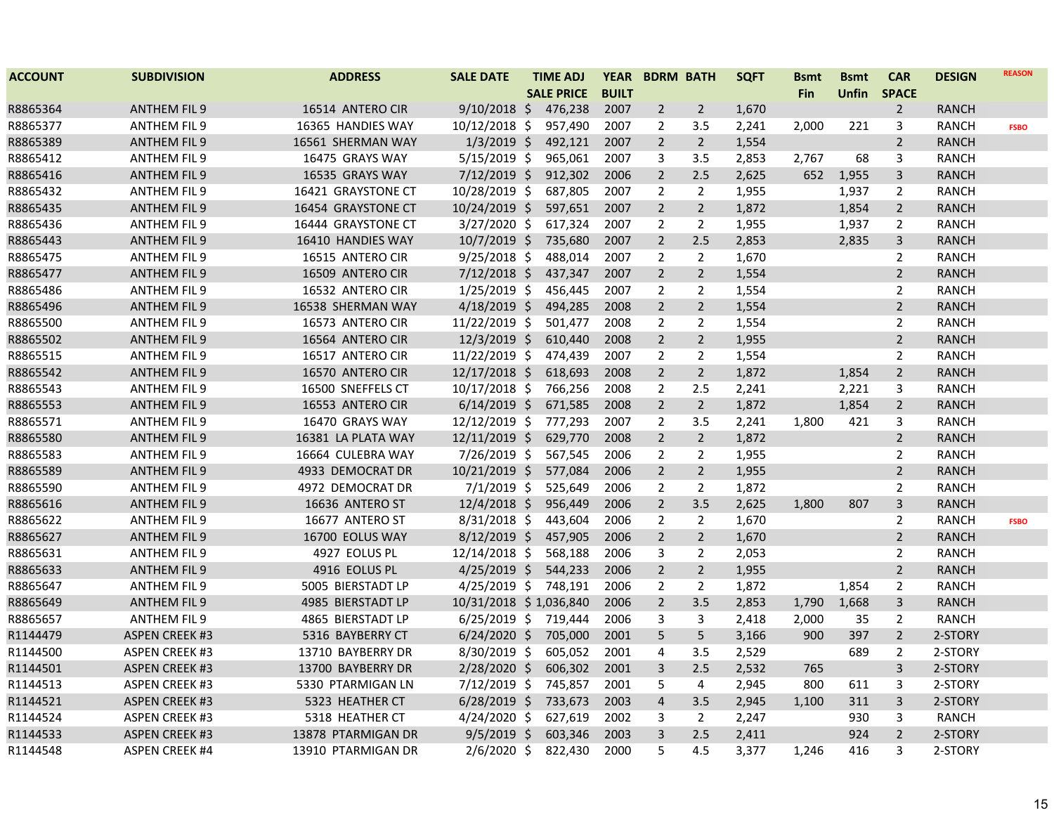| ACCOUNT | SUBDIVISION | ADDRESS | SALE DATE | TIME ADJ SALE PRICE | YEAR BUILT | BDRM | BATH | SQFT | Bsmt Fin | Bsmt Unfin | CAR SPACE | DESIGN | REASON |
|---|---|---|---|---|---|---|---|---|---|---|---|---|---|
| R8865364 | ANTHEM FIL 9 | 16514 ANTERO CIR | 9/10/2018 | $ 476,238 | 2007 | 2 | 2 | 1,670 | | | 2 | RANCH | |
| R8865377 | ANTHEM FIL 9 | 16365 HANDIES WAY | 10/12/2018 | $ 957,490 | 2007 | 2 | 3.5 | 2,241 | 2,000 | 221 | 3 | RANCH | FSBO |
| R8865389 | ANTHEM FIL 9 | 16561 SHERMAN WAY | 1/3/2019 | $ 492,121 | 2007 | 2 | 2 | 1,554 | | | 2 | RANCH | |
| R8865412 | ANTHEM FIL 9 | 16475 GRAYS WAY | 5/15/2019 | $ 965,061 | 2007 | 3 | 3.5 | 2,853 | 2,767 | 68 | 3 | RANCH | |
| R8865416 | ANTHEM FIL 9 | 16535 GRAYS WAY | 7/12/2019 | $ 912,302 | 2006 | 2 | 2.5 | 2,625 | 652 | 1,955 | 3 | RANCH | |
| R8865432 | ANTHEM FIL 9 | 16421 GRAYSTONE CT | 10/28/2019 | $ 687,805 | 2007 | 2 | 2 | 1,955 | | 1,937 | 2 | RANCH | |
| R8865435 | ANTHEM FIL 9 | 16454 GRAYSTONE CT | 10/24/2019 | $ 597,651 | 2007 | 2 | 2 | 1,872 | | 1,854 | 2 | RANCH | |
| R8865436 | ANTHEM FIL 9 | 16444 GRAYSTONE CT | 3/27/2020 | $ 617,324 | 2007 | 2 | 2 | 1,955 | | 1,937 | 2 | RANCH | |
| R8865443 | ANTHEM FIL 9 | 16410 HANDIES WAY | 10/7/2019 | $ 735,680 | 2007 | 2 | 2.5 | 2,853 | | 2,835 | 3 | RANCH | |
| R8865475 | ANTHEM FIL 9 | 16515 ANTERO CIR | 9/25/2018 | $ 488,014 | 2007 | 2 | 2 | 1,670 | | | 2 | RANCH | |
| R8865477 | ANTHEM FIL 9 | 16509 ANTERO CIR | 7/12/2018 | $ 437,347 | 2007 | 2 | 2 | 1,554 | | | 2 | RANCH | |
| R8865486 | ANTHEM FIL 9 | 16532 ANTERO CIR | 1/25/2019 | $ 456,445 | 2007 | 2 | 2 | 1,554 | | | 2 | RANCH | |
| R8865496 | ANTHEM FIL 9 | 16538 SHERMAN WAY | 4/18/2019 | $ 494,285 | 2008 | 2 | 2 | 1,554 | | | 2 | RANCH | |
| R8865500 | ANTHEM FIL 9 | 16573 ANTERO CIR | 11/22/2019 | $ 501,477 | 2008 | 2 | 2 | 1,554 | | | 2 | RANCH | |
| R8865502 | ANTHEM FIL 9 | 16564 ANTERO CIR | 12/3/2019 | $ 610,440 | 2008 | 2 | 2 | 1,955 | | | 2 | RANCH | |
| R8865515 | ANTHEM FIL 9 | 16517 ANTERO CIR | 11/22/2019 | $ 474,439 | 2007 | 2 | 2 | 1,554 | | | 2 | RANCH | |
| R8865542 | ANTHEM FIL 9 | 16570 ANTERO CIR | 12/17/2018 | $ 618,693 | 2008 | 2 | 2 | 1,872 | | 1,854 | 2 | RANCH | |
| R8865543 | ANTHEM FIL 9 | 16500 SNEFFELS CT | 10/17/2018 | $ 766,256 | 2008 | 2 | 2.5 | 2,241 | | 2,221 | 3 | RANCH | |
| R8865553 | ANTHEM FIL 9 | 16553 ANTERO CIR | 6/14/2019 | $ 671,585 | 2008 | 2 | 2 | 1,872 | | 1,854 | 2 | RANCH | |
| R8865571 | ANTHEM FIL 9 | 16470 GRAYS WAY | 12/12/2019 | $ 777,293 | 2007 | 2 | 3.5 | 2,241 | 1,800 | 421 | 3 | RANCH | |
| R8865580 | ANTHEM FIL 9 | 16381 LA PLATA WAY | 12/11/2019 | $ 629,770 | 2008 | 2 | 2 | 1,872 | | | 2 | RANCH | |
| R8865583 | ANTHEM FIL 9 | 16664 CULEBRA WAY | 7/26/2019 | $ 567,545 | 2006 | 2 | 2 | 1,955 | | | 2 | RANCH | |
| R8865589 | ANTHEM FIL 9 | 4933 DEMOCRAT DR | 10/21/2019 | $ 577,084 | 2006 | 2 | 2 | 1,955 | | | 2 | RANCH | |
| R8865590 | ANTHEM FIL 9 | 4972 DEMOCRAT DR | 7/1/2019 | $ 525,649 | 2006 | 2 | 2 | 1,872 | | | 2 | RANCH | |
| R8865616 | ANTHEM FIL 9 | 16636 ANTERO ST | 12/4/2018 | $ 956,449 | 2006 | 2 | 3.5 | 2,625 | 1,800 | 807 | 3 | RANCH | |
| R8865622 | ANTHEM FIL 9 | 16677 ANTERO ST | 8/31/2018 | $ 443,604 | 2006 | 2 | 2 | 1,670 | | | 2 | RANCH | FSBO |
| R8865627 | ANTHEM FIL 9 | 16700 EOLUS WAY | 8/12/2019 | $ 457,905 | 2006 | 2 | 2 | 1,670 | | | 2 | RANCH | |
| R8865631 | ANTHEM FIL 9 | 4927 EOLUS PL | 12/14/2018 | $ 568,188 | 2006 | 3 | 2 | 2,053 | | | 2 | RANCH | |
| R8865633 | ANTHEM FIL 9 | 4916 EOLUS PL | 4/25/2019 | $ 544,233 | 2006 | 2 | 2 | 1,955 | | | 2 | RANCH | |
| R8865647 | ANTHEM FIL 9 | 5005 BIERSTADT LP | 4/25/2019 | $ 748,191 | 2006 | 2 | 2 | 1,872 | | 1,854 | 2 | RANCH | |
| R8865649 | ANTHEM FIL 9 | 4985 BIERSTADT LP | 10/31/2018 | $ 1,036,840 | 2006 | 2 | 3.5 | 2,853 | 1,790 | 1,668 | 3 | RANCH | |
| R8865657 | ANTHEM FIL 9 | 4865 BIERSTADT LP | 6/25/2019 | $ 719,444 | 2006 | 3 | 3 | 2,418 | 2,000 | 35 | 2 | RANCH | |
| R1144479 | ASPEN CREEK #3 | 5316 BAYBERRY CT | 6/24/2020 | $ 705,000 | 2001 | 5 | 5 | 3,166 | 900 | 397 | 2 | 2-STORY | |
| R1144500 | ASPEN CREEK #3 | 13710 BAYBERRY DR | 8/30/2019 | $ 605,052 | 2001 | 4 | 3.5 | 2,529 | | 689 | 3 | 2-STORY | |
| R1144501 | ASPEN CREEK #3 | 13700 BAYBERRY DR | 2/28/2020 | $ 606,302 | 2001 | 3 | 2.5 | 2,532 | 765 | | 3 | 2-STORY | |
| R1144513 | ASPEN CREEK #3 | 5330 PTARMIGAN LN | 7/12/2019 | $ 745,857 | 2001 | 5 | 4 | 2,945 | 800 | 611 | 3 | 2-STORY | |
| R1144521 | ASPEN CREEK #3 | 5323 HEATHER CT | 6/28/2019 | $ 733,673 | 2003 | 4 | 3.5 | 2,945 | 1,100 | 311 | 3 | 2-STORY | |
| R1144524 | ASPEN CREEK #3 | 5318 HEATHER CT | 4/24/2020 | $ 627,619 | 2002 | 3 | 2 | 2,247 | | 930 | 3 | RANCH | |
| R1144533 | ASPEN CREEK #3 | 13878 PTARMIGAN DR | 9/5/2019 | $ 603,346 | 2003 | 3 | 2.5 | 2,411 | | 924 | 2 | 2-STORY | |
| R1144548 | ASPEN CREEK #4 | 13910 PTARMIGAN DR | 2/6/2020 | $ 822,430 | 2000 | 5 | 4.5 | 3,377 | 1,246 | 416 | 3 | 2-STORY | |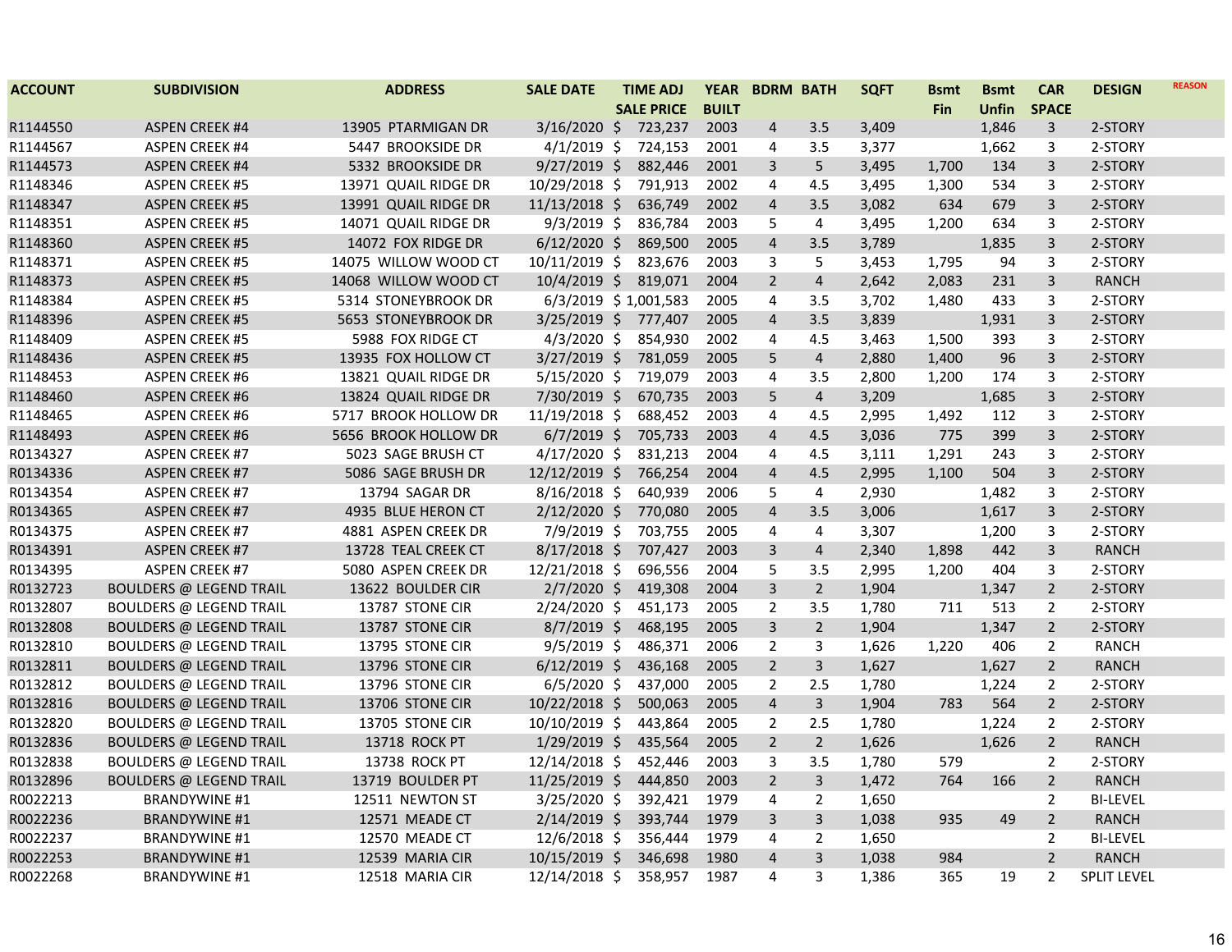| ACCOUNT | SUBDIVISION | ADDRESS | SALE DATE | TIME ADJ SALE PRICE | YEAR BUILT | BDRM | BATH | SQFT | Bsmt Fin | Bsmt Unfin | CAR SPACE | DESIGN | REASON |
|---|---|---|---|---|---|---|---|---|---|---|---|---|---|
| R1144550 | ASPEN CREEK #4 | 13905 PTARMIGAN DR | 3/16/2020 | $ 723,237 | 2003 | 4 | 3.5 | 3,409 | | 1,846 | 3 | 2-STORY | |
| R1144567 | ASPEN CREEK #4 | 5447 BROOKSIDE DR | 4/1/2019 | $ 724,153 | 2001 | 4 | 3.5 | 3,377 | | 1,662 | 3 | 2-STORY | |
| R1144573 | ASPEN CREEK #4 | 5332 BROOKSIDE DR | 9/27/2019 | $ 882,446 | 2001 | 3 | 5 | 3,495 | 1,700 | 134 | 3 | 2-STORY | |
| R1148346 | ASPEN CREEK #5 | 13971 QUAIL RIDGE DR | 10/29/2018 | $ 791,913 | 2002 | 4 | 4.5 | 3,495 | 1,300 | 534 | 3 | 2-STORY | |
| R1148347 | ASPEN CREEK #5 | 13991 QUAIL RIDGE DR | 11/13/2018 | $ 636,749 | 2002 | 4 | 3.5 | 3,082 | 634 | 679 | 3 | 2-STORY | |
| R1148351 | ASPEN CREEK #5 | 14071 QUAIL RIDGE DR | 9/3/2019 | $ 836,784 | 2003 | 5 | 4 | 3,495 | 1,200 | 634 | 3 | 2-STORY | |
| R1148360 | ASPEN CREEK #5 | 14072 FOX RIDGE DR | 6/12/2020 | $ 869,500 | 2005 | 4 | 3.5 | 3,789 | | 1,835 | 3 | 2-STORY | |
| R1148371 | ASPEN CREEK #5 | 14075 WILLOW WOOD CT | 10/11/2019 | $ 823,676 | 2003 | 3 | 5 | 3,453 | 1,795 | 94 | 3 | 2-STORY | |
| R1148373 | ASPEN CREEK #5 | 14068 WILLOW WOOD CT | 10/4/2019 | $ 819,071 | 2004 | 2 | 4 | 2,642 | 2,083 | 231 | 3 | RANCH | |
| R1148384 | ASPEN CREEK #5 | 5314 STONEYBROOK DR | 6/3/2019 | $ 1,001,583 | 2005 | 4 | 3.5 | 3,702 | 1,480 | 433 | 3 | 2-STORY | |
| R1148396 | ASPEN CREEK #5 | 5653 STONEYBROOK DR | 3/25/2019 | $ 777,407 | 2005 | 4 | 3.5 | 3,839 | | 1,931 | 3 | 2-STORY | |
| R1148409 | ASPEN CREEK #5 | 5988 FOX RIDGE CT | 4/3/2020 | $ 854,930 | 2002 | 4 | 4.5 | 3,463 | 1,500 | 393 | 3 | 2-STORY | |
| R1148436 | ASPEN CREEK #5 | 13935 FOX HOLLOW CT | 3/27/2019 | $ 781,059 | 2005 | 5 | 4 | 2,880 | 1,400 | 96 | 3 | 2-STORY | |
| R1148453 | ASPEN CREEK #6 | 13821 QUAIL RIDGE DR | 5/15/2020 | $ 719,079 | 2003 | 4 | 3.5 | 2,800 | 1,200 | 174 | 3 | 2-STORY | |
| R1148460 | ASPEN CREEK #6 | 13824 QUAIL RIDGE DR | 7/30/2019 | $ 670,735 | 2003 | 5 | 4 | 3,209 | | 1,685 | 3 | 2-STORY | |
| R1148465 | ASPEN CREEK #6 | 5717 BROOK HOLLOW DR | 11/19/2018 | $ 688,452 | 2003 | 4 | 4.5 | 2,995 | 1,492 | 112 | 3 | 2-STORY | |
| R1148493 | ASPEN CREEK #6 | 5656 BROOK HOLLOW DR | 6/7/2019 | $ 705,733 | 2003 | 4 | 4.5 | 3,036 | 775 | 399 | 3 | 2-STORY | |
| R0134327 | ASPEN CREEK #7 | 5023 SAGE BRUSH CT | 4/17/2020 | $ 831,213 | 2004 | 4 | 4.5 | 3,111 | 1,291 | 243 | 3 | 2-STORY | |
| R0134336 | ASPEN CREEK #7 | 5086 SAGE BRUSH DR | 12/12/2019 | $ 766,254 | 2004 | 4 | 4.5 | 2,995 | 1,100 | 504 | 3 | 2-STORY | |
| R0134354 | ASPEN CREEK #7 | 13794 SAGAR DR | 8/16/2018 | $ 640,939 | 2006 | 5 | 4 | 2,930 | | 1,482 | 3 | 2-STORY | |
| R0134365 | ASPEN CREEK #7 | 4935 BLUE HERON CT | 2/12/2020 | $ 770,080 | 2005 | 4 | 3.5 | 3,006 | | 1,617 | 3 | 2-STORY | |
| R0134375 | ASPEN CREEK #7 | 4881 ASPEN CREEK DR | 7/9/2019 | $ 703,755 | 2005 | 4 | 4 | 3,307 | | 1,200 | 3 | 2-STORY | |
| R0134391 | ASPEN CREEK #7 | 13728 TEAL CREEK CT | 8/17/2018 | $ 707,427 | 2003 | 3 | 4 | 2,340 | 1,898 | 442 | 3 | RANCH | |
| R0134395 | ASPEN CREEK #7 | 5080 ASPEN CREEK DR | 12/21/2018 | $ 696,556 | 2004 | 5 | 3.5 | 2,995 | 1,200 | 404 | 3 | 2-STORY | |
| R0132723 | BOULDERS @ LEGEND TRAIL | 13622 BOULDER CIR | 2/7/2020 | $ 419,308 | 2004 | 3 | 2 | 1,904 | | 1,347 | 2 | 2-STORY | |
| R0132807 | BOULDERS @ LEGEND TRAIL | 13787 STONE CIR | 2/24/2020 | $ 451,173 | 2005 | 2 | 3.5 | 1,780 | 711 | 513 | 2 | 2-STORY | |
| R0132808 | BOULDERS @ LEGEND TRAIL | 13787 STONE CIR | 8/7/2019 | $ 468,195 | 2005 | 3 | 2 | 1,904 | | 1,347 | 2 | 2-STORY | |
| R0132810 | BOULDERS @ LEGEND TRAIL | 13795 STONE CIR | 9/5/2019 | $ 486,371 | 2006 | 2 | 3 | 1,626 | 1,220 | 406 | 2 | RANCH | |
| R0132811 | BOULDERS @ LEGEND TRAIL | 13796 STONE CIR | 6/12/2019 | $ 436,168 | 2005 | 2 | 3 | 1,627 | | 1,627 | 2 | RANCH | |
| R0132812 | BOULDERS @ LEGEND TRAIL | 13796 STONE CIR | 6/5/2020 | $ 437,000 | 2005 | 2 | 2.5 | 1,780 | | 1,224 | 2 | 2-STORY | |
| R0132816 | BOULDERS @ LEGEND TRAIL | 13706 STONE CIR | 10/22/2018 | $ 500,063 | 2005 | 4 | 3 | 1,904 | 783 | 564 | 2 | 2-STORY | |
| R0132820 | BOULDERS @ LEGEND TRAIL | 13705 STONE CIR | 10/10/2019 | $ 443,864 | 2005 | 2 | 2.5 | 1,780 | | 1,224 | 2 | 2-STORY | |
| R0132836 | BOULDERS @ LEGEND TRAIL | 13718 ROCK PT | 1/29/2019 | $ 435,564 | 2005 | 2 | 2 | 1,626 | | 1,626 | 2 | RANCH | |
| R0132838 | BOULDERS @ LEGEND TRAIL | 13738 ROCK PT | 12/14/2018 | $ 452,446 | 2003 | 3 | 3.5 | 1,780 | 579 | | 2 | 2-STORY | |
| R0132896 | BOULDERS @ LEGEND TRAIL | 13719 BOULDER PT | 11/25/2019 | $ 444,850 | 2003 | 2 | 3 | 1,472 | 764 | 166 | 2 | RANCH | |
| R0022213 | BRANDYWINE #1 | 12511 NEWTON ST | 3/25/2020 | $ 392,421 | 1979 | 4 | 2 | 1,650 | | | 2 | BI-LEVEL | |
| R0022236 | BRANDYWINE #1 | 12571 MEADE CT | 2/14/2019 | $ 393,744 | 1979 | 3 | 3 | 1,038 | 935 | 49 | 2 | RANCH | |
| R0022237 | BRANDYWINE #1 | 12570 MEADE CT | 12/6/2018 | $ 356,444 | 1979 | 4 | 2 | 1,650 | | | 2 | BI-LEVEL | |
| R0022253 | BRANDYWINE #1 | 12539 MARIA CIR | 10/15/2019 | $ 346,698 | 1980 | 4 | 3 | 1,038 | 984 | | 2 | RANCH | |
| R0022268 | BRANDYWINE #1 | 12518 MARIA CIR | 12/14/2018 | $ 358,957 | 1987 | 4 | 3 | 1,386 | 365 | 19 | 2 | SPLIT LEVEL | |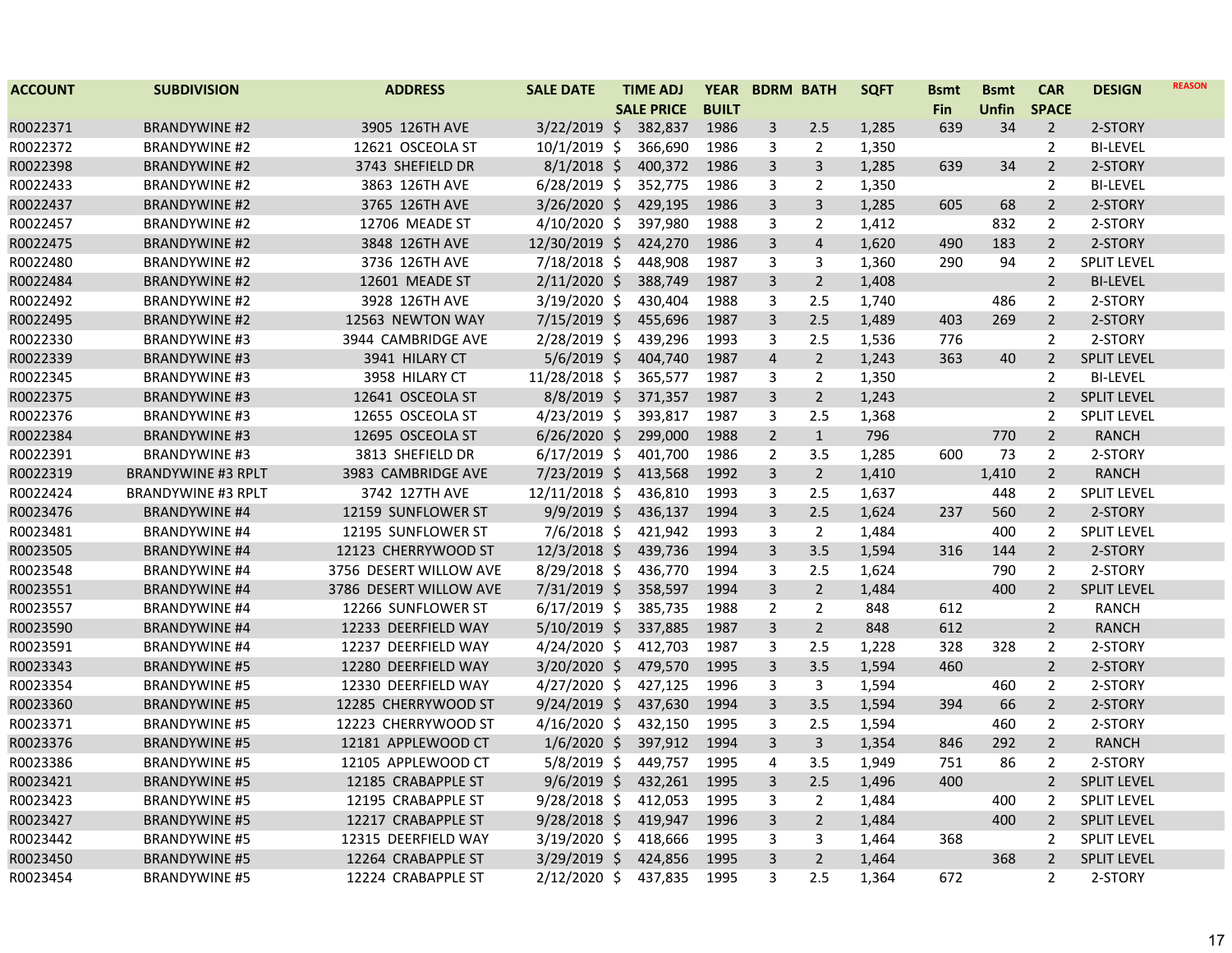| ACCOUNT | SUBDIVISION | ADDRESS | SALE DATE | TIME ADJ SALE PRICE | YEAR BUILT | BDRM | BATH | SQFT | Bsmt Fin | Bsmt Unfin | CAR SPACE | DESIGN | REASON |
|---|---|---|---|---|---|---|---|---|---|---|---|---|---|
| R0022371 | BRANDYWINE #2 | 3905 126TH AVE | 3/22/2019 | $ 382,837 | 1986 | 3 | 2.5 | 1,285 | 639 | 34 | 2 | 2-STORY | |
| R0022372 | BRANDYWINE #2 | 12621 OSCEOLA ST | 10/1/2019 | $ 366,690 | 1986 | 3 | 2 | 1,350 | | | 2 | BI-LEVEL | |
| R0022398 | BRANDYWINE #2 | 3743 SHEFIELD DR | 8/1/2018 | $ 400,372 | 1986 | 3 | 3 | 1,285 | 639 | 34 | 2 | 2-STORY | |
| R0022433 | BRANDYWINE #2 | 3863 126TH AVE | 6/28/2019 | $ 352,775 | 1986 | 3 | 2 | 1,350 | | | 2 | BI-LEVEL | |
| R0022437 | BRANDYWINE #2 | 3765 126TH AVE | 3/26/2020 | $ 429,195 | 1986 | 3 | 3 | 1,285 | 605 | 68 | 2 | 2-STORY | |
| R0022457 | BRANDYWINE #2 | 12706 MEADE ST | 4/10/2020 | $ 397,980 | 1988 | 3 | 2 | 1,412 | | 832 | 2 | 2-STORY | |
| R0022475 | BRANDYWINE #2 | 3848 126TH AVE | 12/30/2019 | $ 424,270 | 1986 | 3 | 4 | 1,620 | 490 | 183 | 2 | 2-STORY | |
| R0022480 | BRANDYWINE #2 | 3736 126TH AVE | 7/18/2018 | $ 448,908 | 1987 | 3 | 3 | 1,360 | 290 | 94 | 2 | SPLIT LEVEL | |
| R0022484 | BRANDYWINE #2 | 12601 MEADE ST | 2/11/2020 | $ 388,749 | 1987 | 3 | 2 | 1,408 | | | 2 | BI-LEVEL | |
| R0022492 | BRANDYWINE #2 | 3928 126TH AVE | 3/19/2020 | $ 430,404 | 1988 | 3 | 2.5 | 1,740 | | 486 | 2 | 2-STORY | |
| R0022495 | BRANDYWINE #2 | 12563 NEWTON WAY | 7/15/2019 | $ 455,696 | 1987 | 3 | 2.5 | 1,489 | 403 | 269 | 2 | 2-STORY | |
| R0022330 | BRANDYWINE #3 | 3944 CAMBRIDGE AVE | 2/28/2019 | $ 439,296 | 1993 | 3 | 2.5 | 1,536 | 776 | | 2 | 2-STORY | |
| R0022339 | BRANDYWINE #3 | 3941 HILARY CT | 5/6/2019 | $ 404,740 | 1987 | 4 | 2 | 1,243 | 363 | 40 | 2 | SPLIT LEVEL | |
| R0022345 | BRANDYWINE #3 | 3958 HILARY CT | 11/28/2018 | $ 365,577 | 1987 | 3 | 2 | 1,350 | | | 2 | BI-LEVEL | |
| R0022375 | BRANDYWINE #3 | 12641 OSCEOLA ST | 8/8/2019 | $ 371,357 | 1987 | 3 | 2 | 1,243 | | | 2 | SPLIT LEVEL | |
| R0022376 | BRANDYWINE #3 | 12655 OSCEOLA ST | 4/23/2019 | $ 393,817 | 1987 | 3 | 2.5 | 1,368 | | | 2 | SPLIT LEVEL | |
| R0022384 | BRANDYWINE #3 | 12695 OSCEOLA ST | 6/26/2020 | $ 299,000 | 1988 | 2 | 1 | 796 | | 770 | 2 | RANCH | |
| R0022391 | BRANDYWINE #3 | 3813 SHEFIELD DR | 6/17/2019 | $ 401,700 | 1986 | 2 | 3.5 | 1,285 | 600 | 73 | 2 | 2-STORY | |
| R0022319 | BRANDYWINE #3 RPLT | 3983 CAMBRIDGE AVE | 7/23/2019 | $ 413,568 | 1992 | 3 | 2 | 1,410 | | 1,410 | 2 | RANCH | |
| R0022424 | BRANDYWINE #3 RPLT | 3742 127TH AVE | 12/11/2018 | $ 436,810 | 1993 | 3 | 2.5 | 1,637 | | 448 | 2 | SPLIT LEVEL | |
| R0023476 | BRANDYWINE #4 | 12159 SUNFLOWER ST | 9/9/2019 | $ 436,137 | 1994 | 3 | 2.5 | 1,624 | 237 | 560 | 2 | 2-STORY | |
| R0023481 | BRANDYWINE #4 | 12195 SUNFLOWER ST | 7/6/2018 | $ 421,942 | 1993 | 3 | 2 | 1,484 | | 400 | 2 | SPLIT LEVEL | |
| R0023505 | BRANDYWINE #4 | 12123 CHERRYWOOD ST | 12/3/2018 | $ 439,736 | 1994 | 3 | 3.5 | 1,594 | 316 | 144 | 2 | 2-STORY | |
| R0023548 | BRANDYWINE #4 | 3756 DESERT WILLOW AVE | 8/29/2018 | $ 436,770 | 1994 | 3 | 2.5 | 1,624 | | 790 | 2 | 2-STORY | |
| R0023551 | BRANDYWINE #4 | 3786 DESERT WILLOW AVE | 7/31/2019 | $ 358,597 | 1994 | 3 | 2 | 1,484 | | 400 | 2 | SPLIT LEVEL | |
| R0023557 | BRANDYWINE #4 | 12266 SUNFLOWER ST | 6/17/2019 | $ 385,735 | 1988 | 2 | 2 | 848 | 612 | | 2 | RANCH | |
| R0023590 | BRANDYWINE #4 | 12233 DEERFIELD WAY | 5/10/2019 | $ 337,885 | 1987 | 3 | 2 | 848 | 612 | | 2 | RANCH | |
| R0023591 | BRANDYWINE #4 | 12237 DEERFIELD WAY | 4/24/2020 | $ 412,703 | 1987 | 3 | 2.5 | 1,228 | 328 | 328 | 2 | 2-STORY | |
| R0023343 | BRANDYWINE #5 | 12280 DEERFIELD WAY | 3/20/2020 | $ 479,570 | 1995 | 3 | 3.5 | 1,594 | 460 | | 2 | 2-STORY | |
| R0023354 | BRANDYWINE #5 | 12330 DEERFIELD WAY | 4/27/2020 | $ 427,125 | 1996 | 3 | 3 | 1,594 | | 460 | 2 | 2-STORY | |
| R0023360 | BRANDYWINE #5 | 12285 CHERRYWOOD ST | 9/24/2019 | $ 437,630 | 1994 | 3 | 3.5 | 1,594 | 394 | 66 | 2 | 2-STORY | |
| R0023371 | BRANDYWINE #5 | 12223 CHERRYWOOD ST | 4/16/2020 | $ 432,150 | 1995 | 3 | 2.5 | 1,594 | | 460 | 2 | 2-STORY | |
| R0023376 | BRANDYWINE #5 | 12181 APPLEWOOD CT | 1/6/2020 | $ 397,912 | 1994 | 3 | 3 | 1,354 | 846 | 292 | 2 | RANCH | |
| R0023386 | BRANDYWINE #5 | 12105 APPLEWOOD CT | 5/8/2019 | $ 449,757 | 1995 | 4 | 3.5 | 1,949 | 751 | 86 | 2 | 2-STORY | |
| R0023421 | BRANDYWINE #5 | 12185 CRABAPPLE ST | 9/6/2019 | $ 432,261 | 1995 | 3 | 2.5 | 1,496 | 400 | | 2 | SPLIT LEVEL | |
| R0023423 | BRANDYWINE #5 | 12195 CRABAPPLE ST | 9/28/2018 | $ 412,053 | 1995 | 3 | 2 | 1,484 | | 400 | 2 | SPLIT LEVEL | |
| R0023427 | BRANDYWINE #5 | 12217 CRABAPPLE ST | 9/28/2018 | $ 419,947 | 1996 | 3 | 2 | 1,484 | | 400 | 2 | SPLIT LEVEL | |
| R0023442 | BRANDYWINE #5 | 12315 DEERFIELD WAY | 3/19/2020 | $ 418,666 | 1995 | 3 | 3 | 1,464 | 368 | | 2 | SPLIT LEVEL | |
| R0023450 | BRANDYWINE #5 | 12264 CRABAPPLE ST | 3/29/2019 | $ 424,856 | 1995 | 3 | 2 | 1,464 | | 368 | 2 | SPLIT LEVEL | |
| R0023454 | BRANDYWINE #5 | 12224 CRABAPPLE ST | 2/12/2020 | $ 437,835 | 1995 | 3 | 2.5 | 1,364 | 672 | | 2 | 2-STORY | |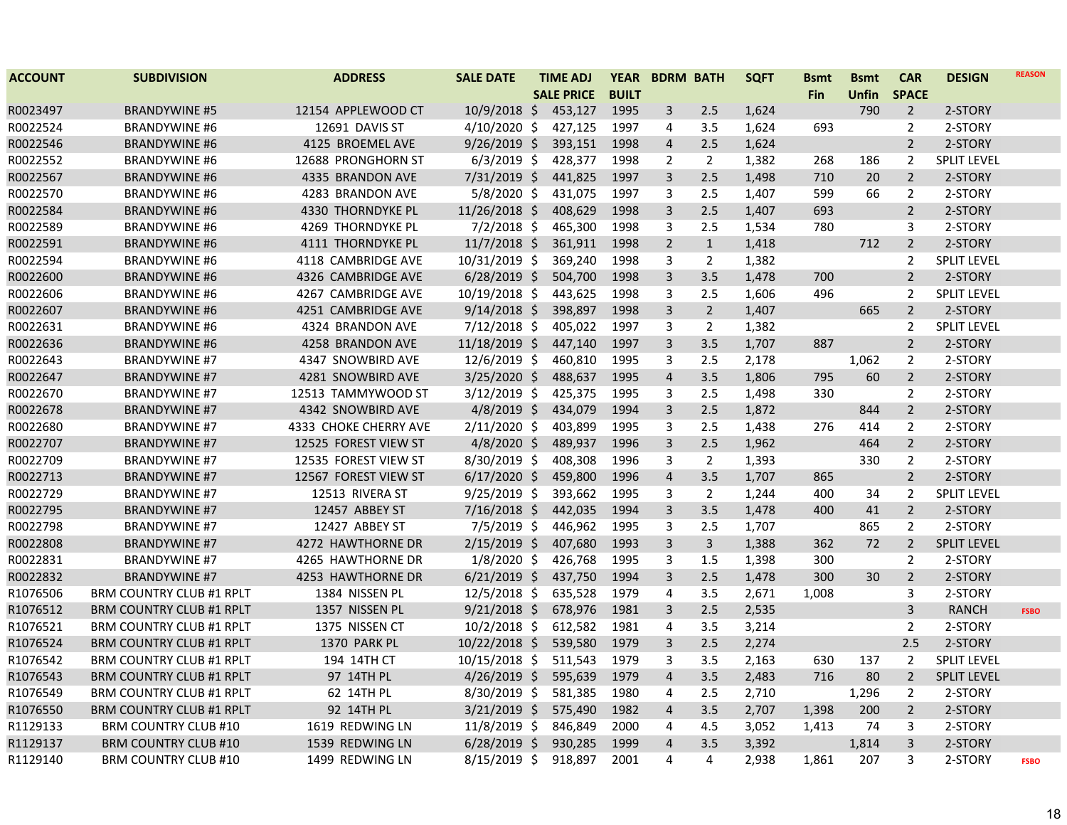| ACCOUNT | SUBDIVISION | ADDRESS | SALE DATE | TIME ADJ SALE PRICE | YEAR BUILT | BDRM | BATH | SQFT | Bsmt Fin | Bsmt Unfin | CAR SPACE | DESIGN | REASON |
|---|---|---|---|---|---|---|---|---|---|---|---|---|---|
| R0023497 | BRANDYWINE #5 | 12154 APPLEWOOD CT | 10/9/2018 | $ 453,127 | 1995 | 3 | 2.5 | 1,624 | | 790 | 2 | 2-STORY | |
| R0022524 | BRANDYWINE #6 | 12691 DAVIS ST | 4/10/2020 | $ 427,125 | 1997 | 4 | 3.5 | 1,624 | 693 | | 2 | 2-STORY | |
| R0022546 | BRANDYWINE #6 | 4125 BROEMEL AVE | 9/26/2019 | $ 393,151 | 1998 | 4 | 2.5 | 1,624 | | | 2 | 2-STORY | |
| R0022552 | BRANDYWINE #6 | 12688 PRONGHORN ST | 6/3/2019 | $ 428,377 | 1998 | 2 | 2 | 1,382 | 268 | 186 | 2 | SPLIT LEVEL | |
| R0022567 | BRANDYWINE #6 | 4335 BRANDON AVE | 7/31/2019 | $ 441,825 | 1997 | 3 | 2.5 | 1,498 | 710 | 20 | 2 | 2-STORY | |
| R0022570 | BRANDYWINE #6 | 4283 BRANDON AVE | 5/8/2020 | $ 431,075 | 1997 | 3 | 2.5 | 1,407 | 599 | 66 | 2 | 2-STORY | |
| R0022584 | BRANDYWINE #6 | 4330 THORNDYKE PL | 11/26/2018 | $ 408,629 | 1998 | 3 | 2.5 | 1,407 | 693 | | 2 | 2-STORY | |
| R0022589 | BRANDYWINE #6 | 4269 THORNDYKE PL | 7/2/2018 | $ 465,300 | 1998 | 3 | 2.5 | 1,534 | 780 | | 3 | 2-STORY | |
| R0022591 | BRANDYWINE #6 | 4111 THORNDYKE PL | 11/7/2018 | $ 361,911 | 1998 | 2 | 1 | 1,418 | | 712 | 2 | 2-STORY | |
| R0022594 | BRANDYWINE #6 | 4118 CAMBRIDGE AVE | 10/31/2019 | $ 369,240 | 1998 | 3 | 2 | 1,382 | | | 2 | SPLIT LEVEL | |
| R0022600 | BRANDYWINE #6 | 4326 CAMBRIDGE AVE | 6/28/2019 | $ 504,700 | 1998 | 3 | 3.5 | 1,478 | 700 | | 2 | 2-STORY | |
| R0022606 | BRANDYWINE #6 | 4267 CAMBRIDGE AVE | 10/19/2018 | $ 443,625 | 1998 | 3 | 2.5 | 1,606 | 496 | | 2 | SPLIT LEVEL | |
| R0022607 | BRANDYWINE #6 | 4251 CAMBRIDGE AVE | 9/14/2018 | $ 398,897 | 1998 | 3 | 2 | 1,407 | | 665 | 2 | 2-STORY | |
| R0022631 | BRANDYWINE #6 | 4324 BRANDON AVE | 7/12/2018 | $ 405,022 | 1997 | 3 | 2 | 1,382 | | | 2 | SPLIT LEVEL | |
| R0022636 | BRANDYWINE #6 | 4258 BRANDON AVE | 11/18/2019 | $ 447,140 | 1997 | 3 | 3.5 | 1,707 | 887 | | 2 | 2-STORY | |
| R0022643 | BRANDYWINE #7 | 4347 SNOWBIRD AVE | 12/6/2019 | $ 460,810 | 1995 | 3 | 2.5 | 2,178 | | 1,062 | 2 | 2-STORY | |
| R0022647 | BRANDYWINE #7 | 4281 SNOWBIRD AVE | 3/25/2020 | $ 488,637 | 1995 | 4 | 3.5 | 1,806 | 795 | 60 | 2 | 2-STORY | |
| R0022670 | BRANDYWINE #7 | 12513 TAMMYWOOD ST | 3/12/2019 | $ 425,375 | 1995 | 3 | 2.5 | 1,498 | 330 | | 2 | 2-STORY | |
| R0022678 | BRANDYWINE #7 | 4342 SNOWBIRD AVE | 4/8/2019 | $ 434,079 | 1994 | 3 | 2.5 | 1,872 | | 844 | 2 | 2-STORY | |
| R0022680 | BRANDYWINE #7 | 4333 CHOKE CHERRY AVE | 2/11/2020 | $ 403,899 | 1995 | 3 | 2.5 | 1,438 | 276 | 414 | 2 | 2-STORY | |
| R0022707 | BRANDYWINE #7 | 12525 FOREST VIEW ST | 4/8/2020 | $ 489,937 | 1996 | 3 | 2.5 | 1,962 | | 464 | 2 | 2-STORY | |
| R0022709 | BRANDYWINE #7 | 12535 FOREST VIEW ST | 8/30/2019 | $ 408,308 | 1996 | 3 | 2 | 1,393 | | 330 | 2 | 2-STORY | |
| R0022713 | BRANDYWINE #7 | 12567 FOREST VIEW ST | 6/17/2020 | $ 459,800 | 1996 | 4 | 3.5 | 1,707 | 865 | | 2 | 2-STORY | |
| R0022729 | BRANDYWINE #7 | 12513 RIVERA ST | 9/25/2019 | $ 393,662 | 1995 | 3 | 2 | 1,244 | 400 | 34 | 2 | SPLIT LEVEL | |
| R0022795 | BRANDYWINE #7 | 12457 ABBEY ST | 7/16/2018 | $ 442,035 | 1994 | 3 | 3.5 | 1,478 | 400 | 41 | 2 | 2-STORY | |
| R0022798 | BRANDYWINE #7 | 12427 ABBEY ST | 7/5/2019 | $ 446,962 | 1995 | 3 | 2.5 | 1,707 | | 865 | 2 | 2-STORY | |
| R0022808 | BRANDYWINE #7 | 4272 HAWTHORNE DR | 2/15/2019 | $ 407,680 | 1993 | 3 | 3 | 1,388 | 362 | 72 | 2 | SPLIT LEVEL | |
| R0022831 | BRANDYWINE #7 | 4265 HAWTHORNE DR | 1/8/2020 | $ 426,768 | 1995 | 3 | 1.5 | 1,398 | 300 | | 2 | 2-STORY | |
| R0022832 | BRANDYWINE #7 | 4253 HAWTHORNE DR | 6/21/2019 | $ 437,750 | 1994 | 3 | 2.5 | 1,478 | 300 | 30 | 2 | 2-STORY | |
| R1076506 | BRM COUNTRY CLUB #1 RPLT | 1384 NISSEN PL | 12/5/2018 | $ 635,528 | 1979 | 4 | 3.5 | 2,671 | 1,008 | | 3 | 2-STORY | |
| R1076512 | BRM COUNTRY CLUB #1 RPLT | 1357 NISSEN PL | 9/21/2018 | $ 678,976 | 1981 | 3 | 2.5 | 2,535 | | | 3 | RANCH | FSBO |
| R1076521 | BRM COUNTRY CLUB #1 RPLT | 1375 NISSEN CT | 10/2/2018 | $ 612,582 | 1981 | 4 | 3.5 | 3,214 | | | 2 | 2-STORY | |
| R1076524 | BRM COUNTRY CLUB #1 RPLT | 1370 PARK PL | 10/22/2018 | $ 539,580 | 1979 | 3 | 2.5 | 2,274 | | | 2.5 | 2-STORY | |
| R1076542 | BRM COUNTRY CLUB #1 RPLT | 194 14TH CT | 10/15/2018 | $ 511,543 | 1979 | 3 | 3.5 | 2,163 | 630 | 137 | 2 | SPLIT LEVEL | |
| R1076543 | BRM COUNTRY CLUB #1 RPLT | 97 14TH PL | 4/26/2019 | $ 595,639 | 1979 | 4 | 3.5 | 2,483 | 716 | 80 | 2 | SPLIT LEVEL | |
| R1076549 | BRM COUNTRY CLUB #1 RPLT | 62 14TH PL | 8/30/2019 | $ 581,385 | 1980 | 4 | 2.5 | 2,710 | | 1,296 | 2 | 2-STORY | |
| R1076550 | BRM COUNTRY CLUB #1 RPLT | 92 14TH PL | 3/21/2019 | $ 575,490 | 1982 | 4 | 3.5 | 2,707 | 1,398 | 200 | 2 | 2-STORY | |
| R1129133 | BRM COUNTRY CLUB #10 | 1619 REDWING LN | 11/8/2019 | $ 846,849 | 2000 | 4 | 4.5 | 3,052 | 1,413 | 74 | 3 | 2-STORY | |
| R1129137 | BRM COUNTRY CLUB #10 | 1539 REDWING LN | 6/28/2019 | $ 930,285 | 1999 | 4 | 3.5 | 3,392 | | 1,814 | 3 | 2-STORY | |
| R1129140 | BRM COUNTRY CLUB #10 | 1499 REDWING LN | 8/15/2019 | $ 918,897 | 2001 | 4 | 4 | 2,938 | 1,861 | 207 | 3 | 2-STORY | FSBO |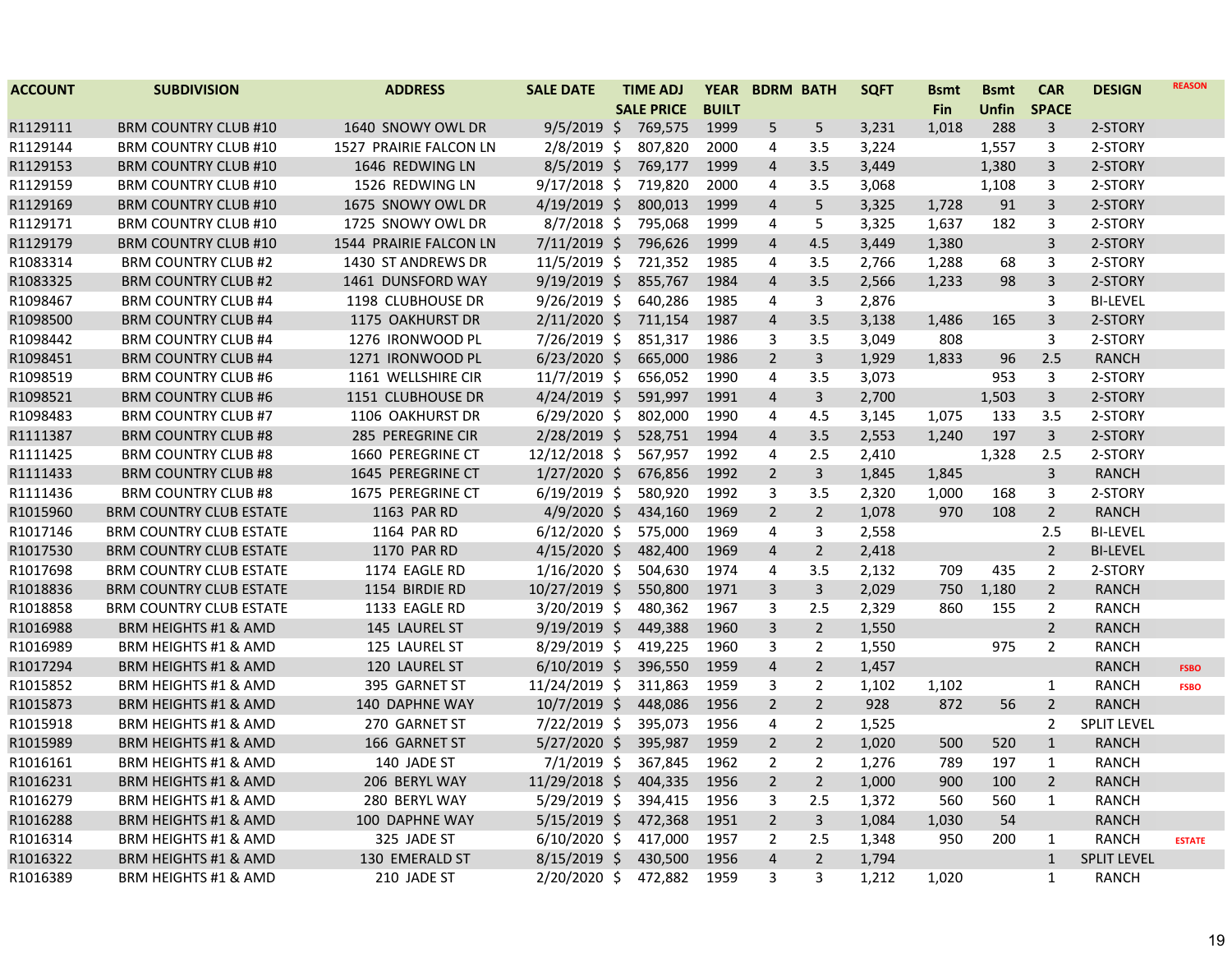| ACCOUNT | SUBDIVISION | ADDRESS | SALE DATE | TIME ADJ SALE PRICE | YEAR BUILT | BDRM | BATH | SQFT | Bsmt Fin | Bsmt Unfin | CAR SPACE | DESIGN | REASON |
|---|---|---|---|---|---|---|---|---|---|---|---|---|---|
| R1129111 | BRM COUNTRY CLUB #10 | 1640 SNOWY OWL DR | 9/5/2019 | $ 769,575 | 1999 | 5 | 5 | 3,231 | 1,018 | 288 | 3 | 2-STORY | |
| R1129144 | BRM COUNTRY CLUB #10 | 1527 PRAIRIE FALCON LN | 2/8/2019 | $ 807,820 | 2000 | 4 | 3.5 | 3,224 | | 1,557 | 3 | 2-STORY | |
| R1129153 | BRM COUNTRY CLUB #10 | 1646 REDWING LN | 8/5/2019 | $ 769,177 | 1999 | 4 | 3.5 | 3,449 | | 1,380 | 3 | 2-STORY | |
| R1129159 | BRM COUNTRY CLUB #10 | 1526 REDWING LN | 9/17/2018 | $ 719,820 | 2000 | 4 | 3.5 | 3,068 | | 1,108 | 3 | 2-STORY | |
| R1129169 | BRM COUNTRY CLUB #10 | 1675 SNOWY OWL DR | 4/19/2019 | $ 800,013 | 1999 | 4 | 5 | 3,325 | 1,728 | 91 | 3 | 2-STORY | |
| R1129171 | BRM COUNTRY CLUB #10 | 1725 SNOWY OWL DR | 8/7/2018 | $ 795,068 | 1999 | 4 | 5 | 3,325 | 1,637 | 182 | 3 | 2-STORY | |
| R1129179 | BRM COUNTRY CLUB #10 | 1544 PRAIRIE FALCON LN | 7/11/2019 | $ 796,626 | 1999 | 4 | 4.5 | 3,449 | 1,380 | | 3 | 2-STORY | |
| R1083314 | BRM COUNTRY CLUB #2 | 1430 ST ANDREWS DR | 11/5/2019 | $ 721,352 | 1985 | 4 | 3.5 | 2,766 | 1,288 | 68 | 3 | 2-STORY | |
| R1083325 | BRM COUNTRY CLUB #2 | 1461 DUNSFORD WAY | 9/19/2019 | $ 855,767 | 1984 | 4 | 3.5 | 2,566 | 1,233 | 98 | 3 | 2-STORY | |
| R1098467 | BRM COUNTRY CLUB #4 | 1198 CLUBHOUSE DR | 9/26/2019 | $ 640,286 | 1985 | 4 | 3 | 2,876 | | | 3 | BI-LEVEL | |
| R1098500 | BRM COUNTRY CLUB #4 | 1175 OAKHURST DR | 2/11/2020 | $ 711,154 | 1987 | 4 | 3.5 | 3,138 | 1,486 | 165 | 3 | 2-STORY | |
| R1098442 | BRM COUNTRY CLUB #4 | 1276 IRONWOOD PL | 7/26/2019 | $ 851,317 | 1986 | 3 | 3.5 | 3,049 | 808 | | 3 | 2-STORY | |
| R1098451 | BRM COUNTRY CLUB #4 | 1271 IRONWOOD PL | 6/23/2020 | $ 665,000 | 1986 | 2 | 3 | 1,929 | 1,833 | 96 | 2.5 | RANCH | |
| R1098519 | BRM COUNTRY CLUB #6 | 1161 WELLSHIRE CIR | 11/7/2019 | $ 656,052 | 1990 | 4 | 3.5 | 3,073 | | 953 | 3 | 2-STORY | |
| R1098521 | BRM COUNTRY CLUB #6 | 1151 CLUBHOUSE DR | 4/24/2019 | $ 591,997 | 1991 | 4 | 3 | 2,700 | | 1,503 | 3 | 2-STORY | |
| R1098483 | BRM COUNTRY CLUB #7 | 1106 OAKHURST DR | 6/29/2020 | $ 802,000 | 1990 | 4 | 4.5 | 3,145 | 1,075 | 133 | 3.5 | 2-STORY | |
| R1111387 | BRM COUNTRY CLUB #8 | 285 PEREGRINE CIR | 2/28/2019 | $ 528,751 | 1994 | 4 | 3.5 | 2,553 | 1,240 | 197 | 3 | 2-STORY | |
| R1111425 | BRM COUNTRY CLUB #8 | 1660 PEREGRINE CT | 12/12/2018 | $ 567,957 | 1992 | 4 | 2.5 | 2,410 | | 1,328 | 2.5 | 2-STORY | |
| R1111433 | BRM COUNTRY CLUB #8 | 1645 PEREGRINE CT | 1/27/2020 | $ 676,856 | 1992 | 2 | 3 | 1,845 | 1,845 | | 3 | RANCH | |
| R1111436 | BRM COUNTRY CLUB #8 | 1675 PEREGRINE CT | 6/19/2019 | $ 580,920 | 1992 | 3 | 3.5 | 2,320 | 1,000 | 168 | 3 | 2-STORY | |
| R1015960 | BRM COUNTRY CLUB ESTATE | 1163 PAR RD | 4/9/2020 | $ 434,160 | 1969 | 2 | 2 | 1,078 | 970 | 108 | 2 | RANCH | |
| R1017146 | BRM COUNTRY CLUB ESTATE | 1164 PAR RD | 6/12/2020 | $ 575,000 | 1969 | 4 | 3 | 2,558 | | | 2.5 | BI-LEVEL | |
| R1017530 | BRM COUNTRY CLUB ESTATE | 1170 PAR RD | 4/15/2020 | $ 482,400 | 1969 | 4 | 2 | 2,418 | | | 2 | BI-LEVEL | |
| R1017698 | BRM COUNTRY CLUB ESTATE | 1174 EAGLE RD | 1/16/2020 | $ 504,630 | 1974 | 4 | 3.5 | 2,132 | 709 | 435 | 2 | 2-STORY | |
| R1018836 | BRM COUNTRY CLUB ESTATE | 1154 BIRDIE RD | 10/27/2019 | $ 550,800 | 1971 | 3 | 3 | 2,029 | 750 | 1,180 | 2 | RANCH | |
| R1018858 | BRM COUNTRY CLUB ESTATE | 1133 EAGLE RD | 3/20/2019 | $ 480,362 | 1967 | 3 | 2.5 | 2,329 | 860 | 155 | 2 | RANCH | |
| R1016988 | BRM HEIGHTS #1 & AMD | 145 LAUREL ST | 9/19/2019 | $ 449,388 | 1960 | 3 | 2 | 1,550 | | | 2 | RANCH | |
| R1016989 | BRM HEIGHTS #1 & AMD | 125 LAUREL ST | 8/29/2019 | $ 419,225 | 1960 | 3 | 2 | 1,550 | | 975 | 2 | RANCH | |
| R1017294 | BRM HEIGHTS #1 & AMD | 120 LAUREL ST | 6/10/2019 | $ 396,550 | 1959 | 4 | 2 | 1,457 | | | | RANCH | FSBO |
| R1015852 | BRM HEIGHTS #1 & AMD | 395 GARNET ST | 11/24/2019 | $ 311,863 | 1959 | 3 | 2 | 1,102 | 1,102 | | 1 | RANCH | FSBO |
| R1015873 | BRM HEIGHTS #1 & AMD | 140 DAPHNE WAY | 10/7/2019 | $ 448,086 | 1956 | 2 | 2 | 928 | 872 | 56 | 2 | RANCH | |
| R1015918 | BRM HEIGHTS #1 & AMD | 270 GARNET ST | 7/22/2019 | $ 395,073 | 1956 | 4 | 2 | 1,525 | | | 2 | SPLIT LEVEL | |
| R1015989 | BRM HEIGHTS #1 & AMD | 166 GARNET ST | 5/27/2020 | $ 395,987 | 1959 | 2 | 2 | 1,020 | 500 | 520 | 1 | RANCH | |
| R1016161 | BRM HEIGHTS #1 & AMD | 140 JADE ST | 7/1/2019 | $ 367,845 | 1962 | 2 | 2 | 1,276 | 789 | 197 | 1 | RANCH | |
| R1016231 | BRM HEIGHTS #1 & AMD | 206 BERYL WAY | 11/29/2018 | $ 404,335 | 1956 | 2 | 2 | 1,000 | 900 | 100 | 2 | RANCH | |
| R1016279 | BRM HEIGHTS #1 & AMD | 280 BERYL WAY | 5/29/2019 | $ 394,415 | 1956 | 3 | 2.5 | 1,372 | 560 | 560 | 1 | RANCH | |
| R1016288 | BRM HEIGHTS #1 & AMD | 100 DAPHNE WAY | 5/15/2019 | $ 472,368 | 1951 | 2 | 3 | 1,084 | 1,030 | 54 | | RANCH | |
| R1016314 | BRM HEIGHTS #1 & AMD | 325 JADE ST | 6/10/2020 | $ 417,000 | 1957 | 2 | 2.5 | 1,348 | 950 | 200 | 1 | RANCH | ESTATE |
| R1016322 | BRM HEIGHTS #1 & AMD | 130 EMERALD ST | 8/15/2019 | $ 430,500 | 1956 | 4 | 2 | 1,794 | | | 1 | SPLIT LEVEL | |
| R1016389 | BRM HEIGHTS #1 & AMD | 210 JADE ST | 2/20/2020 | $ 472,882 | 1959 | 3 | 3 | 1,212 | 1,020 | | 1 | RANCH | |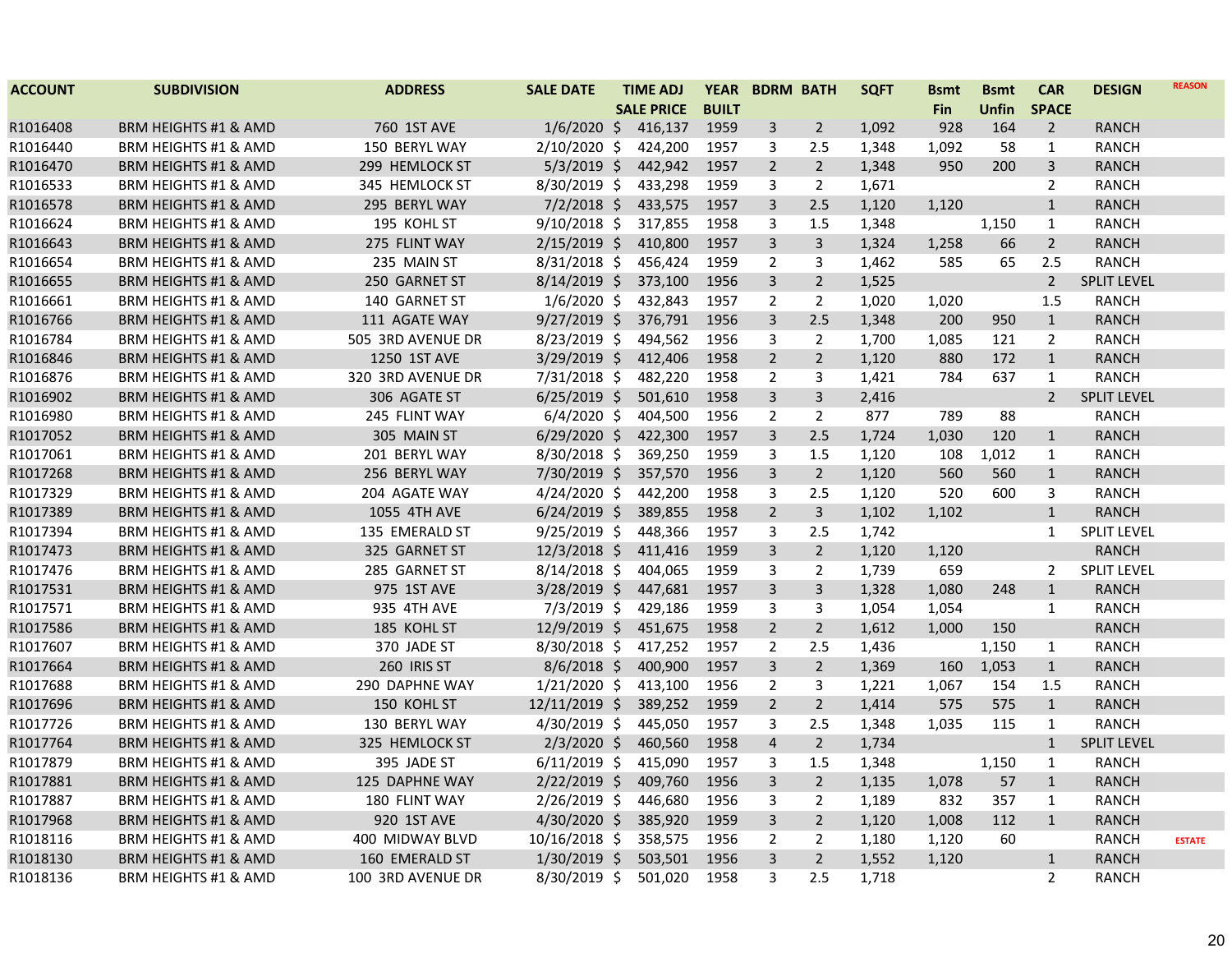| ACCOUNT | SUBDIVISION | ADDRESS | SALE DATE | TIME ADJ SALE PRICE | YEAR BUILT | BDRM | BATH | SQFT | Bsmt Fin | Bsmt Unfin | CAR SPACE | DESIGN | REASON |
|---|---|---|---|---|---|---|---|---|---|---|---|---|---|
| R1016408 | BRM HEIGHTS #1 & AMD | 760 1ST AVE | 1/6/2020 | $ 416,137 | 1959 | 3 | 2 | 1,092 | 928 | 164 | 2 | RANCH | |
| R1016440 | BRM HEIGHTS #1 & AMD | 150 BERYL WAY | 2/10/2020 | $ 424,200 | 1957 | 3 | 2.5 | 1,348 | 1,092 | 58 | 1 | RANCH | |
| R1016470 | BRM HEIGHTS #1 & AMD | 299 HEMLOCK ST | 5/3/2019 | $ 442,942 | 1957 | 2 | 2 | 1,348 | 950 | 200 | 3 | RANCH | |
| R1016533 | BRM HEIGHTS #1 & AMD | 345 HEMLOCK ST | 8/30/2019 | $ 433,298 | 1959 | 3 | 2 | 1,671 | | | 2 | RANCH | |
| R1016578 | BRM HEIGHTS #1 & AMD | 295 BERYL WAY | 7/2/2018 | $ 433,575 | 1957 | 3 | 2.5 | 1,120 | 1,120 | | 1 | RANCH | |
| R1016624 | BRM HEIGHTS #1 & AMD | 195 KOHL ST | 9/10/2018 | $ 317,855 | 1958 | 3 | 1.5 | 1,348 | | 1,150 | 1 | RANCH | |
| R1016643 | BRM HEIGHTS #1 & AMD | 275 FLINT WAY | 2/15/2019 | $ 410,800 | 1957 | 3 | 3 | 1,324 | 1,258 | 66 | 2 | RANCH | |
| R1016654 | BRM HEIGHTS #1 & AMD | 235 MAIN ST | 8/31/2018 | $ 456,424 | 1959 | 2 | 3 | 1,462 | 585 | 65 | 2.5 | RANCH | |
| R1016655 | BRM HEIGHTS #1 & AMD | 250 GARNET ST | 8/14/2019 | $ 373,100 | 1956 | 3 | 2 | 1,525 | | | 2 | SPLIT LEVEL | |
| R1016661 | BRM HEIGHTS #1 & AMD | 140 GARNET ST | 1/6/2020 | $ 432,843 | 1957 | 2 | 2 | 1,020 | 1,020 | | 1.5 | RANCH | |
| R1016766 | BRM HEIGHTS #1 & AMD | 111 AGATE WAY | 9/27/2019 | $ 376,791 | 1956 | 3 | 2.5 | 1,348 | 200 | 950 | 1 | RANCH | |
| R1016784 | BRM HEIGHTS #1 & AMD | 505 3RD AVENUE DR | 8/23/2019 | $ 494,562 | 1956 | 3 | 2 | 1,700 | 1,085 | 121 | 2 | RANCH | |
| R1016846 | BRM HEIGHTS #1 & AMD | 1250 1ST AVE | 3/29/2019 | $ 412,406 | 1958 | 2 | 2 | 1,120 | 880 | 172 | 1 | RANCH | |
| R1016876 | BRM HEIGHTS #1 & AMD | 320 3RD AVENUE DR | 7/31/2018 | $ 482,220 | 1958 | 2 | 3 | 1,421 | 784 | 637 | 1 | RANCH | |
| R1016902 | BRM HEIGHTS #1 & AMD | 306 AGATE ST | 6/25/2019 | $ 501,610 | 1958 | 3 | 3 | 2,416 | | | 2 | SPLIT LEVEL | |
| R1016980 | BRM HEIGHTS #1 & AMD | 245 FLINT WAY | 6/4/2020 | $ 404,500 | 1956 | 2 | 2 | 877 | 789 | 88 | | RANCH | |
| R1017052 | BRM HEIGHTS #1 & AMD | 305 MAIN ST | 6/29/2020 | $ 422,300 | 1957 | 3 | 2.5 | 1,724 | 1,030 | 120 | 1 | RANCH | |
| R1017061 | BRM HEIGHTS #1 & AMD | 201 BERYL WAY | 8/30/2018 | $ 369,250 | 1959 | 3 | 1.5 | 1,120 | 108 | 1,012 | 1 | RANCH | |
| R1017268 | BRM HEIGHTS #1 & AMD | 256 BERYL WAY | 7/30/2019 | $ 357,570 | 1956 | 3 | 2 | 1,120 | 560 | 560 | 1 | RANCH | |
| R1017329 | BRM HEIGHTS #1 & AMD | 204 AGATE WAY | 4/24/2020 | $ 442,200 | 1958 | 3 | 2.5 | 1,120 | 520 | 600 | 3 | RANCH | |
| R1017389 | BRM HEIGHTS #1 & AMD | 1055 4TH AVE | 6/24/2019 | $ 389,855 | 1958 | 2 | 3 | 1,102 | 1,102 | | 1 | RANCH | |
| R1017394 | BRM HEIGHTS #1 & AMD | 135 EMERALD ST | 9/25/2019 | $ 448,366 | 1957 | 3 | 2.5 | 1,742 | | | 1 | SPLIT LEVEL | |
| R1017473 | BRM HEIGHTS #1 & AMD | 325 GARNET ST | 12/3/2018 | $ 411,416 | 1959 | 3 | 2 | 1,120 | 1,120 | | | RANCH | |
| R1017476 | BRM HEIGHTS #1 & AMD | 285 GARNET ST | 8/14/2018 | $ 404,065 | 1959 | 3 | 2 | 1,739 | 659 | | 2 | SPLIT LEVEL | |
| R1017531 | BRM HEIGHTS #1 & AMD | 975 1ST AVE | 3/28/2019 | $ 447,681 | 1957 | 3 | 3 | 1,328 | 1,080 | 248 | 1 | RANCH | |
| R1017571 | BRM HEIGHTS #1 & AMD | 935 4TH AVE | 7/3/2019 | $ 429,186 | 1959 | 3 | 3 | 1,054 | 1,054 | | 1 | RANCH | |
| R1017586 | BRM HEIGHTS #1 & AMD | 185 KOHL ST | 12/9/2019 | $ 451,675 | 1958 | 2 | 2 | 1,612 | 1,000 | 150 | | RANCH | |
| R1017607 | BRM HEIGHTS #1 & AMD | 370 JADE ST | 8/30/2018 | $ 417,252 | 1957 | 2 | 2.5 | 1,436 | | 1,150 | 1 | RANCH | |
| R1017664 | BRM HEIGHTS #1 & AMD | 260 IRIS ST | 8/6/2018 | $ 400,900 | 1957 | 3 | 2 | 1,369 | 160 | 1,053 | 1 | RANCH | |
| R1017688 | BRM HEIGHTS #1 & AMD | 290 DAPHNE WAY | 1/21/2020 | $ 413,100 | 1956 | 2 | 3 | 1,221 | 1,067 | 154 | 1.5 | RANCH | |
| R1017696 | BRM HEIGHTS #1 & AMD | 150 KOHL ST | 12/11/2019 | $ 389,252 | 1959 | 2 | 2 | 1,414 | 575 | 575 | 1 | RANCH | |
| R1017726 | BRM HEIGHTS #1 & AMD | 130 BERYL WAY | 4/30/2019 | $ 445,050 | 1957 | 3 | 2.5 | 1,348 | 1,035 | 115 | 1 | RANCH | |
| R1017764 | BRM HEIGHTS #1 & AMD | 325 HEMLOCK ST | 2/3/2020 | $ 460,560 | 1958 | 4 | 2 | 1,734 | | | 1 | SPLIT LEVEL | |
| R1017879 | BRM HEIGHTS #1 & AMD | 395 JADE ST | 6/11/2019 | $ 415,090 | 1957 | 3 | 1.5 | 1,348 | | 1,150 | 1 | RANCH | |
| R1017881 | BRM HEIGHTS #1 & AMD | 125 DAPHNE WAY | 2/22/2019 | $ 409,760 | 1956 | 3 | 2 | 1,135 | 1,078 | 57 | 1 | RANCH | |
| R1017887 | BRM HEIGHTS #1 & AMD | 180 FLINT WAY | 2/26/2019 | $ 446,680 | 1956 | 3 | 2 | 1,189 | 832 | 357 | 1 | RANCH | |
| R1017968 | BRM HEIGHTS #1 & AMD | 920 1ST AVE | 4/30/2020 | $ 385,920 | 1959 | 3 | 2 | 1,120 | 1,008 | 112 | 1 | RANCH | |
| R1018116 | BRM HEIGHTS #1 & AMD | 400 MIDWAY BLVD | 10/16/2018 | $ 358,575 | 1956 | 2 | 2 | 1,180 | 1,120 | 60 | | RANCH | ESTATE |
| R1018130 | BRM HEIGHTS #1 & AMD | 160 EMERALD ST | 1/30/2019 | $ 503,501 | 1956 | 3 | 2 | 1,552 | 1,120 | | 1 | RANCH | |
| R1018136 | BRM HEIGHTS #1 & AMD | 100 3RD AVENUE DR | 8/30/2019 | $ 501,020 | 1958 | 3 | 2.5 | 1,718 | | | 2 | RANCH | |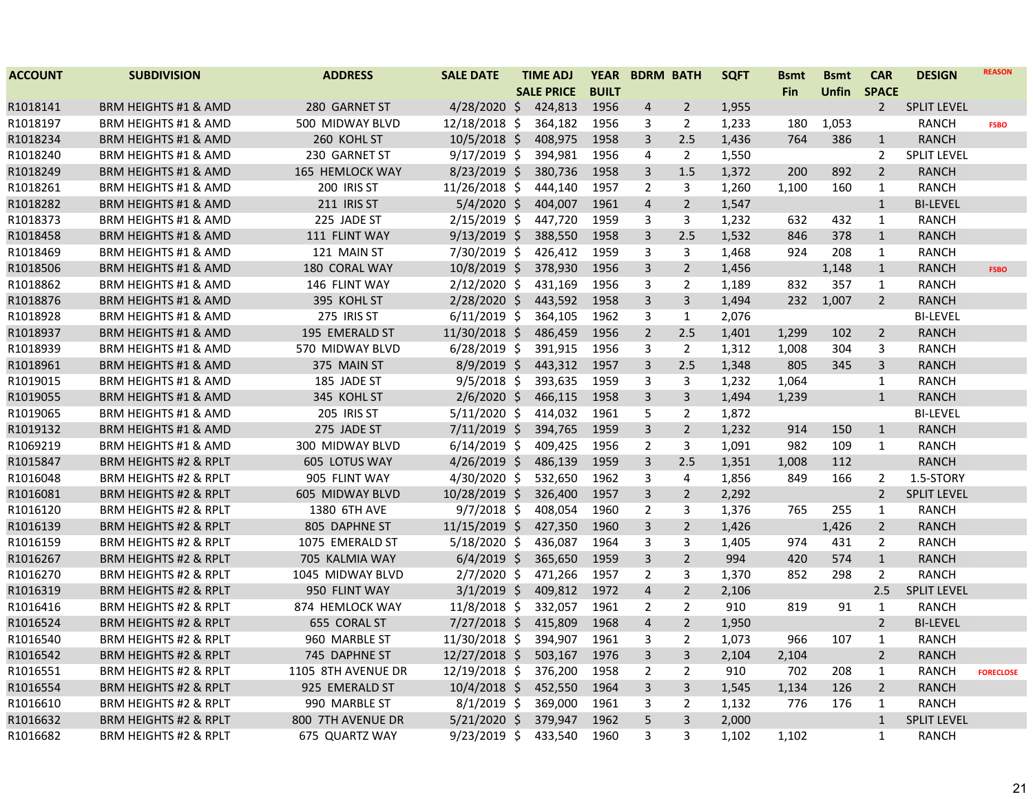| ACCOUNT | SUBDIVISION | ADDRESS | SALE DATE | TIME ADJ SALE PRICE | YEAR BUILT | BDRM | BATH | SQFT | Bsmt Fin | Bsmt Unfin | CAR SPACE | DESIGN | REASON |
|---|---|---|---|---|---|---|---|---|---|---|---|---|---|
| R1018141 | BRM HEIGHTS #1 & AMD | 280 GARNET ST | 4/28/2020 | $ 424,813 | 1956 | 4 | 2 | 1,955 | | | 2 | SPLIT LEVEL | |
| R1018197 | BRM HEIGHTS #1 & AMD | 500 MIDWAY BLVD | 12/18/2018 | $ 364,182 | 1956 | 3 | 2 | 1,233 | 180 | 1,053 | | RANCH | FSBO |
| R1018234 | BRM HEIGHTS #1 & AMD | 260 KOHL ST | 10/5/2018 | $ 408,975 | 1958 | 3 | 2.5 | 1,436 | 764 | 386 | 1 | RANCH | |
| R1018240 | BRM HEIGHTS #1 & AMD | 230 GARNET ST | 9/17/2019 | $ 394,981 | 1956 | 4 | 2 | 1,550 | | | 2 | SPLIT LEVEL | |
| R1018249 | BRM HEIGHTS #1 & AMD | 165 HEMLOCK WAY | 8/23/2019 | $ 380,736 | 1958 | 3 | 1.5 | 1,372 | 200 | 892 | 2 | RANCH | |
| R1018261 | BRM HEIGHTS #1 & AMD | 200 IRIS ST | 11/26/2018 | $ 444,140 | 1957 | 2 | 3 | 1,260 | 1,100 | 160 | 1 | RANCH | |
| R1018282 | BRM HEIGHTS #1 & AMD | 211 IRIS ST | 5/4/2020 | $ 404,007 | 1961 | 4 | 2 | 1,547 | | | 1 | BI-LEVEL | |
| R1018373 | BRM HEIGHTS #1 & AMD | 225 JADE ST | 2/15/2019 | $ 447,720 | 1959 | 3 | 3 | 1,232 | 632 | 432 | 1 | RANCH | |
| R1018458 | BRM HEIGHTS #1 & AMD | 111 FLINT WAY | 9/13/2019 | $ 388,550 | 1958 | 3 | 2.5 | 1,532 | 846 | 378 | 1 | RANCH | |
| R1018469 | BRM HEIGHTS #1 & AMD | 121 MAIN ST | 7/30/2019 | $ 426,412 | 1959 | 3 | 3 | 1,468 | 924 | 208 | 1 | RANCH | |
| R1018506 | BRM HEIGHTS #1 & AMD | 180 CORAL WAY | 10/8/2019 | $ 378,930 | 1956 | 3 | 2 | 1,456 | | 1,148 | 1 | RANCH | FSBO |
| R1018862 | BRM HEIGHTS #1 & AMD | 146 FLINT WAY | 2/12/2020 | $ 431,169 | 1956 | 3 | 2 | 1,189 | 832 | 357 | 1 | RANCH | |
| R1018876 | BRM HEIGHTS #1 & AMD | 395 KOHL ST | 2/28/2020 | $ 443,592 | 1958 | 3 | 3 | 1,494 | 232 | 1,007 | 2 | RANCH | |
| R1018928 | BRM HEIGHTS #1 & AMD | 275 IRIS ST | 6/11/2019 | $ 364,105 | 1962 | 3 | 1 | 2,076 | | | | BI-LEVEL | |
| R1018937 | BRM HEIGHTS #1 & AMD | 195 EMERALD ST | 11/30/2018 | $ 486,459 | 1956 | 2 | 2.5 | 1,401 | 1,299 | 102 | 2 | RANCH | |
| R1018939 | BRM HEIGHTS #1 & AMD | 570 MIDWAY BLVD | 6/28/2019 | $ 391,915 | 1956 | 3 | 2 | 1,312 | 1,008 | 304 | 3 | RANCH | |
| R1018961 | BRM HEIGHTS #1 & AMD | 375 MAIN ST | 8/9/2019 | $ 443,312 | 1957 | 3 | 2.5 | 1,348 | 805 | 345 | 3 | RANCH | |
| R1019015 | BRM HEIGHTS #1 & AMD | 185 JADE ST | 9/5/2018 | $ 393,635 | 1959 | 3 | 3 | 1,232 | 1,064 | | 1 | RANCH | |
| R1019055 | BRM HEIGHTS #1 & AMD | 345 KOHL ST | 2/6/2020 | $ 466,115 | 1958 | 3 | 3 | 1,494 | 1,239 | | 1 | RANCH | |
| R1019065 | BRM HEIGHTS #1 & AMD | 205 IRIS ST | 5/11/2020 | $ 414,032 | 1961 | 5 | 2 | 1,872 | | | | BI-LEVEL | |
| R1019132 | BRM HEIGHTS #1 & AMD | 275 JADE ST | 7/11/2019 | $ 394,765 | 1959 | 3 | 2 | 1,232 | 914 | 150 | 1 | RANCH | |
| R1069219 | BRM HEIGHTS #1 & AMD | 300 MIDWAY BLVD | 6/14/2019 | $ 409,425 | 1956 | 2 | 3 | 1,091 | 982 | 109 | 1 | RANCH | |
| R1015847 | BRM HEIGHTS #2 & RPLT | 605 LOTUS WAY | 4/26/2019 | $ 486,139 | 1959 | 3 | 2.5 | 1,351 | 1,008 | 112 | | RANCH | |
| R1016048 | BRM HEIGHTS #2 & RPLT | 905 FLINT WAY | 4/30/2020 | $ 532,650 | 1962 | 3 | 4 | 1,856 | 849 | 166 | 2 | 1.5-STORY | |
| R1016081 | BRM HEIGHTS #2 & RPLT | 605 MIDWAY BLVD | 10/28/2019 | $ 326,400 | 1957 | 3 | 2 | 2,292 | | | 2 | SPLIT LEVEL | |
| R1016120 | BRM HEIGHTS #2 & RPLT | 1380 6TH AVE | 9/7/2018 | $ 408,054 | 1960 | 2 | 3 | 1,376 | 765 | 255 | 1 | RANCH | |
| R1016139 | BRM HEIGHTS #2 & RPLT | 805 DAPHNE ST | 11/15/2019 | $ 427,350 | 1960 | 3 | 2 | 1,426 | | 1,426 | 2 | RANCH | |
| R1016159 | BRM HEIGHTS #2 & RPLT | 1075 EMERALD ST | 5/18/2020 | $ 436,087 | 1964 | 3 | 3 | 1,405 | 974 | 431 | 2 | RANCH | |
| R1016267 | BRM HEIGHTS #2 & RPLT | 705 KALMIA WAY | 6/4/2019 | $ 365,650 | 1959 | 3 | 2 | 994 | 420 | 574 | 1 | RANCH | |
| R1016270 | BRM HEIGHTS #2 & RPLT | 1045 MIDWAY BLVD | 2/7/2020 | $ 471,266 | 1957 | 2 | 3 | 1,370 | 852 | 298 | 2 | RANCH | |
| R1016319 | BRM HEIGHTS #2 & RPLT | 950 FLINT WAY | 3/1/2019 | $ 409,812 | 1972 | 4 | 2 | 2,106 | | | 2.5 | SPLIT LEVEL | |
| R1016416 | BRM HEIGHTS #2 & RPLT | 874 HEMLOCK WAY | 11/8/2018 | $ 332,057 | 1961 | 2 | 2 | 910 | 819 | 91 | 1 | RANCH | |
| R1016524 | BRM HEIGHTS #2 & RPLT | 655 CORAL ST | 7/27/2018 | $ 415,809 | 1968 | 4 | 2 | 1,950 | | | 2 | BI-LEVEL | |
| R1016540 | BRM HEIGHTS #2 & RPLT | 960 MARBLE ST | 11/30/2018 | $ 394,907 | 1961 | 3 | 2 | 1,073 | 966 | 107 | 1 | RANCH | |
| R1016542 | BRM HEIGHTS #2 & RPLT | 745 DAPHNE ST | 12/27/2018 | $ 503,167 | 1976 | 3 | 3 | 2,104 | 2,104 | | 2 | RANCH | |
| R1016551 | BRM HEIGHTS #2 & RPLT | 1105 8TH AVENUE DR | 12/19/2018 | $ 376,200 | 1958 | 2 | 2 | 910 | 702 | 208 | 1 | RANCH | FORECLOSE |
| R1016554 | BRM HEIGHTS #2 & RPLT | 925 EMERALD ST | 10/4/2018 | $ 452,550 | 1964 | 3 | 3 | 1,545 | 1,134 | 126 | 2 | RANCH | |
| R1016610 | BRM HEIGHTS #2 & RPLT | 990 MARBLE ST | 8/1/2019 | $ 369,000 | 1961 | 3 | 2 | 1,132 | 776 | 176 | 1 | RANCH | |
| R1016632 | BRM HEIGHTS #2 & RPLT | 800 7TH AVENUE DR | 5/21/2020 | $ 379,947 | 1962 | 5 | 3 | 2,000 | | | 1 | SPLIT LEVEL | |
| R1016682 | BRM HEIGHTS #2 & RPLT | 675 QUARTZ WAY | 9/23/2019 | $ 433,540 | 1960 | 3 | 3 | 1,102 | 1,102 | | 1 | RANCH | |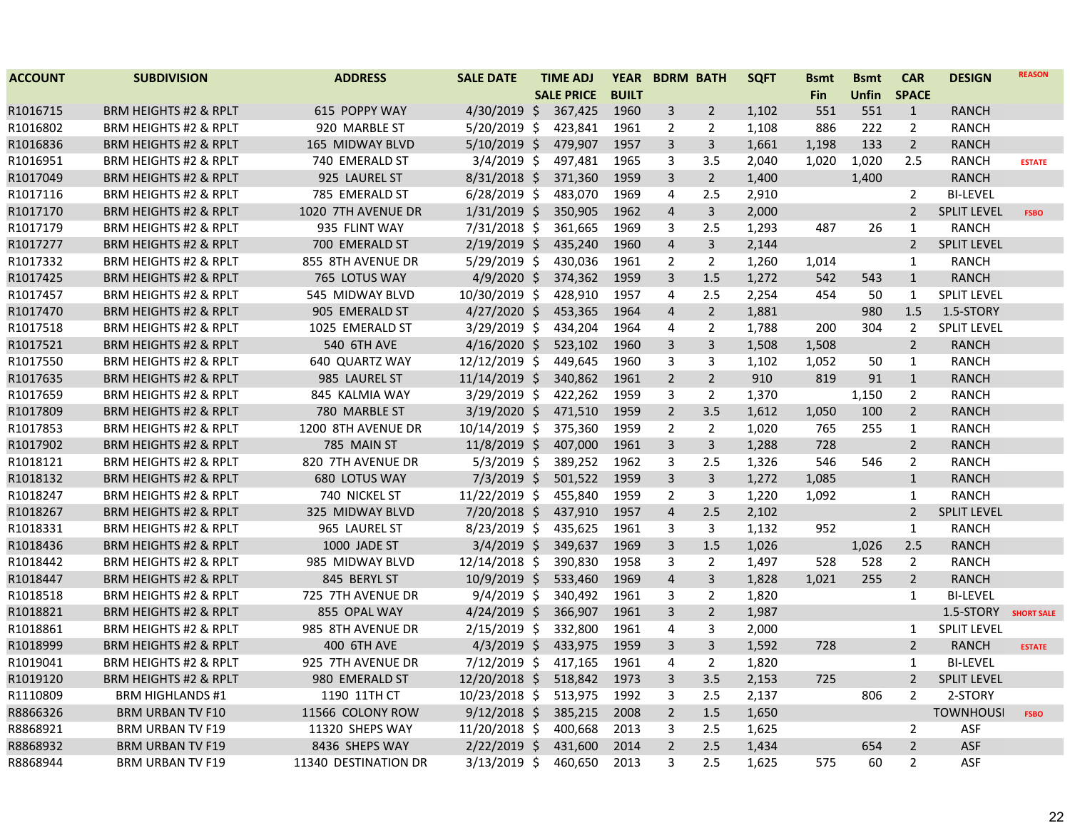| ACCOUNT | SUBDIVISION | ADDRESS | SALE DATE | TIME ADJ SALE PRICE | YEAR BUILT | BDRM | BATH | SQFT | Bsmt Fin | Bsmt Unfin | CAR SPACE | DESIGN | REASON |
|---|---|---|---|---|---|---|---|---|---|---|---|---|---|
| R1016715 | BRM HEIGHTS #2 & RPLT | 615 POPPY WAY | 4/30/2019 | $ 367,425 | 1960 | 3 | 2 | 1,102 | 551 | 551 | 1 | RANCH | |
| R1016802 | BRM HEIGHTS #2 & RPLT | 920 MARBLE ST | 5/20/2019 | $ 423,841 | 1961 | 2 | 2 | 1,108 | 886 | 222 | 2 | RANCH | |
| R1016836 | BRM HEIGHTS #2 & RPLT | 165 MIDWAY BLVD | 5/10/2019 | $ 479,907 | 1957 | 3 | 3 | 1,661 | 1,198 | 133 | 2 | RANCH | |
| R1016951 | BRM HEIGHTS #2 & RPLT | 740 EMERALD ST | 3/4/2019 | $ 497,481 | 1965 | 3 | 3.5 | 2,040 | 1,020 | 1,020 | 2.5 | RANCH | ESTATE |
| R1017049 | BRM HEIGHTS #2 & RPLT | 925 LAUREL ST | 8/31/2018 | $ 371,360 | 1959 | 3 | 2 | 1,400 | | 1,400 | | RANCH | |
| R1017116 | BRM HEIGHTS #2 & RPLT | 785 EMERALD ST | 6/28/2019 | $ 483,070 | 1969 | 4 | 2.5 | 2,910 | | | 2 | BI-LEVEL | |
| R1017170 | BRM HEIGHTS #2 & RPLT | 1020 7TH AVENUE DR | 1/31/2019 | $ 350,905 | 1962 | 4 | 3 | 2,000 | | | 2 | SPLIT LEVEL | FSBO |
| R1017179 | BRM HEIGHTS #2 & RPLT | 935 FLINT WAY | 7/31/2018 | $ 361,665 | 1969 | 3 | 2.5 | 1,293 | 487 | 26 | 1 | RANCH | |
| R1017277 | BRM HEIGHTS #2 & RPLT | 700 EMERALD ST | 2/19/2019 | $ 435,240 | 1960 | 4 | 3 | 2,144 | | | 2 | SPLIT LEVEL | |
| R1017332 | BRM HEIGHTS #2 & RPLT | 855 8TH AVENUE DR | 5/29/2019 | $ 430,036 | 1961 | 2 | 2 | 1,260 | 1,014 | | 1 | RANCH | |
| R1017425 | BRM HEIGHTS #2 & RPLT | 765 LOTUS WAY | 4/9/2020 | $ 374,362 | 1959 | 3 | 1.5 | 1,272 | 542 | 543 | 1 | RANCH | |
| R1017457 | BRM HEIGHTS #2 & RPLT | 545 MIDWAY BLVD | 10/30/2019 | $ 428,910 | 1957 | 4 | 2.5 | 2,254 | 454 | 50 | 1 | SPLIT LEVEL | |
| R1017470 | BRM HEIGHTS #2 & RPLT | 905 EMERALD ST | 4/27/2020 | $ 453,365 | 1964 | 4 | 2 | 1,881 | | 980 | 1.5 | 1.5-STORY | |
| R1017518 | BRM HEIGHTS #2 & RPLT | 1025 EMERALD ST | 3/29/2019 | $ 434,204 | 1964 | 4 | 2 | 1,788 | 200 | 304 | 2 | SPLIT LEVEL | |
| R1017521 | BRM HEIGHTS #2 & RPLT | 540 6TH AVE | 4/16/2020 | $ 523,102 | 1960 | 3 | 3 | 1,508 | 1,508 | | 2 | RANCH | |
| R1017550 | BRM HEIGHTS #2 & RPLT | 640 QUARTZ WAY | 12/12/2019 | $ 449,645 | 1960 | 3 | 3 | 1,102 | 1,052 | 50 | 1 | RANCH | |
| R1017635 | BRM HEIGHTS #2 & RPLT | 985 LAUREL ST | 11/14/2019 | $ 340,862 | 1961 | 2 | 2 | 910 | 819 | 91 | 1 | RANCH | |
| R1017659 | BRM HEIGHTS #2 & RPLT | 845 KALMIA WAY | 3/29/2019 | $ 422,262 | 1959 | 3 | 2 | 1,370 | | 1,150 | 2 | RANCH | |
| R1017809 | BRM HEIGHTS #2 & RPLT | 780 MARBLE ST | 3/19/2020 | $ 471,510 | 1959 | 2 | 3.5 | 1,612 | 1,050 | 100 | 2 | RANCH | |
| R1017853 | BRM HEIGHTS #2 & RPLT | 1200 8TH AVENUE DR | 10/14/2019 | $ 375,360 | 1959 | 2 | 2 | 1,020 | 765 | 255 | 1 | RANCH | |
| R1017902 | BRM HEIGHTS #2 & RPLT | 785 MAIN ST | 11/8/2019 | $ 407,000 | 1961 | 3 | 3 | 1,288 | 728 | | 2 | RANCH | |
| R1018121 | BRM HEIGHTS #2 & RPLT | 820 7TH AVENUE DR | 5/3/2019 | $ 389,252 | 1962 | 3 | 2.5 | 1,326 | 546 | 546 | 2 | RANCH | |
| R1018132 | BRM HEIGHTS #2 & RPLT | 680 LOTUS WAY | 7/3/2019 | $ 501,522 | 1959 | 3 | 3 | 1,272 | 1,085 | | 1 | RANCH | |
| R1018247 | BRM HEIGHTS #2 & RPLT | 740 NICKEL ST | 11/22/2019 | $ 455,840 | 1959 | 2 | 3 | 1,220 | 1,092 | | 1 | RANCH | |
| R1018267 | BRM HEIGHTS #2 & RPLT | 325 MIDWAY BLVD | 7/20/2018 | $ 437,910 | 1957 | 4 | 2.5 | 2,102 | | | 2 | SPLIT LEVEL | |
| R1018331 | BRM HEIGHTS #2 & RPLT | 965 LAUREL ST | 8/23/2019 | $ 435,625 | 1961 | 3 | 3 | 1,132 | 952 | | 1 | RANCH | |
| R1018436 | BRM HEIGHTS #2 & RPLT | 1000 JADE ST | 3/4/2019 | $ 349,637 | 1969 | 3 | 1.5 | 1,026 | | 1,026 | 2.5 | RANCH | |
| R1018442 | BRM HEIGHTS #2 & RPLT | 985 MIDWAY BLVD | 12/14/2018 | $ 390,830 | 1958 | 3 | 2 | 1,497 | 528 | 528 | 2 | RANCH | |
| R1018447 | BRM HEIGHTS #2 & RPLT | 845 BERYL ST | 10/9/2019 | $ 533,460 | 1969 | 4 | 3 | 1,828 | 1,021 | 255 | 2 | RANCH | |
| R1018518 | BRM HEIGHTS #2 & RPLT | 725 7TH AVENUE DR | 9/4/2019 | $ 340,492 | 1961 | 3 | 2 | 1,820 | | | 1 | BI-LEVEL | |
| R1018821 | BRM HEIGHTS #2 & RPLT | 855 OPAL WAY | 4/24/2019 | $ 366,907 | 1961 | 3 | 2 | 1,987 | | | | 1.5-STORY | SHORT SALE |
| R1018861 | BRM HEIGHTS #2 & RPLT | 985 8TH AVENUE DR | 2/15/2019 | $ 332,800 | 1961 | 4 | 3 | 2,000 | | | 1 | SPLIT LEVEL | |
| R1018999 | BRM HEIGHTS #2 & RPLT | 400 6TH AVE | 4/3/2019 | $ 433,975 | 1959 | 3 | 3 | 1,592 | 728 | | 2 | RANCH | ESTATE |
| R1019041 | BRM HEIGHTS #2 & RPLT | 925 7TH AVENUE DR | 7/12/2019 | $ 417,165 | 1961 | 4 | 2 | 1,820 | | | 1 | BI-LEVEL | |
| R1019120 | BRM HEIGHTS #2 & RPLT | 980 EMERALD ST | 12/20/2018 | $ 518,842 | 1973 | 3 | 3.5 | 2,153 | 725 | | 2 | SPLIT LEVEL | |
| R1110809 | BRM HIGHLANDS #1 | 1190 11TH CT | 10/23/2018 | $ 513,975 | 1992 | 3 | 2.5 | 2,137 | | 806 | 2 | 2-STORY | |
| R8866326 | BRM URBAN TV F10 | 11566 COLONY ROW | 9/12/2018 | $ 385,215 | 2008 | 2 | 1.5 | 1,650 | | | | TOWNHOUSI | FSBO |
| R8868921 | BRM URBAN TV F19 | 11320 SHEPS WAY | 11/20/2018 | $ 400,668 | 2013 | 3 | 2.5 | 1,625 | | | 2 | ASF | |
| R8868932 | BRM URBAN TV F19 | 8436 SHEPS WAY | 2/22/2019 | $ 431,600 | 2014 | 2 | 2.5 | 1,434 | | 654 | 2 | ASF | |
| R8868944 | BRM URBAN TV F19 | 11340 DESTINATION DR | 3/13/2019 | $ 460,650 | 2013 | 3 | 2.5 | 1,625 | 575 | 60 | 2 | ASF | |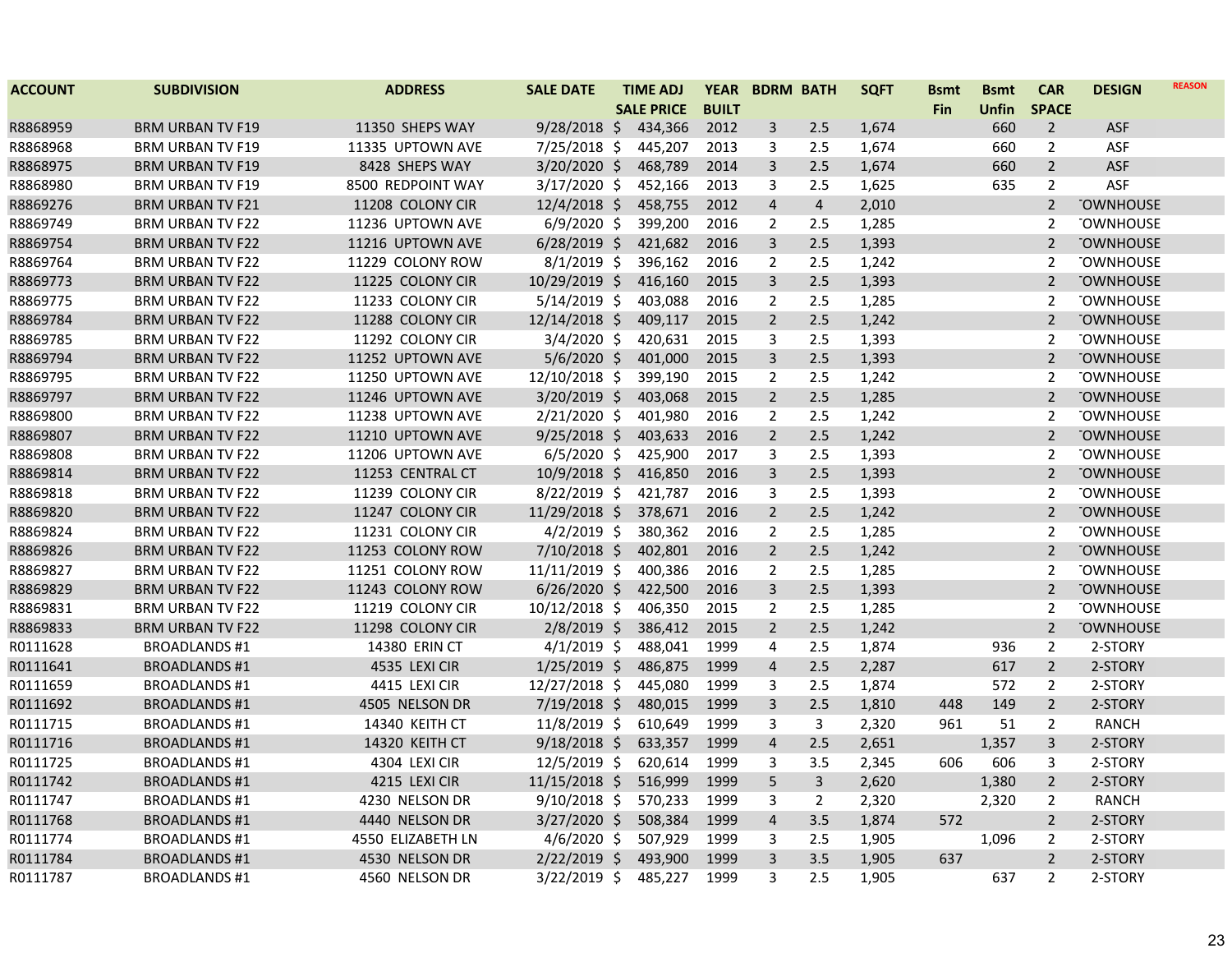| ACCOUNT | SUBDIVISION | ADDRESS | SALE DATE | TIME ADJ SALE PRICE | YEAR BUILT | BDRM | BATH | SQFT | Bsmt Fin | Bsmt Unfin | CAR SPACE | DESIGN | REASON |
|---|---|---|---|---|---|---|---|---|---|---|---|---|---|
| R8868959 | BRM URBAN TV F19 | 11350 SHEPS WAY | 9/28/2018 | $ 434,366 | 2012 | 3 | 2.5 | 1,674 | | 660 | 2 | ASF | |
| R8868968 | BRM URBAN TV F19 | 11335 UPTOWN AVE | 7/25/2018 | $ 445,207 | 2013 | 3 | 2.5 | 1,674 | | 660 | 2 | ASF | |
| R8868975 | BRM URBAN TV F19 | 8428 SHEPS WAY | 3/20/2020 | $ 468,789 | 2014 | 3 | 2.5 | 1,674 | | 660 | 2 | ASF | |
| R8868980 | BRM URBAN TV F19 | 8500 REDPOINT WAY | 3/17/2020 | $ 452,166 | 2013 | 3 | 2.5 | 1,625 | | 635 | 2 | ASF | |
| R8869276 | BRM URBAN TV F21 | 11208 COLONY CIR | 12/4/2018 | $ 458,755 | 2012 | 4 | 4 | 2,010 | | | 2 | TOWNHOUSE | |
| R8869749 | BRM URBAN TV F22 | 11236 UPTOWN AVE | 6/9/2020 | $ 399,200 | 2016 | 2 | 2.5 | 1,285 | | | 2 | TOWNHOUSE | |
| R8869754 | BRM URBAN TV F22 | 11216 UPTOWN AVE | 6/28/2019 | $ 421,682 | 2016 | 3 | 2.5 | 1,393 | | | 2 | TOWNHOUSE | |
| R8869764 | BRM URBAN TV F22 | 11229 COLONY ROW | 8/1/2019 | $ 396,162 | 2016 | 2 | 2.5 | 1,242 | | | 2 | TOWNHOUSE | |
| R8869773 | BRM URBAN TV F22 | 11225 COLONY CIR | 10/29/2019 | $ 416,160 | 2015 | 3 | 2.5 | 1,393 | | | 2 | TOWNHOUSE | |
| R8869775 | BRM URBAN TV F22 | 11233 COLONY CIR | 5/14/2019 | $ 403,088 | 2016 | 2 | 2.5 | 1,285 | | | 2 | TOWNHOUSE | |
| R8869784 | BRM URBAN TV F22 | 11288 COLONY CIR | 12/14/2018 | $ 409,117 | 2015 | 2 | 2.5 | 1,242 | | | 2 | TOWNHOUSE | |
| R8869785 | BRM URBAN TV F22 | 11292 COLONY CIR | 3/4/2020 | $ 420,631 | 2015 | 3 | 2.5 | 1,393 | | | 2 | TOWNHOUSE | |
| R8869794 | BRM URBAN TV F22 | 11252 UPTOWN AVE | 5/6/2020 | $ 401,000 | 2015 | 3 | 2.5 | 1,393 | | | 2 | TOWNHOUSE | |
| R8869795 | BRM URBAN TV F22 | 11250 UPTOWN AVE | 12/10/2018 | $ 399,190 | 2015 | 2 | 2.5 | 1,242 | | | 2 | TOWNHOUSE | |
| R8869797 | BRM URBAN TV F22 | 11246 UPTOWN AVE | 3/20/2019 | $ 403,068 | 2015 | 2 | 2.5 | 1,285 | | | 2 | TOWNHOUSE | |
| R8869800 | BRM URBAN TV F22 | 11238 UPTOWN AVE | 2/21/2020 | $ 401,980 | 2016 | 2 | 2.5 | 1,242 | | | 2 | TOWNHOUSE | |
| R8869807 | BRM URBAN TV F22 | 11210 UPTOWN AVE | 9/25/2018 | $ 403,633 | 2016 | 2 | 2.5 | 1,242 | | | 2 | TOWNHOUSE | |
| R8869808 | BRM URBAN TV F22 | 11206 UPTOWN AVE | 6/5/2020 | $ 425,900 | 2017 | 3 | 2.5 | 1,393 | | | 2 | TOWNHOUSE | |
| R8869814 | BRM URBAN TV F22 | 11253 CENTRAL CT | 10/9/2018 | $ 416,850 | 2016 | 3 | 2.5 | 1,393 | | | 2 | TOWNHOUSE | |
| R8869818 | BRM URBAN TV F22 | 11239 COLONY CIR | 8/22/2019 | $ 421,787 | 2016 | 3 | 2.5 | 1,393 | | | 2 | TOWNHOUSE | |
| R8869820 | BRM URBAN TV F22 | 11247 COLONY CIR | 11/29/2018 | $ 378,671 | 2016 | 2 | 2.5 | 1,242 | | | 2 | TOWNHOUSE | |
| R8869824 | BRM URBAN TV F22 | 11231 COLONY CIR | 4/2/2019 | $ 380,362 | 2016 | 2 | 2.5 | 1,285 | | | 2 | TOWNHOUSE | |
| R8869826 | BRM URBAN TV F22 | 11253 COLONY ROW | 7/10/2018 | $ 402,801 | 2016 | 2 | 2.5 | 1,242 | | | 2 | TOWNHOUSE | |
| R8869827 | BRM URBAN TV F22 | 11251 COLONY ROW | 11/11/2019 | $ 400,386 | 2016 | 2 | 2.5 | 1,285 | | | 2 | TOWNHOUSE | |
| R8869829 | BRM URBAN TV F22 | 11243 COLONY ROW | 6/26/2020 | $ 422,500 | 2016 | 3 | 2.5 | 1,393 | | | 2 | TOWNHOUSE | |
| R8869831 | BRM URBAN TV F22 | 11219 COLONY CIR | 10/12/2018 | $ 406,350 | 2015 | 2 | 2.5 | 1,285 | | | 2 | TOWNHOUSE | |
| R8869833 | BRM URBAN TV F22 | 11298 COLONY CIR | 2/8/2019 | $ 386,412 | 2015 | 2 | 2.5 | 1,242 | | | 2 | TOWNHOUSE | |
| R0111628 | BROADLANDS #1 | 14380 ERIN CT | 4/1/2019 | $ 488,041 | 1999 | 4 | 2.5 | 1,874 | | 936 | 2 | 2-STORY | |
| R0111641 | BROADLANDS #1 | 4535 LEXI CIR | 1/25/2019 | $ 486,875 | 1999 | 4 | 2.5 | 2,287 | | 617 | 2 | 2-STORY | |
| R0111659 | BROADLANDS #1 | 4415 LEXI CIR | 12/27/2018 | $ 445,080 | 1999 | 3 | 2.5 | 1,874 | | 572 | 2 | 2-STORY | |
| R0111692 | BROADLANDS #1 | 4505 NELSON DR | 7/19/2018 | $ 480,015 | 1999 | 3 | 2.5 | 1,810 | 448 | 149 | 2 | 2-STORY | |
| R0111715 | BROADLANDS #1 | 14340 KEITH CT | 11/8/2019 | $ 610,649 | 1999 | 3 | 3 | 2,320 | 961 | 51 | 2 | RANCH | |
| R0111716 | BROADLANDS #1 | 14320 KEITH CT | 9/18/2018 | $ 633,357 | 1999 | 4 | 2.5 | 2,651 | | 1,357 | 3 | 2-STORY | |
| R0111725 | BROADLANDS #1 | 4304 LEXI CIR | 12/5/2019 | $ 620,614 | 1999 | 3 | 3.5 | 2,345 | 606 | 606 | 3 | 2-STORY | |
| R0111742 | BROADLANDS #1 | 4215 LEXI CIR | 11/15/2018 | $ 516,999 | 1999 | 5 | 3 | 2,620 | | 1,380 | 2 | 2-STORY | |
| R0111747 | BROADLANDS #1 | 4230 NELSON DR | 9/10/2018 | $ 570,233 | 1999 | 3 | 2 | 2,320 | | 2,320 | 2 | RANCH | |
| R0111768 | BROADLANDS #1 | 4440 NELSON DR | 3/27/2020 | $ 508,384 | 1999 | 4 | 3.5 | 1,874 | 572 | | 2 | 2-STORY | |
| R0111774 | BROADLANDS #1 | 4550 ELIZABETH LN | 4/6/2020 | $ 507,929 | 1999 | 3 | 2.5 | 1,905 | | 1,096 | 2 | 2-STORY | |
| R0111784 | BROADLANDS #1 | 4530 NELSON DR | 2/22/2019 | $ 493,900 | 1999 | 3 | 3.5 | 1,905 | 637 | | 2 | 2-STORY | |
| R0111787 | BROADLANDS #1 | 4560 NELSON DR | 3/22/2019 | $ 485,227 | 1999 | 3 | 2.5 | 1,905 | | 637 | 2 | 2-STORY | |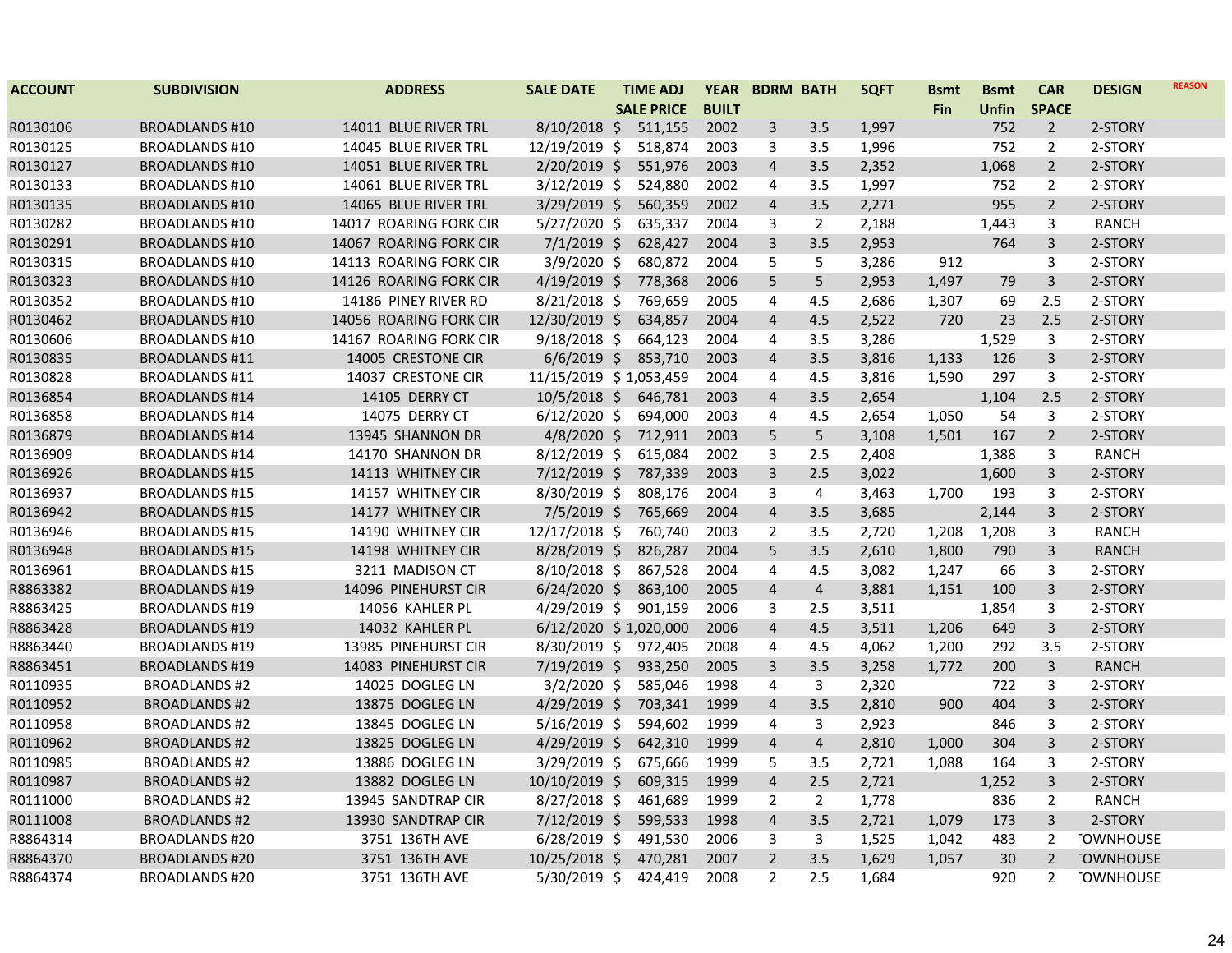| ACCOUNT | SUBDIVISION | ADDRESS | SALE DATE | TIME ADJ SALE PRICE | YEAR BUILT | BDRM | BATH | SQFT | Bsmt Fin | Bsmt Unfin | CAR SPACE | DESIGN | REASON |
|---|---|---|---|---|---|---|---|---|---|---|---|---|---|
| R0130106 | BROADLANDS #10 | 14011 BLUE RIVER TRL | 8/10/2018 | $ 511,155 | 2002 | 3 | 3.5 | 1,997 | | 752 | 2 | 2-STORY | |
| R0130125 | BROADLANDS #10 | 14045 BLUE RIVER TRL | 12/19/2019 | $ 518,874 | 2003 | 3 | 3.5 | 1,996 | | 752 | 2 | 2-STORY | |
| R0130127 | BROADLANDS #10 | 14051 BLUE RIVER TRL | 2/20/2019 | $ 551,976 | 2003 | 4 | 3.5 | 2,352 | | 1,068 | 2 | 2-STORY | |
| R0130133 | BROADLANDS #10 | 14061 BLUE RIVER TRL | 3/12/2019 | $ 524,880 | 2002 | 4 | 3.5 | 1,997 | | 752 | 2 | 2-STORY | |
| R0130135 | BROADLANDS #10 | 14065 BLUE RIVER TRL | 3/29/2019 | $ 560,359 | 2002 | 4 | 3.5 | 2,271 | | 955 | 2 | 2-STORY | |
| R0130282 | BROADLANDS #10 | 14017 ROARING FORK CIR | 5/27/2020 | $ 635,337 | 2004 | 3 | 2 | 2,188 | | 1,443 | 3 | RANCH | |
| R0130291 | BROADLANDS #10 | 14067 ROARING FORK CIR | 7/1/2019 | $ 628,427 | 2004 | 3 | 3.5 | 2,953 | | 764 | 3 | 2-STORY | |
| R0130315 | BROADLANDS #10 | 14113 ROARING FORK CIR | 3/9/2020 | $ 680,872 | 2004 | 5 | 5 | 3,286 | 912 | | 3 | 2-STORY | |
| R0130323 | BROADLANDS #10 | 14126 ROARING FORK CIR | 4/19/2019 | $ 778,368 | 2006 | 5 | 5 | 2,953 | 1,497 | 79 | 3 | 2-STORY | |
| R0130352 | BROADLANDS #10 | 14186 PINEY RIVER RD | 8/21/2018 | $ 769,659 | 2005 | 4 | 4.5 | 2,686 | 1,307 | 69 | 2.5 | 2-STORY | |
| R0130462 | BROADLANDS #10 | 14056 ROARING FORK CIR | 12/30/2019 | $ 634,857 | 2004 | 4 | 4.5 | 2,522 | 720 | 23 | 2.5 | 2-STORY | |
| R0130606 | BROADLANDS #10 | 14167 ROARING FORK CIR | 9/18/2018 | $ 664,123 | 2004 | 4 | 3.5 | 3,286 | | 1,529 | 3 | 2-STORY | |
| R0130835 | BROADLANDS #11 | 14005 CRESTONE CIR | 6/6/2019 | $ 853,710 | 2003 | 4 | 3.5 | 3,816 | 1,133 | 126 | 3 | 2-STORY | |
| R0130828 | BROADLANDS #11 | 14037 CRESTONE CIR | 11/15/2019 | $ 1,053,459 | 2004 | 4 | 4.5 | 3,816 | 1,590 | 297 | 3 | 2-STORY | |
| R0136854 | BROADLANDS #14 | 14105 DERRY CT | 10/5/2018 | $ 646,781 | 2003 | 4 | 3.5 | 2,654 | | 1,104 | 2.5 | 2-STORY | |
| R0136858 | BROADLANDS #14 | 14075 DERRY CT | 6/12/2020 | $ 694,000 | 2003 | 4 | 4.5 | 2,654 | 1,050 | 54 | 3 | 2-STORY | |
| R0136879 | BROADLANDS #14 | 13945 SHANNON DR | 4/8/2020 | $ 712,911 | 2003 | 5 | 5 | 3,108 | 1,501 | 167 | 2 | 2-STORY | |
| R0136909 | BROADLANDS #14 | 14170 SHANNON DR | 8/12/2019 | $ 615,084 | 2002 | 3 | 2.5 | 2,408 | | 1,388 | 3 | RANCH | |
| R0136926 | BROADLANDS #15 | 14113 WHITNEY CIR | 7/12/2019 | $ 787,339 | 2003 | 3 | 2.5 | 3,022 | | 1,600 | 3 | 2-STORY | |
| R0136937 | BROADLANDS #15 | 14157 WHITNEY CIR | 8/30/2019 | $ 808,176 | 2004 | 3 | 4 | 3,463 | 1,700 | 193 | 3 | 2-STORY | |
| R0136942 | BROADLANDS #15 | 14177 WHITNEY CIR | 7/5/2019 | $ 765,669 | 2004 | 4 | 3.5 | 3,685 | | 2,144 | 3 | 2-STORY | |
| R0136946 | BROADLANDS #15 | 14190 WHITNEY CIR | 12/17/2018 | $ 760,740 | 2003 | 2 | 3.5 | 2,720 | 1,208 | 1,208 | 3 | RANCH | |
| R0136948 | BROADLANDS #15 | 14198 WHITNEY CIR | 8/28/2019 | $ 826,287 | 2004 | 5 | 3.5 | 2,610 | 1,800 | 790 | 3 | RANCH | |
| R0136961 | BROADLANDS #15 | 3211 MADISON CT | 8/10/2018 | $ 867,528 | 2004 | 4 | 4.5 | 3,082 | 1,247 | 66 | 3 | 2-STORY | |
| R8863382 | BROADLANDS #19 | 14096 PINEHURST CIR | 6/24/2020 | $ 863,100 | 2005 | 4 | 4 | 3,881 | 1,151 | 100 | 3 | 2-STORY | |
| R8863425 | BROADLANDS #19 | 14056 KAHLER PL | 4/29/2019 | $ 901,159 | 2006 | 3 | 2.5 | 3,511 | | 1,854 | 3 | 2-STORY | |
| R8863428 | BROADLANDS #19 | 14032 KAHLER PL | 6/12/2020 | $ 1,020,000 | 2006 | 4 | 4.5 | 3,511 | 1,206 | 649 | 3 | 2-STORY | |
| R8863440 | BROADLANDS #19 | 13985 PINEHURST CIR | 8/30/2019 | $ 972,405 | 2008 | 4 | 4.5 | 4,062 | 1,200 | 292 | 3.5 | 2-STORY | |
| R8863451 | BROADLANDS #19 | 14083 PINEHURST CIR | 7/19/2019 | $ 933,250 | 2005 | 3 | 3.5 | 3,258 | 1,772 | 200 | 3 | RANCH | |
| R0110935 | BROADLANDS #2 | 14025 DOGLEG LN | 3/2/2020 | $ 585,046 | 1998 | 4 | 3 | 2,320 | | 722 | 3 | 2-STORY | |
| R0110952 | BROADLANDS #2 | 13875 DOGLEG LN | 4/29/2019 | $ 703,341 | 1999 | 4 | 3.5 | 2,810 | 900 | 404 | 3 | 2-STORY | |
| R0110958 | BROADLANDS #2 | 13845 DOGLEG LN | 5/16/2019 | $ 594,602 | 1999 | 4 | 3 | 2,923 | | 846 | 3 | 2-STORY | |
| R0110962 | BROADLANDS #2 | 13825 DOGLEG LN | 4/29/2019 | $ 642,310 | 1999 | 4 | 4 | 2,810 | 1,000 | 304 | 3 | 2-STORY | |
| R0110985 | BROADLANDS #2 | 13886 DOGLEG LN | 3/29/2019 | $ 675,666 | 1999 | 5 | 3.5 | 2,721 | 1,088 | 164 | 3 | 2-STORY | |
| R0110987 | BROADLANDS #2 | 13882 DOGLEG LN | 10/10/2019 | $ 609,315 | 1999 | 4 | 2.5 | 2,721 | | 1,252 | 3 | 2-STORY | |
| R0111000 | BROADLANDS #2 | 13945 SANDTRAP CIR | 8/27/2018 | $ 461,689 | 1999 | 2 | 2 | 1,778 | | 836 | 2 | RANCH | |
| R0111008 | BROADLANDS #2 | 13930 SANDTRAP CIR | 7/12/2019 | $ 599,533 | 1998 | 4 | 3.5 | 2,721 | 1,079 | 173 | 3 | 2-STORY | |
| R8864314 | BROADLANDS #20 | 3751 136TH AVE | 6/28/2019 | $ 491,530 | 2006 | 3 | 3 | 1,525 | 1,042 | 483 | 2 | TOWNHOUSE | |
| R8864370 | BROADLANDS #20 | 3751 136TH AVE | 10/25/2018 | $ 470,281 | 2007 | 2 | 3.5 | 1,629 | 1,057 | 30 | 2 | TOWNHOUSE | |
| R8864374 | BROADLANDS #20 | 3751 136TH AVE | 5/30/2019 | $ 424,419 | 2008 | 2 | 2.5 | 1,684 | | 920 | 2 | TOWNHOUSE | |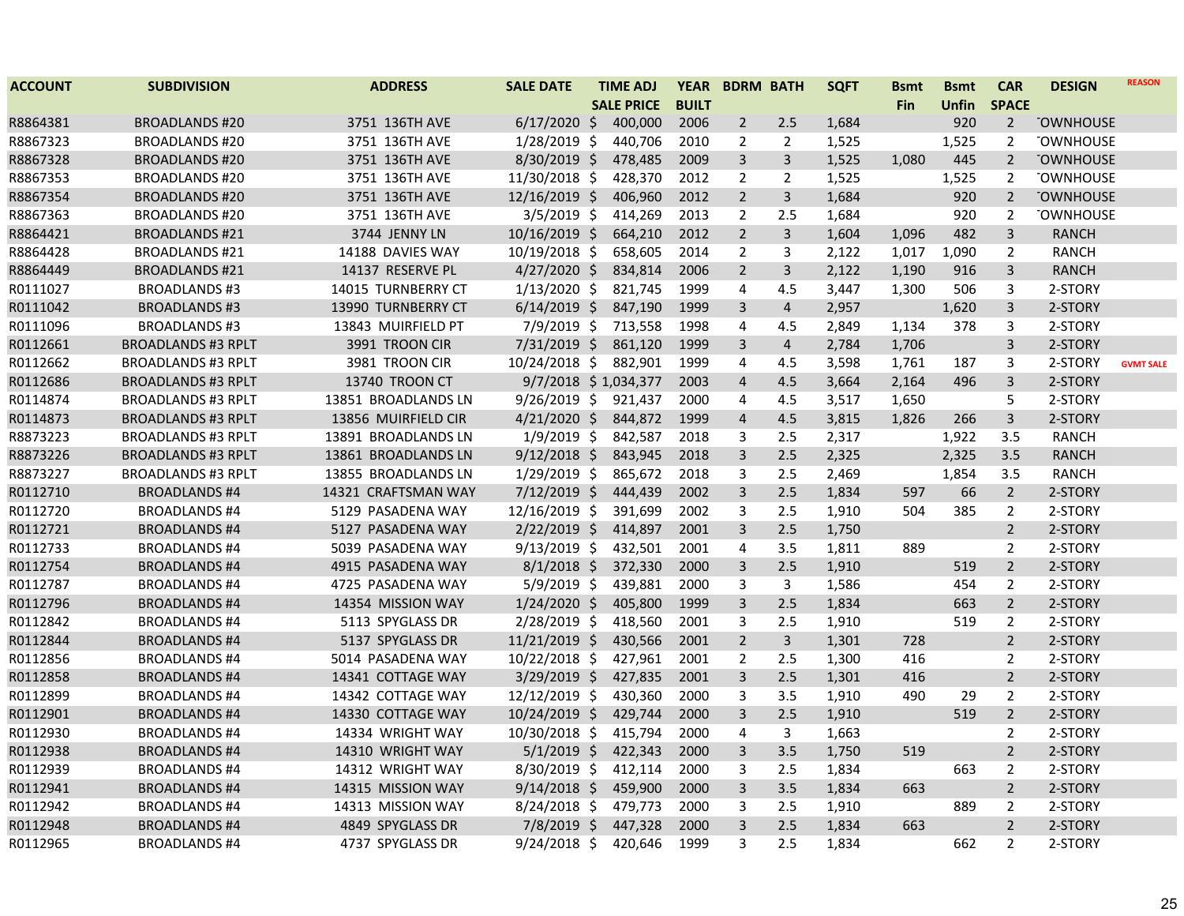| ACCOUNT | SUBDIVISION | ADDRESS | SALE DATE | TIME ADJ SALE PRICE | YEAR BUILT | BDRM | BATH | SQFT | Bsmt Fin | Bsmt Unfin | CAR SPACE | DESIGN | REASON |
|---|---|---|---|---|---|---|---|---|---|---|---|---|---|
| R8864381 | BROADLANDS #20 | 3751 136TH AVE | 6/17/2020 | $ 400,000 | 2006 | 2 | 2.5 | 1,684 | | 920 | 2 | TOWNHOUSE | |
| R8867323 | BROADLANDS #20 | 3751 136TH AVE | 1/28/2019 | $ 440,706 | 2010 | 2 | 2 | 1,525 | | 1,525 | 2 | TOWNHOUSE | |
| R8867328 | BROADLANDS #20 | 3751 136TH AVE | 8/30/2019 | $ 478,485 | 2009 | 3 | 3 | 1,525 | 1,080 | 445 | 2 | TOWNHOUSE | |
| R8867353 | BROADLANDS #20 | 3751 136TH AVE | 11/30/2018 | $ 428,370 | 2012 | 2 | 2 | 1,525 | | 1,525 | 2 | TOWNHOUSE | |
| R8867354 | BROADLANDS #20 | 3751 136TH AVE | 12/16/2019 | $ 406,960 | 2012 | 2 | 3 | 1,684 | | 920 | 2 | TOWNHOUSE | |
| R8867363 | BROADLANDS #20 | 3751 136TH AVE | 3/5/2019 | $ 414,269 | 2013 | 2 | 2.5 | 1,684 | | 920 | 2 | TOWNHOUSE | |
| R8864421 | BROADLANDS #21 | 3744 JENNY LN | 10/16/2019 | $ 664,210 | 2012 | 2 | 3 | 1,604 | 1,096 | 482 | 3 | RANCH | |
| R8864428 | BROADLANDS #21 | 14188 DAVIES WAY | 10/19/2018 | $ 658,605 | 2014 | 2 | 3 | 2,122 | 1,017 | 1,090 | 2 | RANCH | |
| R8864449 | BROADLANDS #21 | 14137 RESERVE PL | 4/27/2020 | $ 834,814 | 2006 | 2 | 3 | 2,122 | 1,190 | 916 | 3 | RANCH | |
| R0111027 | BROADLANDS #3 | 14015 TURNBERRY CT | 1/13/2020 | $ 821,745 | 1999 | 4 | 4.5 | 3,447 | 1,300 | 506 | 3 | 2-STORY | |
| R0111042 | BROADLANDS #3 | 13990 TURNBERRY CT | 6/14/2019 | $ 847,190 | 1999 | 3 | 4 | 2,957 | | 1,620 | 3 | 2-STORY | |
| R0111096 | BROADLANDS #3 | 13843 MUIRFIELD PT | 7/9/2019 | $ 713,558 | 1998 | 4 | 4.5 | 2,849 | 1,134 | 378 | 3 | 2-STORY | |
| R0112661 | BROADLANDS #3 RPLT | 3991 TROON CIR | 7/31/2019 | $ 861,120 | 1999 | 3 | 4 | 2,784 | 1,706 | | 3 | 2-STORY | |
| R0112662 | BROADLANDS #3 RPLT | 3981 TROON CIR | 10/24/2018 | $ 882,901 | 1999 | 4 | 4.5 | 3,598 | 1,761 | 187 | 3 | 2-STORY | GVMT SALE |
| R0112686 | BROADLANDS #3 RPLT | 13740 TROON CT | 9/7/2018 | $ 1,034,377 | 2003 | 4 | 4.5 | 3,664 | 2,164 | 496 | 3 | 2-STORY | |
| R0114874 | BROADLANDS #3 RPLT | 13851 BROADLANDS LN | 9/26/2019 | $ 921,437 | 2000 | 4 | 4.5 | 3,517 | 1,650 | | 5 | 2-STORY | |
| R0114873 | BROADLANDS #3 RPLT | 13856 MUIRFIELD CIR | 4/21/2020 | $ 844,872 | 1999 | 4 | 4.5 | 3,815 | 1,826 | 266 | 3 | 2-STORY | |
| R8873223 | BROADLANDS #3 RPLT | 13891 BROADLANDS LN | 1/9/2019 | $ 842,587 | 2018 | 3 | 2.5 | 2,317 | | 1,922 | 3.5 | RANCH | |
| R8873226 | BROADLANDS #3 RPLT | 13861 BROADLANDS LN | 9/12/2018 | $ 843,945 | 2018 | 3 | 2.5 | 2,325 | | 2,325 | 3.5 | RANCH | |
| R8873227 | BROADLANDS #3 RPLT | 13855 BROADLANDS LN | 1/29/2019 | $ 865,672 | 2018 | 3 | 2.5 | 2,469 | | 1,854 | 3.5 | RANCH | |
| R0112710 | BROADLANDS #4 | 14321 CRAFTSMAN WAY | 7/12/2019 | $ 444,439 | 2002 | 3 | 2.5 | 1,834 | 597 | 66 | 2 | 2-STORY | |
| R0112720 | BROADLANDS #4 | 5129 PASADENA WAY | 12/16/2019 | $ 391,699 | 2002 | 3 | 2.5 | 1,910 | 504 | 385 | 2 | 2-STORY | |
| R0112721 | BROADLANDS #4 | 5127 PASADENA WAY | 2/22/2019 | $ 414,897 | 2001 | 3 | 2.5 | 1,750 | | | 2 | 2-STORY | |
| R0112733 | BROADLANDS #4 | 5039 PASADENA WAY | 9/13/2019 | $ 432,501 | 2001 | 4 | 3.5 | 1,811 | 889 | | 2 | 2-STORY | |
| R0112754 | BROADLANDS #4 | 4915 PASADENA WAY | 8/1/2018 | $ 372,330 | 2000 | 3 | 2.5 | 1,910 | | 519 | 2 | 2-STORY | |
| R0112787 | BROADLANDS #4 | 4725 PASADENA WAY | 5/9/2019 | $ 439,881 | 2000 | 3 | 3 | 1,586 | | 454 | 2 | 2-STORY | |
| R0112796 | BROADLANDS #4 | 14354 MISSION WAY | 1/24/2020 | $ 405,800 | 1999 | 3 | 2.5 | 1,834 | | 663 | 2 | 2-STORY | |
| R0112842 | BROADLANDS #4 | 5113 SPYGLASS DR | 2/28/2019 | $ 418,560 | 2001 | 3 | 2.5 | 1,910 | | 519 | 2 | 2-STORY | |
| R0112844 | BROADLANDS #4 | 5137 SPYGLASS DR | 11/21/2019 | $ 430,566 | 2001 | 2 | 3 | 1,301 | 728 | | 2 | 2-STORY | |
| R0112856 | BROADLANDS #4 | 5014 PASADENA WAY | 10/22/2018 | $ 427,961 | 2001 | 2 | 2.5 | 1,300 | 416 | | 2 | 2-STORY | |
| R0112858 | BROADLANDS #4 | 14341 COTTAGE WAY | 3/29/2019 | $ 427,835 | 2001 | 3 | 2.5 | 1,301 | 416 | | 2 | 2-STORY | |
| R0112899 | BROADLANDS #4 | 14342 COTTAGE WAY | 12/12/2019 | $ 430,360 | 2000 | 3 | 3.5 | 1,910 | 490 | 29 | 2 | 2-STORY | |
| R0112901 | BROADLANDS #4 | 14330 COTTAGE WAY | 10/24/2019 | $ 429,744 | 2000 | 3 | 2.5 | 1,910 | | 519 | 2 | 2-STORY | |
| R0112930 | BROADLANDS #4 | 14334 WRIGHT WAY | 10/30/2018 | $ 415,794 | 2000 | 4 | 3 | 1,663 | | | 2 | 2-STORY | |
| R0112938 | BROADLANDS #4 | 14310 WRIGHT WAY | 5/1/2019 | $ 422,343 | 2000 | 3 | 3.5 | 1,750 | 519 | | 2 | 2-STORY | |
| R0112939 | BROADLANDS #4 | 14312 WRIGHT WAY | 8/30/2019 | $ 412,114 | 2000 | 3 | 2.5 | 1,834 | | 663 | 2 | 2-STORY | |
| R0112941 | BROADLANDS #4 | 14315 MISSION WAY | 9/14/2018 | $ 459,900 | 2000 | 3 | 3.5 | 1,834 | 663 | | 2 | 2-STORY | |
| R0112942 | BROADLANDS #4 | 14313 MISSION WAY | 8/24/2018 | $ 479,773 | 2000 | 3 | 2.5 | 1,910 | | 889 | 2 | 2-STORY | |
| R0112948 | BROADLANDS #4 | 4849 SPYGLASS DR | 7/8/2019 | $ 447,328 | 2000 | 3 | 2.5 | 1,834 | 663 | | 2 | 2-STORY | |
| R0112965 | BROADLANDS #4 | 4737 SPYGLASS DR | 9/24/2018 | $ 420,646 | 1999 | 3 | 2.5 | 1,834 | | 662 | 2 | 2-STORY | |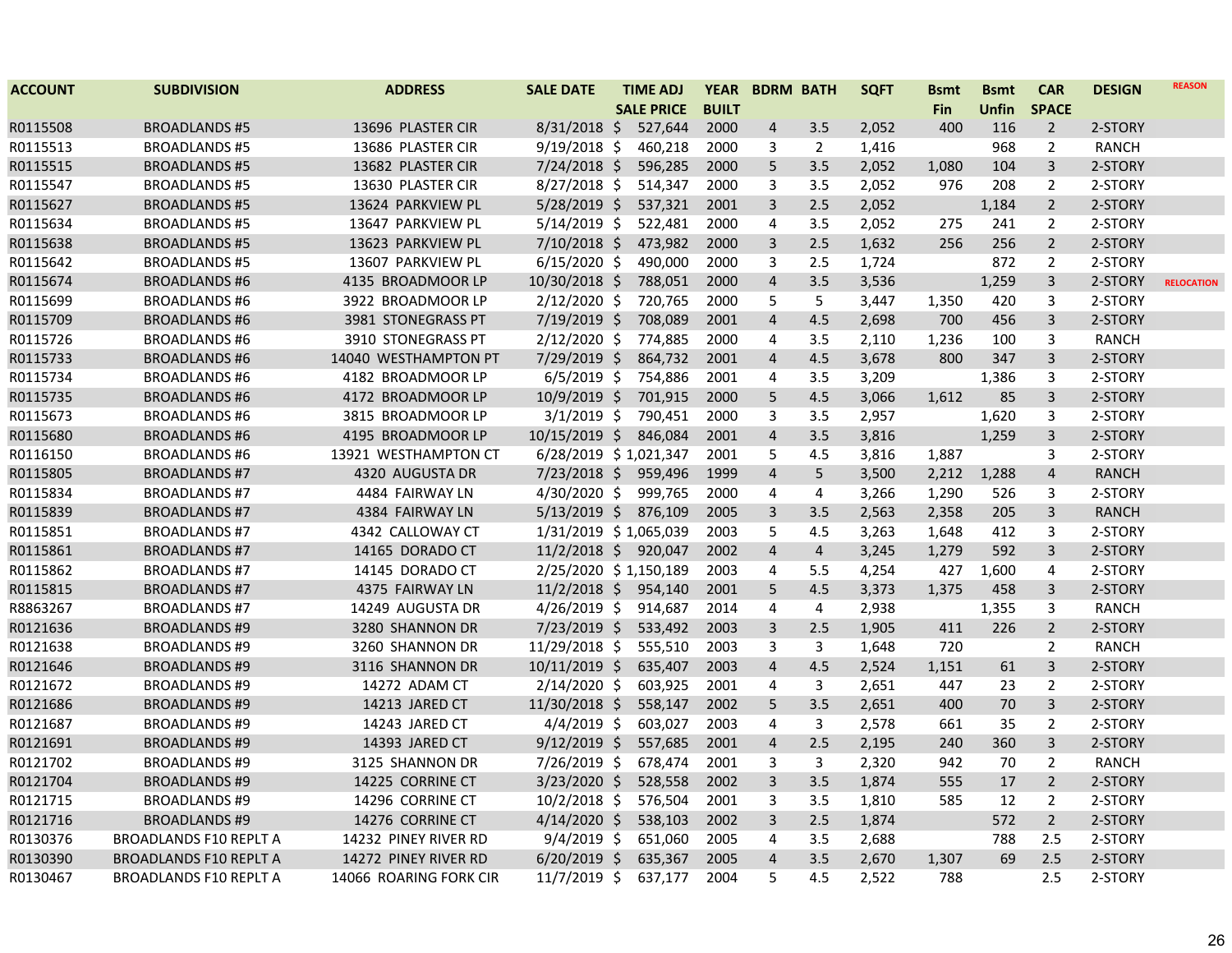| ACCOUNT | SUBDIVISION | ADDRESS | SALE DATE | TIME ADJ SALE PRICE | YEAR BUILT | BDRM | BATH | SQFT | Bsmt Fin | Bsmt Unfin | CAR SPACE | DESIGN | REASON |
|---|---|---|---|---|---|---|---|---|---|---|---|---|---|
| R0115508 | BROADLANDS #5 | 13696 PLASTER CIR | 8/31/2018 | $ 527,644 | 2000 | 4 | 3.5 | 2,052 | 400 | 116 | 2 | 2-STORY | |
| R0115513 | BROADLANDS #5 | 13686 PLASTER CIR | 9/19/2018 | $ 460,218 | 2000 | 3 | 2 | 1,416 | | 968 | 2 | RANCH | |
| R0115515 | BROADLANDS #5 | 13682 PLASTER CIR | 7/24/2018 | $ 596,285 | 2000 | 5 | 3.5 | 2,052 | 1,080 | 104 | 3 | 2-STORY | |
| R0115547 | BROADLANDS #5 | 13630 PLASTER CIR | 8/27/2018 | $ 514,347 | 2000 | 3 | 3.5 | 2,052 | 976 | 208 | 2 | 2-STORY | |
| R0115627 | BROADLANDS #5 | 13624 PARKVIEW PL | 5/28/2019 | $ 537,321 | 2001 | 3 | 2.5 | 2,052 | | 1,184 | 2 | 2-STORY | |
| R0115634 | BROADLANDS #5 | 13647 PARKVIEW PL | 5/14/2019 | $ 522,481 | 2000 | 4 | 3.5 | 2,052 | 275 | 241 | 2 | 2-STORY | |
| R0115638 | BROADLANDS #5 | 13623 PARKVIEW PL | 7/10/2018 | $ 473,982 | 2000 | 3 | 2.5 | 1,632 | 256 | 256 | 2 | 2-STORY | |
| R0115642 | BROADLANDS #5 | 13607 PARKVIEW PL | 6/15/2020 | $ 490,000 | 2000 | 3 | 2.5 | 1,724 | | 872 | 2 | 2-STORY | |
| R0115674 | BROADLANDS #6 | 4135 BROADMOOR LP | 10/30/2018 | $ 788,051 | 2000 | 4 | 3.5 | 3,536 | | 1,259 | 3 | 2-STORY | RELOCATION |
| R0115699 | BROADLANDS #6 | 3922 BROADMOOR LP | 2/12/2020 | $ 720,765 | 2000 | 5 | 5 | 3,447 | 1,350 | 420 | 3 | 2-STORY | |
| R0115709 | BROADLANDS #6 | 3981 STONEGRASS PT | 7/19/2019 | $ 708,089 | 2001 | 4 | 4.5 | 2,698 | 700 | 456 | 3 | 2-STORY | |
| R0115726 | BROADLANDS #6 | 3910 STONEGRASS PT | 2/12/2020 | $ 774,885 | 2000 | 4 | 3.5 | 2,110 | 1,236 | 100 | 3 | RANCH | |
| R0115733 | BROADLANDS #6 | 14040 WESTHAMPTON PT | 7/29/2019 | $ 864,732 | 2001 | 4 | 4.5 | 3,678 | 800 | 347 | 3 | 2-STORY | |
| R0115734 | BROADLANDS #6 | 4182 BROADMOOR LP | 6/5/2019 | $ 754,886 | 2001 | 4 | 3.5 | 3,209 | | 1,386 | 3 | 2-STORY | |
| R0115735 | BROADLANDS #6 | 4172 BROADMOOR LP | 10/9/2019 | $ 701,915 | 2000 | 5 | 4.5 | 3,066 | 1,612 | 85 | 3 | 2-STORY | |
| R0115673 | BROADLANDS #6 | 3815 BROADMOOR LP | 3/1/2019 | $ 790,451 | 2000 | 3 | 3.5 | 2,957 | | 1,620 | 3 | 2-STORY | |
| R0115680 | BROADLANDS #6 | 4195 BROADMOOR LP | 10/15/2019 | $ 846,084 | 2001 | 4 | 3.5 | 3,816 | | 1,259 | 3 | 2-STORY | |
| R0116150 | BROADLANDS #6 | 13921 WESTHAMPTON CT | 6/28/2019 | $ 1,021,347 | 2001 | 5 | 4.5 | 3,816 | 1,887 | | 3 | 2-STORY | |
| R0115805 | BROADLANDS #7 | 4320 AUGUSTA DR | 7/23/2018 | $ 959,496 | 1999 | 4 | 5 | 3,500 | 2,212 | 1,288 | 4 | RANCH | |
| R0115834 | BROADLANDS #7 | 4484 FAIRWAY LN | 4/30/2020 | $ 999,765 | 2000 | 4 | 4 | 3,266 | 1,290 | 526 | 3 | 2-STORY | |
| R0115839 | BROADLANDS #7 | 4384 FAIRWAY LN | 5/13/2019 | $ 876,109 | 2005 | 3 | 3.5 | 2,563 | 2,358 | 205 | 3 | RANCH | |
| R0115851 | BROADLANDS #7 | 4342 CALLOWAY CT | 1/31/2019 | $ 1,065,039 | 2003 | 5 | 4.5 | 3,263 | 1,648 | 412 | 3 | 2-STORY | |
| R0115861 | BROADLANDS #7 | 14165 DORADO CT | 11/2/2018 | $ 920,047 | 2002 | 4 | 4 | 3,245 | 1,279 | 592 | 3 | 2-STORY | |
| R0115862 | BROADLANDS #7 | 14145 DORADO CT | 2/25/2020 | $ 1,150,189 | 2003 | 4 | 5.5 | 4,254 | 427 | 1,600 | 4 | 2-STORY | |
| R0115815 | BROADLANDS #7 | 4375 FAIRWAY LN | 11/2/2018 | $ 954,140 | 2001 | 5 | 4.5 | 3,373 | 1,375 | 458 | 3 | 2-STORY | |
| R8863267 | BROADLANDS #7 | 14249 AUGUSTA DR | 4/26/2019 | $ 914,687 | 2014 | 4 | 4 | 2,938 | | 1,355 | 3 | RANCH | |
| R0121636 | BROADLANDS #9 | 3280 SHANNON DR | 7/23/2019 | $ 533,492 | 2003 | 3 | 2.5 | 1,905 | 411 | 226 | 2 | 2-STORY | |
| R0121638 | BROADLANDS #9 | 3260 SHANNON DR | 11/29/2018 | $ 555,510 | 2003 | 3 | 3 | 1,648 | 720 | | 2 | RANCH | |
| R0121646 | BROADLANDS #9 | 3116 SHANNON DR | 10/11/2019 | $ 635,407 | 2003 | 4 | 4.5 | 2,524 | 1,151 | 61 | 3 | 2-STORY | |
| R0121672 | BROADLANDS #9 | 14272 ADAM CT | 2/14/2020 | $ 603,925 | 2001 | 4 | 3 | 2,651 | 447 | 23 | 2 | 2-STORY | |
| R0121686 | BROADLANDS #9 | 14213 JARED CT | 11/30/2018 | $ 558,147 | 2002 | 5 | 3.5 | 2,651 | 400 | 70 | 3 | 2-STORY | |
| R0121687 | BROADLANDS #9 | 14243 JARED CT | 4/4/2019 | $ 603,027 | 2003 | 4 | 3 | 2,578 | 661 | 35 | 2 | 2-STORY | |
| R0121691 | BROADLANDS #9 | 14393 JARED CT | 9/12/2019 | $ 557,685 | 2001 | 4 | 2.5 | 2,195 | 240 | 360 | 3 | 2-STORY | |
| R0121702 | BROADLANDS #9 | 3125 SHANNON DR | 7/26/2019 | $ 678,474 | 2001 | 3 | 3 | 2,320 | 942 | 70 | 2 | RANCH | |
| R0121704 | BROADLANDS #9 | 14225 CORRINE CT | 3/23/2020 | $ 528,558 | 2002 | 3 | 3.5 | 1,874 | 555 | 17 | 2 | 2-STORY | |
| R0121715 | BROADLANDS #9 | 14296 CORRINE CT | 10/2/2018 | $ 576,504 | 2001 | 3 | 3.5 | 1,810 | 585 | 12 | 2 | 2-STORY | |
| R0121716 | BROADLANDS #9 | 14276 CORRINE CT | 4/14/2020 | $ 538,103 | 2002 | 3 | 2.5 | 1,874 | | 572 | 2 | 2-STORY | |
| R0130376 | BROADLANDS F10 REPLT A | 14232 PINEY RIVER RD | 9/4/2019 | $ 651,060 | 2005 | 4 | 3.5 | 2,688 | | 788 | 2.5 | 2-STORY | |
| R0130390 | BROADLANDS F10 REPLT A | 14272 PINEY RIVER RD | 6/20/2019 | $ 635,367 | 2005 | 4 | 3.5 | 2,670 | 1,307 | 69 | 2.5 | 2-STORY | |
| R0130467 | BROADLANDS F10 REPLT A | 14066 ROARING FORK CIR | 11/7/2019 | $ 637,177 | 2004 | 5 | 4.5 | 2,522 | 788 | | 2.5 | 2-STORY | |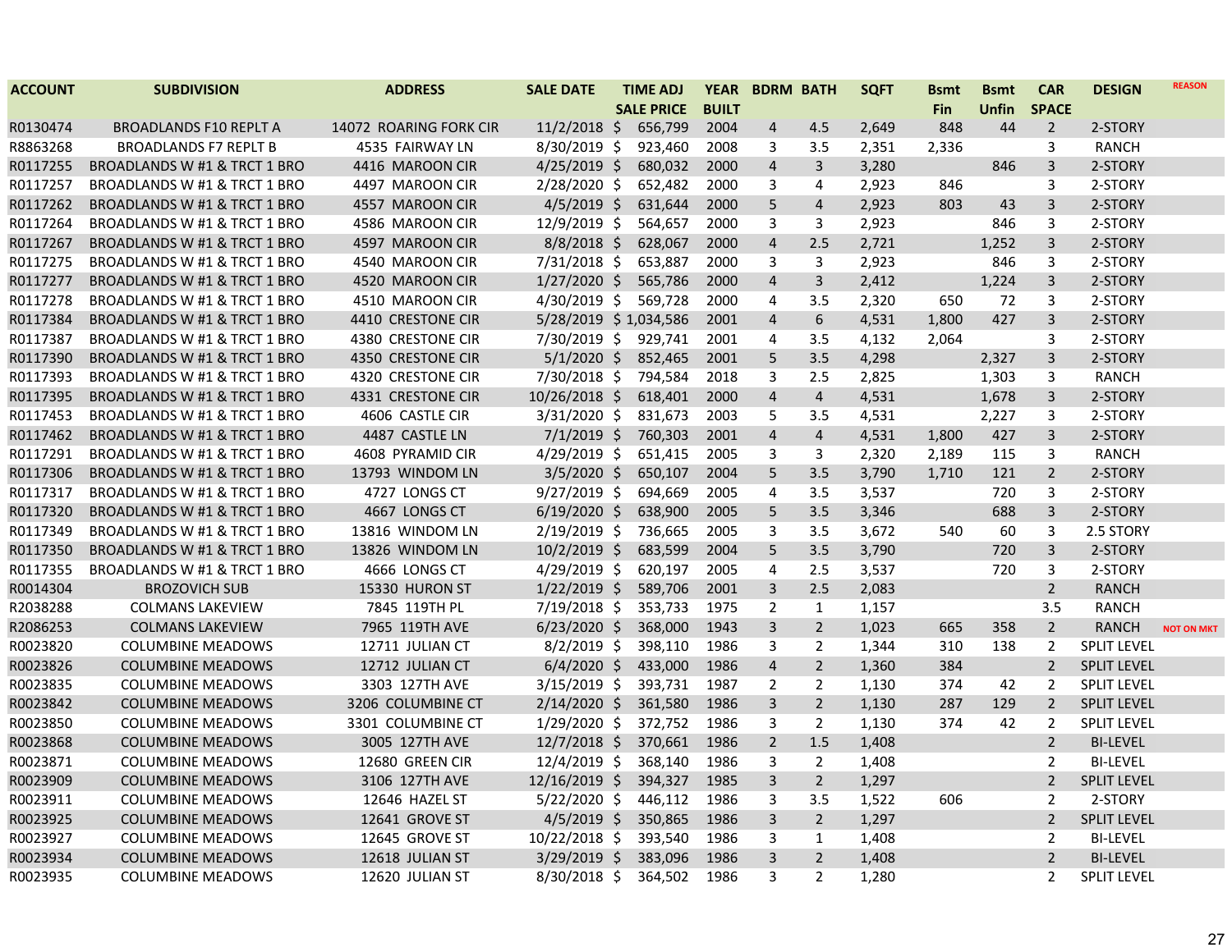| ACCOUNT | SUBDIVISION | ADDRESS | SALE DATE | TIME ADJ SALE PRICE | YEAR BUILT | BDRM | BATH | SQFT | Bsmt Fin | Bsmt Unfin | CAR SPACE | DESIGN | REASON |
|---|---|---|---|---|---|---|---|---|---|---|---|---|---|
| R0130474 | BROADLANDS F10 REPLT A | 14072 ROARING FORK CIR | 11/2/2018 | $ 656,799 | 2004 | 4 | 4.5 | 2,649 | 848 | 44 | 2 | 2-STORY | |
| R8863268 | BROADLANDS F7 REPLT B | 4535 FAIRWAY LN | 8/30/2019 | $ 923,460 | 2008 | 3 | 3.5 | 2,351 | 2,336 | | 3 | RANCH | |
| R0117255 | BROADLANDS W #1 & TRCT 1 BRO | 4416 MAROON CIR | 4/25/2019 | $ 680,032 | 2000 | 4 | 3 | 3,280 | | 846 | 3 | 2-STORY | |
| R0117257 | BROADLANDS W #1 & TRCT 1 BRO | 4497 MAROON CIR | 2/28/2020 | $ 652,482 | 2000 | 3 | 4 | 2,923 | 846 | | 3 | 2-STORY | |
| R0117262 | BROADLANDS W #1 & TRCT 1 BRO | 4557 MAROON CIR | 4/5/2019 | $ 631,644 | 2000 | 5 | 4 | 2,923 | 803 | 43 | 3 | 2-STORY | |
| R0117264 | BROADLANDS W #1 & TRCT 1 BRO | 4586 MAROON CIR | 12/9/2019 | $ 564,657 | 2000 | 3 | 3 | 2,923 | | 846 | 3 | 2-STORY | |
| R0117267 | BROADLANDS W #1 & TRCT 1 BRO | 4597 MAROON CIR | 8/8/2018 | $ 628,067 | 2000 | 4 | 2.5 | 2,721 | | 1,252 | 3 | 2-STORY | |
| R0117275 | BROADLANDS W #1 & TRCT 1 BRO | 4540 MAROON CIR | 7/31/2018 | $ 653,887 | 2000 | 3 | 3 | 2,923 | | 846 | 3 | 2-STORY | |
| R0117277 | BROADLANDS W #1 & TRCT 1 BRO | 4520 MAROON CIR | 1/27/2020 | $ 565,786 | 2000 | 4 | 3 | 2,412 | | 1,224 | 3 | 2-STORY | |
| R0117278 | BROADLANDS W #1 & TRCT 1 BRO | 4510 MAROON CIR | 4/30/2019 | $ 569,728 | 2000 | 4 | 3.5 | 2,320 | 650 | 72 | 3 | 2-STORY | |
| R0117384 | BROADLANDS W #1 & TRCT 1 BRO | 4410 CRESTONE CIR | 5/28/2019 | $ 1,034,586 | 2001 | 4 | 6 | 4,531 | 1,800 | 427 | 3 | 2-STORY | |
| R0117387 | BROADLANDS W #1 & TRCT 1 BRO | 4380 CRESTONE CIR | 7/30/2019 | $ 929,741 | 2001 | 4 | 3.5 | 4,132 | 2,064 | | 3 | 2-STORY | |
| R0117390 | BROADLANDS W #1 & TRCT 1 BRO | 4350 CRESTONE CIR | 5/1/2020 | $ 852,465 | 2001 | 5 | 3.5 | 4,298 | | 2,327 | 3 | 2-STORY | |
| R0117393 | BROADLANDS W #1 & TRCT 1 BRO | 4320 CRESTONE CIR | 7/30/2018 | $ 794,584 | 2018 | 3 | 2.5 | 2,825 | | 1,303 | 3 | RANCH | |
| R0117395 | BROADLANDS W #1 & TRCT 1 BRO | 4331 CRESTONE CIR | 10/26/2018 | $ 618,401 | 2000 | 4 | 4 | 4,531 | | 1,678 | 3 | 2-STORY | |
| R0117453 | BROADLANDS W #1 & TRCT 1 BRO | 4606 CASTLE CIR | 3/31/2020 | $ 831,673 | 2003 | 5 | 3.5 | 4,531 | | 2,227 | 3 | 2-STORY | |
| R0117462 | BROADLANDS W #1 & TRCT 1 BRO | 4487 CASTLE LN | 7/1/2019 | $ 760,303 | 2001 | 4 | 4 | 4,531 | 1,800 | 427 | 3 | 2-STORY | |
| R0117291 | BROADLANDS W #1 & TRCT 1 BRO | 4608 PYRAMID CIR | 4/29/2019 | $ 651,415 | 2005 | 3 | 3 | 2,320 | 2,189 | 115 | 3 | RANCH | |
| R0117306 | BROADLANDS W #1 & TRCT 1 BRO | 13793 WINDOM LN | 3/5/2020 | $ 650,107 | 2004 | 5 | 3.5 | 3,790 | 1,710 | 121 | 2 | 2-STORY | |
| R0117317 | BROADLANDS W #1 & TRCT 1 BRO | 4727 LONGS CT | 9/27/2019 | $ 694,669 | 2005 | 4 | 3.5 | 3,537 | | 720 | 3 | 2-STORY | |
| R0117320 | BROADLANDS W #1 & TRCT 1 BRO | 4667 LONGS CT | 6/19/2020 | $ 638,900 | 2005 | 5 | 3.5 | 3,346 | | 688 | 3 | 2-STORY | |
| R0117349 | BROADLANDS W #1 & TRCT 1 BRO | 13816 WINDOM LN | 2/19/2019 | $ 736,665 | 2005 | 3 | 3.5 | 3,672 | 540 | 60 | 3 | 2.5 STORY | |
| R0117350 | BROADLANDS W #1 & TRCT 1 BRO | 13826 WINDOM LN | 10/2/2019 | $ 683,599 | 2004 | 5 | 3.5 | 3,790 | | 720 | 3 | 2-STORY | |
| R0117355 | BROADLANDS W #1 & TRCT 1 BRO | 4666 LONGS CT | 4/29/2019 | $ 620,197 | 2005 | 4 | 2.5 | 3,537 | | 720 | 3 | 2-STORY | |
| R0014304 | BROZOVICH SUB | 15330 HURON ST | 1/22/2019 | $ 589,706 | 2001 | 3 | 2.5 | 2,083 | | | 2 | RANCH | |
| R2038288 | COLMANS LAKEVIEW | 7845 119TH PL | 7/19/2018 | $ 353,733 | 1975 | 2 | 1 | 1,157 | | | 3.5 | RANCH | |
| R2086253 | COLMANS LAKEVIEW | 7965 119TH AVE | 6/23/2020 | $ 368,000 | 1943 | 3 | 2 | 1,023 | 665 | 358 | 2 | RANCH | NOT ON MKT |
| R0023820 | COLUMBINE MEADOWS | 12711 JULIAN CT | 8/2/2019 | $ 398,110 | 1986 | 3 | 2 | 1,344 | 310 | 138 | 2 | SPLIT LEVEL | |
| R0023826 | COLUMBINE MEADOWS | 12712 JULIAN CT | 6/4/2020 | $ 433,000 | 1986 | 4 | 2 | 1,360 | 384 | | 2 | SPLIT LEVEL | |
| R0023835 | COLUMBINE MEADOWS | 3303 127TH AVE | 3/15/2019 | $ 393,731 | 1987 | 2 | 2 | 1,130 | 374 | 42 | 2 | SPLIT LEVEL | |
| R0023842 | COLUMBINE MEADOWS | 3206 COLUMBINE CT | 2/14/2020 | $ 361,580 | 1986 | 3 | 2 | 1,130 | 287 | 129 | 2 | SPLIT LEVEL | |
| R0023850 | COLUMBINE MEADOWS | 3301 COLUMBINE CT | 1/29/2020 | $ 372,752 | 1986 | 3 | 2 | 1,130 | 374 | 42 | 2 | SPLIT LEVEL | |
| R0023868 | COLUMBINE MEADOWS | 3005 127TH AVE | 12/7/2018 | $ 370,661 | 1986 | 2 | 1.5 | 1,408 | | | 2 | BI-LEVEL | |
| R0023871 | COLUMBINE MEADOWS | 12680 GREEN CIR | 12/4/2019 | $ 368,140 | 1986 | 3 | 2 | 1,408 | | | 2 | BI-LEVEL | |
| R0023909 | COLUMBINE MEADOWS | 3106 127TH AVE | 12/16/2019 | $ 394,327 | 1985 | 3 | 2 | 1,297 | | | 2 | SPLIT LEVEL | |
| R0023911 | COLUMBINE MEADOWS | 12646 HAZEL ST | 5/22/2020 | $ 446,112 | 1986 | 3 | 3.5 | 1,522 | 606 | | 2 | 2-STORY | |
| R0023925 | COLUMBINE MEADOWS | 12641 GROVE ST | 4/5/2019 | $ 350,865 | 1986 | 3 | 2 | 1,297 | | | 2 | SPLIT LEVEL | |
| R0023927 | COLUMBINE MEADOWS | 12645 GROVE ST | 10/22/2018 | $ 393,540 | 1986 | 3 | 1 | 1,408 | | | 2 | BI-LEVEL | |
| R0023934 | COLUMBINE MEADOWS | 12618 JULIAN ST | 3/29/2019 | $ 383,096 | 1986 | 3 | 2 | 1,408 | | | 2 | BI-LEVEL | |
| R0023935 | COLUMBINE MEADOWS | 12620 JULIAN ST | 8/30/2018 | $ 364,502 | 1986 | 3 | 2 | 1,280 | | | 2 | SPLIT LEVEL | |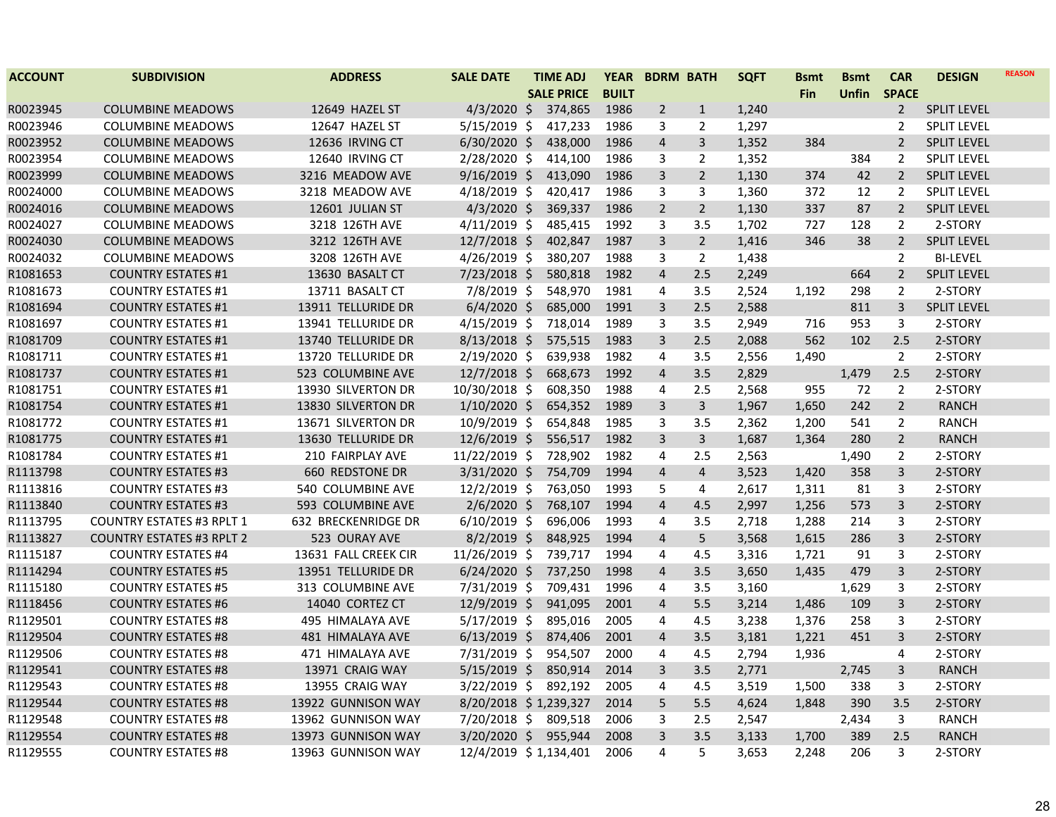| ACCOUNT | SUBDIVISION | ADDRESS | SALE DATE | TIME ADJ SALE PRICE | YEAR BUILT | BDRM | BATH | SQFT | Bsmt Fin | Bsmt Unfin | CAR SPACE | DESIGN | REASON |
|---|---|---|---|---|---|---|---|---|---|---|---|---|---|
| R0023945 | COLUMBINE MEADOWS | 12649 HAZEL ST | 4/3/2020 | $ 374,865 | 1986 | 2 | 1 | 1,240 | | | 2 | SPLIT LEVEL | |
| R0023946 | COLUMBINE MEADOWS | 12647 HAZEL ST | 5/15/2019 | $ 417,233 | 1986 | 3 | 2 | 1,297 | | | 2 | SPLIT LEVEL | |
| R0023952 | COLUMBINE MEADOWS | 12636 IRVING CT | 6/30/2020 | $ 438,000 | 1986 | 4 | 3 | 1,352 | 384 | | 2 | SPLIT LEVEL | |
| R0023954 | COLUMBINE MEADOWS | 12640 IRVING CT | 2/28/2020 | $ 414,100 | 1986 | 3 | 2 | 1,352 | | 384 | 2 | SPLIT LEVEL | |
| R0023999 | COLUMBINE MEADOWS | 3216 MEADOW AVE | 9/16/2019 | $ 413,090 | 1986 | 3 | 2 | 1,130 | 374 | 42 | 2 | SPLIT LEVEL | |
| R0024000 | COLUMBINE MEADOWS | 3218 MEADOW AVE | 4/18/2019 | $ 420,417 | 1986 | 3 | 3 | 1,360 | 372 | 12 | 2 | SPLIT LEVEL | |
| R0024016 | COLUMBINE MEADOWS | 12601 JULIAN ST | 4/3/2020 | $ 369,337 | 1986 | 2 | 2 | 1,130 | 337 | 87 | 2 | SPLIT LEVEL | |
| R0024027 | COLUMBINE MEADOWS | 3218 126TH AVE | 4/11/2019 | $ 485,415 | 1992 | 3 | 3.5 | 1,702 | 727 | 128 | 2 | 2-STORY | |
| R0024030 | COLUMBINE MEADOWS | 3212 126TH AVE | 12/7/2018 | $ 402,847 | 1987 | 3 | 2 | 1,416 | 346 | 38 | 2 | SPLIT LEVEL | |
| R0024032 | COLUMBINE MEADOWS | 3208 126TH AVE | 4/26/2019 | $ 380,207 | 1988 | 3 | 2 | 1,438 | | | 2 | BI-LEVEL | |
| R1081653 | COUNTRY ESTATES #1 | 13630 BASALT CT | 7/23/2018 | $ 580,818 | 1982 | 4 | 2.5 | 2,249 | | 664 | 2 | SPLIT LEVEL | |
| R1081673 | COUNTRY ESTATES #1 | 13711 BASALT CT | 7/8/2019 | $ 548,970 | 1981 | 4 | 3.5 | 2,524 | 1,192 | 298 | 2 | 2-STORY | |
| R1081694 | COUNTRY ESTATES #1 | 13911 TELLURIDE DR | 6/4/2020 | $ 685,000 | 1991 | 3 | 2.5 | 2,588 | | 811 | 3 | SPLIT LEVEL | |
| R1081697 | COUNTRY ESTATES #1 | 13941 TELLURIDE DR | 4/15/2019 | $ 718,014 | 1989 | 3 | 3.5 | 2,949 | 716 | 953 | 3 | 2-STORY | |
| R1081709 | COUNTRY ESTATES #1 | 13740 TELLURIDE DR | 8/13/2018 | $ 575,515 | 1983 | 3 | 2.5 | 2,088 | 562 | 102 | 2.5 | 2-STORY | |
| R1081711 | COUNTRY ESTATES #1 | 13720 TELLURIDE DR | 2/19/2020 | $ 639,938 | 1982 | 4 | 3.5 | 2,556 | 1,490 | | 2 | 2-STORY | |
| R1081737 | COUNTRY ESTATES #1 | 523 COLUMBINE AVE | 12/7/2018 | $ 668,673 | 1992 | 4 | 3.5 | 2,829 | | 1,479 | 2.5 | 2-STORY | |
| R1081751 | COUNTRY ESTATES #1 | 13930 SILVERTON DR | 10/30/2018 | $ 608,350 | 1988 | 4 | 2.5 | 2,568 | 955 | 72 | 2 | 2-STORY | |
| R1081754 | COUNTRY ESTATES #1 | 13830 SILVERTON DR | 1/10/2020 | $ 654,352 | 1989 | 3 | 3 | 1,967 | 1,650 | 242 | 2 | RANCH | |
| R1081772 | COUNTRY ESTATES #1 | 13671 SILVERTON DR | 10/9/2019 | $ 654,848 | 1985 | 3 | 3.5 | 2,362 | 1,200 | 541 | 2 | RANCH | |
| R1081775 | COUNTRY ESTATES #1 | 13630 TELLURIDE DR | 12/6/2019 | $ 556,517 | 1982 | 3 | 3 | 1,687 | 1,364 | 280 | 2 | RANCH | |
| R1081784 | COUNTRY ESTATES #1 | 210 FAIRPLAY AVE | 11/22/2019 | $ 728,902 | 1982 | 4 | 2.5 | 2,563 | | 1,490 | 2 | 2-STORY | |
| R1113798 | COUNTRY ESTATES #3 | 660 REDSTONE DR | 3/31/2020 | $ 754,709 | 1994 | 4 | 4 | 3,523 | 1,420 | 358 | 3 | 2-STORY | |
| R1113816 | COUNTRY ESTATES #3 | 540 COLUMBINE AVE | 12/2/2019 | $ 763,050 | 1993 | 5 | 4 | 2,617 | 1,311 | 81 | 3 | 2-STORY | |
| R1113840 | COUNTRY ESTATES #3 | 593 COLUMBINE AVE | 2/6/2020 | $ 768,107 | 1994 | 4 | 4.5 | 2,997 | 1,256 | 573 | 3 | 2-STORY | |
| R1113795 | COUNTRY ESTATES #3 RPLT 1 | 632 BRECKENRIDGE DR | 6/10/2019 | $ 696,006 | 1993 | 4 | 3.5 | 2,718 | 1,288 | 214 | 3 | 2-STORY | |
| R1113827 | COUNTRY ESTATES #3 RPLT 2 | 523 OURAY AVE | 8/2/2019 | $ 848,925 | 1994 | 4 | 5 | 3,568 | 1,615 | 286 | 3 | 2-STORY | |
| R1115187 | COUNTRY ESTATES #4 | 13631 FALL CREEK CIR | 11/26/2019 | $ 739,717 | 1994 | 4 | 4.5 | 3,316 | 1,721 | 91 | 3 | 2-STORY | |
| R1114294 | COUNTRY ESTATES #5 | 13951 TELLURIDE DR | 6/24/2020 | $ 737,250 | 1998 | 4 | 3.5 | 3,650 | 1,435 | 479 | 3 | 2-STORY | |
| R1115180 | COUNTRY ESTATES #5 | 313 COLUMBINE AVE | 7/31/2019 | $ 709,431 | 1996 | 4 | 3.5 | 3,160 | | 1,629 | 3 | 2-STORY | |
| R1118456 | COUNTRY ESTATES #6 | 14040 CORTEZ CT | 12/9/2019 | $ 941,095 | 2001 | 4 | 5.5 | 3,214 | 1,486 | 109 | 3 | 2-STORY | |
| R1129501 | COUNTRY ESTATES #8 | 495 HIMALAYA AVE | 5/17/2019 | $ 895,016 | 2005 | 4 | 4.5 | 3,238 | 1,376 | 258 | 3 | 2-STORY | |
| R1129504 | COUNTRY ESTATES #8 | 481 HIMALAYA AVE | 6/13/2019 | $ 874,406 | 2001 | 4 | 3.5 | 3,181 | 1,221 | 451 | 3 | 2-STORY | |
| R1129506 | COUNTRY ESTATES #8 | 471 HIMALAYA AVE | 7/31/2019 | $ 954,507 | 2000 | 4 | 4.5 | 2,794 | 1,936 | | 4 | 2-STORY | |
| R1129541 | COUNTRY ESTATES #8 | 13971 CRAIG WAY | 5/15/2019 | $ 850,914 | 2014 | 3 | 3.5 | 2,771 | | 2,745 | 3 | RANCH | |
| R1129543 | COUNTRY ESTATES #8 | 13955 CRAIG WAY | 3/22/2019 | $ 892,192 | 2005 | 4 | 4.5 | 3,519 | 1,500 | 338 | 3 | 2-STORY | |
| R1129544 | COUNTRY ESTATES #8 | 13922 GUNNISON WAY | 8/20/2018 | $ 1,239,327 | 2014 | 5 | 5.5 | 4,624 | 1,848 | 390 | 3.5 | 2-STORY | |
| R1129548 | COUNTRY ESTATES #8 | 13962 GUNNISON WAY | 7/20/2018 | $ 809,518 | 2006 | 3 | 2.5 | 2,547 | | 2,434 | 3 | RANCH | |
| R1129554 | COUNTRY ESTATES #8 | 13973 GUNNISON WAY | 3/20/2020 | $ 955,944 | 2008 | 3 | 3.5 | 3,133 | 1,700 | 389 | 2.5 | RANCH | |
| R1129555 | COUNTRY ESTATES #8 | 13963 GUNNISON WAY | 12/4/2019 | $ 1,134,401 | 2006 | 4 | 5 | 3,653 | 2,248 | 206 | 3 | 2-STORY | |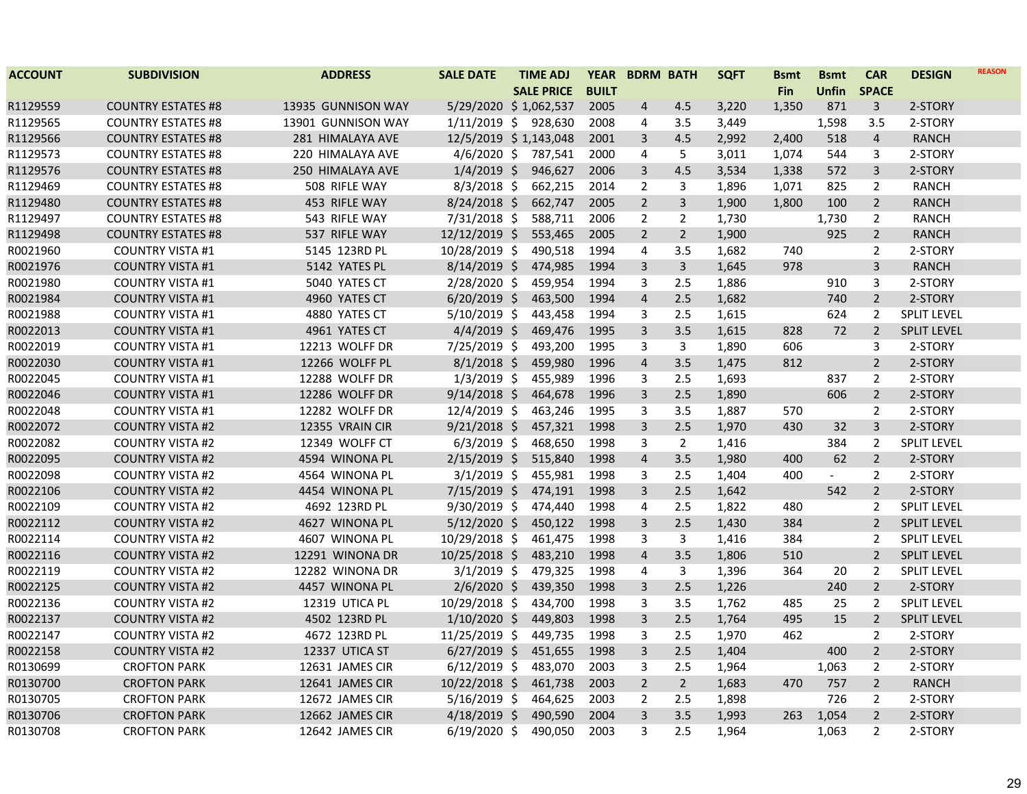| ACCOUNT | SUBDIVISION | ADDRESS | SALE DATE | TIME ADJ SALE PRICE | YEAR BUILT | BDRM | BATH | SQFT | Bsmt Fin | Bsmt Unfin | CAR SPACE | DESIGN | REASON |
|---|---|---|---|---|---|---|---|---|---|---|---|---|---|
| R1129559 | COUNTRY ESTATES #8 | 13935 GUNNISON WAY | 5/29/2020 | $ 1,062,537 | 2005 | 4 | 4.5 | 3,220 | 1,350 | 871 | 3 | 2-STORY | |
| R1129565 | COUNTRY ESTATES #8 | 13901 GUNNISON WAY | 1/11/2019 | $ 928,630 | 2008 | 4 | 3.5 | 3,449 | | 1,598 | 3.5 | 2-STORY | |
| R1129566 | COUNTRY ESTATES #8 | 281 HIMALAYA AVE | 12/5/2019 | $ 1,143,048 | 2001 | 3 | 4.5 | 2,992 | 2,400 | 518 | 4 | RANCH | |
| R1129573 | COUNTRY ESTATES #8 | 220 HIMALAYA AVE | 4/6/2020 | $ 787,541 | 2000 | 4 | 5 | 3,011 | 1,074 | 544 | 3 | 2-STORY | |
| R1129576 | COUNTRY ESTATES #8 | 250 HIMALAYA AVE | 1/4/2019 | $ 946,627 | 2006 | 3 | 4.5 | 3,534 | 1,338 | 572 | 3 | 2-STORY | |
| R1129469 | COUNTRY ESTATES #8 | 508 RIFLE WAY | 8/3/2018 | $ 662,215 | 2014 | 2 | 3 | 1,896 | 1,071 | 825 | 2 | RANCH | |
| R1129480 | COUNTRY ESTATES #8 | 453 RIFLE WAY | 8/24/2018 | $ 662,747 | 2005 | 2 | 3 | 1,900 | 1,800 | 100 | 2 | RANCH | |
| R1129497 | COUNTRY ESTATES #8 | 543 RIFLE WAY | 7/31/2018 | $ 588,711 | 2006 | 2 | 2 | 1,730 | | 1,730 | 2 | RANCH | |
| R1129498 | COUNTRY ESTATES #8 | 537 RIFLE WAY | 12/12/2019 | $ 553,465 | 2005 | 2 | 2 | 1,900 | | 925 | 2 | RANCH | |
| R0021960 | COUNTRY VISTA #1 | 5145 123RD PL | 10/28/2019 | $ 490,518 | 1994 | 4 | 3.5 | 1,682 | 740 | | 2 | 2-STORY | |
| R0021976 | COUNTRY VISTA #1 | 5142 YATES PL | 8/14/2019 | $ 474,985 | 1994 | 3 | 3 | 1,645 | 978 | | 3 | RANCH | |
| R0021980 | COUNTRY VISTA #1 | 5040 YATES CT | 2/28/2020 | $ 459,954 | 1994 | 3 | 2.5 | 1,886 | | 910 | 3 | 2-STORY | |
| R0021984 | COUNTRY VISTA #1 | 4960 YATES CT | 6/20/2019 | $ 463,500 | 1994 | 4 | 2.5 | 1,682 | | 740 | 2 | 2-STORY | |
| R0021988 | COUNTRY VISTA #1 | 4880 YATES CT | 5/10/2019 | $ 443,458 | 1994 | 3 | 2.5 | 1,615 | | 624 | 2 | SPLIT LEVEL | |
| R0022013 | COUNTRY VISTA #1 | 4961 YATES CT | 4/4/2019 | $ 469,476 | 1995 | 3 | 3.5 | 1,615 | 828 | 72 | 2 | SPLIT LEVEL | |
| R0022019 | COUNTRY VISTA #1 | 12213 WOLFF DR | 7/25/2019 | $ 493,200 | 1995 | 3 | 3 | 1,890 | 606 | | 3 | 2-STORY | |
| R0022030 | COUNTRY VISTA #1 | 12266 WOLFF PL | 8/1/2018 | $ 459,980 | 1996 | 4 | 3.5 | 1,475 | 812 | | 3 | 2-STORY | |
| R0022045 | COUNTRY VISTA #1 | 12288 WOLFF DR | 1/3/2019 | $ 455,989 | 1996 | 3 | 2.5 | 1,693 | | 837 | 2 | 2-STORY | |
| R0022046 | COUNTRY VISTA #1 | 12286 WOLFF DR | 9/14/2018 | $ 464,678 | 1996 | 3 | 2.5 | 1,890 | | 606 | 2 | 2-STORY | |
| R0022048 | COUNTRY VISTA #1 | 12282 WOLFF DR | 12/4/2019 | $ 463,246 | 1995 | 3 | 3.5 | 1,887 | 570 | | 2 | 2-STORY | |
| R0022072 | COUNTRY VISTA #2 | 12355 VRAIN CIR | 9/21/2018 | $ 457,321 | 1998 | 3 | 2.5 | 1,970 | 430 | 32 | 3 | 2-STORY | |
| R0022082 | COUNTRY VISTA #2 | 12349 WOLFF CT | 6/3/2019 | $ 468,650 | 1998 | 3 | 2 | 1,416 | | 384 | 2 | SPLIT LEVEL | |
| R0022095 | COUNTRY VISTA #2 | 4594 WINONA PL | 2/15/2019 | $ 515,840 | 1998 | 4 | 3.5 | 1,980 | 400 | 62 | 2 | 2-STORY | |
| R0022098 | COUNTRY VISTA #2 | 4564 WINONA PL | 3/1/2019 | $ 455,981 | 1998 | 3 | 2.5 | 1,404 | 400 | - | 2 | 2-STORY | |
| R0022106 | COUNTRY VISTA #2 | 4454 WINONA PL | 7/15/2019 | $ 474,191 | 1998 | 3 | 2.5 | 1,642 | | 542 | 2 | 2-STORY | |
| R0022109 | COUNTRY VISTA #2 | 4692 123RD PL | 9/30/2019 | $ 474,440 | 1998 | 4 | 2.5 | 1,822 | 480 | | 2 | SPLIT LEVEL | |
| R0022112 | COUNTRY VISTA #2 | 4627 WINONA PL | 5/12/2020 | $ 450,122 | 1998 | 3 | 2.5 | 1,430 | 384 | | 2 | SPLIT LEVEL | |
| R0022114 | COUNTRY VISTA #2 | 4607 WINONA PL | 10/29/2018 | $ 461,475 | 1998 | 3 | 3 | 1,416 | 384 | | 2 | SPLIT LEVEL | |
| R0022116 | COUNTRY VISTA #2 | 12291 WINONA DR | 10/25/2018 | $ 483,210 | 1998 | 4 | 3.5 | 1,806 | 510 | | 2 | SPLIT LEVEL | |
| R0022119 | COUNTRY VISTA #2 | 12282 WINONA DR | 3/1/2019 | $ 479,325 | 1998 | 4 | 3 | 1,396 | 364 | 20 | 2 | SPLIT LEVEL | |
| R0022125 | COUNTRY VISTA #2 | 4457 WINONA PL | 2/6/2020 | $ 439,350 | 1998 | 3 | 2.5 | 1,226 | | 240 | 2 | 2-STORY | |
| R0022136 | COUNTRY VISTA #2 | 12319 UTICA PL | 10/29/2018 | $ 434,700 | 1998 | 3 | 3.5 | 1,762 | 485 | 25 | 2 | SPLIT LEVEL | |
| R0022137 | COUNTRY VISTA #2 | 4502 123RD PL | 1/10/2020 | $ 449,803 | 1998 | 3 | 2.5 | 1,764 | 495 | 15 | 2 | SPLIT LEVEL | |
| R0022147 | COUNTRY VISTA #2 | 4672 123RD PL | 11/25/2019 | $ 449,735 | 1998 | 3 | 2.5 | 1,970 | 462 | | 2 | 2-STORY | |
| R0022158 | COUNTRY VISTA #2 | 12337 UTICA ST | 6/27/2019 | $ 451,655 | 1998 | 3 | 2.5 | 1,404 | | 400 | 2 | 2-STORY | |
| R0130699 | CROFTON PARK | 12631 JAMES CIR | 6/12/2019 | $ 483,070 | 2003 | 3 | 2.5 | 1,964 | | 1,063 | 2 | 2-STORY | |
| R0130700 | CROFTON PARK | 12641 JAMES CIR | 10/22/2018 | $ 461,738 | 2003 | 2 | 2 | 1,683 | 470 | 757 | 2 | RANCH | |
| R0130705 | CROFTON PARK | 12672 JAMES CIR | 5/16/2019 | $ 464,625 | 2003 | 2 | 2.5 | 1,898 | | 726 | 2 | 2-STORY | |
| R0130706 | CROFTON PARK | 12662 JAMES CIR | 4/18/2019 | $ 490,590 | 2004 | 3 | 3.5 | 1,993 | 263 | 1,054 | 2 | 2-STORY | |
| R0130708 | CROFTON PARK | 12642 JAMES CIR | 6/19/2020 | $ 490,050 | 2003 | 3 | 2.5 | 1,964 | | 1,063 | 2 | 2-STORY | |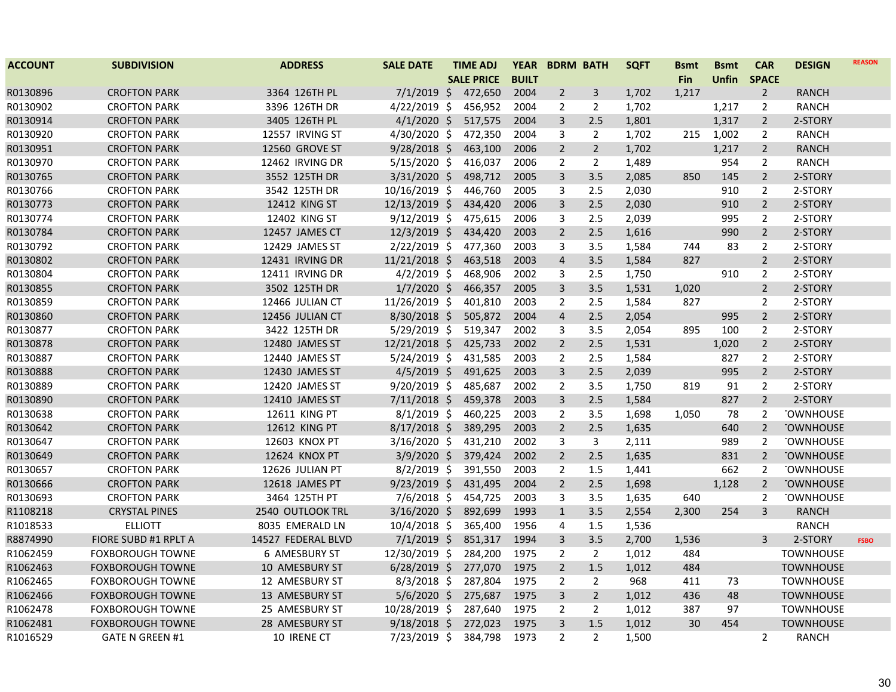| ACCOUNT | SUBDIVISION | ADDRESS | SALE DATE | TIME ADJ SALE PRICE | YEAR BUILT | BDRM | BATH | SQFT | Bsmt Fin | Bsmt Unfin | CAR SPACE | DESIGN | REASON |
|---|---|---|---|---|---|---|---|---|---|---|---|---|---|
| R0130896 | CROFTON PARK | 3364 126TH PL | 7/1/2019 | $ 472,650 | 2004 | 2 | 3 | 1,702 | 1,217 | | 2 | RANCH | |
| R0130902 | CROFTON PARK | 3396 126TH DR | 4/22/2019 | $ 456,952 | 2004 | 2 | 2 | 1,702 | | 1,217 | 2 | RANCH | |
| R0130914 | CROFTON PARK | 3405 126TH PL | 4/1/2020 | $ 517,575 | 2004 | 3 | 2.5 | 1,801 | | 1,317 | 2 | 2-STORY | |
| R0130920 | CROFTON PARK | 12557 IRVING ST | 4/30/2020 | $ 472,350 | 2004 | 3 | 2 | 1,702 | 215 | 1,002 | 2 | RANCH | |
| R0130951 | CROFTON PARK | 12560 GROVE ST | 9/28/2018 | $ 463,100 | 2006 | 2 | 2 | 1,702 | | 1,217 | 2 | RANCH | |
| R0130970 | CROFTON PARK | 12462 IRVING DR | 5/15/2020 | $ 416,037 | 2006 | 2 | 2 | 1,489 | | 954 | 2 | RANCH | |
| R0130765 | CROFTON PARK | 3552 125TH DR | 3/31/2020 | $ 498,712 | 2005 | 3 | 3.5 | 2,085 | 850 | 145 | 2 | 2-STORY | |
| R0130766 | CROFTON PARK | 3542 125TH DR | 10/16/2019 | $ 446,760 | 2005 | 3 | 2.5 | 2,030 | | 910 | 2 | 2-STORY | |
| R0130773 | CROFTON PARK | 12412 KING ST | 12/13/2019 | $ 434,420 | 2006 | 3 | 2.5 | 2,030 | | 910 | 2 | 2-STORY | |
| R0130774 | CROFTON PARK | 12402 KING ST | 9/12/2019 | $ 475,615 | 2006 | 3 | 2.5 | 2,039 | | 995 | 2 | 2-STORY | |
| R0130784 | CROFTON PARK | 12457 JAMES CT | 12/3/2019 | $ 434,420 | 2003 | 2 | 2.5 | 1,616 | | 990 | 2 | 2-STORY | |
| R0130792 | CROFTON PARK | 12429 JAMES ST | 2/22/2019 | $ 477,360 | 2003 | 3 | 3.5 | 1,584 | 744 | 83 | 2 | 2-STORY | |
| R0130802 | CROFTON PARK | 12431 IRVING DR | 11/21/2018 | $ 463,518 | 2003 | 4 | 3.5 | 1,584 | 827 | | 2 | 2-STORY | |
| R0130804 | CROFTON PARK | 12411 IRVING DR | 4/2/2019 | $ 468,906 | 2002 | 3 | 2.5 | 1,750 | | 910 | 2 | 2-STORY | |
| R0130855 | CROFTON PARK | 3502 125TH DR | 1/7/2020 | $ 466,357 | 2005 | 3 | 3.5 | 1,531 | 1,020 | | 2 | 2-STORY | |
| R0130859 | CROFTON PARK | 12466 JULIAN CT | 11/26/2019 | $ 401,810 | 2003 | 2 | 2.5 | 1,584 | 827 | | 2 | 2-STORY | |
| R0130860 | CROFTON PARK | 12456 JULIAN CT | 8/30/2018 | $ 505,872 | 2004 | 4 | 2.5 | 2,054 | | 995 | 2 | 2-STORY | |
| R0130877 | CROFTON PARK | 3422 125TH DR | 5/29/2019 | $ 519,347 | 2002 | 3 | 3.5 | 2,054 | 895 | 100 | 2 | 2-STORY | |
| R0130878 | CROFTON PARK | 12480 JAMES ST | 12/21/2018 | $ 425,733 | 2002 | 2 | 2.5 | 1,531 | | 1,020 | 2 | 2-STORY | |
| R0130887 | CROFTON PARK | 12440 JAMES ST | 5/24/2019 | $ 431,585 | 2003 | 2 | 2.5 | 1,584 | | 827 | 2 | 2-STORY | |
| R0130888 | CROFTON PARK | 12430 JAMES ST | 4/5/2019 | $ 491,625 | 2003 | 3 | 2.5 | 2,039 | | 995 | 2 | 2-STORY | |
| R0130889 | CROFTON PARK | 12420 JAMES ST | 9/20/2019 | $ 485,687 | 2002 | 2 | 3.5 | 1,750 | 819 | 91 | 2 | 2-STORY | |
| R0130890 | CROFTON PARK | 12410 JAMES ST | 7/11/2018 | $ 459,378 | 2003 | 3 | 2.5 | 1,584 | | 827 | 2 | 2-STORY | |
| R0130638 | CROFTON PARK | 12611 KING PT | 8/1/2019 | $ 460,225 | 2003 | 2 | 3.5 | 1,698 | 1,050 | 78 | 2 | TOWNHOUSE | |
| R0130642 | CROFTON PARK | 12612 KING PT | 8/17/2018 | $ 389,295 | 2003 | 2 | 2.5 | 1,635 | | 640 | 2 | TOWNHOUSE | |
| R0130647 | CROFTON PARK | 12603 KNOX PT | 3/16/2020 | $ 431,210 | 2002 | 3 | 3 | 2,111 | | 989 | 2 | TOWNHOUSE | |
| R0130649 | CROFTON PARK | 12624 KNOX PT | 3/9/2020 | $ 379,424 | 2002 | 2 | 2.5 | 1,635 | | 831 | 2 | TOWNHOUSE | |
| R0130657 | CROFTON PARK | 12626 JULIAN PT | 8/2/2019 | $ 391,550 | 2003 | 2 | 1.5 | 1,441 | | 662 | 2 | TOWNHOUSE | |
| R0130666 | CROFTON PARK | 12618 JAMES PT | 9/23/2019 | $ 431,495 | 2004 | 2 | 2.5 | 1,698 | | 1,128 | 2 | TOWNHOUSE | |
| R0130693 | CROFTON PARK | 3464 125TH PT | 7/6/2018 | $ 454,725 | 2003 | 3 | 3.5 | 1,635 | 640 | | 2 | TOWNHOUSE | |
| R1108218 | CRYSTAL PINES | 2540 OUTLOOK TRL | 3/16/2020 | $ 892,699 | 1993 | 1 | 3.5 | 2,554 | 2,300 | 254 | 3 | RANCH | |
| R1018533 | ELLIOTT | 8035 EMERALD LN | 10/4/2018 | $ 365,400 | 1956 | 4 | 1.5 | 1,536 | | | | RANCH | |
| R8874990 | FIORE SUBD #1 RPLT A | 14527 FEDERAL BLVD | 7/1/2019 | $ 851,317 | 1994 | 3 | 3.5 | 2,700 | 1,536 | | 3 | 2-STORY | FSBO |
| R1062459 | FOXBOROUGH TOWNE | 6 AMESBURY ST | 12/30/2019 | $ 284,200 | 1975 | 2 | 2 | 1,012 | 484 | | | TOWNHOUSE | |
| R1062463 | FOXBOROUGH TOWNE | 10 AMESBURY ST | 6/28/2019 | $ 277,070 | 1975 | 2 | 1.5 | 1,012 | 484 | | | TOWNHOUSE | |
| R1062465 | FOXBOROUGH TOWNE | 12 AMESBURY ST | 8/3/2018 | $ 287,804 | 1975 | 2 | 2 | 968 | 411 | 73 | | TOWNHOUSE | |
| R1062466 | FOXBOROUGH TOWNE | 13 AMESBURY ST | 5/6/2020 | $ 275,687 | 1975 | 3 | 2 | 1,012 | 436 | 48 | | TOWNHOUSE | |
| R1062478 | FOXBOROUGH TOWNE | 25 AMESBURY ST | 10/28/2019 | $ 287,640 | 1975 | 2 | 2 | 1,012 | 387 | 97 | | TOWNHOUSE | |
| R1062481 | FOXBOROUGH TOWNE | 28 AMESBURY ST | 9/18/2018 | $ 272,023 | 1975 | 3 | 1.5 | 1,012 | 30 | 454 | | TOWNHOUSE | |
| R1016529 | GATE N GREEN #1 | 10 IRENE CT | 7/23/2019 | $ 384,798 | 1973 | 2 | 2 | 1,500 | | | 2 | RANCH | |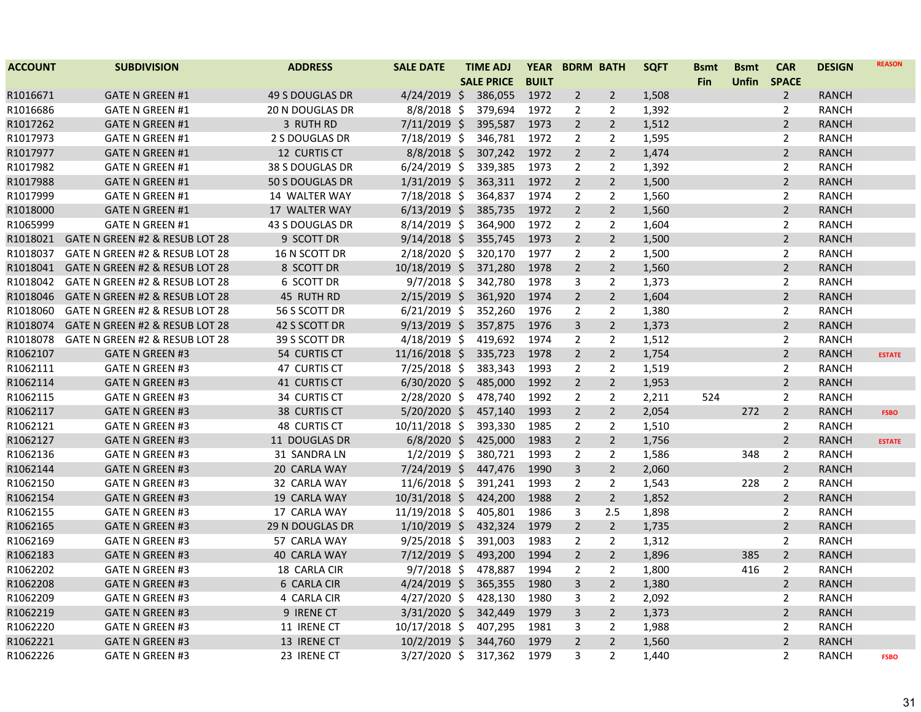| ACCOUNT | SUBDIVISION | ADDRESS | SALE DATE | TIME ADJ SALE PRICE | YEAR BUILT | BDRM | BATH | SQFT | Bsmt Fin | Bsmt Unfin | CAR SPACE | DESIGN | REASON |
|---|---|---|---|---|---|---|---|---|---|---|---|---|---|
| R1016671 | GATE N GREEN #1 | 49 S DOUGLAS DR | 4/24/2019 | $ 386,055 | 1972 | 2 | 2 | 1,508 | | | 2 | RANCH | |
| R1016686 | GATE N GREEN #1 | 20 N DOUGLAS DR | 8/8/2018 | $ 379,694 | 1972 | 2 | 2 | 1,392 | | | 2 | RANCH | |
| R1017262 | GATE N GREEN #1 | 3 RUTH RD | 7/11/2019 | $ 395,587 | 1973 | 2 | 2 | 1,512 | | | 2 | RANCH | |
| R1017973 | GATE N GREEN #1 | 2 S DOUGLAS DR | 7/18/2019 | $ 346,781 | 1972 | 2 | 2 | 1,595 | | | 2 | RANCH | |
| R1017977 | GATE N GREEN #1 | 12 CURTIS CT | 8/8/2018 | $ 307,242 | 1972 | 2 | 2 | 1,474 | | | 2 | RANCH | |
| R1017982 | GATE N GREEN #1 | 38 S DOUGLAS DR | 6/24/2019 | $ 339,385 | 1973 | 2 | 2 | 1,392 | | | 2 | RANCH | |
| R1017988 | GATE N GREEN #1 | 50 S DOUGLAS DR | 1/31/2019 | $ 363,311 | 1972 | 2 | 2 | 1,500 | | | 2 | RANCH | |
| R1017999 | GATE N GREEN #1 | 14 WALTER WAY | 7/18/2018 | $ 364,837 | 1974 | 2 | 2 | 1,560 | | | 2 | RANCH | |
| R1018000 | GATE N GREEN #1 | 17 WALTER WAY | 6/13/2019 | $ 385,735 | 1972 | 2 | 2 | 1,560 | | | 2 | RANCH | |
| R1065999 | GATE N GREEN #1 | 43 S DOUGLAS DR | 8/14/2019 | $ 364,900 | 1972 | 2 | 2 | 1,604 | | | 2 | RANCH | |
| R1018021 | GATE N GREEN #2 & RESUB LOT 28 | 9 SCOTT DR | 9/14/2018 | $ 355,745 | 1973 | 2 | 2 | 1,500 | | | 2 | RANCH | |
| R1018037 | GATE N GREEN #2 & RESUB LOT 28 | 16 N SCOTT DR | 2/18/2020 | $ 320,170 | 1977 | 2 | 2 | 1,500 | | | 2 | RANCH | |
| R1018041 | GATE N GREEN #2 & RESUB LOT 28 | 8 SCOTT DR | 10/18/2019 | $ 371,280 | 1978 | 2 | 2 | 1,560 | | | 2 | RANCH | |
| R1018042 | GATE N GREEN #2 & RESUB LOT 28 | 6 SCOTT DR | 9/7/2018 | $ 342,780 | 1978 | 3 | 2 | 1,373 | | | 2 | RANCH | |
| R1018046 | GATE N GREEN #2 & RESUB LOT 28 | 45 RUTH RD | 2/15/2019 | $ 361,920 | 1974 | 2 | 2 | 1,604 | | | 2 | RANCH | |
| R1018060 | GATE N GREEN #2 & RESUB LOT 28 | 56 S SCOTT DR | 6/21/2019 | $ 352,260 | 1976 | 2 | 2 | 1,380 | | | 2 | RANCH | |
| R1018074 | GATE N GREEN #2 & RESUB LOT 28 | 42 S SCOTT DR | 9/13/2019 | $ 357,875 | 1976 | 3 | 2 | 1,373 | | | 2 | RANCH | |
| R1018078 | GATE N GREEN #2 & RESUB LOT 28 | 39 S SCOTT DR | 4/18/2019 | $ 419,692 | 1974 | 2 | 2 | 1,512 | | | 2 | RANCH | |
| R1062107 | GATE N GREEN #3 | 54 CURTIS CT | 11/16/2018 | $ 335,723 | 1978 | 2 | 2 | 1,754 | | | 2 | RANCH | ESTATE |
| R1062111 | GATE N GREEN #3 | 47 CURTIS CT | 7/25/2018 | $ 383,343 | 1993 | 2 | 2 | 1,519 | | | 2 | RANCH | |
| R1062114 | GATE N GREEN #3 | 41 CURTIS CT | 6/30/2020 | $ 485,000 | 1992 | 2 | 2 | 1,953 | | | 2 | RANCH | |
| R1062115 | GATE N GREEN #3 | 34 CURTIS CT | 2/28/2020 | $ 478,740 | 1992 | 2 | 2 | 2,211 | 524 | | 2 | RANCH | |
| R1062117 | GATE N GREEN #3 | 38 CURTIS CT | 5/20/2020 | $ 457,140 | 1993 | 2 | 2 | 2,054 | | 272 | 2 | RANCH | FSBO |
| R1062121 | GATE N GREEN #3 | 48 CURTIS CT | 10/11/2018 | $ 393,330 | 1985 | 2 | 2 | 1,510 | | | 2 | RANCH | |
| R1062127 | GATE N GREEN #3 | 11 DOUGLAS DR | 6/8/2020 | $ 425,000 | 1983 | 2 | 2 | 1,756 | | | 2 | RANCH | ESTATE |
| R1062136 | GATE N GREEN #3 | 31 SANDRA LN | 1/2/2019 | $ 380,721 | 1993 | 2 | 2 | 1,586 | | 348 | 2 | RANCH | |
| R1062144 | GATE N GREEN #3 | 20 CARLA WAY | 7/24/2019 | $ 447,476 | 1990 | 3 | 2 | 2,060 | | | 2 | RANCH | |
| R1062150 | GATE N GREEN #3 | 32 CARLA WAY | 11/6/2018 | $ 391,241 | 1993 | 2 | 2 | 1,543 | | 228 | 2 | RANCH | |
| R1062154 | GATE N GREEN #3 | 19 CARLA WAY | 10/31/2018 | $ 424,200 | 1988 | 2 | 2 | 1,852 | | | 2 | RANCH | |
| R1062155 | GATE N GREEN #3 | 17 CARLA WAY | 11/19/2018 | $ 405,801 | 1986 | 3 | 2.5 | 1,898 | | | 2 | RANCH | |
| R1062165 | GATE N GREEN #3 | 29 N DOUGLAS DR | 1/10/2019 | $ 432,324 | 1979 | 2 | 2 | 1,735 | | | 2 | RANCH | |
| R1062169 | GATE N GREEN #3 | 57 CARLA WAY | 9/25/2018 | $ 391,003 | 1983 | 2 | 2 | 1,312 | | | 2 | RANCH | |
| R1062183 | GATE N GREEN #3 | 40 CARLA WAY | 7/12/2019 | $ 493,200 | 1994 | 2 | 2 | 1,896 | | 385 | 2 | RANCH | |
| R1062202 | GATE N GREEN #3 | 18 CARLA CIR | 9/7/2018 | $ 478,887 | 1994 | 2 | 2 | 1,800 | | 416 | 2 | RANCH | |
| R1062208 | GATE N GREEN #3 | 6 CARLA CIR | 4/24/2019 | $ 365,355 | 1980 | 3 | 2 | 1,380 | | | 2 | RANCH | |
| R1062209 | GATE N GREEN #3 | 4 CARLA CIR | 4/27/2020 | $ 428,130 | 1980 | 3 | 2 | 2,092 | | | 2 | RANCH | |
| R1062219 | GATE N GREEN #3 | 9 IRENE CT | 3/31/2020 | $ 342,449 | 1979 | 3 | 2 | 1,373 | | | 2 | RANCH | |
| R1062220 | GATE N GREEN #3 | 11 IRENE CT | 10/17/2018 | $ 407,295 | 1981 | 3 | 2 | 1,988 | | | 2 | RANCH | |
| R1062221 | GATE N GREEN #3 | 13 IRENE CT | 10/2/2019 | $ 344,760 | 1979 | 2 | 2 | 1,560 | | | 2 | RANCH | |
| R1062226 | GATE N GREEN #3 | 23 IRENE CT | 3/27/2020 | $ 317,362 | 1979 | 3 | 2 | 1,440 | | | 2 | RANCH | FSBO |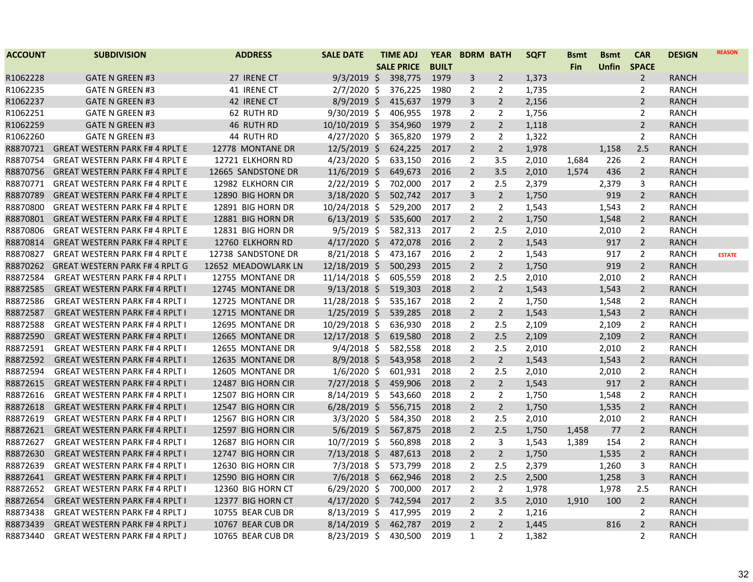| ACCOUNT | SUBDIVISION | ADDRESS | SALE DATE | TIME ADJ SALE PRICE | YEAR BUILT | BDRM | BATH | SQFT | Bsmt Fin | Bsmt Unfin | CAR SPACE | DESIGN | REASON |
|---|---|---|---|---|---|---|---|---|---|---|---|---|---|
| R1062228 | GATE N GREEN #3 | 27 IRENE CT | 9/3/2019 | $ 398,775 | 1979 | 3 | 2 | 1,373 | | | 2 | RANCH | |
| R1062235 | GATE N GREEN #3 | 41 IRENE CT | 2/7/2020 | $ 376,225 | 1980 | 2 | 2 | 1,735 | | | 2 | RANCH | |
| R1062237 | GATE N GREEN #3 | 42 IRENE CT | 8/9/2019 | $ 415,637 | 1979 | 3 | 2 | 2,156 | | | 2 | RANCH | |
| R1062251 | GATE N GREEN #3 | 62 RUTH RD | 9/30/2019 | $ 406,955 | 1978 | 2 | 2 | 1,756 | | | 2 | RANCH | |
| R1062259 | GATE N GREEN #3 | 46 RUTH RD | 10/10/2019 | $ 354,960 | 1979 | 2 | 2 | 1,118 | | | 2 | RANCH | |
| R1062260 | GATE N GREEN #3 | 44 RUTH RD | 4/27/2020 | $ 365,820 | 1979 | 2 | 2 | 1,322 | | | 2 | RANCH | |
| R8870721 | GREAT WESTERN PARK F# 4 RPLT E | 12778 MONTANE DR | 12/5/2019 | $ 624,225 | 2017 | 2 | 2 | 1,978 | | 1,158 | 2.5 | RANCH | |
| R8870754 | GREAT WESTERN PARK F# 4 RPLT E | 12721 ELKHORN RD | 4/23/2020 | $ 633,150 | 2016 | 2 | 3.5 | 2,010 | 1,684 | 226 | 2 | RANCH | |
| R8870756 | GREAT WESTERN PARK F# 4 RPLT E | 12665 SANDSTONE DR | 11/6/2019 | $ 649,673 | 2016 | 2 | 3.5 | 2,010 | 1,574 | 436 | 2 | RANCH | |
| R8870771 | GREAT WESTERN PARK F# 4 RPLT E | 12982 ELKHORN CIR | 2/22/2019 | $ 702,000 | 2017 | 2 | 2.5 | 2,379 | | 2,379 | 3 | RANCH | |
| R8870789 | GREAT WESTERN PARK F# 4 RPLT E | 12890 BIG HORN DR | 3/18/2020 | $ 502,742 | 2017 | 3 | 2 | 1,750 | | 919 | 2 | RANCH | |
| R8870800 | GREAT WESTERN PARK F# 4 RPLT E | 12891 BIG HORN DR | 10/24/2018 | $ 529,200 | 2017 | 2 | 2 | 1,543 | | 1,543 | 2 | RANCH | |
| R8870801 | GREAT WESTERN PARK F# 4 RPLT E | 12881 BIG HORN DR | 6/13/2019 | $ 535,600 | 2017 | 2 | 2 | 1,750 | | 1,548 | 2 | RANCH | |
| R8870806 | GREAT WESTERN PARK F# 4 RPLT E | 12831 BIG HORN DR | 9/5/2019 | $ 582,313 | 2017 | 2 | 2.5 | 2,010 | | 2,010 | 2 | RANCH | |
| R8870814 | GREAT WESTERN PARK F# 4 RPLT E | 12760 ELKHORN RD | 4/17/2020 | $ 472,078 | 2016 | 2 | 2 | 1,543 | | 917 | 2 | RANCH | |
| R8870827 | GREAT WESTERN PARK F# 4 RPLT E | 12738 SANDSTONE DR | 8/21/2018 | $ 473,167 | 2016 | 2 | 2 | 1,543 | | 917 | 2 | RANCH | ESTATE |
| R8870262 | GREAT WESTERN PARK F# 4 RPLT G | 12652 MEADOWLARK LN | 12/18/2019 | $ 500,293 | 2015 | 2 | 2 | 1,750 | | 919 | 2 | RANCH | |
| R8872584 | GREAT WESTERN PARK F# 4 RPLT I | 12755 MONTANE DR | 11/14/2018 | $ 605,559 | 2018 | 2 | 2.5 | 2,010 | | 2,010 | 2 | RANCH | |
| R8872585 | GREAT WESTERN PARK F# 4 RPLT I | 12745 MONTANE DR | 9/13/2018 | $ 519,303 | 2018 | 2 | 2 | 1,543 | | 1,543 | 2 | RANCH | |
| R8872586 | GREAT WESTERN PARK F# 4 RPLT I | 12725 MONTANE DR | 11/28/2018 | $ 535,167 | 2018 | 2 | 2 | 1,750 | | 1,548 | 2 | RANCH | |
| R8872587 | GREAT WESTERN PARK F# 4 RPLT I | 12715 MONTANE DR | 1/25/2019 | $ 539,285 | 2018 | 2 | 2 | 1,543 | | 1,543 | 2 | RANCH | |
| R8872588 | GREAT WESTERN PARK F# 4 RPLT I | 12695 MONTANE DR | 10/29/2018 | $ 636,930 | 2018 | 2 | 2.5 | 2,109 | | 2,109 | 2 | RANCH | |
| R8872590 | GREAT WESTERN PARK F# 4 RPLT I | 12665 MONTANE DR | 12/17/2018 | $ 619,580 | 2018 | 2 | 2.5 | 2,109 | | 2,109 | 2 | RANCH | |
| R8872591 | GREAT WESTERN PARK F# 4 RPLT I | 12655 MONTANE DR | 9/4/2018 | $ 582,558 | 2018 | 2 | 2.5 | 2,010 | | 2,010 | 2 | RANCH | |
| R8872592 | GREAT WESTERN PARK F# 4 RPLT I | 12635 MONTANE DR | 8/9/2018 | $ 543,958 | 2018 | 2 | 2 | 1,543 | | 1,543 | 2 | RANCH | |
| R8872594 | GREAT WESTERN PARK F# 4 RPLT I | 12605 MONTANE DR | 1/6/2020 | $ 601,931 | 2018 | 2 | 2.5 | 2,010 | | 2,010 | 2 | RANCH | |
| R8872615 | GREAT WESTERN PARK F# 4 RPLT I | 12487 BIG HORN CIR | 7/27/2018 | $ 459,906 | 2018 | 2 | 2 | 1,543 | | 917 | 2 | RANCH | |
| R8872616 | GREAT WESTERN PARK F# 4 RPLT I | 12507 BIG HORN CIR | 8/14/2019 | $ 543,660 | 2018 | 2 | 2 | 1,750 | | 1,548 | 2 | RANCH | |
| R8872618 | GREAT WESTERN PARK F# 4 RPLT I | 12547 BIG HORN CIR | 6/28/2019 | $ 556,715 | 2018 | 2 | 2 | 1,750 | | 1,535 | 2 | RANCH | |
| R8872619 | GREAT WESTERN PARK F# 4 RPLT I | 12567 BIG HORN CIR | 3/3/2020 | $ 584,350 | 2018 | 2 | 2.5 | 2,010 | | 2,010 | 2 | RANCH | |
| R8872621 | GREAT WESTERN PARK F# 4 RPLT I | 12597 BIG HORN CIR | 5/6/2019 | $ 567,875 | 2018 | 2 | 2.5 | 1,750 | 1,458 | 77 | 2 | RANCH | |
| R8872627 | GREAT WESTERN PARK F# 4 RPLT I | 12687 BIG HORN CIR | 10/7/2019 | $ 560,898 | 2018 | 2 | 3 | 1,543 | 1,389 | 154 | 2 | RANCH | |
| R8872630 | GREAT WESTERN PARK F# 4 RPLT I | 12747 BIG HORN CIR | 7/13/2018 | $ 487,613 | 2018 | 2 | 2 | 1,750 | | 1,535 | 2 | RANCH | |
| R8872639 | GREAT WESTERN PARK F# 4 RPLT I | 12630 BIG HORN CIR | 7/3/2018 | $ 573,799 | 2018 | 2 | 2.5 | 2,379 | | 1,260 | 3 | RANCH | |
| R8872641 | GREAT WESTERN PARK F# 4 RPLT I | 12590 BIG HORN CIR | 7/6/2018 | $ 662,946 | 2018 | 2 | 2.5 | 2,500 | | 1,258 | 3 | RANCH | |
| R8872652 | GREAT WESTERN PARK F# 4 RPLT I | 12360 BIG HORN CT | 6/29/2020 | $ 700,000 | 2017 | 2 | 2 | 1,978 | | 1,978 | 2.5 | RANCH | |
| R8872654 | GREAT WESTERN PARK F# 4 RPLT I | 12377 BIG HORN CT | 4/17/2020 | $ 742,594 | 2017 | 2 | 3.5 | 2,010 | 1,910 | 100 | 2 | RANCH | |
| R8873438 | GREAT WESTERN PARK F# 4 RPLT J | 10755 BEAR CUB DR | 8/13/2019 | $ 417,995 | 2019 | 2 | 2 | 1,216 | | | 2 | RANCH | |
| R8873439 | GREAT WESTERN PARK F# 4 RPLT J | 10767 BEAR CUB DR | 8/14/2019 | $ 462,787 | 2019 | 2 | 2 | 1,445 | | 816 | 2 | RANCH | |
| R8873440 | GREAT WESTERN PARK F# 4 RPLT J | 10765 BEAR CUB DR | 8/23/2019 | $ 430,500 | 2019 | 1 | 2 | 1,382 | | | 2 | RANCH | |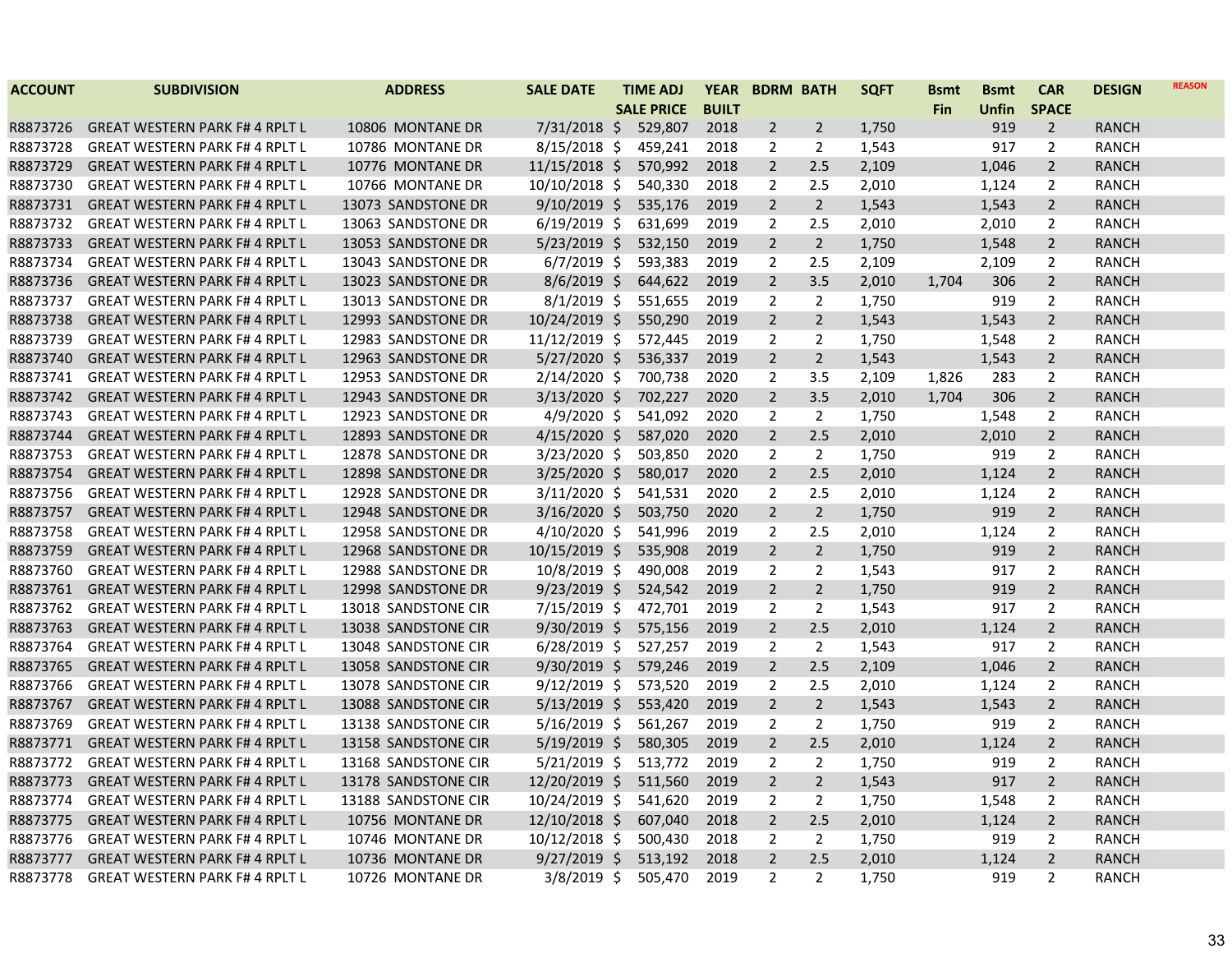| ACCOUNT | SUBDIVISION | ADDRESS | SALE DATE | TIME ADJ SALE PRICE | YEAR BUILT | BDRM | BATH | SQFT | Bsmt Fin | Bsmt Unfin | CAR SPACE | DESIGN | REASON |
|---|---|---|---|---|---|---|---|---|---|---|---|---|---|
| R8873726 | GREAT WESTERN PARK F# 4 RPLT L | 10806 MONTANE DR | 7/31/2018 | $ 529,807 | 2018 | 2 | 2 | 1,750 | | 919 | 2 | RANCH | |
| R8873728 | GREAT WESTERN PARK F# 4 RPLT L | 10786 MONTANE DR | 8/15/2018 | $ 459,241 | 2018 | 2 | 2 | 1,543 | | 917 | 2 | RANCH | |
| R8873729 | GREAT WESTERN PARK F# 4 RPLT L | 10776 MONTANE DR | 11/15/2018 | $ 570,992 | 2018 | 2 | 2.5 | 2,109 | | 1,046 | 2 | RANCH | |
| R8873730 | GREAT WESTERN PARK F# 4 RPLT L | 10766 MONTANE DR | 10/10/2018 | $ 540,330 | 2018 | 2 | 2.5 | 2,010 | | 1,124 | 2 | RANCH | |
| R8873731 | GREAT WESTERN PARK F# 4 RPLT L | 13073 SANDSTONE DR | 9/10/2019 | $ 535,176 | 2019 | 2 | 2 | 1,543 | | 1,543 | 2 | RANCH | |
| R8873732 | GREAT WESTERN PARK F# 4 RPLT L | 13063 SANDSTONE DR | 6/19/2019 | $ 631,699 | 2019 | 2 | 2.5 | 2,010 | | 2,010 | 2 | RANCH | |
| R8873733 | GREAT WESTERN PARK F# 4 RPLT L | 13053 SANDSTONE DR | 5/23/2019 | $ 532,150 | 2019 | 2 | 2 | 1,750 | | 1,548 | 2 | RANCH | |
| R8873734 | GREAT WESTERN PARK F# 4 RPLT L | 13043 SANDSTONE DR | 6/7/2019 | $ 593,383 | 2019 | 2 | 2.5 | 2,109 | | 2,109 | 2 | RANCH | |
| R8873736 | GREAT WESTERN PARK F# 4 RPLT L | 13023 SANDSTONE DR | 8/6/2019 | $ 644,622 | 2019 | 2 | 3.5 | 2,010 | 1,704 | 306 | 2 | RANCH | |
| R8873737 | GREAT WESTERN PARK F# 4 RPLT L | 13013 SANDSTONE DR | 8/1/2019 | $ 551,655 | 2019 | 2 | 2 | 1,750 | | 919 | 2 | RANCH | |
| R8873738 | GREAT WESTERN PARK F# 4 RPLT L | 12993 SANDSTONE DR | 10/24/2019 | $ 550,290 | 2019 | 2 | 2 | 1,543 | | 1,543 | 2 | RANCH | |
| R8873739 | GREAT WESTERN PARK F# 4 RPLT L | 12983 SANDSTONE DR | 11/12/2019 | $ 572,445 | 2019 | 2 | 2 | 1,750 | | 1,548 | 2 | RANCH | |
| R8873740 | GREAT WESTERN PARK F# 4 RPLT L | 12963 SANDSTONE DR | 5/27/2020 | $ 536,337 | 2019 | 2 | 2 | 1,543 | | 1,543 | 2 | RANCH | |
| R8873741 | GREAT WESTERN PARK F# 4 RPLT L | 12953 SANDSTONE DR | 2/14/2020 | $ 700,738 | 2020 | 2 | 3.5 | 2,109 | 1,826 | 283 | 2 | RANCH | |
| R8873742 | GREAT WESTERN PARK F# 4 RPLT L | 12943 SANDSTONE DR | 3/13/2020 | $ 702,227 | 2020 | 2 | 3.5 | 2,010 | 1,704 | 306 | 2 | RANCH | |
| R8873743 | GREAT WESTERN PARK F# 4 RPLT L | 12923 SANDSTONE DR | 4/9/2020 | $ 541,092 | 2020 | 2 | 2 | 1,750 | | 1,548 | 2 | RANCH | |
| R8873744 | GREAT WESTERN PARK F# 4 RPLT L | 12893 SANDSTONE DR | 4/15/2020 | $ 587,020 | 2020 | 2 | 2.5 | 2,010 | | 2,010 | 2 | RANCH | |
| R8873753 | GREAT WESTERN PARK F# 4 RPLT L | 12878 SANDSTONE DR | 3/23/2020 | $ 503,850 | 2020 | 2 | 2 | 1,750 | | 919 | 2 | RANCH | |
| R8873754 | GREAT WESTERN PARK F# 4 RPLT L | 12898 SANDSTONE DR | 3/25/2020 | $ 580,017 | 2020 | 2 | 2.5 | 2,010 | | 1,124 | 2 | RANCH | |
| R8873756 | GREAT WESTERN PARK F# 4 RPLT L | 12928 SANDSTONE DR | 3/11/2020 | $ 541,531 | 2020 | 2 | 2.5 | 2,010 | | 1,124 | 2 | RANCH | |
| R8873757 | GREAT WESTERN PARK F# 4 RPLT L | 12948 SANDSTONE DR | 3/16/2020 | $ 503,750 | 2020 | 2 | 2 | 1,750 | | 919 | 2 | RANCH | |
| R8873758 | GREAT WESTERN PARK F# 4 RPLT L | 12958 SANDSTONE DR | 4/10/2020 | $ 541,996 | 2019 | 2 | 2.5 | 2,010 | | 1,124 | 2 | RANCH | |
| R8873759 | GREAT WESTERN PARK F# 4 RPLT L | 12968 SANDSTONE DR | 10/15/2019 | $ 535,908 | 2019 | 2 | 2 | 1,750 | | 919 | 2 | RANCH | |
| R8873760 | GREAT WESTERN PARK F# 4 RPLT L | 12988 SANDSTONE DR | 10/8/2019 | $ 490,008 | 2019 | 2 | 2 | 1,543 | | 917 | 2 | RANCH | |
| R8873761 | GREAT WESTERN PARK F# 4 RPLT L | 12998 SANDSTONE DR | 9/23/2019 | $ 524,542 | 2019 | 2 | 2 | 1,750 | | 919 | 2 | RANCH | |
| R8873762 | GREAT WESTERN PARK F# 4 RPLT L | 13018 SANDSTONE CIR | 7/15/2019 | $ 472,701 | 2019 | 2 | 2 | 1,543 | | 917 | 2 | RANCH | |
| R8873763 | GREAT WESTERN PARK F# 4 RPLT L | 13038 SANDSTONE CIR | 9/30/2019 | $ 575,156 | 2019 | 2 | 2.5 | 2,010 | | 1,124 | 2 | RANCH | |
| R8873764 | GREAT WESTERN PARK F# 4 RPLT L | 13048 SANDSTONE CIR | 6/28/2019 | $ 527,257 | 2019 | 2 | 2 | 1,543 | | 917 | 2 | RANCH | |
| R8873765 | GREAT WESTERN PARK F# 4 RPLT L | 13058 SANDSTONE CIR | 9/30/2019 | $ 579,246 | 2019 | 2 | 2.5 | 2,109 | | 1,046 | 2 | RANCH | |
| R8873766 | GREAT WESTERN PARK F# 4 RPLT L | 13078 SANDSTONE CIR | 9/12/2019 | $ 573,520 | 2019 | 2 | 2.5 | 2,010 | | 1,124 | 2 | RANCH | |
| R8873767 | GREAT WESTERN PARK F# 4 RPLT L | 13088 SANDSTONE CIR | 5/13/2019 | $ 553,420 | 2019 | 2 | 2 | 1,543 | | 1,543 | 2 | RANCH | |
| R8873769 | GREAT WESTERN PARK F# 4 RPLT L | 13138 SANDSTONE CIR | 5/16/2019 | $ 561,267 | 2019 | 2 | 2 | 1,750 | | 919 | 2 | RANCH | |
| R8873771 | GREAT WESTERN PARK F# 4 RPLT L | 13158 SANDSTONE CIR | 5/19/2019 | $ 580,305 | 2019 | 2 | 2.5 | 2,010 | | 1,124 | 2 | RANCH | |
| R8873772 | GREAT WESTERN PARK F# 4 RPLT L | 13168 SANDSTONE CIR | 5/21/2019 | $ 513,772 | 2019 | 2 | 2 | 1,750 | | 919 | 2 | RANCH | |
| R8873773 | GREAT WESTERN PARK F# 4 RPLT L | 13178 SANDSTONE CIR | 12/20/2019 | $ 511,560 | 2019 | 2 | 2 | 1,543 | | 917 | 2 | RANCH | |
| R8873774 | GREAT WESTERN PARK F# 4 RPLT L | 13188 SANDSTONE CIR | 10/24/2019 | $ 541,620 | 2019 | 2 | 2 | 1,750 | | 1,548 | 2 | RANCH | |
| R8873775 | GREAT WESTERN PARK F# 4 RPLT L | 10756 MONTANE DR | 12/10/2018 | $ 607,040 | 2018 | 2 | 2.5 | 2,010 | | 1,124 | 2 | RANCH | |
| R8873776 | GREAT WESTERN PARK F# 4 RPLT L | 10746 MONTANE DR | 10/12/2018 | $ 500,430 | 2018 | 2 | 2 | 1,750 | | 919 | 2 | RANCH | |
| R8873777 | GREAT WESTERN PARK F# 4 RPLT L | 10736 MONTANE DR | 9/27/2019 | $ 513,192 | 2018 | 2 | 2.5 | 2,010 | | 1,124 | 2 | RANCH | |
| R8873778 | GREAT WESTERN PARK F# 4 RPLT L | 10726 MONTANE DR | 3/8/2019 | $ 505,470 | 2019 | 2 | 2 | 1,750 | | 919 | 2 | RANCH | |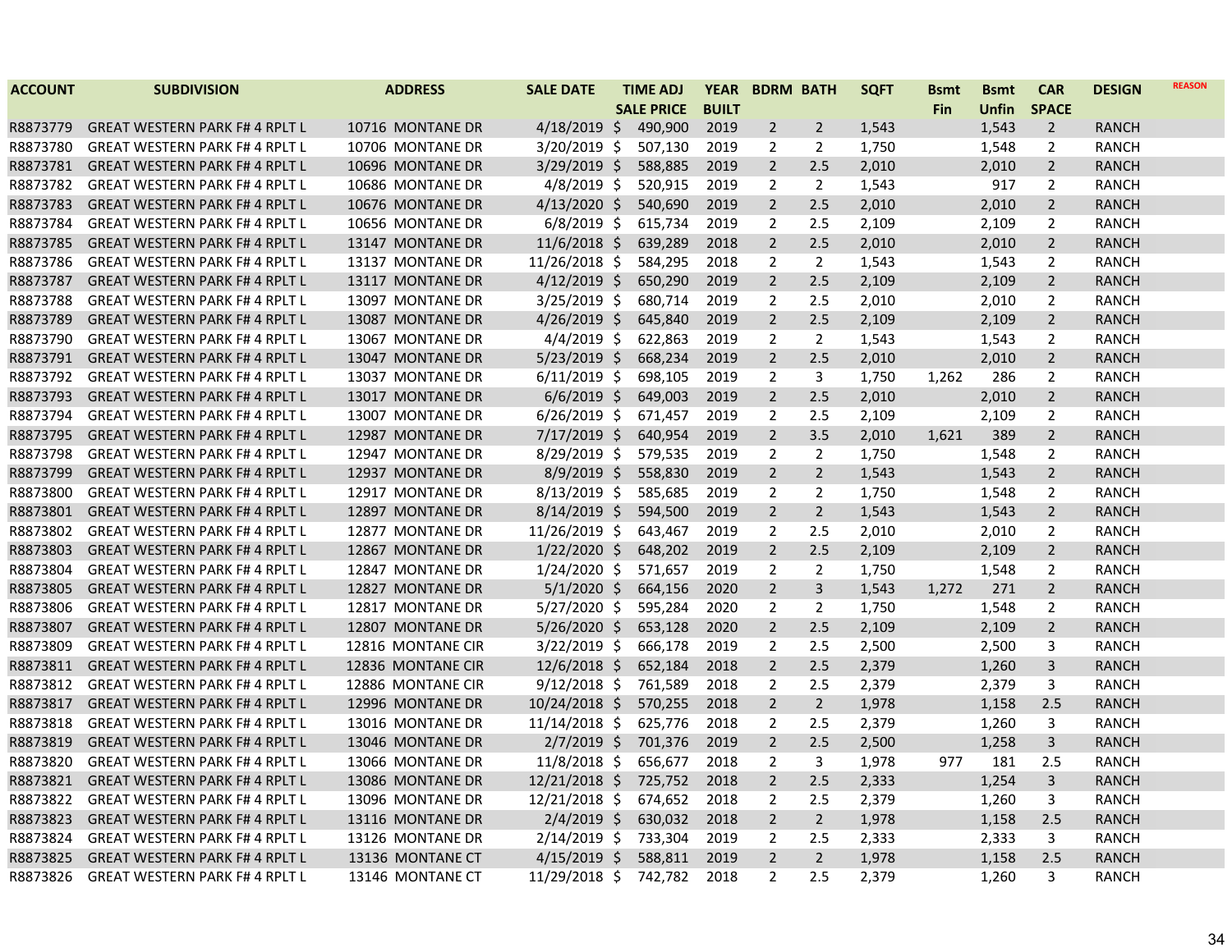| ACCOUNT | SUBDIVISION | ADDRESS | SALE DATE | TIME ADJ SALE PRICE | YEAR BUILT | BDRM | BATH | SQFT | Bsmt Fin | Bsmt Unfin | CAR SPACE | DESIGN | REASON |
|---|---|---|---|---|---|---|---|---|---|---|---|---|---|
| R8873779 | GREAT WESTERN PARK F# 4 RPLT L | 10716 MONTANE DR | 4/18/2019 | $ 490,900 | 2019 | 2 | 2 | 1,543 | | 1,543 | 2 | RANCH | |
| R8873780 | GREAT WESTERN PARK F# 4 RPLT L | 10706 MONTANE DR | 3/20/2019 | $ 507,130 | 2019 | 2 | 2 | 1,750 | | 1,548 | 2 | RANCH | |
| R8873781 | GREAT WESTERN PARK F# 4 RPLT L | 10696 MONTANE DR | 3/29/2019 | $ 588,885 | 2019 | 2 | 2.5 | 2,010 | | 2,010 | 2 | RANCH | |
| R8873782 | GREAT WESTERN PARK F# 4 RPLT L | 10686 MONTANE DR | 4/8/2019 | $ 520,915 | 2019 | 2 | 2 | 1,543 | | 917 | 2 | RANCH | |
| R8873783 | GREAT WESTERN PARK F# 4 RPLT L | 10676 MONTANE DR | 4/13/2020 | $ 540,690 | 2019 | 2 | 2.5 | 2,010 | | 2,010 | 2 | RANCH | |
| R8873784 | GREAT WESTERN PARK F# 4 RPLT L | 10656 MONTANE DR | 6/8/2019 | $ 615,734 | 2019 | 2 | 2.5 | 2,109 | | 2,109 | 2 | RANCH | |
| R8873785 | GREAT WESTERN PARK F# 4 RPLT L | 13147 MONTANE DR | 11/6/2018 | $ 639,289 | 2018 | 2 | 2.5 | 2,010 | | 2,010 | 2 | RANCH | |
| R8873786 | GREAT WESTERN PARK F# 4 RPLT L | 13137 MONTANE DR | 11/26/2018 | $ 584,295 | 2018 | 2 | 2 | 1,543 | | 1,543 | 2 | RANCH | |
| R8873787 | GREAT WESTERN PARK F# 4 RPLT L | 13117 MONTANE DR | 4/12/2019 | $ 650,290 | 2019 | 2 | 2.5 | 2,109 | | 2,109 | 2 | RANCH | |
| R8873788 | GREAT WESTERN PARK F# 4 RPLT L | 13097 MONTANE DR | 3/25/2019 | $ 680,714 | 2019 | 2 | 2.5 | 2,010 | | 2,010 | 2 | RANCH | |
| R8873789 | GREAT WESTERN PARK F# 4 RPLT L | 13087 MONTANE DR | 4/26/2019 | $ 645,840 | 2019 | 2 | 2.5 | 2,109 | | 2,109 | 2 | RANCH | |
| R8873790 | GREAT WESTERN PARK F# 4 RPLT L | 13067 MONTANE DR | 4/4/2019 | $ 622,863 | 2019 | 2 | 2 | 1,543 | | 1,543 | 2 | RANCH | |
| R8873791 | GREAT WESTERN PARK F# 4 RPLT L | 13047 MONTANE DR | 5/23/2019 | $ 668,234 | 2019 | 2 | 2.5 | 2,010 | | 2,010 | 2 | RANCH | |
| R8873792 | GREAT WESTERN PARK F# 4 RPLT L | 13037 MONTANE DR | 6/11/2019 | $ 698,105 | 2019 | 2 | 3 | 1,750 | 1,262 | 286 | 2 | RANCH | |
| R8873793 | GREAT WESTERN PARK F# 4 RPLT L | 13017 MONTANE DR | 6/6/2019 | $ 649,003 | 2019 | 2 | 2.5 | 2,010 | | 2,010 | 2 | RANCH | |
| R8873794 | GREAT WESTERN PARK F# 4 RPLT L | 13007 MONTANE DR | 6/26/2019 | $ 671,457 | 2019 | 2 | 2.5 | 2,109 | | 2,109 | 2 | RANCH | |
| R8873795 | GREAT WESTERN PARK F# 4 RPLT L | 12987 MONTANE DR | 7/17/2019 | $ 640,954 | 2019 | 2 | 3.5 | 2,010 | 1,621 | 389 | 2 | RANCH | |
| R8873798 | GREAT WESTERN PARK F# 4 RPLT L | 12947 MONTANE DR | 8/29/2019 | $ 579,535 | 2019 | 2 | 2 | 1,750 | | 1,548 | 2 | RANCH | |
| R8873799 | GREAT WESTERN PARK F# 4 RPLT L | 12937 MONTANE DR | 8/9/2019 | $ 558,830 | 2019 | 2 | 2 | 1,543 | | 1,543 | 2 | RANCH | |
| R8873800 | GREAT WESTERN PARK F# 4 RPLT L | 12917 MONTANE DR | 8/13/2019 | $ 585,685 | 2019 | 2 | 2 | 1,750 | | 1,548 | 2 | RANCH | |
| R8873801 | GREAT WESTERN PARK F# 4 RPLT L | 12897 MONTANE DR | 8/14/2019 | $ 594,500 | 2019 | 2 | 2 | 1,543 | | 1,543 | 2 | RANCH | |
| R8873802 | GREAT WESTERN PARK F# 4 RPLT L | 12877 MONTANE DR | 11/26/2019 | $ 643,467 | 2019 | 2 | 2.5 | 2,010 | | 2,010 | 2 | RANCH | |
| R8873803 | GREAT WESTERN PARK F# 4 RPLT L | 12867 MONTANE DR | 1/22/2020 | $ 648,202 | 2019 | 2 | 2.5 | 2,109 | | 2,109 | 2 | RANCH | |
| R8873804 | GREAT WESTERN PARK F# 4 RPLT L | 12847 MONTANE DR | 1/24/2020 | $ 571,657 | 2019 | 2 | 2 | 1,750 | | 1,548 | 2 | RANCH | |
| R8873805 | GREAT WESTERN PARK F# 4 RPLT L | 12827 MONTANE DR | 5/1/2020 | $ 664,156 | 2020 | 2 | 3 | 1,543 | 1,272 | 271 | 2 | RANCH | |
| R8873806 | GREAT WESTERN PARK F# 4 RPLT L | 12817 MONTANE DR | 5/27/2020 | $ 595,284 | 2020 | 2 | 2 | 1,750 | | 1,548 | 2 | RANCH | |
| R8873807 | GREAT WESTERN PARK F# 4 RPLT L | 12807 MONTANE DR | 5/26/2020 | $ 653,128 | 2020 | 2 | 2.5 | 2,109 | | 2,109 | 2 | RANCH | |
| R8873809 | GREAT WESTERN PARK F# 4 RPLT L | 12816 MONTANE CIR | 3/22/2019 | $ 666,178 | 2019 | 2 | 2.5 | 2,500 | | 2,500 | 3 | RANCH | |
| R8873811 | GREAT WESTERN PARK F# 4 RPLT L | 12836 MONTANE CIR | 12/6/2018 | $ 652,184 | 2018 | 2 | 2.5 | 2,379 | | 1,260 | 3 | RANCH | |
| R8873812 | GREAT WESTERN PARK F# 4 RPLT L | 12886 MONTANE CIR | 9/12/2018 | $ 761,589 | 2018 | 2 | 2.5 | 2,379 | | 2,379 | 3 | RANCH | |
| R8873817 | GREAT WESTERN PARK F# 4 RPLT L | 12996 MONTANE DR | 10/24/2018 | $ 570,255 | 2018 | 2 | 2 | 1,978 | | 1,158 | 2.5 | RANCH | |
| R8873818 | GREAT WESTERN PARK F# 4 RPLT L | 13016 MONTANE DR | 11/14/2018 | $ 625,776 | 2018 | 2 | 2.5 | 2,379 | | 1,260 | 3 | RANCH | |
| R8873819 | GREAT WESTERN PARK F# 4 RPLT L | 13046 MONTANE DR | 2/7/2019 | $ 701,376 | 2019 | 2 | 2.5 | 2,500 | | 1,258 | 3 | RANCH | |
| R8873820 | GREAT WESTERN PARK F# 4 RPLT L | 13066 MONTANE DR | 11/8/2018 | $ 656,677 | 2018 | 2 | 3 | 1,978 | 977 | 181 | 2.5 | RANCH | |
| R8873821 | GREAT WESTERN PARK F# 4 RPLT L | 13086 MONTANE DR | 12/21/2018 | $ 725,752 | 2018 | 2 | 2.5 | 2,333 | | 1,254 | 3 | RANCH | |
| R8873822 | GREAT WESTERN PARK F# 4 RPLT L | 13096 MONTANE DR | 12/21/2018 | $ 674,652 | 2018 | 2 | 2.5 | 2,379 | | 1,260 | 3 | RANCH | |
| R8873823 | GREAT WESTERN PARK F# 4 RPLT L | 13116 MONTANE DR | 2/4/2019 | $ 630,032 | 2018 | 2 | 2 | 1,978 | | 1,158 | 2.5 | RANCH | |
| R8873824 | GREAT WESTERN PARK F# 4 RPLT L | 13126 MONTANE DR | 2/14/2019 | $ 733,304 | 2019 | 2 | 2.5 | 2,333 | | 2,333 | 3 | RANCH | |
| R8873825 | GREAT WESTERN PARK F# 4 RPLT L | 13136 MONTANE CT | 4/15/2019 | $ 588,811 | 2019 | 2 | 2 | 1,978 | | 1,158 | 2.5 | RANCH | |
| R8873826 | GREAT WESTERN PARK F# 4 RPLT L | 13146 MONTANE CT | 11/29/2018 | $ 742,782 | 2018 | 2 | 2.5 | 2,379 | | 1,260 | 3 | RANCH | |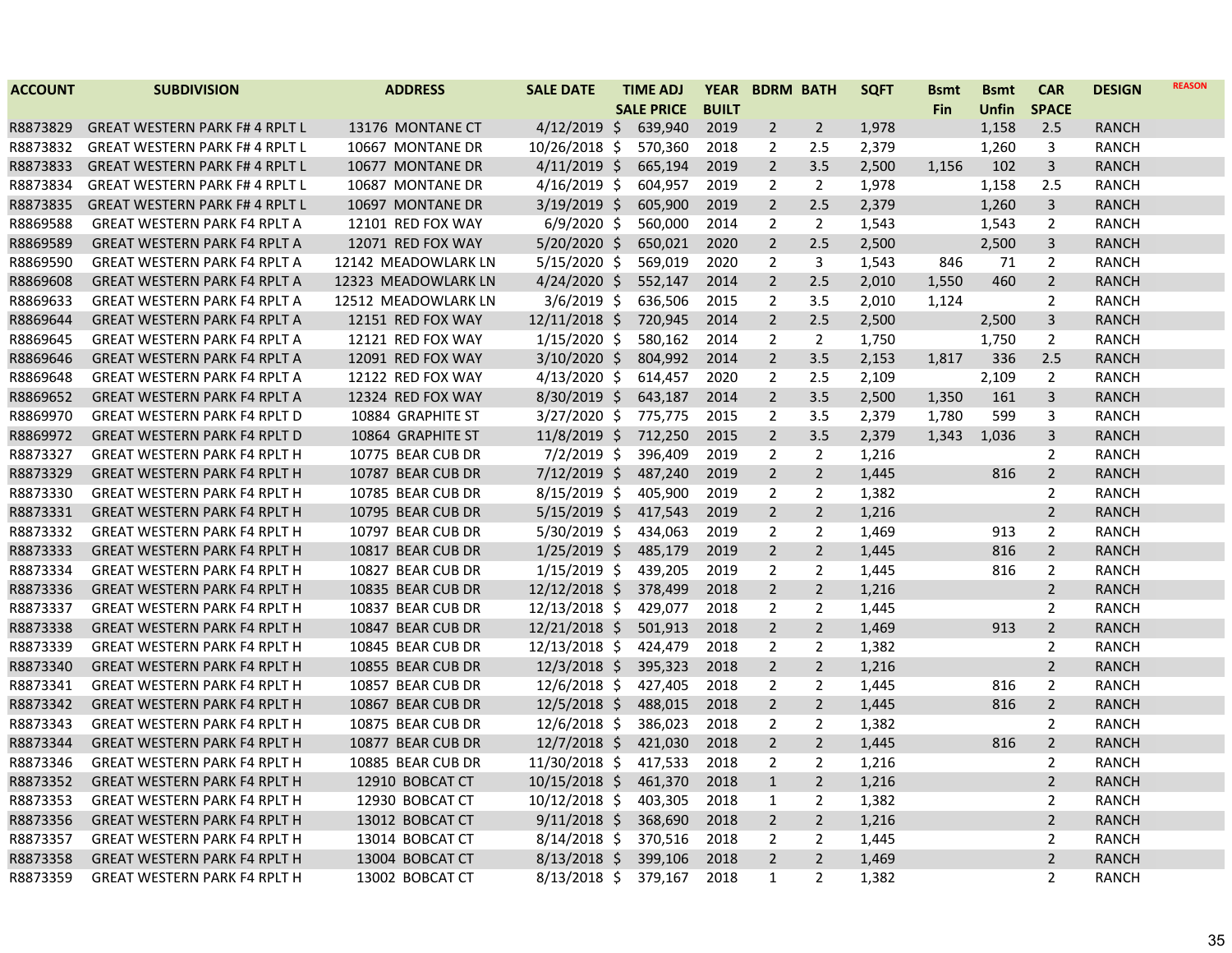| ACCOUNT | SUBDIVISION | ADDRESS | SALE DATE | TIME ADJ SALE PRICE | YEAR BUILT | BDRM | BATH | SQFT | Bsmt Fin | Bsmt Unfin | CAR SPACE | DESIGN | REASON |
|---|---|---|---|---|---|---|---|---|---|---|---|---|---|
| R8873829 | GREAT WESTERN PARK F# 4 RPLT L | 13176 MONTANE CT | 4/12/2019 | $ 639,940 | 2019 | 2 | 2 | 1,978 | | 1,158 | 2.5 | RANCH | |
| R8873832 | GREAT WESTERN PARK F# 4 RPLT L | 10667 MONTANE DR | 10/26/2018 | $ 570,360 | 2018 | 2 | 2.5 | 2,379 | | 1,260 | 3 | RANCH | |
| R8873833 | GREAT WESTERN PARK F# 4 RPLT L | 10677 MONTANE DR | 4/11/2019 | $ 665,194 | 2019 | 2 | 3.5 | 2,500 | 1,156 | 102 | 3 | RANCH | |
| R8873834 | GREAT WESTERN PARK F# 4 RPLT L | 10687 MONTANE DR | 4/16/2019 | $ 604,957 | 2019 | 2 | 2 | 1,978 | | 1,158 | 2.5 | RANCH | |
| R8873835 | GREAT WESTERN PARK F# 4 RPLT L | 10697 MONTANE DR | 3/19/2019 | $ 605,900 | 2019 | 2 | 2.5 | 2,379 | | 1,260 | 3 | RANCH | |
| R8869588 | GREAT WESTERN PARK F4 RPLT A | 12101 RED FOX WAY | 6/9/2020 | $ 560,000 | 2014 | 2 | 2 | 1,543 | | 1,543 | 2 | RANCH | |
| R8869589 | GREAT WESTERN PARK F4 RPLT A | 12071 RED FOX WAY | 5/20/2020 | $ 650,021 | 2020 | 2 | 2.5 | 2,500 | | 2,500 | 3 | RANCH | |
| R8869590 | GREAT WESTERN PARK F4 RPLT A | 12142 MEADOWLARK LN | 5/15/2020 | $ 569,019 | 2020 | 2 | 3 | 1,543 | 846 | 71 | 2 | RANCH | |
| R8869608 | GREAT WESTERN PARK F4 RPLT A | 12323 MEADOWLARK LN | 4/24/2020 | $ 552,147 | 2014 | 2 | 2.5 | 2,010 | 1,550 | 460 | 2 | RANCH | |
| R8869633 | GREAT WESTERN PARK F4 RPLT A | 12512 MEADOWLARK LN | 3/6/2019 | $ 636,506 | 2015 | 2 | 3.5 | 2,010 | 1,124 | | 2 | RANCH | |
| R8869644 | GREAT WESTERN PARK F4 RPLT A | 12151 RED FOX WAY | 12/11/2018 | $ 720,945 | 2014 | 2 | 2.5 | 2,500 | | 2,500 | 3 | RANCH | |
| R8869645 | GREAT WESTERN PARK F4 RPLT A | 12121 RED FOX WAY | 1/15/2020 | $ 580,162 | 2014 | 2 | 2 | 1,750 | | 1,750 | 2 | RANCH | |
| R8869646 | GREAT WESTERN PARK F4 RPLT A | 12091 RED FOX WAY | 3/10/2020 | $ 804,992 | 2014 | 2 | 3.5 | 2,153 | 1,817 | 336 | 2.5 | RANCH | |
| R8869648 | GREAT WESTERN PARK F4 RPLT A | 12122 RED FOX WAY | 4/13/2020 | $ 614,457 | 2020 | 2 | 2.5 | 2,109 | | 2,109 | 2 | RANCH | |
| R8869652 | GREAT WESTERN PARK F4 RPLT A | 12324 RED FOX WAY | 8/30/2019 | $ 643,187 | 2014 | 2 | 3.5 | 2,500 | 1,350 | 161 | 3 | RANCH | |
| R8869970 | GREAT WESTERN PARK F4 RPLT D | 10884 GRAPHITE ST | 3/27/2020 | $ 775,775 | 2015 | 2 | 3.5 | 2,379 | 1,780 | 599 | 3 | RANCH | |
| R8869972 | GREAT WESTERN PARK F4 RPLT D | 10864 GRAPHITE ST | 11/8/2019 | $ 712,250 | 2015 | 2 | 3.5 | 2,379 | 1,343 | 1,036 | 3 | RANCH | |
| R8873327 | GREAT WESTERN PARK F4 RPLT H | 10775 BEAR CUB DR | 7/2/2019 | $ 396,409 | 2019 | 2 | 2 | 1,216 | | | 2 | RANCH | |
| R8873329 | GREAT WESTERN PARK F4 RPLT H | 10787 BEAR CUB DR | 7/12/2019 | $ 487,240 | 2019 | 2 | 2 | 1,445 | | 816 | 2 | RANCH | |
| R8873330 | GREAT WESTERN PARK F4 RPLT H | 10785 BEAR CUB DR | 8/15/2019 | $ 405,900 | 2019 | 2 | 2 | 1,382 | | | 2 | RANCH | |
| R8873331 | GREAT WESTERN PARK F4 RPLT H | 10795 BEAR CUB DR | 5/15/2019 | $ 417,543 | 2019 | 2 | 2 | 1,216 | | | 2 | RANCH | |
| R8873332 | GREAT WESTERN PARK F4 RPLT H | 10797 BEAR CUB DR | 5/30/2019 | $ 434,063 | 2019 | 2 | 2 | 1,469 | | 913 | 2 | RANCH | |
| R8873333 | GREAT WESTERN PARK F4 RPLT H | 10817 BEAR CUB DR | 1/25/2019 | $ 485,179 | 2019 | 2 | 2 | 1,445 | | 816 | 2 | RANCH | |
| R8873334 | GREAT WESTERN PARK F4 RPLT H | 10827 BEAR CUB DR | 1/15/2019 | $ 439,205 | 2019 | 2 | 2 | 1,445 | | 816 | 2 | RANCH | |
| R8873336 | GREAT WESTERN PARK F4 RPLT H | 10835 BEAR CUB DR | 12/12/2018 | $ 378,499 | 2018 | 2 | 2 | 1,216 | | | 2 | RANCH | |
| R8873337 | GREAT WESTERN PARK F4 RPLT H | 10837 BEAR CUB DR | 12/13/2018 | $ 429,077 | 2018 | 2 | 2 | 1,445 | | | 2 | RANCH | |
| R8873338 | GREAT WESTERN PARK F4 RPLT H | 10847 BEAR CUB DR | 12/21/2018 | $ 501,913 | 2018 | 2 | 2 | 1,469 | | 913 | 2 | RANCH | |
| R8873339 | GREAT WESTERN PARK F4 RPLT H | 10845 BEAR CUB DR | 12/13/2018 | $ 424,479 | 2018 | 2 | 2 | 1,382 | | | 2 | RANCH | |
| R8873340 | GREAT WESTERN PARK F4 RPLT H | 10855 BEAR CUB DR | 12/3/2018 | $ 395,323 | 2018 | 2 | 2 | 1,216 | | | 2 | RANCH | |
| R8873341 | GREAT WESTERN PARK F4 RPLT H | 10857 BEAR CUB DR | 12/6/2018 | $ 427,405 | 2018 | 2 | 2 | 1,445 | | 816 | 2 | RANCH | |
| R8873342 | GREAT WESTERN PARK F4 RPLT H | 10867 BEAR CUB DR | 12/5/2018 | $ 488,015 | 2018 | 2 | 2 | 1,445 | | 816 | 2 | RANCH | |
| R8873343 | GREAT WESTERN PARK F4 RPLT H | 10875 BEAR CUB DR | 12/6/2018 | $ 386,023 | 2018 | 2 | 2 | 1,382 | | | 2 | RANCH | |
| R8873344 | GREAT WESTERN PARK F4 RPLT H | 10877 BEAR CUB DR | 12/7/2018 | $ 421,030 | 2018 | 2 | 2 | 1,445 | | 816 | 2 | RANCH | |
| R8873346 | GREAT WESTERN PARK F4 RPLT H | 10885 BEAR CUB DR | 11/30/2018 | $ 417,533 | 2018 | 2 | 2 | 1,216 | | | 2 | RANCH | |
| R8873352 | GREAT WESTERN PARK F4 RPLT H | 12910 BOBCAT CT | 10/15/2018 | $ 461,370 | 2018 | 1 | 2 | 1,216 | | | 2 | RANCH | |
| R8873353 | GREAT WESTERN PARK F4 RPLT H | 12930 BOBCAT CT | 10/12/2018 | $ 403,305 | 2018 | 1 | 2 | 1,382 | | | 2 | RANCH | |
| R8873356 | GREAT WESTERN PARK F4 RPLT H | 13012 BOBCAT CT | 9/11/2018 | $ 368,690 | 2018 | 2 | 2 | 1,216 | | | 2 | RANCH | |
| R8873357 | GREAT WESTERN PARK F4 RPLT H | 13014 BOBCAT CT | 8/14/2018 | $ 370,516 | 2018 | 2 | 2 | 1,445 | | | 2 | RANCH | |
| R8873358 | GREAT WESTERN PARK F4 RPLT H | 13004 BOBCAT CT | 8/13/2018 | $ 399,106 | 2018 | 2 | 2 | 1,469 | | | 2 | RANCH | |
| R8873359 | GREAT WESTERN PARK F4 RPLT H | 13002 BOBCAT CT | 8/13/2018 | $ 379,167 | 2018 | 1 | 2 | 1,382 | | | 2 | RANCH | |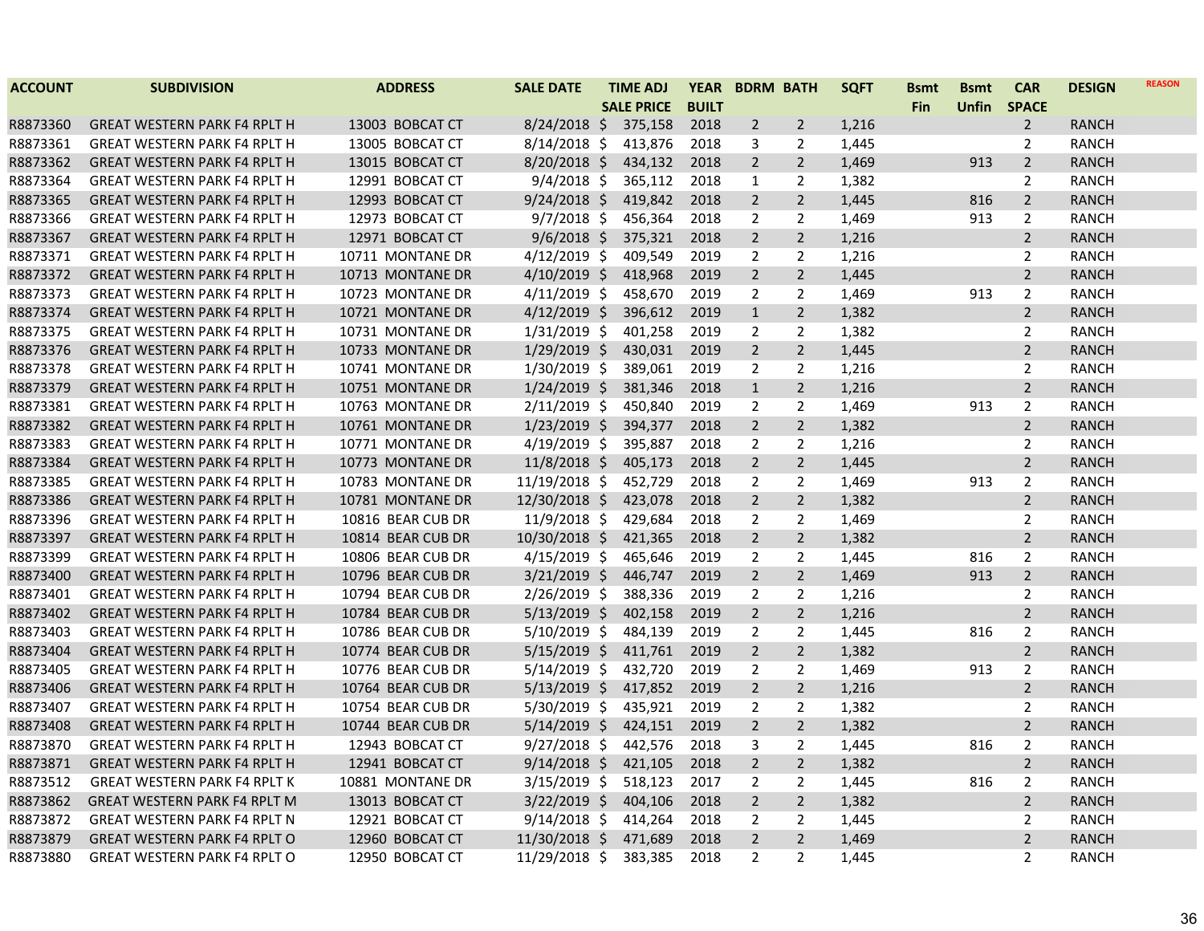| ACCOUNT | SUBDIVISION | ADDRESS | SALE DATE | TIME ADJ SALE PRICE | YEAR BUILT | BDRM | BATH | SQFT | Bsmt Fin | Bsmt Unfin | CAR SPACE | DESIGN | REASON |
|---|---|---|---|---|---|---|---|---|---|---|---|---|---|
| R8873360 | GREAT WESTERN PARK F4 RPLT H | 13003 BOBCAT CT | 8/24/2018 | $ 375,158 | 2018 | 2 | 2 | 1,216 | | | 2 | RANCH | |
| R8873361 | GREAT WESTERN PARK F4 RPLT H | 13005 BOBCAT CT | 8/14/2018 | $ 413,876 | 2018 | 3 | 2 | 1,445 | | | 2 | RANCH | |
| R8873362 | GREAT WESTERN PARK F4 RPLT H | 13015 BOBCAT CT | 8/20/2018 | $ 434,132 | 2018 | 2 | 2 | 1,469 | | 913 | 2 | RANCH | |
| R8873364 | GREAT WESTERN PARK F4 RPLT H | 12991 BOBCAT CT | 9/4/2018 | $ 365,112 | 2018 | 1 | 2 | 1,382 | | | 2 | RANCH | |
| R8873365 | GREAT WESTERN PARK F4 RPLT H | 12993 BOBCAT CT | 9/24/2018 | $ 419,842 | 2018 | 2 | 2 | 1,445 | | 816 | 2 | RANCH | |
| R8873366 | GREAT WESTERN PARK F4 RPLT H | 12973 BOBCAT CT | 9/7/2018 | $ 456,364 | 2018 | 2 | 2 | 1,469 | | 913 | 2 | RANCH | |
| R8873367 | GREAT WESTERN PARK F4 RPLT H | 12971 BOBCAT CT | 9/6/2018 | $ 375,321 | 2018 | 2 | 2 | 1,216 | | | 2 | RANCH | |
| R8873371 | GREAT WESTERN PARK F4 RPLT H | 10711 MONTANE DR | 4/12/2019 | $ 409,549 | 2019 | 2 | 2 | 1,216 | | | 2 | RANCH | |
| R8873372 | GREAT WESTERN PARK F4 RPLT H | 10713 MONTANE DR | 4/10/2019 | $ 418,968 | 2019 | 2 | 2 | 1,445 | | | 2 | RANCH | |
| R8873373 | GREAT WESTERN PARK F4 RPLT H | 10723 MONTANE DR | 4/11/2019 | $ 458,670 | 2019 | 2 | 2 | 1,469 | | 913 | 2 | RANCH | |
| R8873374 | GREAT WESTERN PARK F4 RPLT H | 10721 MONTANE DR | 4/12/2019 | $ 396,612 | 2019 | 1 | 2 | 1,382 | | | 2 | RANCH | |
| R8873375 | GREAT WESTERN PARK F4 RPLT H | 10731 MONTANE DR | 1/31/2019 | $ 401,258 | 2019 | 2 | 2 | 1,382 | | | 2 | RANCH | |
| R8873376 | GREAT WESTERN PARK F4 RPLT H | 10733 MONTANE DR | 1/29/2019 | $ 430,031 | 2019 | 2 | 2 | 1,445 | | | 2 | RANCH | |
| R8873378 | GREAT WESTERN PARK F4 RPLT H | 10741 MONTANE DR | 1/30/2019 | $ 389,061 | 2019 | 2 | 2 | 1,216 | | | 2 | RANCH | |
| R8873379 | GREAT WESTERN PARK F4 RPLT H | 10751 MONTANE DR | 1/24/2019 | $ 381,346 | 2018 | 1 | 2 | 1,216 | | | 2 | RANCH | |
| R8873381 | GREAT WESTERN PARK F4 RPLT H | 10763 MONTANE DR | 2/11/2019 | $ 450,840 | 2019 | 2 | 2 | 1,469 | | 913 | 2 | RANCH | |
| R8873382 | GREAT WESTERN PARK F4 RPLT H | 10761 MONTANE DR | 1/23/2019 | $ 394,377 | 2018 | 2 | 2 | 1,382 | | | 2 | RANCH | |
| R8873383 | GREAT WESTERN PARK F4 RPLT H | 10771 MONTANE DR | 4/19/2019 | $ 395,887 | 2018 | 2 | 2 | 1,216 | | | 2 | RANCH | |
| R8873384 | GREAT WESTERN PARK F4 RPLT H | 10773 MONTANE DR | 11/8/2018 | $ 405,173 | 2018 | 2 | 2 | 1,445 | | | 2 | RANCH | |
| R8873385 | GREAT WESTERN PARK F4 RPLT H | 10783 MONTANE DR | 11/19/2018 | $ 452,729 | 2018 | 2 | 2 | 1,469 | | 913 | 2 | RANCH | |
| R8873386 | GREAT WESTERN PARK F4 RPLT H | 10781 MONTANE DR | 12/30/2018 | $ 423,078 | 2018 | 2 | 2 | 1,382 | | | 2 | RANCH | |
| R8873396 | GREAT WESTERN PARK F4 RPLT H | 10816 BEAR CUB DR | 11/9/2018 | $ 429,684 | 2018 | 2 | 2 | 1,469 | | | 2 | RANCH | |
| R8873397 | GREAT WESTERN PARK F4 RPLT H | 10814 BEAR CUB DR | 10/30/2018 | $ 421,365 | 2018 | 2 | 2 | 1,382 | | | 2 | RANCH | |
| R8873399 | GREAT WESTERN PARK F4 RPLT H | 10806 BEAR CUB DR | 4/15/2019 | $ 465,646 | 2019 | 2 | 2 | 1,445 | | 816 | 2 | RANCH | |
| R8873400 | GREAT WESTERN PARK F4 RPLT H | 10796 BEAR CUB DR | 3/21/2019 | $ 446,747 | 2019 | 2 | 2 | 1,469 | | 913 | 2 | RANCH | |
| R8873401 | GREAT WESTERN PARK F4 RPLT H | 10794 BEAR CUB DR | 2/26/2019 | $ 388,336 | 2019 | 2 | 2 | 1,216 | | | 2 | RANCH | |
| R8873402 | GREAT WESTERN PARK F4 RPLT H | 10784 BEAR CUB DR | 5/13/2019 | $ 402,158 | 2019 | 2 | 2 | 1,216 | | | 2 | RANCH | |
| R8873403 | GREAT WESTERN PARK F4 RPLT H | 10786 BEAR CUB DR | 5/10/2019 | $ 484,139 | 2019 | 2 | 2 | 1,445 | | 816 | 2 | RANCH | |
| R8873404 | GREAT WESTERN PARK F4 RPLT H | 10774 BEAR CUB DR | 5/15/2019 | $ 411,761 | 2019 | 2 | 2 | 1,382 | | | 2 | RANCH | |
| R8873405 | GREAT WESTERN PARK F4 RPLT H | 10776 BEAR CUB DR | 5/14/2019 | $ 432,720 | 2019 | 2 | 2 | 1,469 | | 913 | 2 | RANCH | |
| R8873406 | GREAT WESTERN PARK F4 RPLT H | 10764 BEAR CUB DR | 5/13/2019 | $ 417,852 | 2019 | 2 | 2 | 1,216 | | | 2 | RANCH | |
| R8873407 | GREAT WESTERN PARK F4 RPLT H | 10754 BEAR CUB DR | 5/30/2019 | $ 435,921 | 2019 | 2 | 2 | 1,382 | | | 2 | RANCH | |
| R8873408 | GREAT WESTERN PARK F4 RPLT H | 10744 BEAR CUB DR | 5/14/2019 | $ 424,151 | 2019 | 2 | 2 | 1,382 | | | 2 | RANCH | |
| R8873870 | GREAT WESTERN PARK F4 RPLT H | 12943 BOBCAT CT | 9/27/2018 | $ 442,576 | 2018 | 3 | 2 | 1,445 | | 816 | 2 | RANCH | |
| R8873871 | GREAT WESTERN PARK F4 RPLT H | 12941 BOBCAT CT | 9/14/2018 | $ 421,105 | 2018 | 2 | 2 | 1,382 | | | 2 | RANCH | |
| R8873512 | GREAT WESTERN PARK F4 RPLT K | 10881 MONTANE DR | 3/15/2019 | $ 518,123 | 2017 | 2 | 2 | 1,445 | | 816 | 2 | RANCH | |
| R8873862 | GREAT WESTERN PARK F4 RPLT M | 13013 BOBCAT CT | 3/22/2019 | $ 404,106 | 2018 | 2 | 2 | 1,382 | | | 2 | RANCH | |
| R8873872 | GREAT WESTERN PARK F4 RPLT N | 12921 BOBCAT CT | 9/14/2018 | $ 414,264 | 2018 | 2 | 2 | 1,445 | | | 2 | RANCH | |
| R8873879 | GREAT WESTERN PARK F4 RPLT O | 12960 BOBCAT CT | 11/30/2018 | $ 471,689 | 2018 | 2 | 2 | 1,469 | | | 2 | RANCH | |
| R8873880 | GREAT WESTERN PARK F4 RPLT O | 12950 BOBCAT CT | 11/29/2018 | $ 383,385 | 2018 | 2 | 2 | 1,445 | | | 2 | RANCH | |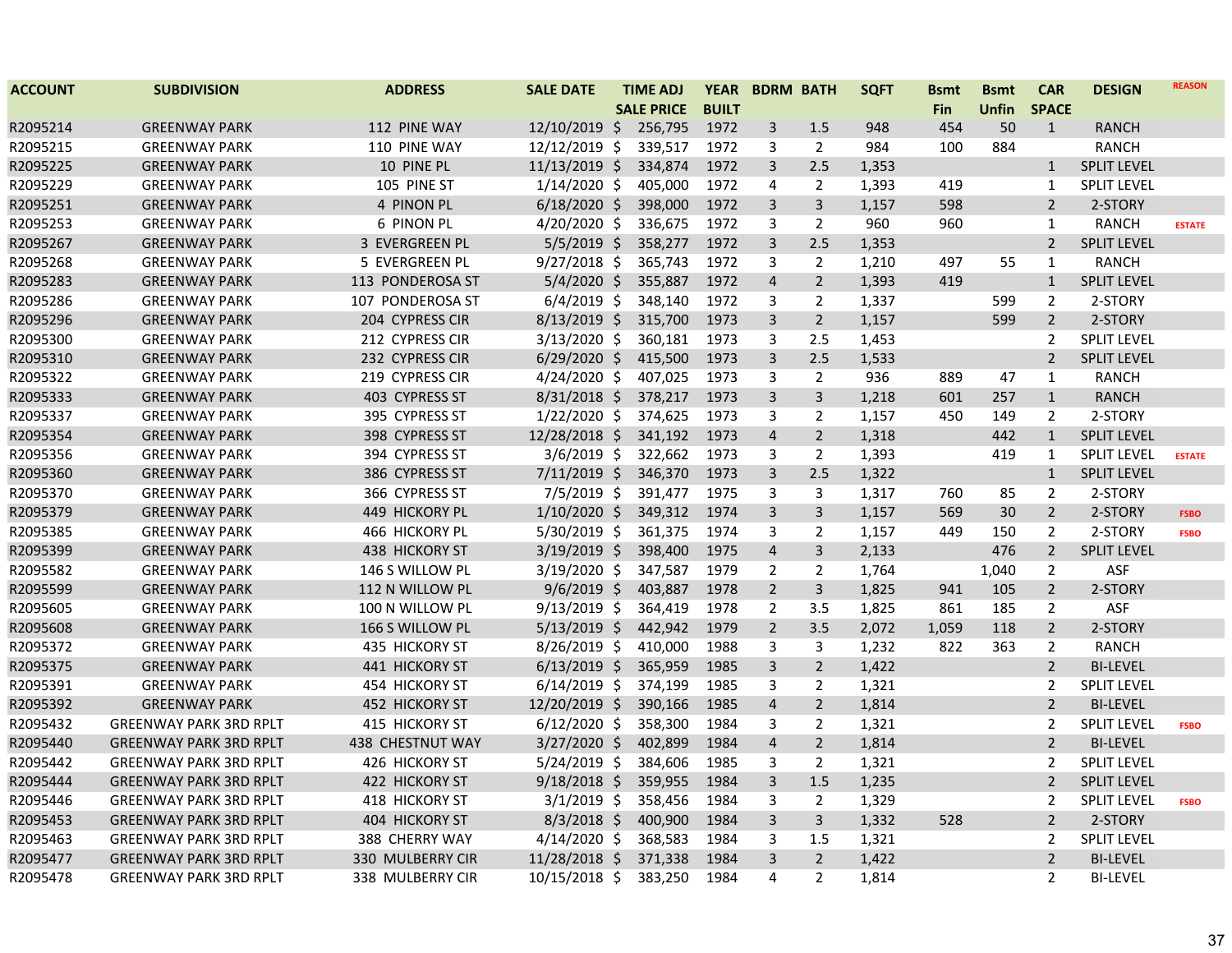| ACCOUNT | SUBDIVISION | ADDRESS | SALE DATE | TIME ADJ SALE PRICE | YEAR BUILT | BDRM | BATH | SQFT | Bsmt Fin | Bsmt Unfin | CAR SPACE | DESIGN | REASON |
|---|---|---|---|---|---|---|---|---|---|---|---|---|---|
| R2095214 | GREENWAY PARK | 112 PINE WAY | 12/10/2019 | $ 256,795 | 1972 | 3 | 1.5 | 948 | 454 | 50 | 1 | RANCH | |
| R2095215 | GREENWAY PARK | 110 PINE WAY | 12/12/2019 | $ 339,517 | 1972 | 3 | 2 | 984 | 100 | 884 | | RANCH | |
| R2095225 | GREENWAY PARK | 10 PINE PL | 11/13/2019 | $ 334,874 | 1972 | 3 | 2.5 | 1,353 | | | 1 | SPLIT LEVEL | |
| R2095229 | GREENWAY PARK | 105 PINE ST | 1/14/2020 | $ 405,000 | 1972 | 4 | 2 | 1,393 | 419 | | 1 | SPLIT LEVEL | |
| R2095251 | GREENWAY PARK | 4 PINON PL | 6/18/2020 | $ 398,000 | 1972 | 3 | 3 | 1,157 | 598 | | 2 | 2-STORY | |
| R2095253 | GREENWAY PARK | 6 PINON PL | 4/20/2020 | $ 336,675 | 1972 | 3 | 2 | 960 | 960 | | 1 | RANCH | ESTATE |
| R2095267 | GREENWAY PARK | 3 EVERGREEN PL | 5/5/2019 | $ 358,277 | 1972 | 3 | 2.5 | 1,353 | | | 2 | SPLIT LEVEL | |
| R2095268 | GREENWAY PARK | 5 EVERGREEN PL | 9/27/2018 | $ 365,743 | 1972 | 3 | 2 | 1,210 | 497 | 55 | 1 | RANCH | |
| R2095283 | GREENWAY PARK | 113 PONDEROSA ST | 5/4/2020 | $ 355,887 | 1972 | 4 | 2 | 1,393 | 419 | | 1 | SPLIT LEVEL | |
| R2095286 | GREENWAY PARK | 107 PONDEROSA ST | 6/4/2019 | $ 348,140 | 1972 | 3 | 2 | 1,337 | | 599 | 2 | 2-STORY | |
| R2095296 | GREENWAY PARK | 204 CYPRESS CIR | 8/13/2019 | $ 315,700 | 1973 | 3 | 2 | 1,157 | | 599 | 2 | 2-STORY | |
| R2095300 | GREENWAY PARK | 212 CYPRESS CIR | 3/13/2020 | $ 360,181 | 1973 | 3 | 2.5 | 1,453 | | | 2 | SPLIT LEVEL | |
| R2095310 | GREENWAY PARK | 232 CYPRESS CIR | 6/29/2020 | $ 415,500 | 1973 | 3 | 2.5 | 1,533 | | | 2 | SPLIT LEVEL | |
| R2095322 | GREENWAY PARK | 219 CYPRESS CIR | 4/24/2020 | $ 407,025 | 1973 | 3 | 2 | 936 | 889 | 47 | 1 | RANCH | |
| R2095333 | GREENWAY PARK | 403 CYPRESS CIR | 8/31/2018 | $ 378,217 | 1973 | 3 | 3 | 1,218 | 601 | 257 | 1 | RANCH | |
| R2095337 | GREENWAY PARK | 395 CYPRESS ST | 1/22/2020 | $ 374,625 | 1973 | 3 | 2 | 1,157 | 450 | 149 | 2 | 2-STORY | |
| R2095354 | GREENWAY PARK | 398 CYPRESS ST | 12/28/2018 | $ 341,192 | 1973 | 4 | 2 | 1,318 | | 442 | 1 | SPLIT LEVEL | |
| R2095356 | GREENWAY PARK | 394 CYPRESS ST | 3/6/2019 | $ 322,662 | 1973 | 3 | 2 | 1,393 | | 419 | 1 | SPLIT LEVEL | ESTATE |
| R2095360 | GREENWAY PARK | 386 CYPRESS ST | 7/11/2019 | $ 346,370 | 1973 | 3 | 2.5 | 1,322 | | | 1 | SPLIT LEVEL | |
| R2095370 | GREENWAY PARK | 366 CYPRESS ST | 7/5/2019 | $ 391,477 | 1975 | 3 | 3 | 1,317 | 760 | 85 | 2 | 2-STORY | |
| R2095379 | GREENWAY PARK | 449 HICKORY PL | 1/10/2020 | $ 349,312 | 1974 | 3 | 3 | 1,157 | 569 | 30 | 2 | 2-STORY | FSBO |
| R2095385 | GREENWAY PARK | 466 HICKORY PL | 5/30/2019 | $ 361,375 | 1974 | 3 | 2 | 1,157 | 449 | 150 | 2 | 2-STORY | FSBO |
| R2095399 | GREENWAY PARK | 438 HICKORY ST | 3/19/2019 | $ 398,400 | 1975 | 4 | 3 | 2,133 | | 476 | 2 | SPLIT LEVEL | |
| R2095582 | GREENWAY PARK | 146 S WILLOW PL | 3/19/2020 | $ 347,587 | 1979 | 2 | 2 | 1,764 | | 1,040 | 2 | ASF | |
| R2095599 | GREENWAY PARK | 112 N WILLOW PL | 9/6/2019 | $ 403,887 | 1978 | 2 | 3 | 1,825 | 941 | 105 | 2 | 2-STORY | |
| R2095605 | GREENWAY PARK | 100 N WILLOW PL | 9/13/2019 | $ 364,419 | 1978 | 2 | 3.5 | 1,825 | 861 | 185 | 2 | ASF | |
| R2095608 | GREENWAY PARK | 166 S WILLOW PL | 5/13/2019 | $ 442,942 | 1979 | 2 | 3.5 | 2,072 | 1,059 | 118 | 2 | 2-STORY | |
| R2095372 | GREENWAY PARK | 435 HICKORY ST | 8/26/2019 | $ 410,000 | 1988 | 3 | 3 | 1,232 | 822 | 363 | 2 | RANCH | |
| R2095375 | GREENWAY PARK | 441 HICKORY ST | 6/13/2019 | $ 365,959 | 1985 | 3 | 2 | 1,422 | | | 2 | BI-LEVEL | |
| R2095391 | GREENWAY PARK | 454 HICKORY ST | 6/14/2019 | $ 374,199 | 1985 | 3 | 2 | 1,321 | | | 2 | SPLIT LEVEL | |
| R2095392 | GREENWAY PARK | 452 HICKORY ST | 12/20/2019 | $ 390,166 | 1985 | 4 | 2 | 1,814 | | | 2 | BI-LEVEL | |
| R2095432 | GREENWAY PARK 3RD RPLT | 415 HICKORY ST | 6/12/2020 | $ 358,300 | 1984 | 3 | 2 | 1,321 | | | 2 | SPLIT LEVEL | FSBO |
| R2095440 | GREENWAY PARK 3RD RPLT | 438 CHESTNUT WAY | 3/27/2020 | $ 402,899 | 1984 | 4 | 2 | 1,814 | | | 2 | BI-LEVEL | |
| R2095442 | GREENWAY PARK 3RD RPLT | 426 HICKORY ST | 5/24/2019 | $ 384,606 | 1985 | 3 | 2 | 1,321 | | | 2 | SPLIT LEVEL | |
| R2095444 | GREENWAY PARK 3RD RPLT | 422 HICKORY ST | 9/18/2018 | $ 359,955 | 1984 | 3 | 1.5 | 1,235 | | | 2 | SPLIT LEVEL | |
| R2095446 | GREENWAY PARK 3RD RPLT | 418 HICKORY ST | 3/1/2019 | $ 358,456 | 1984 | 3 | 2 | 1,329 | | | 2 | SPLIT LEVEL | FSBO |
| R2095453 | GREENWAY PARK 3RD RPLT | 404 HICKORY ST | 8/3/2018 | $ 400,900 | 1984 | 3 | 3 | 1,332 | 528 | | 2 | 2-STORY | |
| R2095463 | GREENWAY PARK 3RD RPLT | 388 CHERRY WAY | 4/14/2020 | $ 368,583 | 1984 | 3 | 1.5 | 1,321 | | | 2 | SPLIT LEVEL | |
| R2095477 | GREENWAY PARK 3RD RPLT | 330 MULBERRY CIR | 11/28/2018 | $ 371,338 | 1984 | 3 | 2 | 1,422 | | | 2 | BI-LEVEL | |
| R2095478 | GREENWAY PARK 3RD RPLT | 338 MULBERRY CIR | 10/15/2018 | $ 383,250 | 1984 | 4 | 2 | 1,814 | | | 2 | BI-LEVEL | |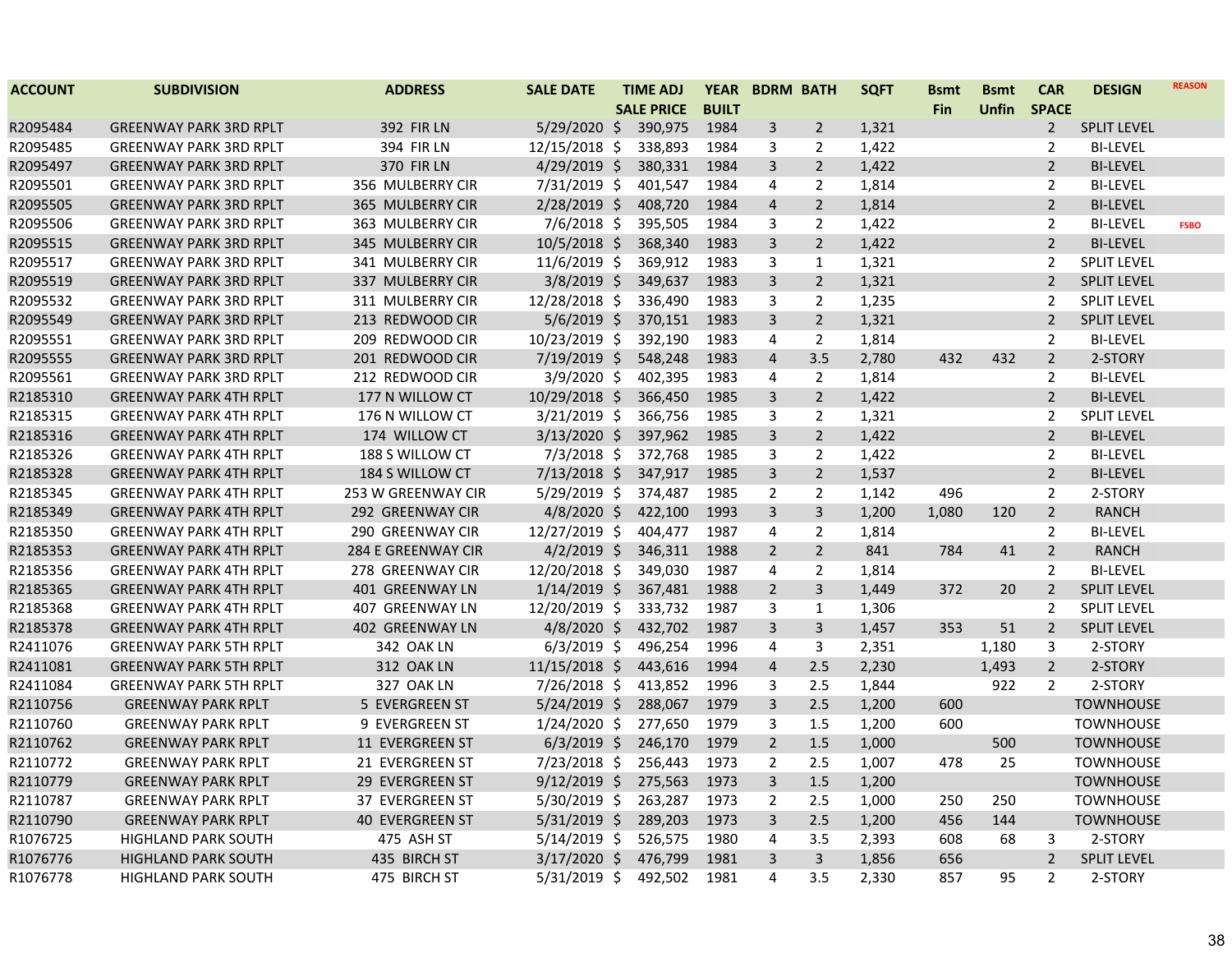| ACCOUNT | SUBDIVISION | ADDRESS | SALE DATE | TIME ADJ SALE PRICE | YEAR BUILT | BDRM | BATH | SQFT | Bsmt Fin | Bsmt Unfin | CAR SPACE | DESIGN | REASON |
|---|---|---|---|---|---|---|---|---|---|---|---|---|---|
| R2095484 | GREENWAY PARK 3RD RPLT | 392 FIR LN | 5/29/2020 | $ 390,975 | 1984 | 3 | 2 | 1,321 | | | 2 | SPLIT LEVEL | |
| R2095485 | GREENWAY PARK 3RD RPLT | 394 FIR LN | 12/15/2018 | $ 338,893 | 1984 | 3 | 2 | 1,422 | | | 2 | BI-LEVEL | |
| R2095497 | GREENWAY PARK 3RD RPLT | 370 FIR LN | 4/29/2019 | $ 380,331 | 1984 | 3 | 2 | 1,422 | | | 2 | BI-LEVEL | |
| R2095501 | GREENWAY PARK 3RD RPLT | 356 MULBERRY CIR | 7/31/2019 | $ 401,547 | 1984 | 4 | 2 | 1,814 | | | 2 | BI-LEVEL | |
| R2095505 | GREENWAY PARK 3RD RPLT | 365 MULBERRY CIR | 2/28/2019 | $ 408,720 | 1984 | 4 | 2 | 1,814 | | | 2 | BI-LEVEL | |
| R2095506 | GREENWAY PARK 3RD RPLT | 363 MULBERRY CIR | 7/6/2018 | $ 395,505 | 1984 | 3 | 2 | 1,422 | | | 2 | BI-LEVEL | FSBO |
| R2095515 | GREENWAY PARK 3RD RPLT | 345 MULBERRY CIR | 10/5/2018 | $ 368,340 | 1983 | 3 | 2 | 1,422 | | | 2 | BI-LEVEL | |
| R2095517 | GREENWAY PARK 3RD RPLT | 341 MULBERRY CIR | 11/6/2019 | $ 369,912 | 1983 | 3 | 1 | 1,321 | | | 2 | SPLIT LEVEL | |
| R2095519 | GREENWAY PARK 3RD RPLT | 337 MULBERRY CIR | 3/8/2019 | $ 349,637 | 1983 | 3 | 2 | 1,321 | | | 2 | SPLIT LEVEL | |
| R2095532 | GREENWAY PARK 3RD RPLT | 311 MULBERRY CIR | 12/28/2018 | $ 336,490 | 1983 | 3 | 2 | 1,235 | | | 2 | SPLIT LEVEL | |
| R2095549 | GREENWAY PARK 3RD RPLT | 213 REDWOOD CIR | 5/6/2019 | $ 370,151 | 1983 | 3 | 2 | 1,321 | | | 2 | SPLIT LEVEL | |
| R2095551 | GREENWAY PARK 3RD RPLT | 209 REDWOOD CIR | 10/23/2019 | $ 392,190 | 1983 | 4 | 2 | 1,814 | | | 2 | BI-LEVEL | |
| R2095555 | GREENWAY PARK 3RD RPLT | 201 REDWOOD CIR | 7/19/2019 | $ 548,248 | 1983 | 4 | 3.5 | 2,780 | 432 | 432 | 2 | 2-STORY | |
| R2095561 | GREENWAY PARK 3RD RPLT | 212 REDWOOD CIR | 3/9/2020 | $ 402,395 | 1983 | 4 | 2 | 1,814 | | | 2 | BI-LEVEL | |
| R2185310 | GREENWAY PARK 4TH RPLT | 177 N WILLOW CT | 10/29/2018 | $ 366,450 | 1985 | 3 | 2 | 1,422 | | | 2 | BI-LEVEL | |
| R2185315 | GREENWAY PARK 4TH RPLT | 176 N WILLOW CT | 3/21/2019 | $ 366,756 | 1985 | 3 | 2 | 1,321 | | | 2 | SPLIT LEVEL | |
| R2185316 | GREENWAY PARK 4TH RPLT | 174 WILLOW CT | 3/13/2020 | $ 397,962 | 1985 | 3 | 2 | 1,422 | | | 2 | BI-LEVEL | |
| R2185326 | GREENWAY PARK 4TH RPLT | 188 S WILLOW CT | 7/3/2018 | $ 372,768 | 1985 | 3 | 2 | 1,422 | | | 2 | BI-LEVEL | |
| R2185328 | GREENWAY PARK 4TH RPLT | 184 S WILLOW CT | 7/13/2018 | $ 347,917 | 1985 | 3 | 2 | 1,537 | | | 2 | BI-LEVEL | |
| R2185345 | GREENWAY PARK 4TH RPLT | 253 W GREENWAY CIR | 5/29/2019 | $ 374,487 | 1985 | 2 | 2 | 1,142 | 496 | | 2 | 2-STORY | |
| R2185349 | GREENWAY PARK 4TH RPLT | 292 GREENWAY CIR | 4/8/2020 | $ 422,100 | 1993 | 3 | 3 | 1,200 | 1,080 | 120 | 2 | RANCH | |
| R2185350 | GREENWAY PARK 4TH RPLT | 290 GREENWAY CIR | 12/27/2019 | $ 404,477 | 1987 | 4 | 2 | 1,814 | | | 2 | BI-LEVEL | |
| R2185353 | GREENWAY PARK 4TH RPLT | 284 E GREENWAY CIR | 4/2/2019 | $ 346,311 | 1988 | 2 | 2 | 841 | 784 | 41 | 2 | RANCH | |
| R2185356 | GREENWAY PARK 4TH RPLT | 278 GREENWAY CIR | 12/20/2018 | $ 349,030 | 1987 | 4 | 2 | 1,814 | | | 2 | BI-LEVEL | |
| R2185365 | GREENWAY PARK 4TH RPLT | 401 GREENWAY LN | 1/14/2019 | $ 367,481 | 1988 | 2 | 3 | 1,449 | 372 | 20 | 2 | SPLIT LEVEL | |
| R2185368 | GREENWAY PARK 4TH RPLT | 407 GREENWAY LN | 12/20/2019 | $ 333,732 | 1987 | 3 | 1 | 1,306 | | | 2 | SPLIT LEVEL | |
| R2185378 | GREENWAY PARK 4TH RPLT | 402 GREENWAY LN | 4/8/2020 | $ 432,702 | 1987 | 3 | 3 | 1,457 | 353 | 51 | 2 | SPLIT LEVEL | |
| R2411076 | GREENWAY PARK 5TH RPLT | 342 OAK LN | 6/3/2019 | $ 496,254 | 1996 | 4 | 3 | 2,351 | | 1,180 | 3 | 2-STORY | |
| R2411081 | GREENWAY PARK 5TH RPLT | 312 OAK LN | 11/15/2018 | $ 443,616 | 1994 | 4 | 2.5 | 2,230 | | 1,493 | 2 | 2-STORY | |
| R2411084 | GREENWAY PARK 5TH RPLT | 327 OAK LN | 7/26/2018 | $ 413,852 | 1996 | 3 | 2.5 | 1,844 | | 922 | 2 | 2-STORY | |
| R2110756 | GREENWAY PARK RPLT | 5 EVERGREEN ST | 5/24/2019 | $ 288,067 | 1979 | 3 | 2.5 | 1,200 | 600 | | | TOWNHOUSE | |
| R2110760 | GREENWAY PARK RPLT | 9 EVERGREEN ST | 1/24/2020 | $ 277,650 | 1979 | 3 | 1.5 | 1,200 | 600 | | | TOWNHOUSE | |
| R2110762 | GREENWAY PARK RPLT | 11 EVERGREEN ST | 6/3/2019 | $ 246,170 | 1979 | 2 | 1.5 | 1,000 | | 500 | | TOWNHOUSE | |
| R2110772 | GREENWAY PARK RPLT | 21 EVERGREEN ST | 7/23/2018 | $ 256,443 | 1973 | 2 | 2.5 | 1,007 | 478 | 25 | | TOWNHOUSE | |
| R2110779 | GREENWAY PARK RPLT | 29 EVERGREEN ST | 9/12/2019 | $ 275,563 | 1973 | 3 | 1.5 | 1,200 | | | | TOWNHOUSE | |
| R2110787 | GREENWAY PARK RPLT | 37 EVERGREEN ST | 5/30/2019 | $ 263,287 | 1973 | 2 | 2.5 | 1,000 | 250 | 250 | | TOWNHOUSE | |
| R2110790 | GREENWAY PARK RPLT | 40 EVERGREEN ST | 5/31/2019 | $ 289,203 | 1973 | 3 | 2.5 | 1,200 | 456 | 144 | | TOWNHOUSE | |
| R1076725 | HIGHLAND PARK SOUTH | 475 ASH ST | 5/14/2019 | $ 526,575 | 1980 | 4 | 3.5 | 2,393 | 608 | 68 | 3 | 2-STORY | |
| R1076776 | HIGHLAND PARK SOUTH | 435 BIRCH ST | 3/17/2020 | $ 476,799 | 1981 | 3 | 3 | 1,856 | 656 | | 2 | SPLIT LEVEL | |
| R1076778 | HIGHLAND PARK SOUTH | 475 BIRCH ST | 5/31/2019 | $ 492,502 | 1981 | 4 | 3.5 | 2,330 | 857 | 95 | 2 | 2-STORY | |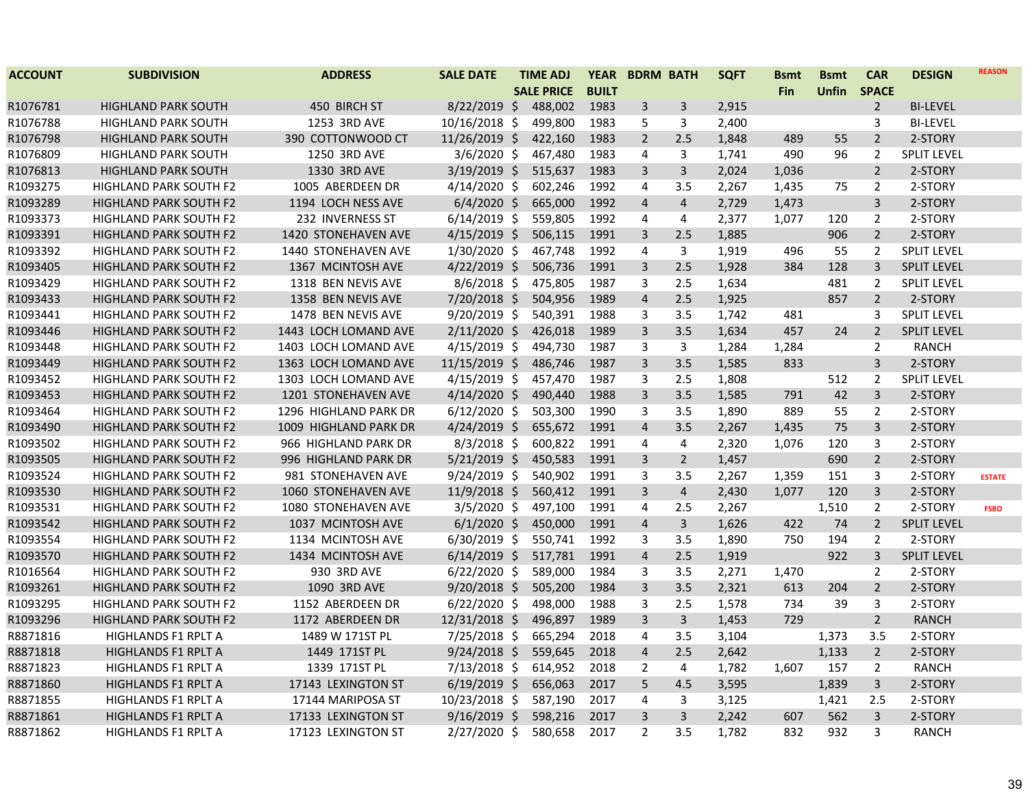| ACCOUNT | SUBDIVISION | ADDRESS | SALE DATE | TIME ADJ SALE PRICE | YEAR BUILT | BDRM | BATH | SQFT | Bsmt Fin | Bsmt Unfin | CAR SPACE | DESIGN | REASON |
|---|---|---|---|---|---|---|---|---|---|---|---|---|---|
| R1076781 | HIGHLAND PARK SOUTH | 450 BIRCH ST | 8/22/2019 | $ 488,002 | 1983 | 3 | 3 | 2,915 | | | 2 | BI-LEVEL | |
| R1076788 | HIGHLAND PARK SOUTH | 1253 3RD AVE | 10/16/2018 | $ 499,800 | 1983 | 5 | 3 | 2,400 | | | 3 | BI-LEVEL | |
| R1076798 | HIGHLAND PARK SOUTH | 390 COTTONWOOD CT | 11/26/2019 | $ 422,160 | 1983 | 2 | 2.5 | 1,848 | 489 | 55 | 2 | 2-STORY | |
| R1076809 | HIGHLAND PARK SOUTH | 1250 3RD AVE | 3/6/2020 | $ 467,480 | 1983 | 4 | 3 | 1,741 | 490 | 96 | 2 | SPLIT LEVEL | |
| R1076813 | HIGHLAND PARK SOUTH | 1330 3RD AVE | 3/19/2019 | $ 515,637 | 1983 | 3 | 3 | 2,024 | 1,036 | | 2 | 2-STORY | |
| R1093275 | HIGHLAND PARK SOUTH F2 | 1005 ABERDEEN DR | 4/14/2020 | $ 602,246 | 1992 | 4 | 3.5 | 2,267 | 1,435 | 75 | 2 | 2-STORY | |
| R1093289 | HIGHLAND PARK SOUTH F2 | 1194 LOCH NESS AVE | 6/4/2020 | $ 665,000 | 1992 | 4 | 4 | 2,729 | 1,473 | | 3 | 2-STORY | |
| R1093373 | HIGHLAND PARK SOUTH F2 | 232 INVERNESS ST | 6/14/2019 | $ 559,805 | 1992 | 4 | 4 | 2,377 | 1,077 | 120 | 2 | 2-STORY | |
| R1093391 | HIGHLAND PARK SOUTH F2 | 1420 STONEHAVEN AVE | 4/15/2019 | $ 506,115 | 1991 | 3 | 2.5 | 1,885 | | 906 | 2 | 2-STORY | |
| R1093392 | HIGHLAND PARK SOUTH F2 | 1440 STONEHAVEN AVE | 1/30/2020 | $ 467,748 | 1992 | 4 | 3 | 1,919 | 496 | 55 | 2 | SPLIT LEVEL | |
| R1093405 | HIGHLAND PARK SOUTH F2 | 1367 MCINTOSH AVE | 4/22/2019 | $ 506,736 | 1991 | 3 | 2.5 | 1,928 | 384 | 128 | 3 | SPLIT LEVEL | |
| R1093429 | HIGHLAND PARK SOUTH F2 | 1318 BEN NEVIS AVE | 8/6/2018 | $ 475,805 | 1987 | 3 | 2.5 | 1,634 | | 481 | 2 | SPLIT LEVEL | |
| R1093433 | HIGHLAND PARK SOUTH F2 | 1358 BEN NEVIS AVE | 7/20/2018 | $ 504,956 | 1989 | 4 | 2.5 | 1,925 | | 857 | 2 | 2-STORY | |
| R1093441 | HIGHLAND PARK SOUTH F2 | 1478 BEN NEVIS AVE | 9/20/2019 | $ 540,391 | 1988 | 3 | 3.5 | 1,742 | 481 | | 3 | SPLIT LEVEL | |
| R1093446 | HIGHLAND PARK SOUTH F2 | 1443 LOCH LOMAND AVE | 2/11/2020 | $ 426,018 | 1989 | 3 | 3.5 | 1,634 | 457 | 24 | 2 | SPLIT LEVEL | |
| R1093448 | HIGHLAND PARK SOUTH F2 | 1403 LOCH LOMAND AVE | 4/15/2019 | $ 494,730 | 1987 | 3 | 3 | 1,284 | 1,284 | | 2 | RANCH | |
| R1093449 | HIGHLAND PARK SOUTH F2 | 1363 LOCH LOMAND AVE | 11/15/2019 | $ 486,746 | 1987 | 3 | 3.5 | 1,585 | 833 | | 3 | 2-STORY | |
| R1093452 | HIGHLAND PARK SOUTH F2 | 1303 LOCH LOMAND AVE | 4/15/2019 | $ 457,470 | 1987 | 3 | 2.5 | 1,808 | | 512 | 2 | SPLIT LEVEL | |
| R1093453 | HIGHLAND PARK SOUTH F2 | 1201 STONEHAVEN AVE | 4/14/2020 | $ 490,440 | 1988 | 3 | 3.5 | 1,585 | 791 | 42 | 3 | 2-STORY | |
| R1093464 | HIGHLAND PARK SOUTH F2 | 1296 HIGHLAND PARK DR | 6/12/2020 | $ 503,300 | 1990 | 3 | 3.5 | 1,890 | 889 | 55 | 2 | 2-STORY | |
| R1093490 | HIGHLAND PARK SOUTH F2 | 1009 HIGHLAND PARK DR | 4/24/2019 | $ 655,672 | 1991 | 4 | 3.5 | 2,267 | 1,435 | 75 | 3 | 2-STORY | |
| R1093502 | HIGHLAND PARK SOUTH F2 | 966 HIGHLAND PARK DR | 8/3/2018 | $ 600,822 | 1991 | 4 | 4 | 2,320 | 1,076 | 120 | 3 | 2-STORY | |
| R1093505 | HIGHLAND PARK SOUTH F2 | 996 HIGHLAND PARK DR | 5/21/2019 | $ 450,583 | 1991 | 3 | 2 | 1,457 | | 690 | 2 | 2-STORY | |
| R1093524 | HIGHLAND PARK SOUTH F2 | 981 STONEHAVEN AVE | 9/24/2019 | $ 540,902 | 1991 | 3 | 3.5 | 2,267 | 1,359 | 151 | 3 | 2-STORY | ESTATE |
| R1093530 | HIGHLAND PARK SOUTH F2 | 1060 STONEHAVEN AVE | 11/9/2018 | $ 560,412 | 1991 | 3 | 4 | 2,430 | 1,077 | 120 | 3 | 2-STORY | |
| R1093531 | HIGHLAND PARK SOUTH F2 | 1080 STONEHAVEN AVE | 3/5/2020 | $ 497,100 | 1991 | 4 | 2.5 | 2,267 | | 1,510 | 2 | 2-STORY | FSBO |
| R1093542 | HIGHLAND PARK SOUTH F2 | 1037 MCINTOSH AVE | 6/1/2020 | $ 450,000 | 1991 | 4 | 3 | 1,626 | 422 | 74 | 2 | SPLIT LEVEL | |
| R1093554 | HIGHLAND PARK SOUTH F2 | 1134 MCINTOSH AVE | 6/30/2019 | $ 550,741 | 1992 | 3 | 3.5 | 1,890 | 750 | 194 | 2 | 2-STORY | |
| R1093570 | HIGHLAND PARK SOUTH F2 | 1434 MCINTOSH AVE | 6/14/2019 | $ 517,781 | 1991 | 4 | 2.5 | 1,919 | | 922 | 3 | SPLIT LEVEL | |
| R1016564 | HIGHLAND PARK SOUTH F2 | 930 3RD AVE | 6/22/2020 | $ 589,000 | 1984 | 3 | 3.5 | 2,271 | 1,470 | | 2 | 2-STORY | |
| R1093261 | HIGHLAND PARK SOUTH F2 | 1090 3RD AVE | 9/20/2018 | $ 505,200 | 1984 | 3 | 3.5 | 2,321 | 613 | 204 | 2 | 2-STORY | |
| R1093295 | HIGHLAND PARK SOUTH F2 | 1152 ABERDEEN DR | 6/22/2020 | $ 498,000 | 1988 | 3 | 2.5 | 1,578 | 734 | 39 | 3 | 2-STORY | |
| R1093296 | HIGHLAND PARK SOUTH F2 | 1172 ABERDEEN DR | 12/31/2018 | $ 496,897 | 1989 | 3 | 3 | 1,453 | 729 | | 2 | RANCH | |
| R8871816 | HIGHLANDS F1 RPLT A | 1489 W 171ST PL | 7/25/2018 | $ 665,294 | 2018 | 4 | 3.5 | 3,104 | | 1,373 | 3.5 | 2-STORY | |
| R8871818 | HIGHLANDS F1 RPLT A | 1449 171ST PL | 9/24/2018 | $ 559,645 | 2018 | 4 | 2.5 | 2,642 | | 1,133 | 2 | 2-STORY | |
| R8871823 | HIGHLANDS F1 RPLT A | 1339 171ST PL | 7/13/2018 | $ 614,952 | 2018 | 2 | 4 | 1,782 | 1,607 | 157 | 2 | RANCH | |
| R8871860 | HIGHLANDS F1 RPLT A | 17143 LEXINGTON ST | 6/19/2019 | $ 656,063 | 2017 | 5 | 4.5 | 3,595 | | 1,839 | 3 | 2-STORY | |
| R8871855 | HIGHLANDS F1 RPLT A | 17144 MARIPOSA ST | 10/23/2018 | $ 587,190 | 2017 | 4 | 3 | 3,125 | | 1,421 | 2.5 | 2-STORY | |
| R8871861 | HIGHLANDS F1 RPLT A | 17133 LEXINGTON ST | 9/16/2019 | $ 598,216 | 2017 | 3 | 3 | 2,242 | 607 | 562 | 3 | 2-STORY | |
| R8871862 | HIGHLANDS F1 RPLT A | 17123 LEXINGTON ST | 2/27/2020 | $ 580,658 | 2017 | 2 | 3.5 | 1,782 | 832 | 932 | 3 | RANCH | |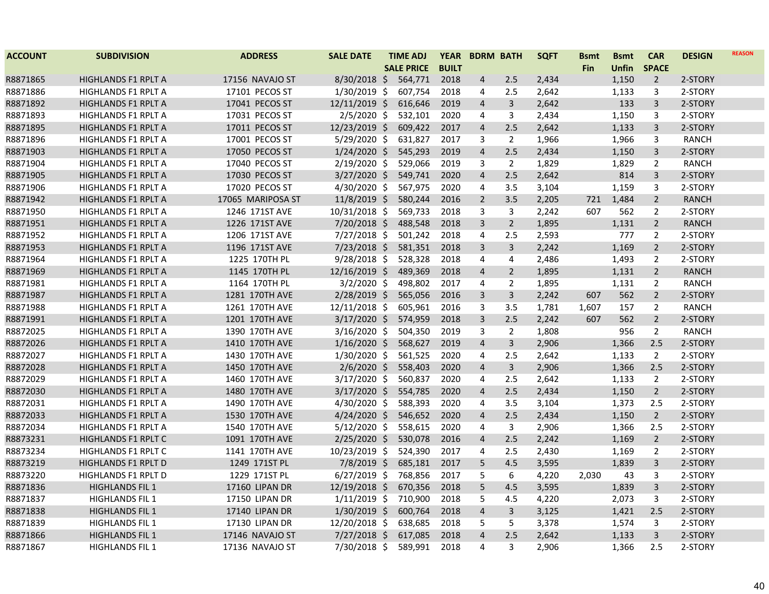| ACCOUNT | SUBDIVISION | ADDRESS | SALE DATE | TIME ADJ SALE PRICE | YEAR BUILT | BDRM | BATH | SQFT | Bsmt Fin | Bsmt Unfin | CAR SPACE | DESIGN | REASON |
|---|---|---|---|---|---|---|---|---|---|---|---|---|---|
| R8871865 | HIGHLANDS F1 RPLT A | 17156 NAVAJO ST | 8/30/2018 | $ 564,771 | 2018 | 4 | 2.5 | 2,434 | | 1,150 | 2 | 2-STORY | |
| R8871886 | HIGHLANDS F1 RPLT A | 17101 PECOS ST | 1/30/2019 | $ 607,754 | 2018 | 4 | 2.5 | 2,642 | | 1,133 | 3 | 2-STORY | |
| R8871892 | HIGHLANDS F1 RPLT A | 17041 PECOS ST | 12/11/2019 | $ 616,646 | 2019 | 4 | 3 | 2,642 | | 133 | 3 | 2-STORY | |
| R8871893 | HIGHLANDS F1 RPLT A | 17031 PECOS ST | 2/5/2020 | $ 532,101 | 2020 | 4 | 3 | 2,434 | | 1,150 | 3 | 2-STORY | |
| R8871895 | HIGHLANDS F1 RPLT A | 17011 PECOS ST | 12/23/2019 | $ 609,422 | 2017 | 4 | 2.5 | 2,642 | | 1,133 | 3 | 2-STORY | |
| R8871896 | HIGHLANDS F1 RPLT A | 17001 PECOS ST | 5/29/2020 | $ 631,827 | 2017 | 3 | 2 | 1,966 | | 1,966 | 3 | RANCH | |
| R8871903 | HIGHLANDS F1 RPLT A | 17050 PECOS ST | 1/24/2020 | $ 545,293 | 2019 | 4 | 2.5 | 2,434 | | 1,150 | 3 | 2-STORY | |
| R8871904 | HIGHLANDS F1 RPLT A | 17040 PECOS ST | 2/19/2020 | $ 529,066 | 2019 | 3 | 2 | 1,829 | | 1,829 | 2 | RANCH | |
| R8871905 | HIGHLANDS F1 RPLT A | 17030 PECOS ST | 3/27/2020 | $ 549,741 | 2020 | 4 | 2.5 | 2,642 | | 814 | 3 | 2-STORY | |
| R8871906 | HIGHLANDS F1 RPLT A | 17020 PECOS ST | 4/30/2020 | $ 567,975 | 2020 | 4 | 3.5 | 3,104 | | 1,159 | 3 | 2-STORY | |
| R8871942 | HIGHLANDS F1 RPLT A | 17065 MARIPOSA ST | 11/8/2019 | $ 580,244 | 2016 | 2 | 3.5 | 2,205 | 721 | 1,484 | 2 | RANCH | |
| R8871950 | HIGHLANDS F1 RPLT A | 1246 171ST AVE | 10/31/2018 | $ 569,733 | 2018 | 3 | 3 | 2,242 | 607 | 562 | 2 | 2-STORY | |
| R8871951 | HIGHLANDS F1 RPLT A | 1226 171ST AVE | 7/20/2018 | $ 488,548 | 2018 | 3 | 2 | 1,895 | | 1,131 | 2 | RANCH | |
| R8871952 | HIGHLANDS F1 RPLT A | 1206 171ST AVE | 7/27/2018 | $ 501,242 | 2018 | 4 | 2.5 | 2,593 | | 777 | 2 | 2-STORY | |
| R8871953 | HIGHLANDS F1 RPLT A | 1196 171ST AVE | 7/23/2018 | $ 581,351 | 2018 | 3 | 3 | 2,242 | | 1,169 | 2 | 2-STORY | |
| R8871964 | HIGHLANDS F1 RPLT A | 1225 170TH PL | 9/28/2018 | $ 528,328 | 2018 | 4 | 4 | 2,486 | | 1,493 | 2 | 2-STORY | |
| R8871969 | HIGHLANDS F1 RPLT A | 1145 170TH PL | 12/16/2019 | $ 489,369 | 2018 | 4 | 2 | 1,895 | | 1,131 | 2 | RANCH | |
| R8871981 | HIGHLANDS F1 RPLT A | 1164 170TH PL | 3/2/2020 | $ 498,802 | 2017 | 4 | 2 | 1,895 | | 1,131 | 2 | RANCH | |
| R8871987 | HIGHLANDS F1 RPLT A | 1281 170TH AVE | 2/28/2019 | $ 565,056 | 2016 | 3 | 3 | 2,242 | 607 | 562 | 2 | 2-STORY | |
| R8871988 | HIGHLANDS F1 RPLT A | 1261 170TH AVE | 12/11/2018 | $ 605,961 | 2016 | 3 | 3.5 | 1,781 | 1,607 | 157 | 2 | RANCH | |
| R8871991 | HIGHLANDS F1 RPLT A | 1201 170TH AVE | 3/17/2020 | $ 574,959 | 2018 | 3 | 2.5 | 2,242 | 607 | 562 | 2 | 2-STORY | |
| R8872025 | HIGHLANDS F1 RPLT A | 1390 170TH AVE | 3/16/2020 | $ 504,350 | 2019 | 3 | 2 | 1,808 | | 956 | 2 | RANCH | |
| R8872026 | HIGHLANDS F1 RPLT A | 1410 170TH AVE | 1/16/2020 | $ 568,627 | 2019 | 4 | 3 | 2,906 | | 1,366 | 2.5 | 2-STORY | |
| R8872027 | HIGHLANDS F1 RPLT A | 1430 170TH AVE | 1/30/2020 | $ 561,525 | 2020 | 4 | 2.5 | 2,642 | | 1,133 | 2 | 2-STORY | |
| R8872028 | HIGHLANDS F1 RPLT A | 1450 170TH AVE | 2/6/2020 | $ 558,403 | 2020 | 4 | 3 | 2,906 | | 1,366 | 2.5 | 2-STORY | |
| R8872029 | HIGHLANDS F1 RPLT A | 1460 170TH AVE | 3/17/2020 | $ 560,837 | 2020 | 4 | 2.5 | 2,642 | | 1,133 | 2 | 2-STORY | |
| R8872030 | HIGHLANDS F1 RPLT A | 1480 170TH AVE | 3/17/2020 | $ 554,785 | 2020 | 4 | 2.5 | 2,434 | | 1,150 | 2 | 2-STORY | |
| R8872031 | HIGHLANDS F1 RPLT A | 1490 170TH AVE | 4/30/2020 | $ 588,393 | 2020 | 4 | 3.5 | 3,104 | | 1,373 | 2.5 | 2-STORY | |
| R8872033 | HIGHLANDS F1 RPLT A | 1530 170TH AVE | 4/24/2020 | $ 546,652 | 2020 | 4 | 2.5 | 2,434 | | 1,150 | 2 | 2-STORY | |
| R8872034 | HIGHLANDS F1 RPLT A | 1540 170TH AVE | 5/12/2020 | $ 558,615 | 2020 | 4 | 3 | 2,906 | | 1,366 | 2.5 | 2-STORY | |
| R8873231 | HIGHLANDS F1 RPLT C | 1091 170TH AVE | 2/25/2020 | $ 530,078 | 2016 | 4 | 2.5 | 2,242 | | 1,169 | 2 | 2-STORY | |
| R8873234 | HIGHLANDS F1 RPLT C | 1141 170TH AVE | 10/23/2019 | $ 524,390 | 2017 | 4 | 2.5 | 2,430 | | 1,169 | 2 | 2-STORY | |
| R8873219 | HIGHLANDS F1 RPLT D | 1249 171ST PL | 7/8/2019 | $ 685,181 | 2017 | 5 | 4.5 | 3,595 | | 1,839 | 3 | 2-STORY | |
| R8873220 | HIGHLANDS F1 RPLT D | 1229 171ST PL | 6/27/2019 | $ 768,856 | 2017 | 5 | 6 | 4,220 | 2,030 | 43 | 3 | 2-STORY | |
| R8871836 | HIGHLANDS FIL 1 | 17160 LIPAN DR | 12/19/2018 | $ 670,356 | 2018 | 5 | 4.5 | 3,595 | | 1,839 | 3 | 2-STORY | |
| R8871837 | HIGHLANDS FIL 1 | 17150 LIPAN DR | 1/11/2019 | $ 710,900 | 2018 | 5 | 4.5 | 4,220 | | 2,073 | 3 | 2-STORY | |
| R8871838 | HIGHLANDS FIL 1 | 17140 LIPAN DR | 1/30/2019 | $ 600,764 | 2018 | 4 | 3 | 3,125 | | 1,421 | 2.5 | 2-STORY | |
| R8871839 | HIGHLANDS FIL 1 | 17130 LIPAN DR | 12/20/2018 | $ 638,685 | 2018 | 5 | 5 | 3,378 | | 1,574 | 3 | 2-STORY | |
| R8871866 | HIGHLANDS FIL 1 | 17146 NAVAJO ST | 7/27/2018 | $ 617,085 | 2018 | 4 | 2.5 | 2,642 | | 1,133 | 3 | 2-STORY | |
| R8871867 | HIGHLANDS FIL 1 | 17136 NAVAJO ST | 7/30/2018 | $ 589,991 | 2018 | 4 | 3 | 2,906 | | 1,366 | 2.5 | 2-STORY | |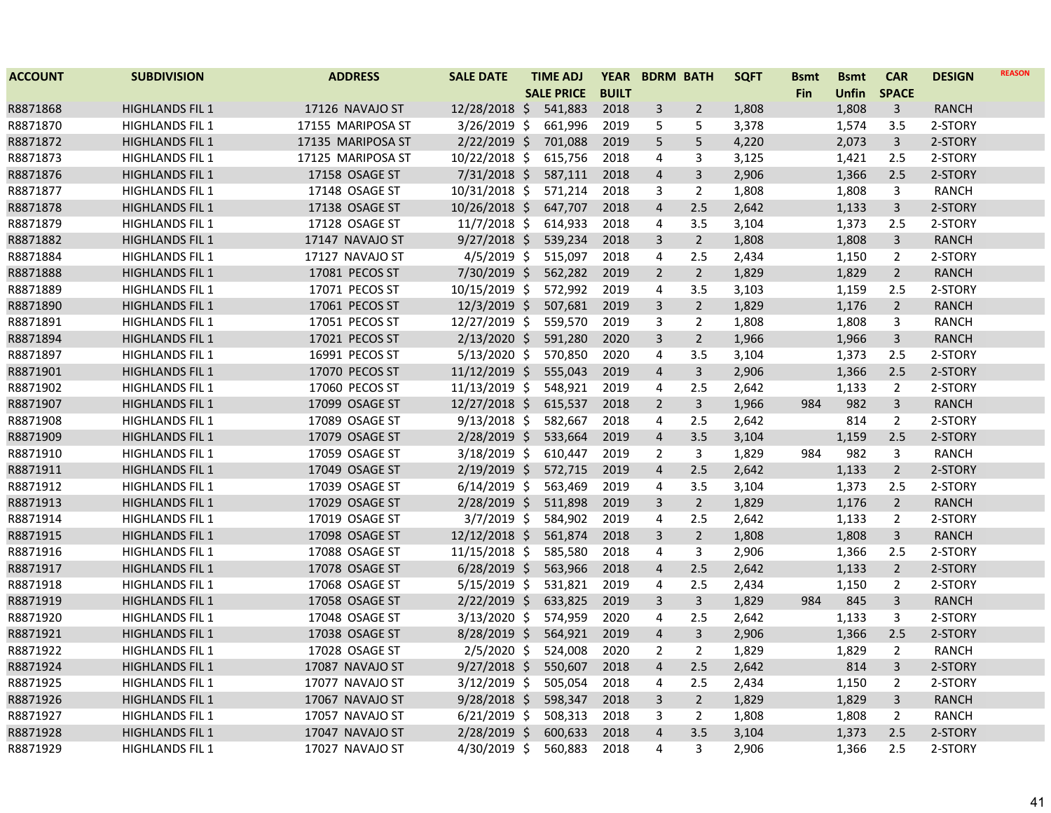| ACCOUNT | SUBDIVISION | ADDRESS | SALE DATE | TIME ADJ SALE PRICE | YEAR BUILT | BDRM | BATH | SQFT | Bsmt Fin | Bsmt Unfin | CAR SPACE | DESIGN | REASON |
|---|---|---|---|---|---|---|---|---|---|---|---|---|---|
| R8871868 | HIGHLANDS FIL 1 | 17126 NAVAJO ST | 12/28/2018 | $ 541,883 | 2018 | 3 | 2 | 1,808 | | 1,808 | 3 | RANCH | |
| R8871870 | HIGHLANDS FIL 1 | 17155 MARIPOSA ST | 3/26/2019 | $ 661,996 | 2019 | 5 | 5 | 3,378 | | 1,574 | 3.5 | 2-STORY | |
| R8871872 | HIGHLANDS FIL 1 | 17135 MARIPOSA ST | 2/22/2019 | $ 701,088 | 2019 | 5 | 5 | 4,220 | | 2,073 | 3 | 2-STORY | |
| R8871873 | HIGHLANDS FIL 1 | 17125 MARIPOSA ST | 10/22/2018 | $ 615,756 | 2018 | 4 | 3 | 3,125 | | 1,421 | 2.5 | 2-STORY | |
| R8871876 | HIGHLANDS FIL 1 | 17158 OSAGE ST | 7/31/2018 | $ 587,111 | 2018 | 4 | 3 | 2,906 | | 1,366 | 2.5 | 2-STORY | |
| R8871877 | HIGHLANDS FIL 1 | 17148 OSAGE ST | 10/31/2018 | $ 571,214 | 2018 | 3 | 2 | 1,808 | | 1,808 | 3 | RANCH | |
| R8871878 | HIGHLANDS FIL 1 | 17138 OSAGE ST | 10/26/2018 | $ 647,707 | 2018 | 4 | 2.5 | 2,642 | | 1,133 | 3 | 2-STORY | |
| R8871879 | HIGHLANDS FIL 1 | 17128 OSAGE ST | 11/7/2018 | $ 614,933 | 2018 | 4 | 3.5 | 3,104 | | 1,373 | 2.5 | 2-STORY | |
| R8871882 | HIGHLANDS FIL 1 | 17147 NAVAJO ST | 9/27/2018 | $ 539,234 | 2018 | 3 | 2 | 1,808 | | 1,808 | 3 | RANCH | |
| R8871884 | HIGHLANDS FIL 1 | 17127 NAVAJO ST | 4/5/2019 | $ 515,097 | 2018 | 4 | 2.5 | 2,434 | | 1,150 | 2 | 2-STORY | |
| R8871888 | HIGHLANDS FIL 1 | 17081 PECOS ST | 7/30/2019 | $ 562,282 | 2019 | 2 | 2 | 1,829 | | 1,829 | 2 | RANCH | |
| R8871889 | HIGHLANDS FIL 1 | 17071 PECOS ST | 10/15/2019 | $ 572,992 | 2019 | 4 | 3.5 | 3,103 | | 1,159 | 2.5 | 2-STORY | |
| R8871890 | HIGHLANDS FIL 1 | 17061 PECOS ST | 12/3/2019 | $ 507,681 | 2019 | 3 | 2 | 1,829 | | 1,176 | 2 | RANCH | |
| R8871891 | HIGHLANDS FIL 1 | 17051 PECOS ST | 12/27/2019 | $ 559,570 | 2019 | 3 | 2 | 1,808 | | 1,808 | 3 | RANCH | |
| R8871894 | HIGHLANDS FIL 1 | 17021 PECOS ST | 2/13/2020 | $ 591,280 | 2020 | 3 | 2 | 1,966 | | 1,966 | 3 | RANCH | |
| R8871897 | HIGHLANDS FIL 1 | 16991 PECOS ST | 5/13/2020 | $ 570,850 | 2020 | 4 | 3.5 | 3,104 | | 1,373 | 2.5 | 2-STORY | |
| R8871901 | HIGHLANDS FIL 1 | 17070 PECOS ST | 11/12/2019 | $ 555,043 | 2019 | 4 | 3 | 2,906 | | 1,366 | 2.5 | 2-STORY | |
| R8871902 | HIGHLANDS FIL 1 | 17060 PECOS ST | 11/13/2019 | $ 548,921 | 2019 | 4 | 2.5 | 2,642 | | 1,133 | 2 | 2-STORY | |
| R8871907 | HIGHLANDS FIL 1 | 17099 OSAGE ST | 12/27/2018 | $ 615,537 | 2018 | 2 | 3 | 1,966 | 984 | 982 | 3 | RANCH | |
| R8871908 | HIGHLANDS FIL 1 | 17089 OSAGE ST | 9/13/2018 | $ 582,667 | 2018 | 4 | 2.5 | 2,642 | | 814 | 2 | 2-STORY | |
| R8871909 | HIGHLANDS FIL 1 | 17079 OSAGE ST | 2/28/2019 | $ 533,664 | 2019 | 4 | 3.5 | 3,104 | | 1,159 | 2.5 | 2-STORY | |
| R8871910 | HIGHLANDS FIL 1 | 17059 OSAGE ST | 3/18/2019 | $ 610,447 | 2019 | 2 | 3 | 1,829 | 984 | 982 | 3 | RANCH | |
| R8871911 | HIGHLANDS FIL 1 | 17049 OSAGE ST | 2/19/2019 | $ 572,715 | 2019 | 4 | 2.5 | 2,642 | | 1,133 | 2 | 2-STORY | |
| R8871912 | HIGHLANDS FIL 1 | 17039 OSAGE ST | 6/14/2019 | $ 563,469 | 2019 | 4 | 3.5 | 3,104 | | 1,373 | 2.5 | 2-STORY | |
| R8871913 | HIGHLANDS FIL 1 | 17029 OSAGE ST | 2/28/2019 | $ 511,898 | 2019 | 3 | 2 | 1,829 | | 1,176 | 2 | RANCH | |
| R8871914 | HIGHLANDS FIL 1 | 17019 OSAGE ST | 3/7/2019 | $ 584,902 | 2019 | 4 | 2.5 | 2,642 | | 1,133 | 2 | 2-STORY | |
| R8871915 | HIGHLANDS FIL 1 | 17098 OSAGE ST | 12/12/2018 | $ 561,874 | 2018 | 3 | 2 | 1,808 | | 1,808 | 3 | RANCH | |
| R8871916 | HIGHLANDS FIL 1 | 17088 OSAGE ST | 11/15/2018 | $ 585,580 | 2018 | 4 | 3 | 2,906 | | 1,366 | 2.5 | 2-STORY | |
| R8871917 | HIGHLANDS FIL 1 | 17078 OSAGE ST | 6/28/2019 | $ 563,966 | 2018 | 4 | 2.5 | 2,642 | | 1,133 | 2 | 2-STORY | |
| R8871918 | HIGHLANDS FIL 1 | 17068 OSAGE ST | 5/15/2019 | $ 531,821 | 2019 | 4 | 2.5 | 2,434 | | 1,150 | 2 | 2-STORY | |
| R8871919 | HIGHLANDS FIL 1 | 17058 OSAGE ST | 2/22/2019 | $ 633,825 | 2019 | 3 | 3 | 1,829 | 984 | 845 | 3 | RANCH | |
| R8871920 | HIGHLANDS FIL 1 | 17048 OSAGE ST | 3/13/2020 | $ 574,959 | 2020 | 4 | 2.5 | 2,642 | | 1,133 | 3 | 2-STORY | |
| R8871921 | HIGHLANDS FIL 1 | 17038 OSAGE ST | 8/28/2019 | $ 564,921 | 2019 | 4 | 3 | 2,906 | | 1,366 | 2.5 | 2-STORY | |
| R8871922 | HIGHLANDS FIL 1 | 17028 OSAGE ST | 2/5/2020 | $ 524,008 | 2020 | 2 | 2 | 1,829 | | 1,829 | 2 | RANCH | |
| R8871924 | HIGHLANDS FIL 1 | 17087 NAVAJO ST | 9/27/2018 | $ 550,607 | 2018 | 4 | 2.5 | 2,642 | | 814 | 3 | 2-STORY | |
| R8871925 | HIGHLANDS FIL 1 | 17077 NAVAJO ST | 3/12/2019 | $ 505,054 | 2018 | 4 | 2.5 | 2,434 | | 1,150 | 2 | 2-STORY | |
| R8871926 | HIGHLANDS FIL 1 | 17067 NAVAJO ST | 9/28/2018 | $ 598,347 | 2018 | 3 | 2 | 1,829 | | 1,829 | 3 | RANCH | |
| R8871927 | HIGHLANDS FIL 1 | 17057 NAVAJO ST | 6/21/2019 | $ 508,313 | 2018 | 3 | 2 | 1,808 | | 1,808 | 2 | RANCH | |
| R8871928 | HIGHLANDS FIL 1 | 17047 NAVAJO ST | 2/28/2019 | $ 600,633 | 2018 | 4 | 3.5 | 3,104 | | 1,373 | 2.5 | 2-STORY | |
| R8871929 | HIGHLANDS FIL 1 | 17027 NAVAJO ST | 4/30/2019 | $ 560,883 | 2018 | 4 | 3 | 2,906 | | 1,366 | 2.5 | 2-STORY | |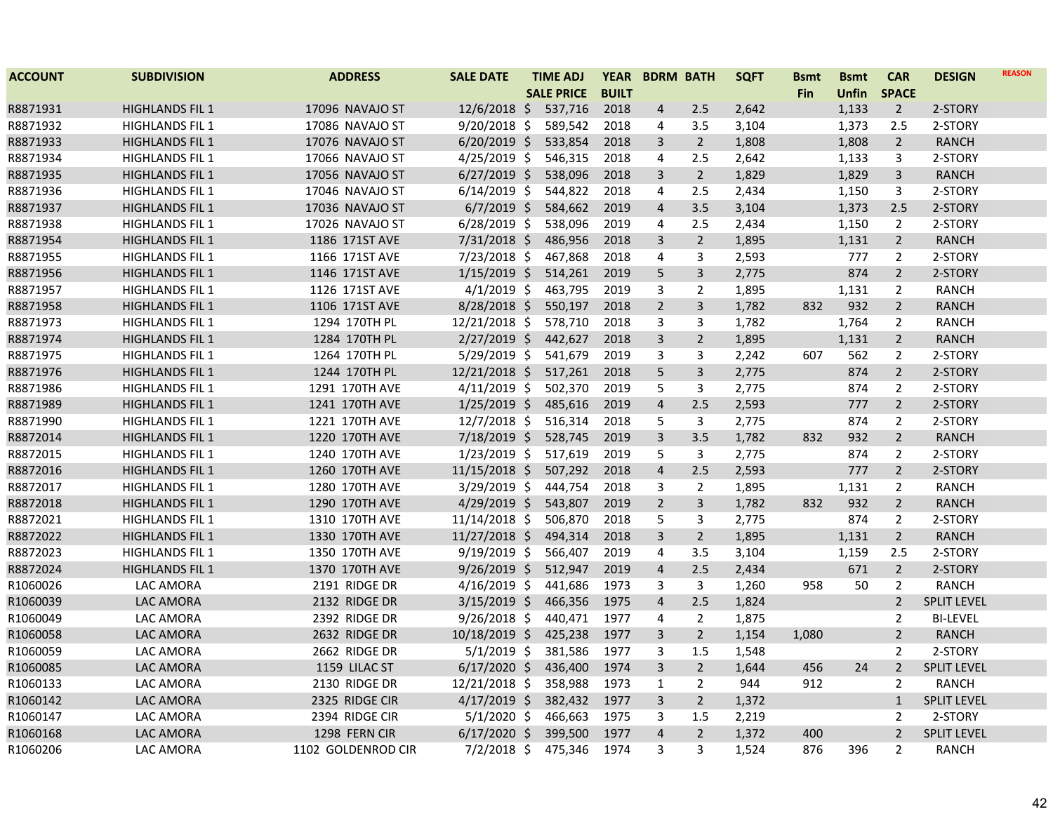| ACCOUNT | SUBDIVISION | ADDRESS | SALE DATE | TIME ADJ SALE PRICE | YEAR BUILT | BDRM | BATH | SQFT | Bsmt Fin | Bsmt Unfin | CAR SPACE | DESIGN | REASON |
|---|---|---|---|---|---|---|---|---|---|---|---|---|---|
| R8871931 | HIGHLANDS FIL 1 | 17096 NAVAJO ST | 12/6/2018 | $ 537,716 | 2018 | 4 | 2.5 | 2,642 | | 1,133 | 2 | 2-STORY | |
| R8871932 | HIGHLANDS FIL 1 | 17086 NAVAJO ST | 9/20/2018 | $ 589,542 | 2018 | 4 | 3.5 | 3,104 | | 1,373 | 2.5 | 2-STORY | |
| R8871933 | HIGHLANDS FIL 1 | 17076 NAVAJO ST | 6/20/2019 | $ 533,854 | 2018 | 3 | 2 | 1,808 | | 1,808 | 2 | RANCH | |
| R8871934 | HIGHLANDS FIL 1 | 17066 NAVAJO ST | 4/25/2019 | $ 546,315 | 2018 | 4 | 2.5 | 2,642 | | 1,133 | 3 | 2-STORY | |
| R8871935 | HIGHLANDS FIL 1 | 17056 NAVAJO ST | 6/27/2019 | $ 538,096 | 2018 | 3 | 2 | 1,829 | | 1,829 | 3 | RANCH | |
| R8871936 | HIGHLANDS FIL 1 | 17046 NAVAJO ST | 6/14/2019 | $ 544,822 | 2018 | 4 | 2.5 | 2,434 | | 1,150 | 3 | 2-STORY | |
| R8871937 | HIGHLANDS FIL 1 | 17036 NAVAJO ST | 6/7/2019 | $ 584,662 | 2019 | 4 | 3.5 | 3,104 | | 1,373 | 2.5 | 2-STORY | |
| R8871938 | HIGHLANDS FIL 1 | 17026 NAVAJO ST | 6/28/2019 | $ 538,096 | 2019 | 4 | 2.5 | 2,434 | | 1,150 | 2 | 2-STORY | |
| R8871954 | HIGHLANDS FIL 1 | 1186 171ST AVE | 7/31/2018 | $ 486,956 | 2018 | 3 | 2 | 1,895 | | 1,131 | 2 | RANCH | |
| R8871955 | HIGHLANDS FIL 1 | 1166 171ST AVE | 7/23/2018 | $ 467,868 | 2018 | 4 | 3 | 2,593 | | 777 | 2 | 2-STORY | |
| R8871956 | HIGHLANDS FIL 1 | 1146 171ST AVE | 1/15/2019 | $ 514,261 | 2019 | 5 | 3 | 2,775 | | 874 | 2 | 2-STORY | |
| R8871957 | HIGHLANDS FIL 1 | 1126 171ST AVE | 4/1/2019 | $ 463,795 | 2019 | 3 | 2 | 1,895 | | 1,131 | 2 | RANCH | |
| R8871958 | HIGHLANDS FIL 1 | 1106 171ST AVE | 8/28/2018 | $ 550,197 | 2018 | 2 | 3 | 1,782 | 832 | 932 | 2 | RANCH | |
| R8871973 | HIGHLANDS FIL 1 | 1294 170TH PL | 12/21/2018 | $ 578,710 | 2018 | 3 | 3 | 1,782 | | 1,764 | 2 | RANCH | |
| R8871974 | HIGHLANDS FIL 1 | 1284 170TH PL | 2/27/2019 | $ 442,627 | 2018 | 3 | 2 | 1,895 | | 1,131 | 2 | RANCH | |
| R8871975 | HIGHLANDS FIL 1 | 1264 170TH PL | 5/29/2019 | $ 541,679 | 2019 | 3 | 3 | 2,242 | 607 | 562 | 2 | 2-STORY | |
| R8871976 | HIGHLANDS FIL 1 | 1244 170TH PL | 12/21/2018 | $ 517,261 | 2018 | 5 | 3 | 2,775 | | 874 | 2 | 2-STORY | |
| R8871986 | HIGHLANDS FIL 1 | 1291 170TH AVE | 4/11/2019 | $ 502,370 | 2019 | 5 | 3 | 2,775 | | 874 | 2 | 2-STORY | |
| R8871989 | HIGHLANDS FIL 1 | 1241 170TH AVE | 1/25/2019 | $ 485,616 | 2019 | 4 | 2.5 | 2,593 | | 777 | 2 | 2-STORY | |
| R8871990 | HIGHLANDS FIL 1 | 1221 170TH AVE | 12/7/2018 | $ 516,314 | 2018 | 5 | 3 | 2,775 | | 874 | 2 | 2-STORY | |
| R8872014 | HIGHLANDS FIL 1 | 1220 170TH AVE | 7/18/2019 | $ 528,745 | 2019 | 3 | 3.5 | 1,782 | 832 | 932 | 2 | RANCH | |
| R8872015 | HIGHLANDS FIL 1 | 1240 170TH AVE | 1/23/2019 | $ 517,619 | 2019 | 5 | 3 | 2,775 | | 874 | 2 | 2-STORY | |
| R8872016 | HIGHLANDS FIL 1 | 1260 170TH AVE | 11/15/2018 | $ 507,292 | 2018 | 4 | 2.5 | 2,593 | | 777 | 2 | 2-STORY | |
| R8872017 | HIGHLANDS FIL 1 | 1280 170TH AVE | 3/29/2019 | $ 444,754 | 2018 | 3 | 2 | 1,895 | | 1,131 | 2 | RANCH | |
| R8872018 | HIGHLANDS FIL 1 | 1290 170TH AVE | 4/29/2019 | $ 543,807 | 2019 | 2 | 3 | 1,782 | 832 | 932 | 2 | RANCH | |
| R8872021 | HIGHLANDS FIL 1 | 1310 170TH AVE | 11/14/2018 | $ 506,870 | 2018 | 5 | 3 | 2,775 | | 874 | 2 | 2-STORY | |
| R8872022 | HIGHLANDS FIL 1 | 1330 170TH AVE | 11/27/2018 | $ 494,314 | 2018 | 3 | 2 | 1,895 | | 1,131 | 2 | RANCH | |
| R8872023 | HIGHLANDS FIL 1 | 1350 170TH AVE | 9/19/2019 | $ 566,407 | 2019 | 4 | 3.5 | 3,104 | | 1,159 | 2.5 | 2-STORY | |
| R8872024 | HIGHLANDS FIL 1 | 1370 170TH AVE | 9/26/2019 | $ 512,947 | 2019 | 4 | 2.5 | 2,434 | | 671 | 2 | 2-STORY | |
| R1060026 | LAC AMORA | 2191 RIDGE DR | 4/16/2019 | $ 441,686 | 1973 | 3 | 3 | 1,260 | 958 | 50 | 2 | RANCH | |
| R1060039 | LAC AMORA | 2132 RIDGE DR | 3/15/2019 | $ 466,356 | 1975 | 4 | 2.5 | 1,824 | | | 2 | SPLIT LEVEL | |
| R1060049 | LAC AMORA | 2392 RIDGE DR | 9/26/2018 | $ 440,471 | 1977 | 4 | 2 | 1,875 | | | 2 | BI-LEVEL | |
| R1060058 | LAC AMORA | 2632 RIDGE DR | 10/18/2019 | $ 425,238 | 1977 | 3 | 2 | 1,154 | 1,080 | | 2 | RANCH | |
| R1060059 | LAC AMORA | 2662 RIDGE DR | 5/1/2019 | $ 381,586 | 1977 | 3 | 1.5 | 1,548 | | | 2 | 2-STORY | |
| R1060085 | LAC AMORA | 1159 LILAC ST | 6/17/2020 | $ 436,400 | 1974 | 3 | 2 | 1,644 | 456 | 24 | 2 | SPLIT LEVEL | |
| R1060133 | LAC AMORA | 2130 RIDGE DR | 12/21/2018 | $ 358,988 | 1973 | 1 | 2 | 944 | 912 | | 2 | RANCH | |
| R1060142 | LAC AMORA | 2325 RIDGE CIR | 4/17/2019 | $ 382,432 | 1977 | 3 | 2 | 1,372 | | | 1 | SPLIT LEVEL | |
| R1060147 | LAC AMORA | 2394 RIDGE CIR | 5/1/2020 | $ 466,663 | 1975 | 3 | 1.5 | 2,219 | | | 2 | 2-STORY | |
| R1060168 | LAC AMORA | 1298 FERN CIR | 6/17/2020 | $ 399,500 | 1977 | 4 | 2 | 1,372 | 400 | | 2 | SPLIT LEVEL | |
| R1060206 | LAC AMORA | 1102 GOLDENROD CIR | 7/2/2018 | $ 475,346 | 1974 | 3 | 3 | 1,524 | 876 | 396 | 2 | RANCH | |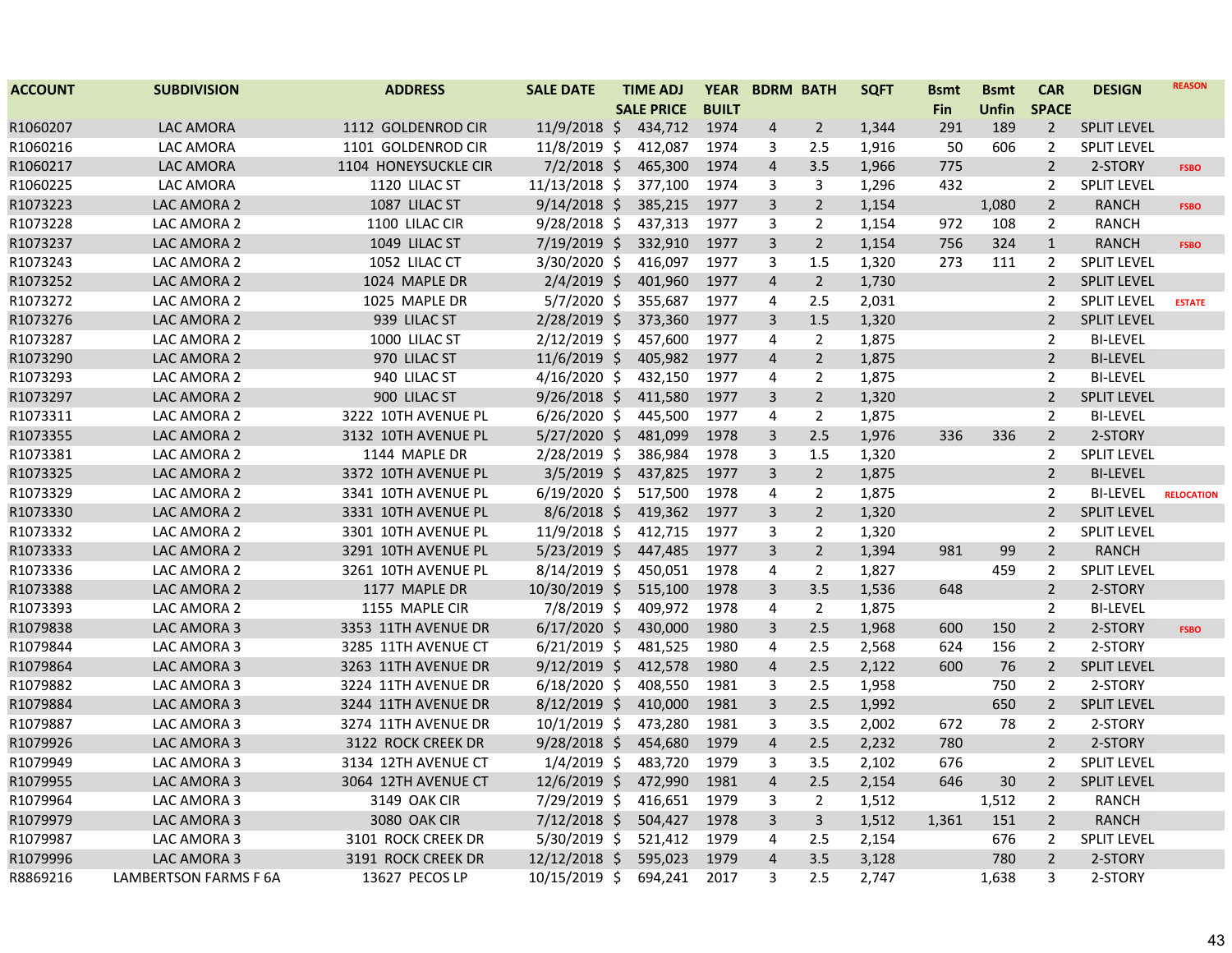| ACCOUNT | SUBDIVISION | ADDRESS | SALE DATE | TIME ADJ SALE PRICE | YEAR BUILT | BDRM | BATH | SQFT | Bsmt Fin | Bsmt Unfin | CAR SPACE | DESIGN | REASON |
|---|---|---|---|---|---|---|---|---|---|---|---|---|---|
| R1060207 | LAC AMORA | 1112 GOLDENROD CIR | 11/9/2018 | $ 434,712 | 1974 | 4 | 2 | 1,344 | 291 | 189 | 2 | SPLIT LEVEL | |
| R1060216 | LAC AMORA | 1101 GOLDENROD CIR | 11/8/2019 | $ 412,087 | 1974 | 3 | 2.5 | 1,916 | 50 | 606 | 2 | SPLIT LEVEL | |
| R1060217 | LAC AMORA | 1104 HONEYSUCKLE CIR | 7/2/2018 | $ 465,300 | 1974 | 4 | 3.5 | 1,966 | 775 | | 2 | 2-STORY | FSBO |
| R1060225 | LAC AMORA | 1120 LILAC ST | 11/13/2018 | $ 377,100 | 1974 | 3 | 3 | 1,296 | 432 | | 2 | SPLIT LEVEL | |
| R1073223 | LAC AMORA 2 | 1087 LILAC ST | 9/14/2018 | $ 385,215 | 1977 | 3 | 2 | 1,154 | | 1,080 | 2 | RANCH | FSBO |
| R1073228 | LAC AMORA 2 | 1100 LILAC CIR | 9/28/2018 | $ 437,313 | 1977 | 3 | 2 | 1,154 | 972 | 108 | 2 | RANCH | |
| R1073237 | LAC AMORA 2 | 1049 LILAC ST | 7/19/2019 | $ 332,910 | 1977 | 3 | 2 | 1,154 | 756 | 324 | 1 | RANCH | FSBO |
| R1073243 | LAC AMORA 2 | 1052 LILAC CT | 3/30/2020 | $ 416,097 | 1977 | 3 | 1.5 | 1,320 | 273 | 111 | 2 | SPLIT LEVEL | |
| R1073252 | LAC AMORA 2 | 1024 MAPLE DR | 2/4/2019 | $ 401,960 | 1977 | 4 | 2 | 1,730 | | | 2 | SPLIT LEVEL | |
| R1073272 | LAC AMORA 2 | 1025 MAPLE DR | 5/7/2020 | $ 355,687 | 1977 | 4 | 2.5 | 2,031 | | | 2 | SPLIT LEVEL | ESTATE |
| R1073276 | LAC AMORA 2 | 939 LILAC ST | 2/28/2019 | $ 373,360 | 1977 | 3 | 1.5 | 1,320 | | | 2 | SPLIT LEVEL | |
| R1073287 | LAC AMORA 2 | 1000 LILAC ST | 2/12/2019 | $ 457,600 | 1977 | 4 | 2 | 1,875 | | | 2 | BI-LEVEL | |
| R1073290 | LAC AMORA 2 | 970 LILAC ST | 11/6/2019 | $ 405,982 | 1977 | 4 | 2 | 1,875 | | | 2 | BI-LEVEL | |
| R1073293 | LAC AMORA 2 | 940 LILAC ST | 4/16/2020 | $ 432,150 | 1977 | 4 | 2 | 1,875 | | | 2 | BI-LEVEL | |
| R1073297 | LAC AMORA 2 | 900 LILAC ST | 9/26/2018 | $ 411,580 | 1977 | 3 | 2 | 1,320 | | | 2 | SPLIT LEVEL | |
| R1073311 | LAC AMORA 2 | 3222 10TH AVENUE PL | 6/26/2020 | $ 445,500 | 1977 | 4 | 2 | 1,875 | | | 2 | BI-LEVEL | |
| R1073355 | LAC AMORA 2 | 3132 10TH AVENUE PL | 5/27/2020 | $ 481,099 | 1978 | 3 | 2.5 | 1,976 | 336 | 336 | 2 | 2-STORY | |
| R1073381 | LAC AMORA 2 | 1144 MAPLE DR | 2/28/2019 | $ 386,984 | 1978 | 3 | 1.5 | 1,320 | | | 2 | SPLIT LEVEL | |
| R1073325 | LAC AMORA 2 | 3372 10TH AVENUE PL | 3/5/2019 | $ 437,825 | 1977 | 3 | 2 | 1,875 | | | 2 | BI-LEVEL | |
| R1073329 | LAC AMORA 2 | 3341 10TH AVENUE PL | 6/19/2020 | $ 517,500 | 1978 | 4 | 2 | 1,875 | | | 2 | BI-LEVEL | RELOCATION |
| R1073330 | LAC AMORA 2 | 3331 10TH AVENUE PL | 8/6/2018 | $ 419,362 | 1977 | 3 | 2 | 1,320 | | | 2 | SPLIT LEVEL | |
| R1073332 | LAC AMORA 2 | 3301 10TH AVENUE PL | 11/9/2018 | $ 412,715 | 1977 | 3 | 2 | 1,320 | | | 2 | SPLIT LEVEL | |
| R1073333 | LAC AMORA 2 | 3291 10TH AVENUE PL | 5/23/2019 | $ 447,485 | 1977 | 3 | 2 | 1,394 | 981 | 99 | 2 | RANCH | |
| R1073336 | LAC AMORA 2 | 3261 10TH AVENUE PL | 8/14/2019 | $ 450,051 | 1978 | 4 | 2 | 1,827 | | 459 | 2 | SPLIT LEVEL | |
| R1073388 | LAC AMORA 2 | 1177 MAPLE DR | 10/30/2019 | $ 515,100 | 1978 | 3 | 3.5 | 1,536 | 648 | | 2 | 2-STORY | |
| R1073393 | LAC AMORA 2 | 1155 MAPLE CIR | 7/8/2019 | $ 409,972 | 1978 | 4 | 2 | 1,875 | | | 2 | BI-LEVEL | |
| R1079838 | LAC AMORA 3 | 3353 11TH AVENUE DR | 6/17/2020 | $ 430,000 | 1980 | 3 | 2.5 | 1,968 | 600 | 150 | 2 | 2-STORY | FSBO |
| R1079844 | LAC AMORA 3 | 3285 11TH AVENUE CT | 6/21/2019 | $ 481,525 | 1980 | 4 | 2.5 | 2,568 | 624 | 156 | 2 | 2-STORY | |
| R1079864 | LAC AMORA 3 | 3263 11TH AVENUE DR | 9/12/2019 | $ 412,578 | 1980 | 4 | 2.5 | 2,122 | 600 | 76 | 2 | SPLIT LEVEL | |
| R1079882 | LAC AMORA 3 | 3224 11TH AVENUE DR | 6/18/2020 | $ 408,550 | 1981 | 3 | 2.5 | 1,958 | | 750 | 2 | 2-STORY | |
| R1079884 | LAC AMORA 3 | 3244 11TH AVENUE DR | 8/12/2019 | $ 410,000 | 1981 | 3 | 2.5 | 1,992 | | 650 | 2 | SPLIT LEVEL | |
| R1079887 | LAC AMORA 3 | 3274 11TH AVENUE DR | 10/1/2019 | $ 473,280 | 1981 | 3 | 3.5 | 2,002 | 672 | 78 | 2 | 2-STORY | |
| R1079926 | LAC AMORA 3 | 3122 ROCK CREEK DR | 9/28/2018 | $ 454,680 | 1979 | 4 | 2.5 | 2,232 | 780 | | 2 | 2-STORY | |
| R1079949 | LAC AMORA 3 | 3134 12TH AVENUE CT | 1/4/2019 | $ 483,720 | 1979 | 3 | 3.5 | 2,102 | 676 | | 2 | SPLIT LEVEL | |
| R1079955 | LAC AMORA 3 | 3064 12TH AVENUE CT | 12/6/2019 | $ 472,990 | 1981 | 4 | 2.5 | 2,154 | 646 | 30 | 2 | SPLIT LEVEL | |
| R1079964 | LAC AMORA 3 | 3149 OAK CIR | 7/29/2019 | $ 416,651 | 1979 | 3 | 2 | 1,512 | | 1,512 | 2 | RANCH | |
| R1079979 | LAC AMORA 3 | 3080 OAK CIR | 7/12/2018 | $ 504,427 | 1978 | 3 | 3 | 1,512 | 1,361 | 151 | 2 | RANCH | |
| R1079987 | LAC AMORA 3 | 3101 ROCK CREEK DR | 5/30/2019 | $ 521,412 | 1979 | 4 | 2.5 | 2,154 | | 676 | 2 | SPLIT LEVEL | |
| R1079996 | LAC AMORA 3 | 3191 ROCK CREEK DR | 12/12/2018 | $ 595,023 | 1979 | 4 | 3.5 | 3,128 | | 780 | 2 | 2-STORY | |
| R8869216 | LAMBERTSON FARMS F 6A | 13627 PECOS LP | 10/15/2019 | $ 694,241 | 2017 | 3 | 2.5 | 2,747 | | 1,638 | 3 | 2-STORY | |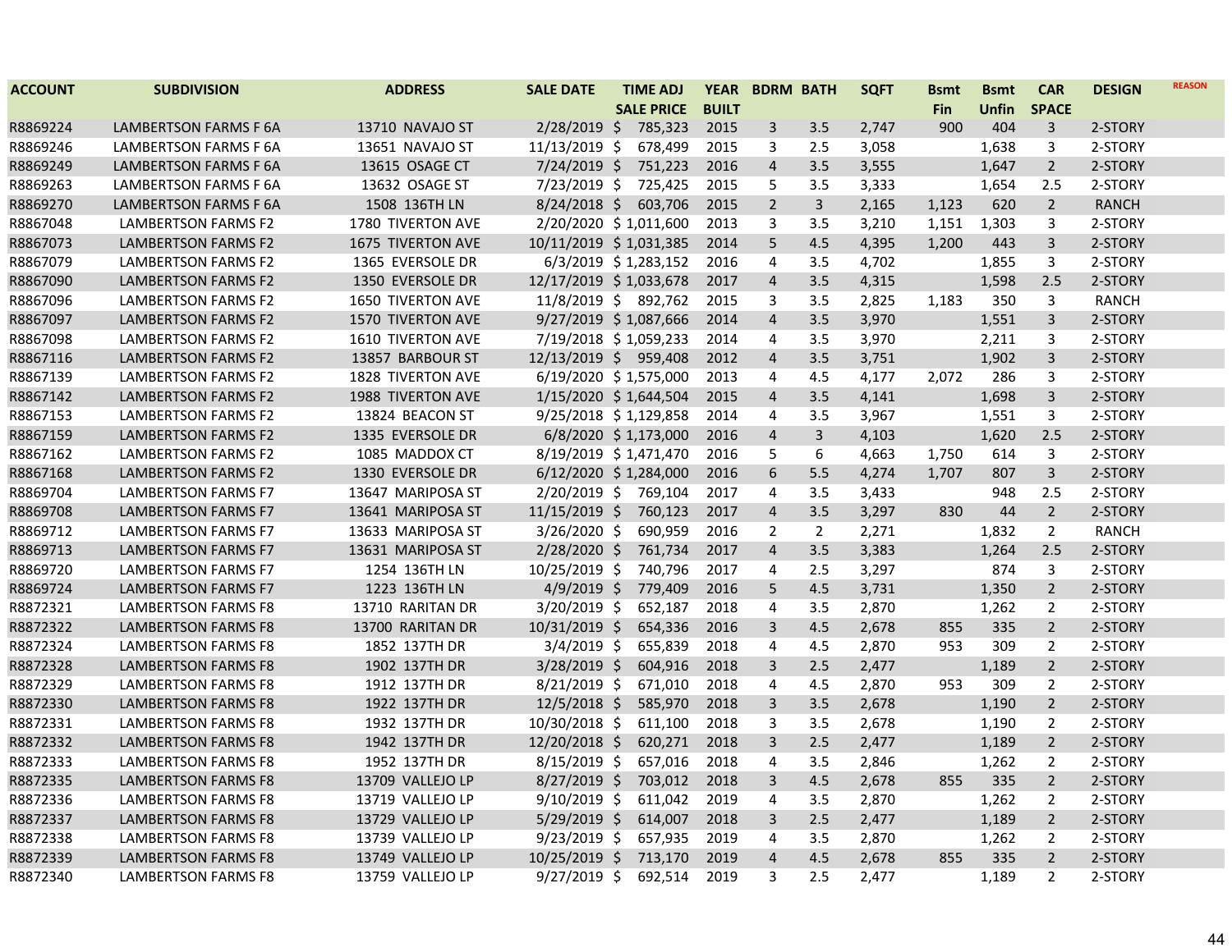| ACCOUNT | SUBDIVISION | ADDRESS | SALE DATE | TIME ADJ SALE PRICE | YEAR BUILT | BDRM | BATH | SQFT | Bsmt Fin | Bsmt Unfin | CAR SPACE | DESIGN | REASON |
|---|---|---|---|---|---|---|---|---|---|---|---|---|---|
| R8869224 | LAMBERTSON FARMS F 6A | 13710 NAVAJO ST | 2/28/2019 | $ 785,323 | 2015 | 3 | 3.5 | 2,747 | 900 | 404 | 3 | 2-STORY | |
| R8869246 | LAMBERTSON FARMS F 6A | 13651 NAVAJO ST | 11/13/2019 | $ 678,499 | 2015 | 3 | 2.5 | 3,058 | | 1,638 | 3 | 2-STORY | |
| R8869249 | LAMBERTSON FARMS F 6A | 13615 OSAGE CT | 7/24/2019 | $ 751,223 | 2016 | 4 | 3.5 | 3,555 | | 1,647 | 2 | 2-STORY | |
| R8869263 | LAMBERTSON FARMS F 6A | 13632 OSAGE ST | 7/23/2019 | $ 725,425 | 2015 | 5 | 3.5 | 3,333 | | 1,654 | 2.5 | 2-STORY | |
| R8869270 | LAMBERTSON FARMS F 6A | 1508 136TH LN | 8/24/2018 | $ 603,706 | 2015 | 2 | 3 | 2,165 | 1,123 | 620 | 2 | RANCH | |
| R8867048 | LAMBERTSON FARMS F2 | 1780 TIVERTON AVE | 2/20/2020 | $ 1,011,600 | 2013 | 3 | 3.5 | 3,210 | 1,151 | 1,303 | 3 | 2-STORY | |
| R8867073 | LAMBERTSON FARMS F2 | 1675 TIVERTON AVE | 10/11/2019 | $ 1,031,385 | 2014 | 5 | 4.5 | 4,395 | 1,200 | 443 | 3 | 2-STORY | |
| R8867079 | LAMBERTSON FARMS F2 | 1365 EVERSOLE DR | 6/3/2019 | $ 1,283,152 | 2016 | 4 | 3.5 | 4,702 | | 1,855 | 3 | 2-STORY | |
| R8867090 | LAMBERTSON FARMS F2 | 1350 EVERSOLE DR | 12/17/2019 | $ 1,033,678 | 2017 | 4 | 3.5 | 4,315 | | 1,598 | 2.5 | 2-STORY | |
| R8867096 | LAMBERTSON FARMS F2 | 1650 TIVERTON AVE | 11/8/2019 | $ 892,762 | 2015 | 3 | 3.5 | 2,825 | 1,183 | 350 | 3 | RANCH | |
| R8867097 | LAMBERTSON FARMS F2 | 1570 TIVERTON AVE | 9/27/2019 | $ 1,087,666 | 2014 | 4 | 3.5 | 3,970 | | 1,551 | 3 | 2-STORY | |
| R8867098 | LAMBERTSON FARMS F2 | 1610 TIVERTON AVE | 7/19/2018 | $ 1,059,233 | 2014 | 4 | 3.5 | 3,970 | | 2,211 | 3 | 2-STORY | |
| R8867116 | LAMBERTSON FARMS F2 | 13857 BARBOUR ST | 12/13/2019 | $ 959,408 | 2012 | 4 | 3.5 | 3,751 | | 1,902 | 3 | 2-STORY | |
| R8867139 | LAMBERTSON FARMS F2 | 1828 TIVERTON AVE | 6/19/2020 | $ 1,575,000 | 2013 | 4 | 4.5 | 4,177 | 2,072 | 286 | 3 | 2-STORY | |
| R8867142 | LAMBERTSON FARMS F2 | 1988 TIVERTON AVE | 1/15/2020 | $ 1,644,504 | 2015 | 4 | 3.5 | 4,141 | | 1,698 | 3 | 2-STORY | |
| R8867153 | LAMBERTSON FARMS F2 | 13824 BEACON ST | 9/25/2018 | $ 1,129,858 | 2014 | 4 | 3.5 | 3,967 | | 1,551 | 3 | 2-STORY | |
| R8867159 | LAMBERTSON FARMS F2 | 1335 EVERSOLE DR | 6/8/2020 | $ 1,173,000 | 2016 | 4 | 3 | 4,103 | | 1,620 | 2.5 | 2-STORY | |
| R8867162 | LAMBERTSON FARMS F2 | 1085 MADDOX CT | 8/19/2019 | $ 1,471,470 | 2016 | 5 | 6 | 4,663 | 1,750 | 614 | 3 | 2-STORY | |
| R8867168 | LAMBERTSON FARMS F2 | 1330 EVERSOLE DR | 6/12/2020 | $ 1,284,000 | 2016 | 6 | 5.5 | 4,274 | 1,707 | 807 | 3 | 2-STORY | |
| R8869704 | LAMBERTSON FARMS F7 | 13647 MARIPOSA ST | 2/20/2019 | $ 769,104 | 2017 | 4 | 3.5 | 3,433 | | 948 | 2.5 | 2-STORY | |
| R8869708 | LAMBERTSON FARMS F7 | 13641 MARIPOSA ST | 11/15/2019 | $ 760,123 | 2017 | 4 | 3.5 | 3,297 | 830 | 44 | 2 | 2-STORY | |
| R8869712 | LAMBERTSON FARMS F7 | 13633 MARIPOSA ST | 3/26/2020 | $ 690,959 | 2016 | 2 | 2 | 2,271 | | 1,832 | 2 | RANCH | |
| R8869713 | LAMBERTSON FARMS F7 | 13631 MARIPOSA ST | 2/28/2020 | $ 761,734 | 2017 | 4 | 3.5 | 3,383 | | 1,264 | 2.5 | 2-STORY | |
| R8869720 | LAMBERTSON FARMS F7 | 1254 136TH LN | 10/25/2019 | $ 740,796 | 2017 | 4 | 2.5 | 3,297 | | 874 | 3 | 2-STORY | |
| R8869724 | LAMBERTSON FARMS F7 | 1223 136TH LN | 4/9/2019 | $ 779,409 | 2016 | 5 | 4.5 | 3,731 | | 1,350 | 2 | 2-STORY | |
| R8872321 | LAMBERTSON FARMS F8 | 13710 RARITAN DR | 3/20/2019 | $ 652,187 | 2018 | 4 | 3.5 | 2,870 | | 1,262 | 2 | 2-STORY | |
| R8872322 | LAMBERTSON FARMS F8 | 13700 RARITAN DR | 10/31/2019 | $ 654,336 | 2016 | 3 | 4.5 | 2,678 | 855 | 335 | 2 | 2-STORY | |
| R8872324 | LAMBERTSON FARMS F8 | 1852 137TH DR | 3/4/2019 | $ 655,839 | 2018 | 4 | 4.5 | 2,870 | 953 | 309 | 2 | 2-STORY | |
| R8872328 | LAMBERTSON FARMS F8 | 1902 137TH DR | 3/28/2019 | $ 604,916 | 2018 | 3 | 2.5 | 2,477 | | 1,189 | 2 | 2-STORY | |
| R8872329 | LAMBERTSON FARMS F8 | 1912 137TH DR | 8/21/2019 | $ 671,010 | 2018 | 4 | 4.5 | 2,870 | 953 | 309 | 2 | 2-STORY | |
| R8872330 | LAMBERTSON FARMS F8 | 1922 137TH DR | 12/5/2018 | $ 585,970 | 2018 | 3 | 3.5 | 2,678 | | 1,190 | 2 | 2-STORY | |
| R8872331 | LAMBERTSON FARMS F8 | 1932 137TH DR | 10/30/2018 | $ 611,100 | 2018 | 3 | 3.5 | 2,678 | | 1,190 | 2 | 2-STORY | |
| R8872332 | LAMBERTSON FARMS F8 | 1942 137TH DR | 12/20/2018 | $ 620,271 | 2018 | 3 | 2.5 | 2,477 | | 1,189 | 2 | 2-STORY | |
| R8872333 | LAMBERTSON FARMS F8 | 1952 137TH DR | 8/15/2019 | $ 657,016 | 2018 | 4 | 3.5 | 2,846 | | 1,262 | 2 | 2-STORY | |
| R8872335 | LAMBERTSON FARMS F8 | 13709 VALLEJO LP | 8/27/2019 | $ 703,012 | 2018 | 3 | 4.5 | 2,678 | 855 | 335 | 2 | 2-STORY | |
| R8872336 | LAMBERTSON FARMS F8 | 13719 VALLEJO LP | 9/10/2019 | $ 611,042 | 2019 | 4 | 3.5 | 2,870 | | 1,262 | 2 | 2-STORY | |
| R8872337 | LAMBERTSON FARMS F8 | 13729 VALLEJO LP | 5/29/2019 | $ 614,007 | 2018 | 3 | 2.5 | 2,477 | | 1,189 | 2 | 2-STORY | |
| R8872338 | LAMBERTSON FARMS F8 | 13739 VALLEJO LP | 9/23/2019 | $ 657,935 | 2019 | 4 | 3.5 | 2,870 | | 1,262 | 2 | 2-STORY | |
| R8872339 | LAMBERTSON FARMS F8 | 13749 VALLEJO LP | 10/25/2019 | $ 713,170 | 2019 | 4 | 4.5 | 2,678 | 855 | 335 | 2 | 2-STORY | |
| R8872340 | LAMBERTSON FARMS F8 | 13759 VALLEJO LP | 9/27/2019 | $ 692,514 | 2019 | 3 | 2.5 | 2,477 | | 1,189 | 2 | 2-STORY | |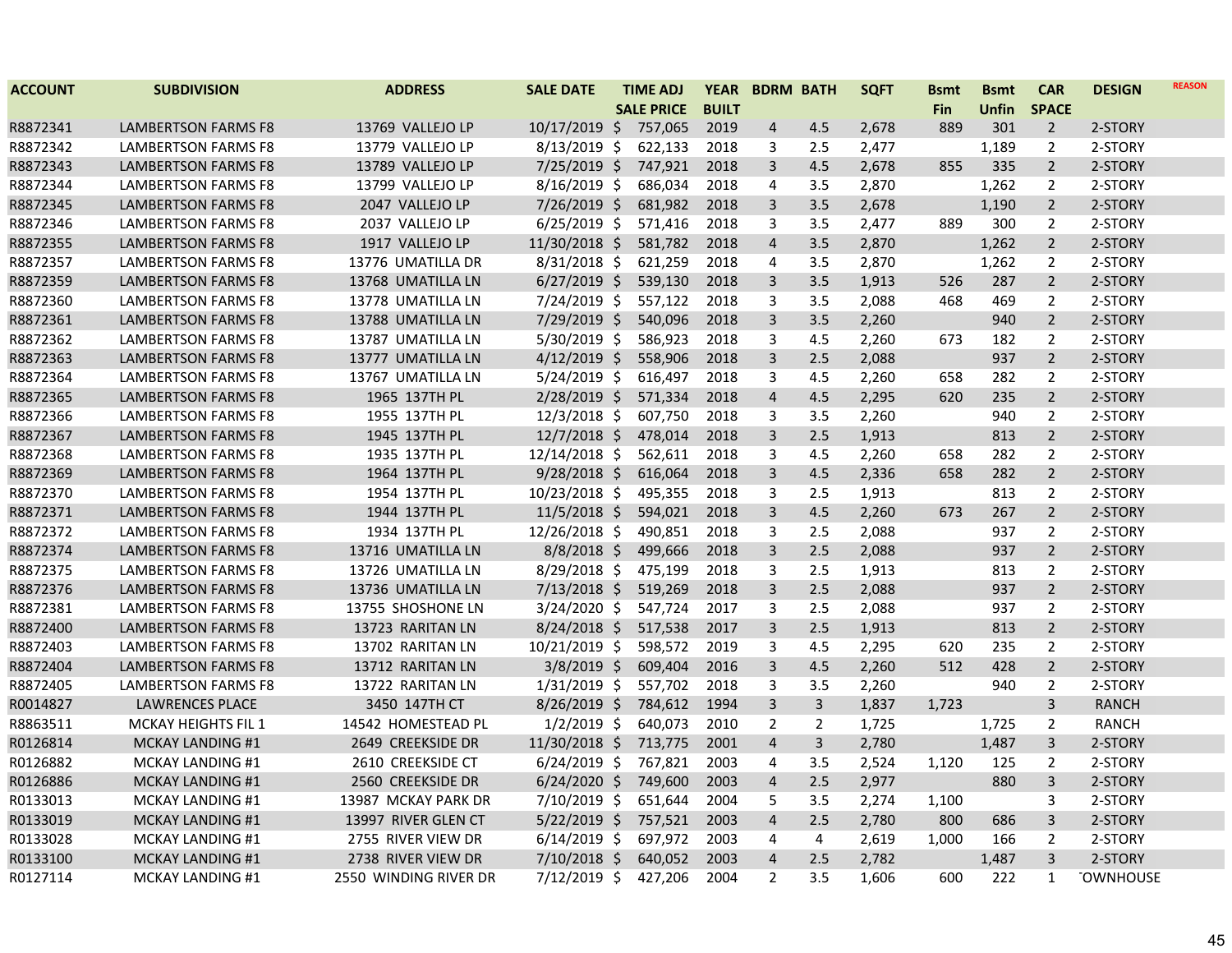| ACCOUNT | SUBDIVISION | ADDRESS | SALE DATE | TIME ADJ SALE PRICE | YEAR BUILT | BDRM | BATH | SQFT | Bsmt Fin | Bsmt Unfin | CAR SPACE | DESIGN | REASON |
|---|---|---|---|---|---|---|---|---|---|---|---|---|---|
| R8872341 | LAMBERTSON FARMS F8 | 13769 VALLEJO LP | 10/17/2019 | $ 757,065 | 2019 | 4 | 4.5 | 2,678 | 889 | 301 | 2 | 2-STORY | |
| R8872342 | LAMBERTSON FARMS F8 | 13779 VALLEJO LP | 8/13/2019 | $ 622,133 | 2018 | 3 | 2.5 | 2,477 | | 1,189 | 2 | 2-STORY | |
| R8872343 | LAMBERTSON FARMS F8 | 13789 VALLEJO LP | 7/25/2019 | $ 747,921 | 2018 | 3 | 4.5 | 2,678 | 855 | 335 | 2 | 2-STORY | |
| R8872344 | LAMBERTSON FARMS F8 | 13799 VALLEJO LP | 8/16/2019 | $ 686,034 | 2018 | 4 | 3.5 | 2,870 | | 1,262 | 2 | 2-STORY | |
| R8872345 | LAMBERTSON FARMS F8 | 2047 VALLEJO LP | 7/26/2019 | $ 681,982 | 2018 | 3 | 3.5 | 2,678 | | 1,190 | 2 | 2-STORY | |
| R8872346 | LAMBERTSON FARMS F8 | 2037 VALLEJO LP | 6/25/2019 | $ 571,416 | 2018 | 3 | 3.5 | 2,477 | 889 | 300 | 2 | 2-STORY | |
| R8872355 | LAMBERTSON FARMS F8 | 1917 VALLEJO LP | 11/30/2018 | $ 581,782 | 2018 | 4 | 3.5 | 2,870 | | 1,262 | 2 | 2-STORY | |
| R8872357 | LAMBERTSON FARMS F8 | 13776 UMATILLA DR | 8/31/2018 | $ 621,259 | 2018 | 4 | 3.5 | 2,870 | | 1,262 | 2 | 2-STORY | |
| R8872359 | LAMBERTSON FARMS F8 | 13768 UMATILLA LN | 6/27/2019 | $ 539,130 | 2018 | 3 | 3.5 | 1,913 | 526 | 287 | 2 | 2-STORY | |
| R8872360 | LAMBERTSON FARMS F8 | 13778 UMATILLA LN | 7/24/2019 | $ 557,122 | 2018 | 3 | 3.5 | 2,088 | 468 | 469 | 2 | 2-STORY | |
| R8872361 | LAMBERTSON FARMS F8 | 13788 UMATILLA LN | 7/29/2019 | $ 540,096 | 2018 | 3 | 3.5 | 2,260 | | 940 | 2 | 2-STORY | |
| R8872362 | LAMBERTSON FARMS F8 | 13787 UMATILLA LN | 5/30/2019 | $ 586,923 | 2018 | 3 | 4.5 | 2,260 | 673 | 182 | 2 | 2-STORY | |
| R8872363 | LAMBERTSON FARMS F8 | 13777 UMATILLA LN | 4/12/2019 | $ 558,906 | 2018 | 3 | 2.5 | 2,088 | | 937 | 2 | 2-STORY | |
| R8872364 | LAMBERTSON FARMS F8 | 13767 UMATILLA LN | 5/24/2019 | $ 616,497 | 2018 | 3 | 4.5 | 2,260 | 658 | 282 | 2 | 2-STORY | |
| R8872365 | LAMBERTSON FARMS F8 | 1965 137TH PL | 2/28/2019 | $ 571,334 | 2018 | 4 | 4.5 | 2,295 | 620 | 235 | 2 | 2-STORY | |
| R8872366 | LAMBERTSON FARMS F8 | 1955 137TH PL | 12/3/2018 | $ 607,750 | 2018 | 3 | 3.5 | 2,260 | | 940 | 2 | 2-STORY | |
| R8872367 | LAMBERTSON FARMS F8 | 1945 137TH PL | 12/7/2018 | $ 478,014 | 2018 | 3 | 2.5 | 1,913 | | 813 | 2 | 2-STORY | |
| R8872368 | LAMBERTSON FARMS F8 | 1935 137TH PL | 12/14/2018 | $ 562,611 | 2018 | 3 | 4.5 | 2,260 | 658 | 282 | 2 | 2-STORY | |
| R8872369 | LAMBERTSON FARMS F8 | 1964 137TH PL | 9/28/2018 | $ 616,064 | 2018 | 3 | 4.5 | 2,336 | 658 | 282 | 2 | 2-STORY | |
| R8872370 | LAMBERTSON FARMS F8 | 1954 137TH PL | 10/23/2018 | $ 495,355 | 2018 | 3 | 2.5 | 1,913 | | 813 | 2 | 2-STORY | |
| R8872371 | LAMBERTSON FARMS F8 | 1944 137TH PL | 11/5/2018 | $ 594,021 | 2018 | 3 | 4.5 | 2,260 | 673 | 267 | 2 | 2-STORY | |
| R8872372 | LAMBERTSON FARMS F8 | 1934 137TH PL | 12/26/2018 | $ 490,851 | 2018 | 3 | 2.5 | 2,088 | | 937 | 2 | 2-STORY | |
| R8872374 | LAMBERTSON FARMS F8 | 13716 UMATILLA LN | 8/8/2018 | $ 499,666 | 2018 | 3 | 2.5 | 2,088 | | 937 | 2 | 2-STORY | |
| R8872375 | LAMBERTSON FARMS F8 | 13726 UMATILLA LN | 8/29/2018 | $ 475,199 | 2018 | 3 | 2.5 | 1,913 | | 813 | 2 | 2-STORY | |
| R8872376 | LAMBERTSON FARMS F8 | 13736 UMATILLA LN | 7/13/2018 | $ 519,269 | 2018 | 3 | 2.5 | 2,088 | | 937 | 2 | 2-STORY | |
| R8872381 | LAMBERTSON FARMS F8 | 13755 SHOSHONE LN | 3/24/2020 | $ 547,724 | 2017 | 3 | 2.5 | 2,088 | | 937 | 2 | 2-STORY | |
| R8872400 | LAMBERTSON FARMS F8 | 13723 RARITAN LN | 8/24/2018 | $ 517,538 | 2017 | 3 | 2.5 | 1,913 | | 813 | 2 | 2-STORY | |
| R8872403 | LAMBERTSON FARMS F8 | 13702 RARITAN LN | 10/21/2019 | $ 598,572 | 2019 | 3 | 4.5 | 2,295 | 620 | 235 | 2 | 2-STORY | |
| R8872404 | LAMBERTSON FARMS F8 | 13712 RARITAN LN | 3/8/2019 | $ 609,404 | 2016 | 3 | 4.5 | 2,260 | 512 | 428 | 2 | 2-STORY | |
| R8872405 | LAMBERTSON FARMS F8 | 13722 RARITAN LN | 1/31/2019 | $ 557,702 | 2018 | 3 | 3.5 | 2,260 | | 940 | 2 | 2-STORY | |
| R0014827 | LAWRENCES PLACE | 3450 147TH CT | 8/26/2019 | $ 784,612 | 1994 | 3 | 3 | 1,837 | 1,723 | | 3 | RANCH | |
| R8863511 | MCKAY HEIGHTS FIL 1 | 14542 HOMESTEAD PL | 1/2/2019 | $ 640,073 | 2010 | 2 | 2 | 1,725 | | 1,725 | 2 | RANCH | |
| R0126814 | MCKAY LANDING #1 | 2649 CREEKSIDE DR | 11/30/2018 | $ 713,775 | 2001 | 4 | 3 | 2,780 | | 1,487 | 3 | 2-STORY | |
| R0126882 | MCKAY LANDING #1 | 2610 CREEKSIDE CT | 6/24/2019 | $ 767,821 | 2003 | 4 | 3.5 | 2,524 | 1,120 | 125 | 2 | 2-STORY | |
| R0126886 | MCKAY LANDING #1 | 2560 CREEKSIDE DR | 6/24/2020 | $ 749,600 | 2003 | 4 | 2.5 | 2,977 | | 880 | 3 | 2-STORY | |
| R0133013 | MCKAY LANDING #1 | 13987 MCKAY PARK DR | 7/10/2019 | $ 651,644 | 2004 | 5 | 3.5 | 2,274 | 1,100 | | 3 | 2-STORY | |
| R0133019 | MCKAY LANDING #1 | 13997 RIVER GLEN CT | 5/22/2019 | $ 757,521 | 2003 | 4 | 2.5 | 2,780 | 800 | 686 | 3 | 2-STORY | |
| R0133028 | MCKAY LANDING #1 | 2755 RIVER VIEW DR | 6/14/2019 | $ 697,972 | 2003 | 4 | 4 | 2,619 | 1,000 | 166 | 2 | 2-STORY | |
| R0133100 | MCKAY LANDING #1 | 2738 RIVER VIEW DR | 7/10/2018 | $ 640,052 | 2003 | 4 | 2.5 | 2,782 | | 1,487 | 3 | 2-STORY | |
| R0127114 | MCKAY LANDING #1 | 2550 WINDING RIVER DR | 7/12/2019 | $ 427,206 | 2004 | 2 | 3.5 | 1,606 | 600 | 222 | 1 | TOWNHOUSE | |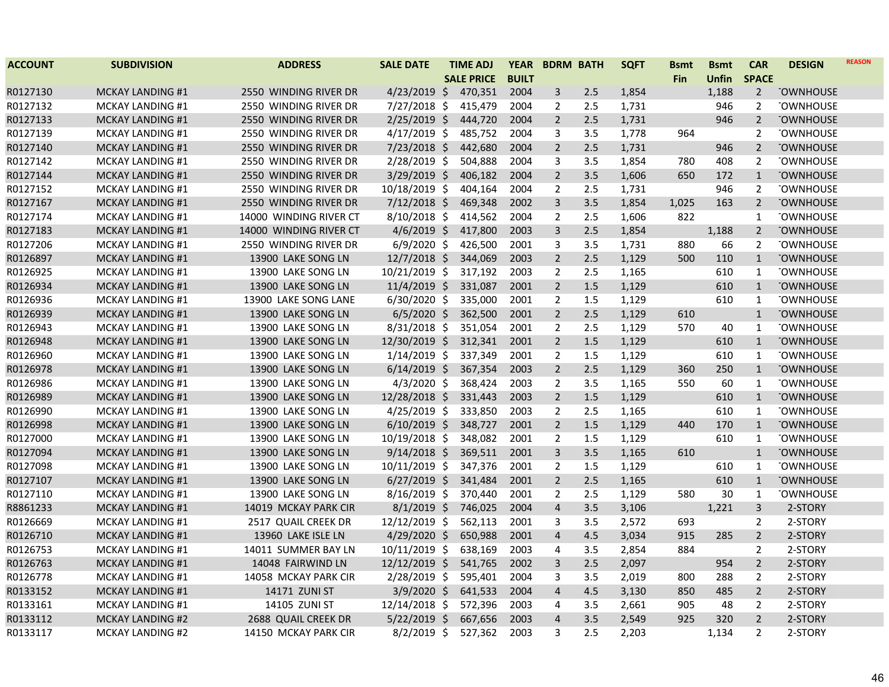| ACCOUNT | SUBDIVISION | ADDRESS | SALE DATE | TIME ADJ SALE PRICE | YEAR BUILT | BDRM | BATH | SQFT | Bsmt Fin | Bsmt Unfin | CAR SPACE | DESIGN | REASON |
|---|---|---|---|---|---|---|---|---|---|---|---|---|---|
| R0127130 | MCKAY LANDING #1 | 2550 WINDING RIVER DR | 4/23/2019 | $ 470,351 | 2004 | 3 | 2.5 | 1,854 | | 1,188 | 2 | TOWNHOUSE | |
| R0127132 | MCKAY LANDING #1 | 2550 WINDING RIVER DR | 7/27/2018 | $ 415,479 | 2004 | 2 | 2.5 | 1,731 | | 946 | 2 | TOWNHOUSE | |
| R0127133 | MCKAY LANDING #1 | 2550 WINDING RIVER DR | 2/25/2019 | $ 444,720 | 2004 | 2 | 2.5 | 1,731 | | 946 | 2 | TOWNHOUSE | |
| R0127139 | MCKAY LANDING #1 | 2550 WINDING RIVER DR | 4/17/2019 | $ 485,752 | 2004 | 3 | 3.5 | 1,778 | 964 | | 2 | TOWNHOUSE | |
| R0127140 | MCKAY LANDING #1 | 2550 WINDING RIVER DR | 7/23/2018 | $ 442,680 | 2004 | 2 | 2.5 | 1,731 | | 946 | 2 | TOWNHOUSE | |
| R0127142 | MCKAY LANDING #1 | 2550 WINDING RIVER DR | 2/28/2019 | $ 504,888 | 2004 | 3 | 3.5 | 1,854 | 780 | 408 | 2 | TOWNHOUSE | |
| R0127144 | MCKAY LANDING #1 | 2550 WINDING RIVER DR | 3/29/2019 | $ 406,182 | 2004 | 2 | 3.5 | 1,606 | 650 | 172 | 1 | TOWNHOUSE | |
| R0127152 | MCKAY LANDING #1 | 2550 WINDING RIVER DR | 10/18/2019 | $ 404,164 | 2004 | 2 | 2.5 | 1,731 | | 946 | 2 | TOWNHOUSE | |
| R0127167 | MCKAY LANDING #1 | 2550 WINDING RIVER DR | 7/12/2018 | $ 469,348 | 2002 | 3 | 3.5 | 1,854 | 1,025 | 163 | 2 | TOWNHOUSE | |
| R0127174 | MCKAY LANDING #1 | 14000 WINDING RIVER CT | 8/10/2018 | $ 414,562 | 2004 | 2 | 2.5 | 1,606 | 822 | | 1 | TOWNHOUSE | |
| R0127183 | MCKAY LANDING #1 | 14000 WINDING RIVER CT | 4/6/2019 | $ 417,800 | 2003 | 3 | 2.5 | 1,854 | | 1,188 | 2 | TOWNHOUSE | |
| R0127206 | MCKAY LANDING #1 | 2550 WINDING RIVER DR | 6/9/2020 | $ 426,500 | 2001 | 3 | 3.5 | 1,731 | 880 | 66 | 2 | TOWNHOUSE | |
| R0126897 | MCKAY LANDING #1 | 13900 LAKE SONG LN | 12/7/2018 | $ 344,069 | 2003 | 2 | 2.5 | 1,129 | 500 | 110 | 1 | TOWNHOUSE | |
| R0126925 | MCKAY LANDING #1 | 13900 LAKE SONG LN | 10/21/2019 | $ 317,192 | 2003 | 2 | 2.5 | 1,165 | | 610 | 1 | TOWNHOUSE | |
| R0126934 | MCKAY LANDING #1 | 13900 LAKE SONG LN | 11/4/2019 | $ 331,087 | 2001 | 2 | 1.5 | 1,129 | | 610 | 1 | TOWNHOUSE | |
| R0126936 | MCKAY LANDING #1 | 13900 LAKE SONG LANE | 6/30/2020 | $ 335,000 | 2001 | 2 | 1.5 | 1,129 | | 610 | 1 | TOWNHOUSE | |
| R0126939 | MCKAY LANDING #1 | 13900 LAKE SONG LN | 6/5/2020 | $ 362,500 | 2001 | 2 | 2.5 | 1,129 | 610 | | 1 | TOWNHOUSE | |
| R0126943 | MCKAY LANDING #1 | 13900 LAKE SONG LN | 8/31/2018 | $ 351,054 | 2001 | 2 | 2.5 | 1,129 | 570 | 40 | 1 | TOWNHOUSE | |
| R0126948 | MCKAY LANDING #1 | 13900 LAKE SONG LN | 12/30/2019 | $ 312,341 | 2001 | 2 | 1.5 | 1,129 | | 610 | 1 | TOWNHOUSE | |
| R0126960 | MCKAY LANDING #1 | 13900 LAKE SONG LN | 1/14/2019 | $ 337,349 | 2001 | 2 | 1.5 | 1,129 | | 610 | 1 | TOWNHOUSE | |
| R0126978 | MCKAY LANDING #1 | 13900 LAKE SONG LN | 6/14/2019 | $ 367,354 | 2003 | 2 | 2.5 | 1,129 | 360 | 250 | 1 | TOWNHOUSE | |
| R0126986 | MCKAY LANDING #1 | 13900 LAKE SONG LN | 4/3/2020 | $ 368,424 | 2003 | 2 | 3.5 | 1,165 | 550 | 60 | 1 | TOWNHOUSE | |
| R0126989 | MCKAY LANDING #1 | 13900 LAKE SONG LN | 12/28/2018 | $ 331,443 | 2003 | 2 | 1.5 | 1,129 | | 610 | 1 | TOWNHOUSE | |
| R0126990 | MCKAY LANDING #1 | 13900 LAKE SONG LN | 4/25/2019 | $ 333,850 | 2003 | 2 | 2.5 | 1,165 | | 610 | 1 | TOWNHOUSE | |
| R0126998 | MCKAY LANDING #1 | 13900 LAKE SONG LN | 6/10/2019 | $ 348,727 | 2001 | 2 | 1.5 | 1,129 | 440 | 170 | 1 | TOWNHOUSE | |
| R0127000 | MCKAY LANDING #1 | 13900 LAKE SONG LN | 10/19/2018 | $ 348,082 | 2001 | 2 | 1.5 | 1,129 | | 610 | 1 | TOWNHOUSE | |
| R0127094 | MCKAY LANDING #1 | 13900 LAKE SONG LN | 9/14/2018 | $ 369,511 | 2001 | 3 | 3.5 | 1,165 | 610 | | 1 | TOWNHOUSE | |
| R0127098 | MCKAY LANDING #1 | 13900 LAKE SONG LN | 10/11/2019 | $ 347,376 | 2001 | 2 | 1.5 | 1,129 | | 610 | 1 | TOWNHOUSE | |
| R0127107 | MCKAY LANDING #1 | 13900 LAKE SONG LN | 6/27/2019 | $ 341,484 | 2001 | 2 | 2.5 | 1,165 | | 610 | 1 | TOWNHOUSE | |
| R0127110 | MCKAY LANDING #1 | 13900 LAKE SONG LN | 8/16/2019 | $ 370,440 | 2001 | 2 | 2.5 | 1,129 | 580 | 30 | 1 | TOWNHOUSE | |
| R8861233 | MCKAY LANDING #1 | 14019 MCKAY PARK CIR | 8/1/2019 | $ 746,025 | 2004 | 4 | 3.5 | 3,106 | | 1,221 | 3 | 2-STORY | |
| R0126669 | MCKAY LANDING #1 | 2517 QUAIL CREEK DR | 12/12/2019 | $ 562,113 | 2001 | 3 | 3.5 | 2,572 | 693 | | 2 | 2-STORY | |
| R0126710 | MCKAY LANDING #1 | 13960 LAKE ISLE LN | 4/29/2020 | $ 650,988 | 2001 | 4 | 4.5 | 3,034 | 915 | 285 | 2 | 2-STORY | |
| R0126753 | MCKAY LANDING #1 | 14011 SUMMER BAY LN | 10/11/2019 | $ 638,169 | 2003 | 4 | 3.5 | 2,854 | 884 | | 2 | 2-STORY | |
| R0126763 | MCKAY LANDING #1 | 14048 FAIRWIND LN | 12/12/2019 | $ 541,765 | 2002 | 3 | 2.5 | 2,097 | | 954 | 2 | 2-STORY | |
| R0126778 | MCKAY LANDING #1 | 14058 MCKAY PARK CIR | 2/28/2019 | $ 595,401 | 2004 | 3 | 3.5 | 2,019 | 800 | 288 | 2 | 2-STORY | |
| R0133152 | MCKAY LANDING #1 | 14171 ZUNI ST | 3/9/2020 | $ 641,533 | 2004 | 4 | 4.5 | 3,130 | 850 | 485 | 2 | 2-STORY | |
| R0133161 | MCKAY LANDING #1 | 14105 ZUNI ST | 12/14/2018 | $ 572,396 | 2003 | 4 | 3.5 | 2,661 | 905 | 48 | 2 | 2-STORY | |
| R0133112 | MCKAY LANDING #2 | 2688 QUAIL CREEK DR | 5/22/2019 | $ 667,656 | 2003 | 4 | 3.5 | 2,549 | 925 | 320 | 2 | 2-STORY | |
| R0133117 | MCKAY LANDING #2 | 14150 MCKAY PARK CIR | 8/2/2019 | $ 527,362 | 2003 | 3 | 2.5 | 2,203 | | 1,134 | 2 | 2-STORY | |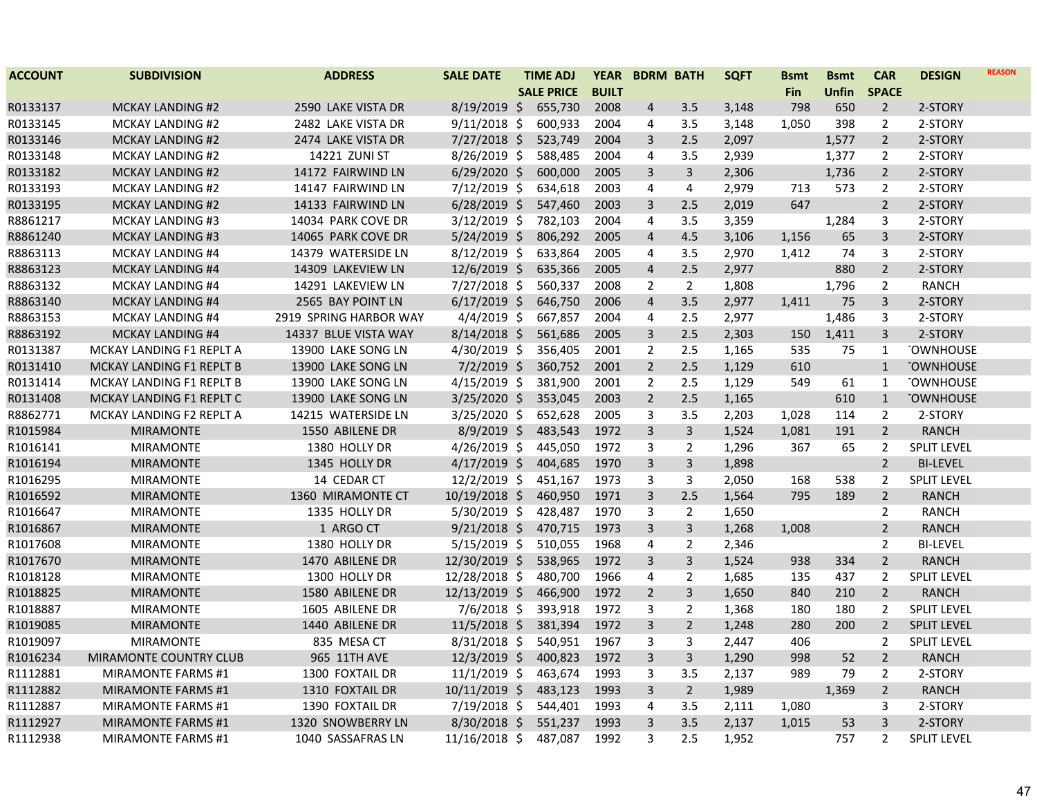| ACCOUNT | SUBDIVISION | ADDRESS | SALE DATE | TIME ADJ SALE PRICE | YEAR BUILT | BDRM | BATH | SQFT | Bsmt Fin | Bsmt Unfin | CAR SPACE | DESIGN | REASON |
|---|---|---|---|---|---|---|---|---|---|---|---|---|---|
| R0133137 | MCKAY LANDING #2 | 2590 LAKE VISTA DR | 8/19/2019 | $ 655,730 | 2008 | 4 | 3.5 | 3,148 | 798 | 650 | 2 | 2-STORY | |
| R0133145 | MCKAY LANDING #2 | 2482 LAKE VISTA DR | 9/11/2018 | $ 600,933 | 2004 | 4 | 3.5 | 3,148 | 1,050 | 398 | 2 | 2-STORY | |
| R0133146 | MCKAY LANDING #2 | 2474 LAKE VISTA DR | 7/27/2018 | $ 523,749 | 2004 | 3 | 2.5 | 2,097 | | 1,577 | 2 | 2-STORY | |
| R0133148 | MCKAY LANDING #2 | 14221 ZUNI ST | 8/26/2019 | $ 588,485 | 2004 | 4 | 3.5 | 2,939 | | 1,377 | 2 | 2-STORY | |
| R0133182 | MCKAY LANDING #2 | 14172 FAIRWIND LN | 6/29/2020 | $ 600,000 | 2005 | 3 | 3 | 2,306 | | 1,736 | 2 | 2-STORY | |
| R0133193 | MCKAY LANDING #2 | 14147 FAIRWIND LN | 7/12/2019 | $ 634,618 | 2003 | 4 | 4 | 2,979 | 713 | 573 | 2 | 2-STORY | |
| R0133195 | MCKAY LANDING #2 | 14133 FAIRWIND LN | 6/28/2019 | $ 547,460 | 2003 | 3 | 2.5 | 2,019 | 647 | | 2 | 2-STORY | |
| R8861217 | MCKAY LANDING #3 | 14034 PARK COVE DR | 3/12/2019 | $ 782,103 | 2004 | 4 | 3.5 | 3,359 | | 1,284 | 3 | 2-STORY | |
| R8861240 | MCKAY LANDING #3 | 14065 PARK COVE DR | 5/24/2019 | $ 806,292 | 2005 | 4 | 4.5 | 3,106 | 1,156 | 65 | 3 | 2-STORY | |
| R8863113 | MCKAY LANDING #4 | 14379 WATERSIDE LN | 8/12/2019 | $ 633,864 | 2005 | 4 | 3.5 | 2,970 | 1,412 | 74 | 3 | 2-STORY | |
| R8863123 | MCKAY LANDING #4 | 14309 LAKEVIEW LN | 12/6/2019 | $ 635,366 | 2005 | 4 | 2.5 | 2,977 | | 880 | 2 | 2-STORY | |
| R8863132 | MCKAY LANDING #4 | 14291 LAKEVIEW LN | 7/27/2018 | $ 560,337 | 2008 | 2 | 2 | 1,808 | | 1,796 | 2 | RANCH | |
| R8863140 | MCKAY LANDING #4 | 2565 BAY POINT LN | 6/17/2019 | $ 646,750 | 2006 | 4 | 3.5 | 2,977 | 1,411 | 75 | 3 | 2-STORY | |
| R8863153 | MCKAY LANDING #4 | 2919 SPRING HARBOR WAY | 4/4/2019 | $ 667,857 | 2004 | 4 | 2.5 | 2,977 | | 1,486 | 3 | 2-STORY | |
| R8863192 | MCKAY LANDING #4 | 14337 BLUE VISTA WAY | 8/14/2018 | $ 561,686 | 2005 | 3 | 2.5 | 2,303 | 150 | 1,411 | 3 | 2-STORY | |
| R0131387 | MCKAY LANDING F1 REPLT A | 13900 LAKE SONG LN | 4/30/2019 | $ 356,405 | 2001 | 2 | 2.5 | 1,165 | 535 | 75 | 1 | TOWNHOUSE | |
| R0131410 | MCKAY LANDING F1 REPLT B | 13900 LAKE SONG LN | 7/2/2019 | $ 360,752 | 2001 | 2 | 2.5 | 1,129 | 610 | | 1 | TOWNHOUSE | |
| R0131414 | MCKAY LANDING F1 REPLT B | 13900 LAKE SONG LN | 4/15/2019 | $ 381,900 | 2001 | 2 | 2.5 | 1,129 | 549 | 61 | 1 | TOWNHOUSE | |
| R0131408 | MCKAY LANDING F1 REPLT C | 13900 LAKE SONG LN | 3/25/2020 | $ 353,045 | 2003 | 2 | 2.5 | 1,165 | | 610 | 1 | TOWNHOUSE | |
| R8862771 | MCKAY LANDING F2 REPLT A | 14215 WATERSIDE LN | 3/25/2020 | $ 652,628 | 2005 | 3 | 3.5 | 2,203 | 1,028 | 114 | 2 | 2-STORY | |
| R1015984 | MIRAMONTE | 1550 ABILENE DR | 8/9/2019 | $ 483,543 | 1972 | 3 | 3 | 1,524 | 1,081 | 191 | 2 | RANCH | |
| R1016141 | MIRAMONTE | 1380 HOLLY DR | 4/26/2019 | $ 445,050 | 1972 | 3 | 2 | 1,296 | 367 | 65 | 2 | SPLIT LEVEL | |
| R1016194 | MIRAMONTE | 1345 HOLLY DR | 4/17/2019 | $ 404,685 | 1970 | 3 | 3 | 1,898 | | | 2 | BI-LEVEL | |
| R1016295 | MIRAMONTE | 14 CEDAR CT | 12/2/2019 | $ 451,167 | 1973 | 3 | 3 | 2,050 | 168 | 538 | 2 | SPLIT LEVEL | |
| R1016592 | MIRAMONTE | 1360 MIRAMONTE CT | 10/19/2018 | $ 460,950 | 1971 | 3 | 2.5 | 1,564 | 795 | 189 | 2 | RANCH | |
| R1016647 | MIRAMONTE | 1335 HOLLY DR | 5/30/2019 | $ 428,487 | 1970 | 3 | 2 | 1,650 | | | 2 | RANCH | |
| R1016867 | MIRAMONTE | 1 ARGO CT | 9/21/2018 | $ 470,715 | 1973 | 3 | 3 | 1,268 | 1,008 | | 2 | RANCH | |
| R1017608 | MIRAMONTE | 1380 HOLLY DR | 5/15/2019 | $ 510,055 | 1968 | 4 | 2 | 2,346 | | | 2 | BI-LEVEL | |
| R1017670 | MIRAMONTE | 1470 ABILENE DR | 12/30/2019 | $ 538,965 | 1972 | 3 | 3 | 1,524 | 938 | 334 | 2 | RANCH | |
| R1018128 | MIRAMONTE | 1300 HOLLY DR | 12/28/2018 | $ 480,700 | 1966 | 4 | 2 | 1,685 | 135 | 437 | 2 | SPLIT LEVEL | |
| R1018825 | MIRAMONTE | 1580 ABILENE DR | 12/13/2019 | $ 466,900 | 1972 | 2 | 3 | 1,650 | 840 | 210 | 2 | RANCH | |
| R1018887 | MIRAMONTE | 1605 ABILENE DR | 7/6/2018 | $ 393,918 | 1972 | 3 | 2 | 1,368 | 180 | 180 | 2 | SPLIT LEVEL | |
| R1019085 | MIRAMONTE | 1440 ABILENE DR | 11/5/2018 | $ 381,394 | 1972 | 3 | 2 | 1,248 | 280 | 200 | 2 | SPLIT LEVEL | |
| R1019097 | MIRAMONTE | 835 MESA CT | 8/31/2018 | $ 540,951 | 1967 | 3 | 3 | 2,447 | 406 | | 2 | SPLIT LEVEL | |
| R1016234 | MIRAMONTE COUNTRY CLUB | 965 11TH AVE | 12/3/2019 | $ 400,823 | 1972 | 3 | 3 | 1,290 | 998 | 52 | 2 | RANCH | |
| R1112881 | MIRAMONTE FARMS #1 | 1300 FOXTAIL DR | 11/1/2019 | $ 463,674 | 1993 | 3 | 3.5 | 2,137 | 989 | 79 | 2 | 2-STORY | |
| R1112882 | MIRAMONTE FARMS #1 | 1310 FOXTAIL DR | 10/11/2019 | $ 483,123 | 1993 | 3 | 2 | 1,989 | | 1,369 | 2 | RANCH | |
| R1112887 | MIRAMONTE FARMS #1 | 1390 FOXTAIL DR | 7/19/2018 | $ 544,401 | 1993 | 4 | 3.5 | 2,111 | 1,080 | | 3 | 2-STORY | |
| R1112927 | MIRAMONTE FARMS #1 | 1320 SNOWBERRY LN | 8/30/2018 | $ 551,237 | 1993 | 3 | 3.5 | 2,137 | 1,015 | 53 | 3 | 2-STORY | |
| R1112938 | MIRAMONTE FARMS #1 | 1040 SASSAFRAS LN | 11/16/2018 | $ 487,087 | 1992 | 3 | 2.5 | 1,952 | | 757 | 2 | SPLIT LEVEL | |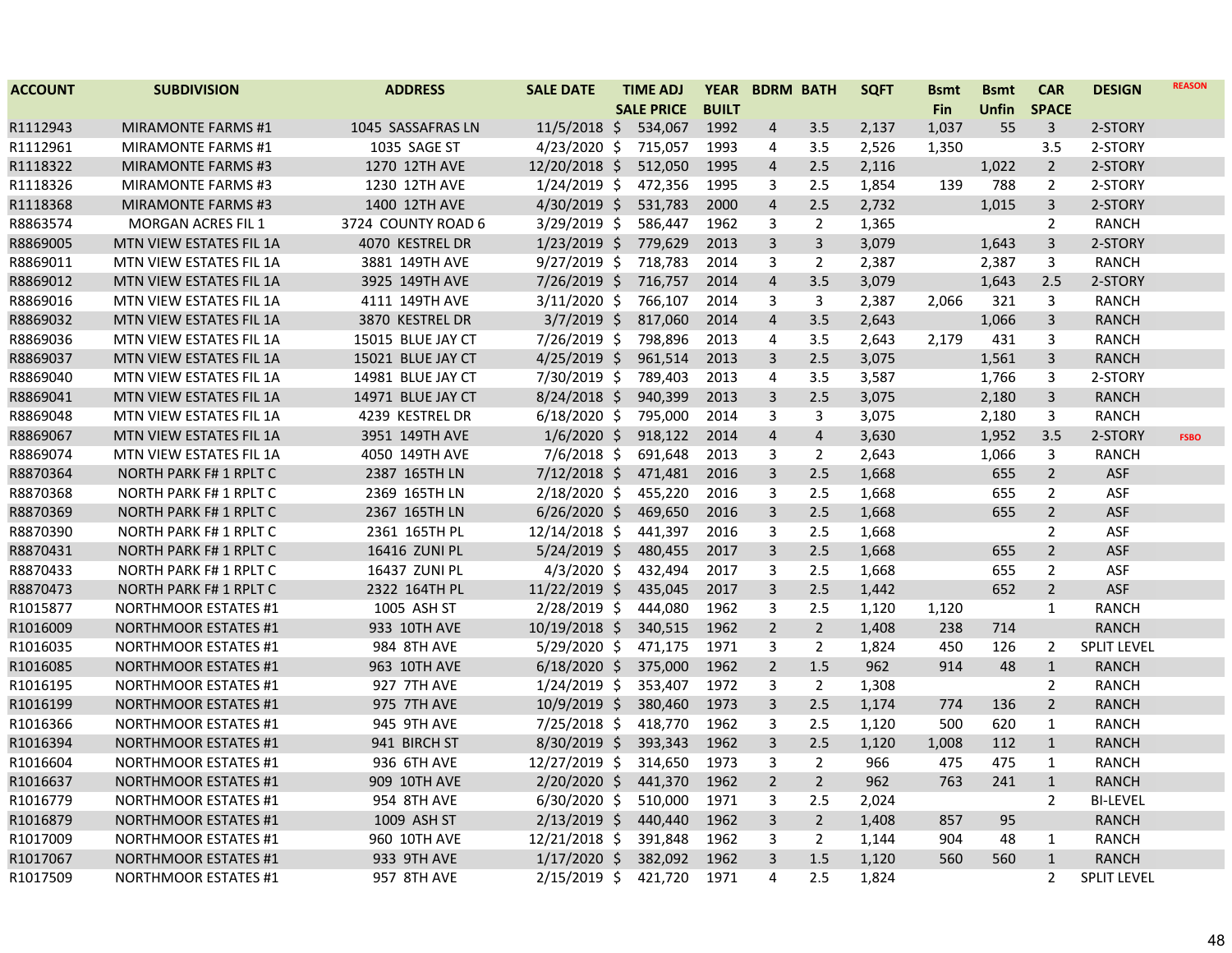| ACCOUNT | SUBDIVISION | ADDRESS | SALE DATE | TIME ADJ SALE PRICE | YEAR BUILT | BDRM | BATH | SQFT | Bsmt Fin | Bsmt Unfin | CAR SPACE | DESIGN | REASON |
|---|---|---|---|---|---|---|---|---|---|---|---|---|---|
| R1112943 | MIRAMONTE FARMS #1 | 1045 SASSAFRAS LN | 11/5/2018 | $ 534,067 | 1992 | 4 | 3.5 | 2,137 | 1,037 | 55 | 3 | 2-STORY | |
| R1112961 | MIRAMONTE FARMS #1 | 1035 SAGE ST | 4/23/2020 | $ 715,057 | 1993 | 4 | 3.5 | 2,526 | 1,350 | | 3.5 | 2-STORY | |
| R1118322 | MIRAMONTE FARMS #3 | 1270 12TH AVE | 12/20/2018 | $ 512,050 | 1995 | 4 | 2.5 | 2,116 | | 1,022 | 2 | 2-STORY | |
| R1118326 | MIRAMONTE FARMS #3 | 1230 12TH AVE | 1/24/2019 | $ 472,356 | 1995 | 3 | 2.5 | 1,854 | 139 | 788 | 2 | 2-STORY | |
| R1118368 | MIRAMONTE FARMS #3 | 1400 12TH AVE | 4/30/2019 | $ 531,783 | 2000 | 4 | 2.5 | 2,732 | | 1,015 | 3 | 2-STORY | |
| R8863574 | MORGAN ACRES FIL 1 | 3724 COUNTY ROAD 6 | 3/29/2019 | $ 586,447 | 1962 | 3 | 2 | 1,365 | | | 2 | RANCH | |
| R8869005 | MTN VIEW ESTATES FIL 1A | 4070 KESTREL DR | 1/23/2019 | $ 779,629 | 2013 | 3 | 3 | 3,079 | | 1,643 | 3 | 2-STORY | |
| R8869011 | MTN VIEW ESTATES FIL 1A | 3881 149TH AVE | 9/27/2019 | $ 718,783 | 2014 | 3 | 2 | 2,387 | | 2,387 | 3 | RANCH | |
| R8869012 | MTN VIEW ESTATES FIL 1A | 3925 149TH AVE | 7/26/2019 | $ 716,757 | 2014 | 4 | 3.5 | 3,079 | | 1,643 | 2.5 | 2-STORY | |
| R8869016 | MTN VIEW ESTATES FIL 1A | 4111 149TH AVE | 3/11/2020 | $ 766,107 | 2014 | 3 | 3 | 2,387 | 2,066 | 321 | 3 | RANCH | |
| R8869032 | MTN VIEW ESTATES FIL 1A | 3870 KESTREL DR | 3/7/2019 | $ 817,060 | 2014 | 4 | 3.5 | 2,643 | | 1,066 | 3 | RANCH | |
| R8869036 | MTN VIEW ESTATES FIL 1A | 15015 BLUE JAY CT | 7/26/2019 | $ 798,896 | 2013 | 4 | 3.5 | 2,643 | 2,179 | 431 | 3 | RANCH | |
| R8869037 | MTN VIEW ESTATES FIL 1A | 15021 BLUE JAY CT | 4/25/2019 | $ 961,514 | 2013 | 3 | 2.5 | 3,075 | | 1,561 | 3 | RANCH | |
| R8869040 | MTN VIEW ESTATES FIL 1A | 14981 BLUE JAY CT | 7/30/2019 | $ 789,403 | 2013 | 4 | 3.5 | 3,587 | | 1,766 | 3 | 2-STORY | |
| R8869041 | MTN VIEW ESTATES FIL 1A | 14971 BLUE JAY CT | 8/24/2018 | $ 940,399 | 2013 | 3 | 2.5 | 3,075 | | 2,180 | 3 | RANCH | |
| R8869048 | MTN VIEW ESTATES FIL 1A | 4239 KESTREL DR | 6/18/2020 | $ 795,000 | 2014 | 3 | 3 | 3,075 | | 2,180 | 3 | RANCH | |
| R8869067 | MTN VIEW ESTATES FIL 1A | 3951 149TH AVE | 1/6/2020 | $ 918,122 | 2014 | 4 | 4 | 3,630 | | 1,952 | 3.5 | 2-STORY | FSBO |
| R8869074 | MTN VIEW ESTATES FIL 1A | 4050 149TH AVE | 7/6/2018 | $ 691,648 | 2013 | 3 | 2 | 2,643 | | 1,066 | 3 | RANCH | |
| R8870364 | NORTH PARK F# 1 RPLT C | 2387 165TH LN | 7/12/2018 | $ 471,481 | 2016 | 3 | 2.5 | 1,668 | | 655 | 2 | ASF | |
| R8870368 | NORTH PARK F# 1 RPLT C | 2369 165TH LN | 2/18/2020 | $ 455,220 | 2016 | 3 | 2.5 | 1,668 | | 655 | 2 | ASF | |
| R8870369 | NORTH PARK F# 1 RPLT C | 2367 165TH LN | 6/26/2020 | $ 469,650 | 2016 | 3 | 2.5 | 1,668 | | 655 | 2 | ASF | |
| R8870390 | NORTH PARK F# 1 RPLT C | 2361 165TH PL | 12/14/2018 | $ 441,397 | 2016 | 3 | 2.5 | 1,668 | | | 2 | ASF | |
| R8870431 | NORTH PARK F# 1 RPLT C | 16416 ZUNI PL | 5/24/2019 | $ 480,455 | 2017 | 3 | 2.5 | 1,668 | | 655 | 2 | ASF | |
| R8870433 | NORTH PARK F# 1 RPLT C | 16437 ZUNI PL | 4/3/2020 | $ 432,494 | 2017 | 3 | 2.5 | 1,668 | | 655 | 2 | ASF | |
| R8870473 | NORTH PARK F# 1 RPLT C | 2322 164TH PL | 11/22/2019 | $ 435,045 | 2017 | 3 | 2.5 | 1,442 | | 652 | 2 | ASF | |
| R1015877 | NORTHMOOR ESTATES #1 | 1005 ASH ST | 2/28/2019 | $ 444,080 | 1962 | 3 | 2.5 | 1,120 | 1,120 | | 1 | RANCH | |
| R1016009 | NORTHMOOR ESTATES #1 | 933 10TH AVE | 10/19/2018 | $ 340,515 | 1962 | 2 | 2 | 1,408 | 238 | 714 | | RANCH | |
| R1016035 | NORTHMOOR ESTATES #1 | 984 8TH AVE | 5/29/2020 | $ 471,175 | 1971 | 3 | 2 | 1,824 | 450 | 126 | 2 | SPLIT LEVEL | |
| R1016085 | NORTHMOOR ESTATES #1 | 963 10TH AVE | 6/18/2020 | $ 375,000 | 1962 | 2 | 1.5 | 962 | 914 | 48 | 1 | RANCH | |
| R1016195 | NORTHMOOR ESTATES #1 | 927 7TH AVE | 1/24/2019 | $ 353,407 | 1972 | 3 | 2 | 1,308 | | | 2 | RANCH | |
| R1016199 | NORTHMOOR ESTATES #1 | 975 7TH AVE | 10/9/2019 | $ 380,460 | 1973 | 3 | 2.5 | 1,174 | 774 | 136 | 2 | RANCH | |
| R1016366 | NORTHMOOR ESTATES #1 | 945 9TH AVE | 7/25/2018 | $ 418,770 | 1962 | 3 | 2.5 | 1,120 | 500 | 620 | 1 | RANCH | |
| R1016394 | NORTHMOOR ESTATES #1 | 941 BIRCH ST | 8/30/2019 | $ 393,343 | 1962 | 3 | 2.5 | 1,120 | 1,008 | 112 | 1 | RANCH | |
| R1016604 | NORTHMOOR ESTATES #1 | 936 6TH AVE | 12/27/2019 | $ 314,650 | 1973 | 3 | 2 | 966 | 475 | 475 | 1 | RANCH | |
| R1016637 | NORTHMOOR ESTATES #1 | 909 10TH AVE | 2/20/2020 | $ 441,370 | 1962 | 2 | 2 | 962 | 763 | 241 | 1 | RANCH | |
| R1016779 | NORTHMOOR ESTATES #1 | 954 8TH AVE | 6/30/2020 | $ 510,000 | 1971 | 3 | 2.5 | 2,024 | | | 2 | BI-LEVEL | |
| R1016879 | NORTHMOOR ESTATES #1 | 1009 ASH ST | 2/13/2019 | $ 440,440 | 1962 | 3 | 2 | 1,408 | 857 | 95 | | RANCH | |
| R1017009 | NORTHMOOR ESTATES #1 | 960 10TH AVE | 12/21/2018 | $ 391,848 | 1962 | 3 | 2 | 1,144 | 904 | 48 | 1 | RANCH | |
| R1017067 | NORTHMOOR ESTATES #1 | 933 9TH AVE | 1/17/2020 | $ 382,092 | 1962 | 3 | 1.5 | 1,120 | 560 | 560 | 1 | RANCH | |
| R1017509 | NORTHMOOR ESTATES #1 | 957 8TH AVE | 2/15/2019 | $ 421,720 | 1971 | 4 | 2.5 | 1,824 | | | 2 | SPLIT LEVEL | |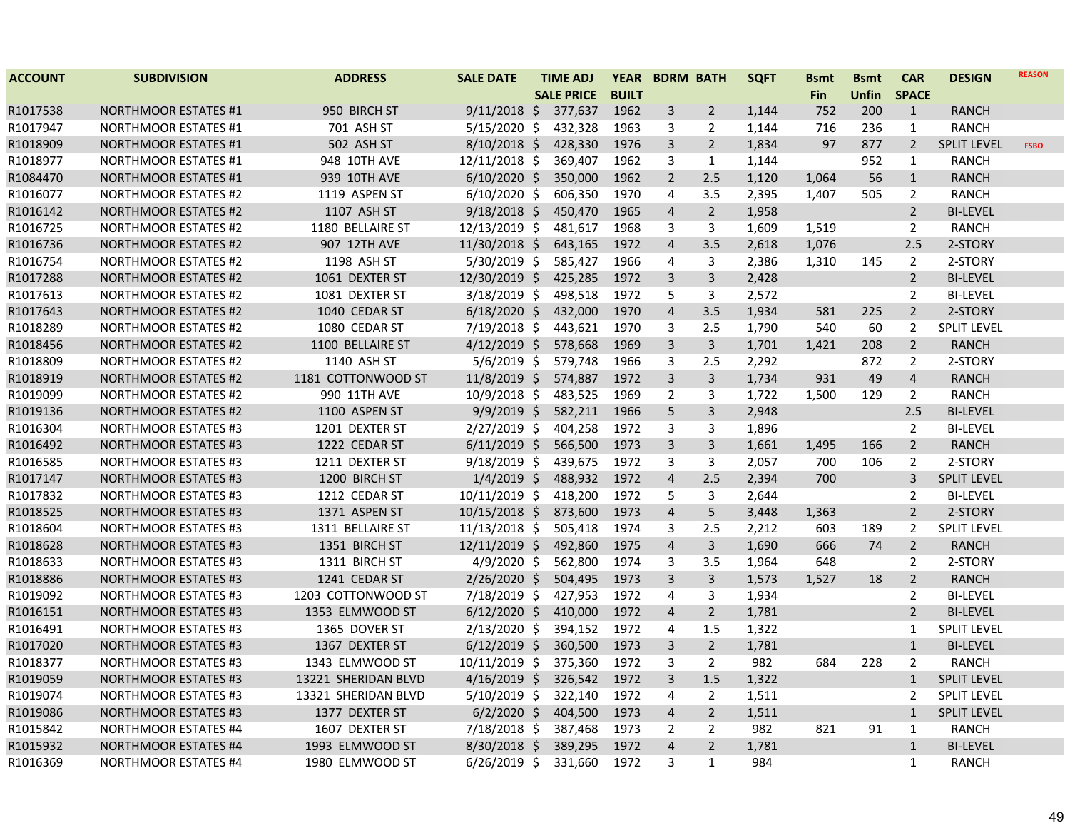| ACCOUNT | SUBDIVISION | ADDRESS | SALE DATE | TIME ADJ SALE PRICE | YEAR BUILT | BDRM | BATH | SQFT | Bsmt Fin | Bsmt Unfin | CAR SPACE | DESIGN | REASON |
|---|---|---|---|---|---|---|---|---|---|---|---|---|---|
| R1017538 | NORTHMOOR ESTATES #1 | 950 BIRCH ST | 9/11/2018 | $ 377,637 | 1962 | 3 | 2 | 1,144 | 752 | 200 | 1 | RANCH | |
| R1017947 | NORTHMOOR ESTATES #1 | 701 ASH ST | 5/15/2020 | $ 432,328 | 1963 | 3 | 2 | 1,144 | 716 | 236 | 1 | RANCH | |
| R1018909 | NORTHMOOR ESTATES #1 | 502 ASH ST | 8/10/2018 | $ 428,330 | 1976 | 3 | 2 | 1,834 | 97 | 877 | 2 | SPLIT LEVEL | FSBO |
| R1018977 | NORTHMOOR ESTATES #1 | 948 10TH AVE | 12/11/2018 | $ 369,407 | 1962 | 3 | 1 | 1,144 | | 952 | 1 | RANCH | |
| R1084470 | NORTHMOOR ESTATES #1 | 939 10TH AVE | 6/10/2020 | $ 350,000 | 1962 | 2 | 2.5 | 1,120 | 1,064 | 56 | 1 | RANCH | |
| R1016077 | NORTHMOOR ESTATES #2 | 1119 ASPEN ST | 6/10/2020 | $ 606,350 | 1970 | 4 | 3.5 | 2,395 | 1,407 | 505 | 2 | RANCH | |
| R1016142 | NORTHMOOR ESTATES #2 | 1107 ASH ST | 9/18/2018 | $ 450,470 | 1965 | 4 | 2 | 1,958 | | | 2 | BI-LEVEL | |
| R1016725 | NORTHMOOR ESTATES #2 | 1180 BELLAIRE ST | 12/13/2019 | $ 481,617 | 1968 | 3 | 3 | 1,609 | 1,519 | | 2 | RANCH | |
| R1016736 | NORTHMOOR ESTATES #2 | 907 12TH AVE | 11/30/2018 | $ 643,165 | 1972 | 4 | 3.5 | 2,618 | 1,076 | | 2.5 | 2-STORY | |
| R1016754 | NORTHMOOR ESTATES #2 | 1198 ASH ST | 5/30/2019 | $ 585,427 | 1966 | 4 | 3 | 2,386 | 1,310 | 145 | 2 | 2-STORY | |
| R1017288 | NORTHMOOR ESTATES #2 | 1061 DEXTER ST | 12/30/2019 | $ 425,285 | 1972 | 3 | 3 | 2,428 | | | 2 | BI-LEVEL | |
| R1017613 | NORTHMOOR ESTATES #2 | 1081 DEXTER ST | 3/18/2019 | $ 498,518 | 1972 | 5 | 3 | 2,572 | | | 2 | BI-LEVEL | |
| R1017643 | NORTHMOOR ESTATES #2 | 1040 CEDAR ST | 6/18/2020 | $ 432,000 | 1970 | 4 | 3.5 | 1,934 | 581 | 225 | 2 | 2-STORY | |
| R1018289 | NORTHMOOR ESTATES #2 | 1080 CEDAR ST | 7/19/2018 | $ 443,621 | 1970 | 3 | 2.5 | 1,790 | 540 | 60 | 2 | SPLIT LEVEL | |
| R1018456 | NORTHMOOR ESTATES #2 | 1100 BELLAIRE ST | 4/12/2019 | $ 578,668 | 1969 | 3 | 3 | 1,701 | 1,421 | 208 | 2 | RANCH | |
| R1018809 | NORTHMOOR ESTATES #2 | 1140 ASH ST | 5/6/2019 | $ 579,748 | 1966 | 3 | 2.5 | 2,292 | | 872 | 2 | 2-STORY | |
| R1018919 | NORTHMOOR ESTATES #2 | 1181 COTTONWOOD ST | 11/8/2019 | $ 574,887 | 1972 | 3 | 3 | 1,734 | 931 | 49 | 4 | RANCH | |
| R1019099 | NORTHMOOR ESTATES #2 | 990 11TH AVE | 10/9/2018 | $ 483,525 | 1969 | 2 | 3 | 1,722 | 1,500 | 129 | 2 | RANCH | |
| R1019136 | NORTHMOOR ESTATES #2 | 1100 ASPEN ST | 9/9/2019 | $ 582,211 | 1966 | 5 | 3 | 2,948 | | | 2.5 | BI-LEVEL | |
| R1016304 | NORTHMOOR ESTATES #3 | 1201 DEXTER ST | 2/27/2019 | $ 404,258 | 1972 | 3 | 3 | 1,896 | | | 2 | BI-LEVEL | |
| R1016492 | NORTHMOOR ESTATES #3 | 1222 CEDAR ST | 6/11/2019 | $ 566,500 | 1973 | 3 | 3 | 1,661 | 1,495 | 166 | 2 | RANCH | |
| R1016585 | NORTHMOOR ESTATES #3 | 1211 DEXTER ST | 9/18/2019 | $ 439,675 | 1972 | 3 | 3 | 2,057 | 700 | 106 | 2 | 2-STORY | |
| R1017147 | NORTHMOOR ESTATES #3 | 1200 BIRCH ST | 1/4/2019 | $ 488,932 | 1972 | 4 | 2.5 | 2,394 | 700 | | 3 | SPLIT LEVEL | |
| R1017832 | NORTHMOOR ESTATES #3 | 1212 CEDAR ST | 10/11/2019 | $ 418,200 | 1972 | 5 | 3 | 2,644 | | | 2 | BI-LEVEL | |
| R1018525 | NORTHMOOR ESTATES #3 | 1371 ASPEN ST | 10/15/2018 | $ 873,600 | 1973 | 4 | 5 | 3,448 | 1,363 | | 2 | 2-STORY | |
| R1018604 | NORTHMOOR ESTATES #3 | 1311 BELLAIRE ST | 11/13/2018 | $ 505,418 | 1974 | 3 | 2.5 | 2,212 | 603 | 189 | 2 | SPLIT LEVEL | |
| R1018628 | NORTHMOOR ESTATES #3 | 1351 BIRCH ST | 12/11/2019 | $ 492,860 | 1975 | 4 | 3 | 1,690 | 666 | 74 | 2 | RANCH | |
| R1018633 | NORTHMOOR ESTATES #3 | 1311 BIRCH ST | 4/9/2020 | $ 562,800 | 1974 | 3 | 3.5 | 1,964 | 648 | | 2 | 2-STORY | |
| R1018886 | NORTHMOOR ESTATES #3 | 1241 CEDAR ST | 2/26/2020 | $ 504,495 | 1973 | 3 | 3 | 1,573 | 1,527 | 18 | 2 | RANCH | |
| R1019092 | NORTHMOOR ESTATES #3 | 1203 COTTONWOOD ST | 7/18/2019 | $ 427,953 | 1972 | 4 | 3 | 1,934 | | | 2 | BI-LEVEL | |
| R1016151 | NORTHMOOR ESTATES #3 | 1353 ELMWOOD ST | 6/12/2020 | $ 410,000 | 1972 | 4 | 2 | 1,781 | | | 2 | BI-LEVEL | |
| R1016491 | NORTHMOOR ESTATES #3 | 1365 DOVER ST | 2/13/2020 | $ 394,152 | 1972 | 4 | 1.5 | 1,322 | | | 1 | SPLIT LEVEL | |
| R1017020 | NORTHMOOR ESTATES #3 | 1367 DEXTER ST | 6/12/2019 | $ 360,500 | 1973 | 3 | 2 | 1,781 | | | 1 | BI-LEVEL | |
| R1018377 | NORTHMOOR ESTATES #3 | 1343 ELMWOOD ST | 10/11/2019 | $ 375,360 | 1972 | 3 | 2 | 982 | 684 | 228 | 2 | RANCH | |
| R1019059 | NORTHMOOR ESTATES #3 | 13221 SHERIDAN BLVD | 4/16/2019 | $ 326,542 | 1972 | 3 | 1.5 | 1,322 | | | 1 | SPLIT LEVEL | |
| R1019074 | NORTHMOOR ESTATES #3 | 13321 SHERIDAN BLVD | 5/10/2019 | $ 322,140 | 1972 | 4 | 2 | 1,511 | | | 2 | SPLIT LEVEL | |
| R1019086 | NORTHMOOR ESTATES #3 | 1377 DEXTER ST | 6/2/2020 | $ 404,500 | 1973 | 4 | 2 | 1,511 | | | 1 | SPLIT LEVEL | |
| R1015842 | NORTHMOOR ESTATES #4 | 1607 DEXTER ST | 7/18/2018 | $ 387,468 | 1973 | 2 | 2 | 982 | 821 | 91 | 1 | RANCH | |
| R1015932 | NORTHMOOR ESTATES #4 | 1993 ELMWOOD ST | 8/30/2018 | $ 389,295 | 1972 | 4 | 2 | 1,781 | | | 1 | BI-LEVEL | |
| R1016369 | NORTHMOOR ESTATES #4 | 1980 ELMWOOD ST | 6/26/2019 | $ 331,660 | 1972 | 3 | 1 | 984 | | | 1 | RANCH | |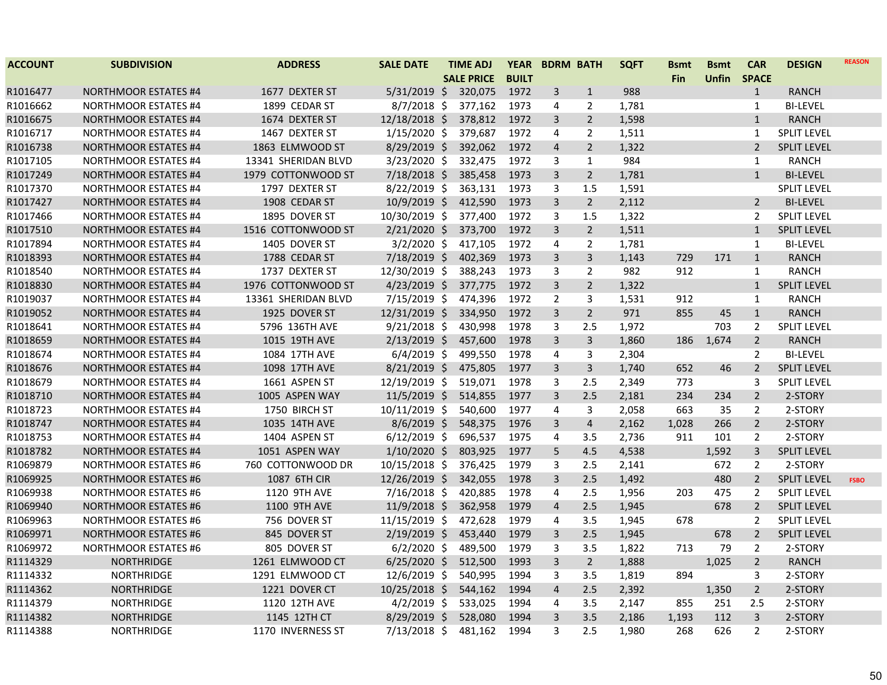| ACCOUNT | SUBDIVISION | ADDRESS | SALE DATE | TIME ADJ SALE PRICE | YEAR BUILT | BDRM | BATH | SQFT | Bsmt Fin | Bsmt Unfin | CAR SPACE | DESIGN | REASON |
|---|---|---|---|---|---|---|---|---|---|---|---|---|---|
| R1016477 | NORTHMOOR ESTATES #4 | 1677 DEXTER ST | 5/31/2019 | $ 320,075 | 1972 | 3 | 1 | 988 | | | 1 | RANCH | |
| R1016662 | NORTHMOOR ESTATES #4 | 1899 CEDAR ST | 8/7/2018 | $ 377,162 | 1973 | 4 | 2 | 1,781 | | | 1 | BI-LEVEL | |
| R1016675 | NORTHMOOR ESTATES #4 | 1674 DEXTER ST | 12/18/2018 | $ 378,812 | 1972 | 3 | 2 | 1,598 | | | 1 | RANCH | |
| R1016717 | NORTHMOOR ESTATES #4 | 1467 DEXTER ST | 1/15/2020 | $ 379,687 | 1972 | 4 | 2 | 1,511 | | | 1 | SPLIT LEVEL | |
| R1016738 | NORTHMOOR ESTATES #4 | 1863 ELMWOOD ST | 8/29/2019 | $ 392,062 | 1972 | 4 | 2 | 1,322 | | | 2 | SPLIT LEVEL | |
| R1017105 | NORTHMOOR ESTATES #4 | 13341 SHERIDAN BLVD | 3/23/2020 | $ 332,475 | 1972 | 3 | 1 | 984 | | | 1 | RANCH | |
| R1017249 | NORTHMOOR ESTATES #4 | 1979 COTTONWOOD ST | 7/18/2018 | $ 385,458 | 1973 | 3 | 2 | 1,781 | | | 1 | BI-LEVEL | |
| R1017370 | NORTHMOOR ESTATES #4 | 1797 DEXTER ST | 8/22/2019 | $ 363,131 | 1973 | 3 | 1.5 | 1,591 | | | | SPLIT LEVEL | |
| R1017427 | NORTHMOOR ESTATES #4 | 1908 CEDAR ST | 10/9/2019 | $ 412,590 | 1973 | 3 | 2 | 2,112 | | | 2 | BI-LEVEL | |
| R1017466 | NORTHMOOR ESTATES #4 | 1895 DOVER ST | 10/30/2019 | $ 377,400 | 1972 | 3 | 1.5 | 1,322 | | | 2 | SPLIT LEVEL | |
| R1017510 | NORTHMOOR ESTATES #4 | 1516 COTTONWOOD ST | 2/21/2020 | $ 373,700 | 1972 | 3 | 2 | 1,511 | | | 1 | SPLIT LEVEL | |
| R1017894 | NORTHMOOR ESTATES #4 | 1405 DOVER ST | 3/2/2020 | $ 417,105 | 1972 | 4 | 2 | 1,781 | | | 1 | BI-LEVEL | |
| R1018393 | NORTHMOOR ESTATES #4 | 1788 CEDAR ST | 7/18/2019 | $ 402,369 | 1973 | 3 | 3 | 1,143 | 729 | 171 | 1 | RANCH | |
| R1018540 | NORTHMOOR ESTATES #4 | 1737 DEXTER ST | 12/30/2019 | $ 388,243 | 1973 | 3 | 2 | 982 | 912 | | 1 | RANCH | |
| R1018830 | NORTHMOOR ESTATES #4 | 1976 COTTONWOOD ST | 4/23/2019 | $ 377,775 | 1972 | 3 | 2 | 1,322 | | | 1 | SPLIT LEVEL | |
| R1019037 | NORTHMOOR ESTATES #4 | 13361 SHERIDAN BLVD | 7/15/2019 | $ 474,396 | 1972 | 2 | 3 | 1,531 | 912 | | 1 | RANCH | |
| R1019052 | NORTHMOOR ESTATES #4 | 1925 DOVER ST | 12/31/2019 | $ 334,950 | 1972 | 3 | 2 | 971 | 855 | 45 | 1 | RANCH | |
| R1018641 | NORTHMOOR ESTATES #4 | 5796 136TH AVE | 9/21/2018 | $ 430,998 | 1978 | 3 | 2.5 | 1,972 | | 703 | 2 | SPLIT LEVEL | |
| R1018659 | NORTHMOOR ESTATES #4 | 1015 19TH AVE | 2/13/2019 | $ 457,600 | 1978 | 3 | 3 | 1,860 | 186 | 1,674 | 2 | RANCH | |
| R1018674 | NORTHMOOR ESTATES #4 | 1084 17TH AVE | 6/4/2019 | $ 499,550 | 1978 | 4 | 3 | 2,304 | | | 2 | BI-LEVEL | |
| R1018676 | NORTHMOOR ESTATES #4 | 1098 17TH AVE | 8/21/2019 | $ 475,805 | 1977 | 3 | 3 | 1,740 | 652 | 46 | 2 | SPLIT LEVEL | |
| R1018679 | NORTHMOOR ESTATES #4 | 1661 ASPEN ST | 12/19/2019 | $ 519,071 | 1978 | 3 | 2.5 | 2,349 | 773 | | 3 | SPLIT LEVEL | |
| R1018710 | NORTHMOOR ESTATES #4 | 1005 ASPEN WAY | 11/5/2019 | $ 514,855 | 1977 | 3 | 2.5 | 2,181 | 234 | 234 | 2 | 2-STORY | |
| R1018723 | NORTHMOOR ESTATES #4 | 1750 BIRCH ST | 10/11/2019 | $ 540,600 | 1977 | 4 | 3 | 2,058 | 663 | 35 | 2 | 2-STORY | |
| R1018747 | NORTHMOOR ESTATES #4 | 1035 14TH AVE | 8/6/2019 | $ 548,375 | 1976 | 3 | 4 | 2,162 | 1,028 | 266 | 2 | 2-STORY | |
| R1018753 | NORTHMOOR ESTATES #4 | 1404 ASPEN ST | 6/12/2019 | $ 696,537 | 1975 | 4 | 3.5 | 2,736 | 911 | 101 | 2 | 2-STORY | |
| R1018782 | NORTHMOOR ESTATES #4 | 1051 ASPEN WAY | 1/10/2020 | $ 803,925 | 1977 | 5 | 4.5 | 4,538 | | 1,592 | 3 | SPLIT LEVEL | |
| R1069879 | NORTHMOOR ESTATES #6 | 760 COTTONWOOD DR | 10/15/2018 | $ 376,425 | 1979 | 3 | 2.5 | 2,141 | | 672 | 2 | 2-STORY | |
| R1069925 | NORTHMOOR ESTATES #6 | 1087 6TH CIR | 12/26/2019 | $ 342,055 | 1978 | 3 | 2.5 | 1,492 | | 480 | 2 | SPLIT LEVEL | FSBO |
| R1069938 | NORTHMOOR ESTATES #6 | 1120 9TH AVE | 7/16/2018 | $ 420,885 | 1978 | 4 | 2.5 | 1,956 | 203 | 475 | 2 | SPLIT LEVEL | |
| R1069940 | NORTHMOOR ESTATES #6 | 1100 9TH AVE | 11/9/2018 | $ 362,958 | 1979 | 4 | 2.5 | 1,945 | | 678 | 2 | SPLIT LEVEL | |
| R1069963 | NORTHMOOR ESTATES #6 | 756 DOVER ST | 11/15/2019 | $ 472,628 | 1979 | 4 | 3.5 | 1,945 | 678 | | 2 | SPLIT LEVEL | |
| R1069971 | NORTHMOOR ESTATES #6 | 845 DOVER ST | 2/19/2019 | $ 453,440 | 1979 | 3 | 2.5 | 1,945 | | 678 | 2 | SPLIT LEVEL | |
| R1069972 | NORTHMOOR ESTATES #6 | 805 DOVER ST | 6/2/2020 | $ 489,500 | 1979 | 3 | 3.5 | 1,822 | 713 | 79 | 2 | 2-STORY | |
| R1114329 | NORTHRIDGE | 1261 ELMWOOD CT | 6/25/2020 | $ 512,500 | 1993 | 3 | 2 | 1,888 | | 1,025 | 2 | RANCH | |
| R1114332 | NORTHRIDGE | 1291 ELMWOOD CT | 12/6/2019 | $ 540,995 | 1994 | 3 | 3.5 | 1,819 | 894 | | 3 | 2-STORY | |
| R1114362 | NORTHRIDGE | 1221 DOVER CT | 10/25/2018 | $ 544,162 | 1994 | 4 | 2.5 | 2,392 | | 1,350 | 2 | 2-STORY | |
| R1114379 | NORTHRIDGE | 1120 12TH AVE | 4/2/2019 | $ 533,025 | 1994 | 4 | 3.5 | 2,147 | 855 | 251 | 2.5 | 2-STORY | |
| R1114382 | NORTHRIDGE | 1145 12TH CT | 8/29/2019 | $ 528,080 | 1994 | 3 | 3.5 | 2,186 | 1,193 | 112 | 3 | 2-STORY | |
| R1114388 | NORTHRIDGE | 1170 INVERNESS ST | 7/13/2018 | $ 481,162 | 1994 | 3 | 2.5 | 1,980 | 268 | 626 | 2 | 2-STORY | |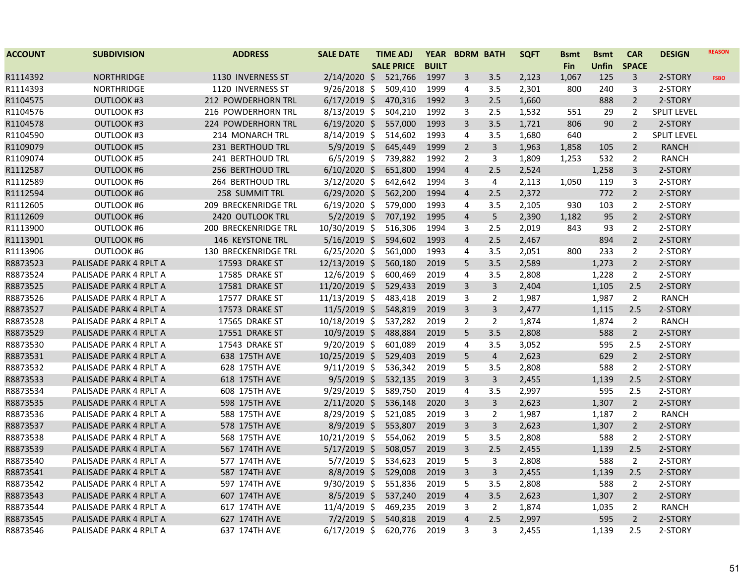| ACCOUNT | SUBDIVISION | ADDRESS | SALE DATE | TIME ADJ SALE PRICE | YEAR BUILT | BDRM | BATH | SQFT | Bsmt Fin | Bsmt Unfin | CAR SPACE | DESIGN | REASON |
|---|---|---|---|---|---|---|---|---|---|---|---|---|---|
| R1114392 | NORTHRIDGE | 1130 INVERNESS ST | 2/14/2020 | $ 521,766 | 1997 | 3 | 3.5 | 2,123 | 1,067 | 125 | 3 | 2-STORY | FSBO |
| R1114393 | NORTHRIDGE | 1120 INVERNESS ST | 9/26/2018 | $ 509,410 | 1999 | 4 | 3.5 | 2,301 | 800 | 240 | 3 | 2-STORY | |
| R1104575 | OUTLOOK #3 | 212 POWDERHORN TRL | 6/17/2019 | $ 470,316 | 1992 | 3 | 2.5 | 1,660 | | 888 | 2 | 2-STORY | |
| R1104576 | OUTLOOK #3 | 216 POWDERHORN TRL | 8/13/2019 | $ 504,210 | 1992 | 3 | 2.5 | 1,532 | 551 | 29 | 2 | SPLIT LEVEL | |
| R1104578 | OUTLOOK #3 | 224 POWDERHORN TRL | 6/19/2020 | $ 557,000 | 1993 | 3 | 3.5 | 1,721 | 806 | 90 | 2 | 2-STORY | |
| R1104590 | OUTLOOK #3 | 214 MONARCH TRL | 8/14/2019 | $ 514,602 | 1993 | 4 | 3.5 | 1,680 | 640 | | 2 | SPLIT LEVEL | |
| R1109079 | OUTLOOK #5 | 231 BERTHOUD TRL | 5/9/2019 | $ 645,449 | 1999 | 2 | 3 | 1,963 | 1,858 | 105 | 2 | RANCH | |
| R1109074 | OUTLOOK #5 | 241 BERTHOUD TRL | 6/5/2019 | $ 739,882 | 1992 | 2 | 3 | 1,809 | 1,253 | 532 | 2 | RANCH | |
| R1112587 | OUTLOOK #6 | 256 BERTHOUD TRL | 6/10/2020 | $ 651,800 | 1994 | 4 | 2.5 | 2,524 | | 1,258 | 3 | 2-STORY | |
| R1112589 | OUTLOOK #6 | 264 BERTHOUD TRL | 3/12/2020 | $ 642,642 | 1994 | 3 | 4 | 2,113 | 1,050 | 119 | 3 | 2-STORY | |
| R1112594 | OUTLOOK #6 | 258 SUMMIT TRL | 6/29/2020 | $ 562,200 | 1994 | 4 | 2.5 | 2,372 | | 772 | 2 | 2-STORY | |
| R1112605 | OUTLOOK #6 | 209 BRECKENRIDGE TRL | 6/19/2020 | $ 579,000 | 1993 | 4 | 3.5 | 2,105 | 930 | 103 | 2 | 2-STORY | |
| R1112609 | OUTLOOK #6 | 2420 OUTLOOK TRL | 5/2/2019 | $ 707,192 | 1995 | 4 | 5 | 2,390 | 1,182 | 95 | 2 | 2-STORY | |
| R1113900 | OUTLOOK #6 | 200 BRECKENRIDGE TRL | 10/30/2019 | $ 516,306 | 1994 | 3 | 2.5 | 2,019 | 843 | 93 | 2 | 2-STORY | |
| R1113901 | OUTLOOK #6 | 146 KEYSTONE TRL | 5/16/2019 | $ 594,602 | 1993 | 4 | 2.5 | 2,467 | | 894 | 2 | 2-STORY | |
| R1113906 | OUTLOOK #6 | 130 BRECKENRIDGE TRL | 6/25/2020 | $ 561,000 | 1993 | 4 | 3.5 | 2,051 | 800 | 233 | 2 | 2-STORY | |
| R8873523 | PALISADE PARK 4 RPLT A | 17593 DRAKE ST | 12/13/2019 | $ 560,180 | 2019 | 5 | 3.5 | 2,589 | | 1,273 | 2 | 2-STORY | |
| R8873524 | PALISADE PARK 4 RPLT A | 17585 DRAKE ST | 12/6/2019 | $ 600,469 | 2019 | 4 | 3.5 | 2,808 | | 1,228 | 2 | 2-STORY | |
| R8873525 | PALISADE PARK 4 RPLT A | 17581 DRAKE ST | 11/20/2019 | $ 529,433 | 2019 | 3 | 3 | 2,404 | | 1,105 | 2.5 | 2-STORY | |
| R8873526 | PALISADE PARK 4 RPLT A | 17577 DRAKE ST | 11/13/2019 | $ 483,418 | 2019 | 3 | 2 | 1,987 | | 1,987 | 2 | RANCH | |
| R8873527 | PALISADE PARK 4 RPLT A | 17573 DRAKE ST | 11/5/2019 | $ 548,819 | 2019 | 3 | 3 | 2,477 | | 1,115 | 2.5 | 2-STORY | |
| R8873528 | PALISADE PARK 4 RPLT A | 17565 DRAKE ST | 10/18/2019 | $ 537,282 | 2019 | 2 | 2 | 1,874 | | 1,874 | 2 | RANCH | |
| R8873529 | PALISADE PARK 4 RPLT A | 17551 DRAKE ST | 10/9/2019 | $ 488,884 | 2019 | 5 | 3.5 | 2,808 | | 588 | 2 | 2-STORY | |
| R8873530 | PALISADE PARK 4 RPLT A | 17543 DRAKE ST | 9/20/2019 | $ 601,089 | 2019 | 4 | 3.5 | 3,052 | | 595 | 2.5 | 2-STORY | |
| R8873531 | PALISADE PARK 4 RPLT A | 638 175TH AVE | 10/25/2019 | $ 529,403 | 2019 | 5 | 4 | 2,623 | | 629 | 2 | 2-STORY | |
| R8873532 | PALISADE PARK 4 RPLT A | 628 175TH AVE | 9/11/2019 | $ 536,342 | 2019 | 5 | 3.5 | 2,808 | | 588 | 2 | 2-STORY | |
| R8873533 | PALISADE PARK 4 RPLT A | 618 175TH AVE | 9/5/2019 | $ 532,135 | 2019 | 3 | 3 | 2,455 | | 1,139 | 2.5 | 2-STORY | |
| R8873534 | PALISADE PARK 4 RPLT A | 608 175TH AVE | 9/29/2019 | $ 589,750 | 2019 | 4 | 3.5 | 2,997 | | 595 | 2.5 | 2-STORY | |
| R8873535 | PALISADE PARK 4 RPLT A | 598 175TH AVE | 2/11/2020 | $ 536,148 | 2020 | 3 | 3 | 2,623 | | 1,307 | 2 | 2-STORY | |
| R8873536 | PALISADE PARK 4 RPLT A | 588 175TH AVE | 8/29/2019 | $ 521,085 | 2019 | 3 | 2 | 1,987 | | 1,187 | 2 | RANCH | |
| R8873537 | PALISADE PARK 4 RPLT A | 578 175TH AVE | 8/9/2019 | $ 553,807 | 2019 | 3 | 3 | 2,623 | | 1,307 | 2 | 2-STORY | |
| R8873538 | PALISADE PARK 4 RPLT A | 568 175TH AVE | 10/21/2019 | $ 554,062 | 2019 | 5 | 3.5 | 2,808 | | 588 | 2 | 2-STORY | |
| R8873539 | PALISADE PARK 4 RPLT A | 567 174TH AVE | 5/17/2019 | $ 508,057 | 2019 | 3 | 2.5 | 2,455 | | 1,139 | 2.5 | 2-STORY | |
| R8873540 | PALISADE PARK 4 RPLT A | 577 174TH AVE | 5/7/2019 | $ 534,623 | 2019 | 5 | 3 | 2,808 | | 588 | 2 | 2-STORY | |
| R8873541 | PALISADE PARK 4 RPLT A | 587 174TH AVE | 8/8/2019 | $ 529,008 | 2019 | 3 | 3 | 2,455 | | 1,139 | 2.5 | 2-STORY | |
| R8873542 | PALISADE PARK 4 RPLT A | 597 174TH AVE | 9/30/2019 | $ 551,836 | 2019 | 5 | 3.5 | 2,808 | | 588 | 2 | 2-STORY | |
| R8873543 | PALISADE PARK 4 RPLT A | 607 174TH AVE | 8/5/2019 | $ 537,240 | 2019 | 4 | 3.5 | 2,623 | | 1,307 | 2 | 2-STORY | |
| R8873544 | PALISADE PARK 4 RPLT A | 617 174TH AVE | 11/4/2019 | $ 469,235 | 2019 | 3 | 2 | 1,874 | | 1,035 | 2 | RANCH | |
| R8873545 | PALISADE PARK 4 RPLT A | 627 174TH AVE | 7/2/2019 | $ 540,818 | 2019 | 4 | 2.5 | 2,997 | | 595 | 2 | 2-STORY | |
| R8873546 | PALISADE PARK 4 RPLT A | 637 174TH AVE | 6/17/2019 | $ 620,776 | 2019 | 3 | 3 | 2,455 | | 1,139 | 2.5 | 2-STORY | |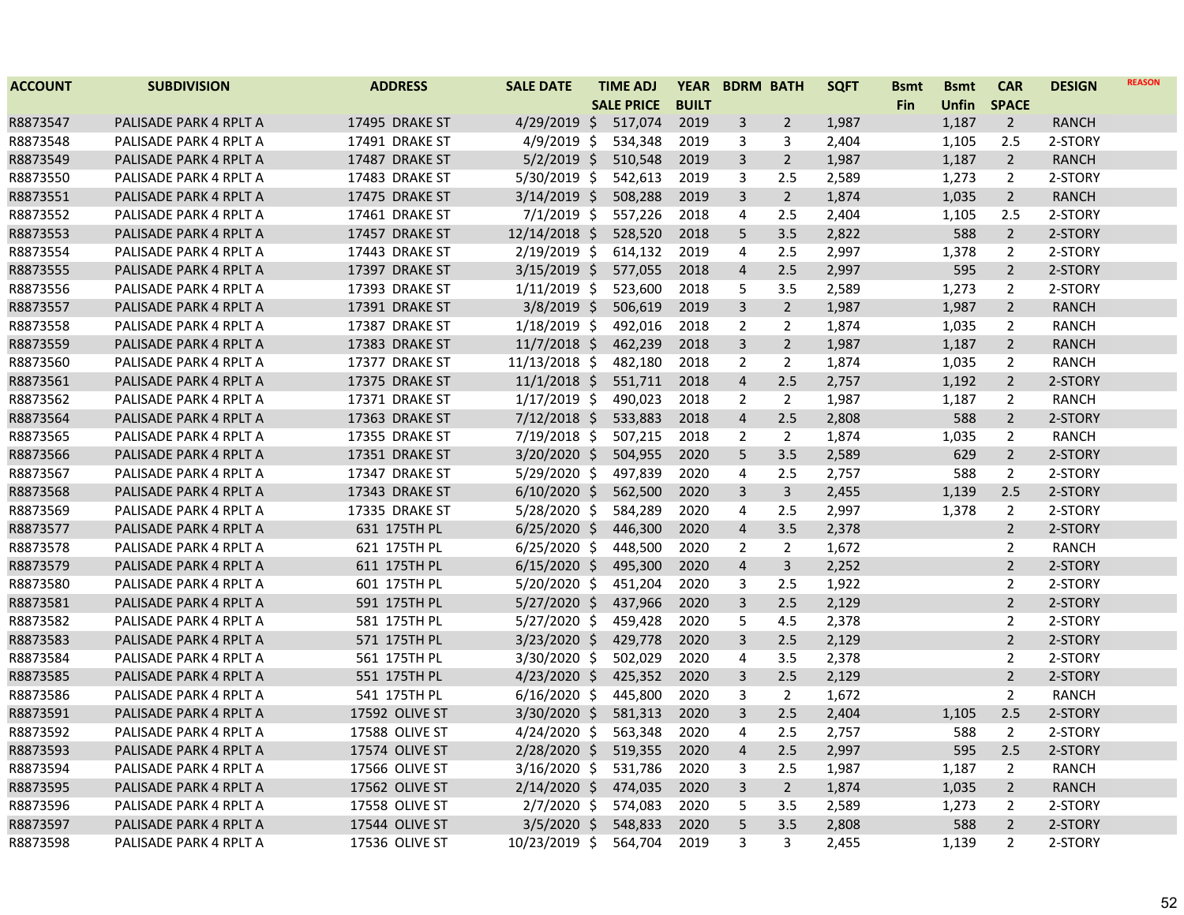| ACCOUNT | SUBDIVISION | ADDRESS | SALE DATE | TIME ADJ SALE PRICE | YEAR BUILT | BDRM | BATH | SQFT | Bsmt Fin | Bsmt Unfin | CAR SPACE | DESIGN | REASON |
|---|---|---|---|---|---|---|---|---|---|---|---|---|---|
| R8873547 | PALISADE PARK 4 RPLT A | 17495 DRAKE ST | 4/29/2019 | $ 517,074 | 2019 | 3 | 2 | 1,987 | | 1,187 | 2 | RANCH | |
| R8873548 | PALISADE PARK 4 RPLT A | 17491 DRAKE ST | 4/9/2019 | $ 534,348 | 2019 | 3 | 3 | 2,404 | | 1,105 | 2.5 | 2-STORY | |
| R8873549 | PALISADE PARK 4 RPLT A | 17487 DRAKE ST | 5/2/2019 | $ 510,548 | 2019 | 3 | 2 | 1,987 | | 1,187 | 2 | RANCH | |
| R8873550 | PALISADE PARK 4 RPLT A | 17483 DRAKE ST | 5/30/2019 | $ 542,613 | 2019 | 3 | 2.5 | 2,589 | | 1,273 | 2 | 2-STORY | |
| R8873551 | PALISADE PARK 4 RPLT A | 17475 DRAKE ST | 3/14/2019 | $ 508,288 | 2019 | 3 | 2 | 1,874 | | 1,035 | 2 | RANCH | |
| R8873552 | PALISADE PARK 4 RPLT A | 17461 DRAKE ST | 7/1/2019 | $ 557,226 | 2018 | 4 | 2.5 | 2,404 | | 1,105 | 2.5 | 2-STORY | |
| R8873553 | PALISADE PARK 4 RPLT A | 17457 DRAKE ST | 12/14/2018 | $ 528,520 | 2018 | 5 | 3.5 | 2,822 | | 588 | 2 | 2-STORY | |
| R8873554 | PALISADE PARK 4 RPLT A | 17443 DRAKE ST | 2/19/2019 | $ 614,132 | 2019 | 4 | 2.5 | 2,997 | | 1,378 | 2 | 2-STORY | |
| R8873555 | PALISADE PARK 4 RPLT A | 17397 DRAKE ST | 3/15/2019 | $ 577,055 | 2018 | 4 | 2.5 | 2,997 | | 595 | 2 | 2-STORY | |
| R8873556 | PALISADE PARK 4 RPLT A | 17393 DRAKE ST | 1/11/2019 | $ 523,600 | 2018 | 5 | 3.5 | 2,589 | | 1,273 | 2 | 2-STORY | |
| R8873557 | PALISADE PARK 4 RPLT A | 17391 DRAKE ST | 3/8/2019 | $ 506,619 | 2019 | 3 | 2 | 1,987 | | 1,987 | 2 | RANCH | |
| R8873558 | PALISADE PARK 4 RPLT A | 17387 DRAKE ST | 1/18/2019 | $ 492,016 | 2018 | 2 | 2 | 1,874 | | 1,035 | 2 | RANCH | |
| R8873559 | PALISADE PARK 4 RPLT A | 17383 DRAKE ST | 11/7/2018 | $ 462,239 | 2018 | 3 | 2 | 1,987 | | 1,187 | 2 | RANCH | |
| R8873560 | PALISADE PARK 4 RPLT A | 17377 DRAKE ST | 11/13/2018 | $ 482,180 | 2018 | 2 | 2 | 1,874 | | 1,035 | 2 | RANCH | |
| R8873561 | PALISADE PARK 4 RPLT A | 17375 DRAKE ST | 11/1/2018 | $ 551,711 | 2018 | 4 | 2.5 | 2,757 | | 1,192 | 2 | 2-STORY | |
| R8873562 | PALISADE PARK 4 RPLT A | 17371 DRAKE ST | 1/17/2019 | $ 490,023 | 2018 | 2 | 2 | 1,987 | | 1,187 | 2 | RANCH | |
| R8873564 | PALISADE PARK 4 RPLT A | 17363 DRAKE ST | 7/12/2018 | $ 533,883 | 2018 | 4 | 2.5 | 2,808 | | 588 | 2 | 2-STORY | |
| R8873565 | PALISADE PARK 4 RPLT A | 17355 DRAKE ST | 7/19/2018 | $ 507,215 | 2018 | 2 | 2 | 1,874 | | 1,035 | 2 | RANCH | |
| R8873566 | PALISADE PARK 4 RPLT A | 17351 DRAKE ST | 3/20/2020 | $ 504,955 | 2020 | 5 | 3.5 | 2,589 | | 629 | 2 | 2-STORY | |
| R8873567 | PALISADE PARK 4 RPLT A | 17347 DRAKE ST | 5/29/2020 | $ 497,839 | 2020 | 4 | 2.5 | 2,757 | | 588 | 2 | 2-STORY | |
| R8873568 | PALISADE PARK 4 RPLT A | 17343 DRAKE ST | 6/10/2020 | $ 562,500 | 2020 | 3 | 3 | 2,455 | | 1,139 | 2.5 | 2-STORY | |
| R8873569 | PALISADE PARK 4 RPLT A | 17335 DRAKE ST | 5/28/2020 | $ 584,289 | 2020 | 4 | 2.5 | 2,997 | | 1,378 | 2 | 2-STORY | |
| R8873577 | PALISADE PARK 4 RPLT A | 631 175TH PL | 6/25/2020 | $ 446,300 | 2020 | 4 | 3.5 | 2,378 | | | 2 | 2-STORY | |
| R8873578 | PALISADE PARK 4 RPLT A | 621 175TH PL | 6/25/2020 | $ 448,500 | 2020 | 2 | 2 | 1,672 | | | 2 | RANCH | |
| R8873579 | PALISADE PARK 4 RPLT A | 611 175TH PL | 6/15/2020 | $ 495,300 | 2020 | 4 | 3 | 2,252 | | | 2 | 2-STORY | |
| R8873580 | PALISADE PARK 4 RPLT A | 601 175TH PL | 5/20/2020 | $ 451,204 | 2020 | 3 | 2.5 | 1,922 | | | 2 | 2-STORY | |
| R8873581 | PALISADE PARK 4 RPLT A | 591 175TH PL | 5/27/2020 | $ 437,966 | 2020 | 3 | 2.5 | 2,129 | | | 2 | 2-STORY | |
| R8873582 | PALISADE PARK 4 RPLT A | 581 175TH PL | 5/27/2020 | $ 459,428 | 2020 | 5 | 4.5 | 2,378 | | | 2 | 2-STORY | |
| R8873583 | PALISADE PARK 4 RPLT A | 571 175TH PL | 3/23/2020 | $ 429,778 | 2020 | 3 | 2.5 | 2,129 | | | 2 | 2-STORY | |
| R8873584 | PALISADE PARK 4 RPLT A | 561 175TH PL | 3/30/2020 | $ 502,029 | 2020 | 4 | 3.5 | 2,378 | | | 2 | 2-STORY | |
| R8873585 | PALISADE PARK 4 RPLT A | 551 175TH PL | 4/23/2020 | $ 425,352 | 2020 | 3 | 2.5 | 2,129 | | | 2 | 2-STORY | |
| R8873586 | PALISADE PARK 4 RPLT A | 541 175TH PL | 6/16/2020 | $ 445,800 | 2020 | 3 | 2 | 1,672 | | | 2 | RANCH | |
| R8873591 | PALISADE PARK 4 RPLT A | 17592 OLIVE ST | 3/30/2020 | $ 581,313 | 2020 | 3 | 2.5 | 2,404 | | 1,105 | 2.5 | 2-STORY | |
| R8873592 | PALISADE PARK 4 RPLT A | 17588 OLIVE ST | 4/24/2020 | $ 563,348 | 2020 | 4 | 2.5 | 2,757 | | 588 | 2 | 2-STORY | |
| R8873593 | PALISADE PARK 4 RPLT A | 17574 OLIVE ST | 2/28/2020 | $ 519,355 | 2020 | 4 | 2.5 | 2,997 | | 595 | 2.5 | 2-STORY | |
| R8873594 | PALISADE PARK 4 RPLT A | 17566 OLIVE ST | 3/16/2020 | $ 531,786 | 2020 | 3 | 2.5 | 1,987 | | 1,187 | 2 | RANCH | |
| R8873595 | PALISADE PARK 4 RPLT A | 17562 OLIVE ST | 2/14/2020 | $ 474,035 | 2020 | 3 | 2 | 1,874 | | 1,035 | 2 | RANCH | |
| R8873596 | PALISADE PARK 4 RPLT A | 17558 OLIVE ST | 2/7/2020 | $ 574,083 | 2020 | 5 | 3.5 | 2,589 | | 1,273 | 2 | 2-STORY | |
| R8873597 | PALISADE PARK 4 RPLT A | 17544 OLIVE ST | 3/5/2020 | $ 548,833 | 2020 | 5 | 3.5 | 2,808 | | 588 | 2 | 2-STORY | |
| R8873598 | PALISADE PARK 4 RPLT A | 17536 OLIVE ST | 10/23/2019 | $ 564,704 | 2019 | 3 | 3 | 2,455 | | 1,139 | 2 | 2-STORY | |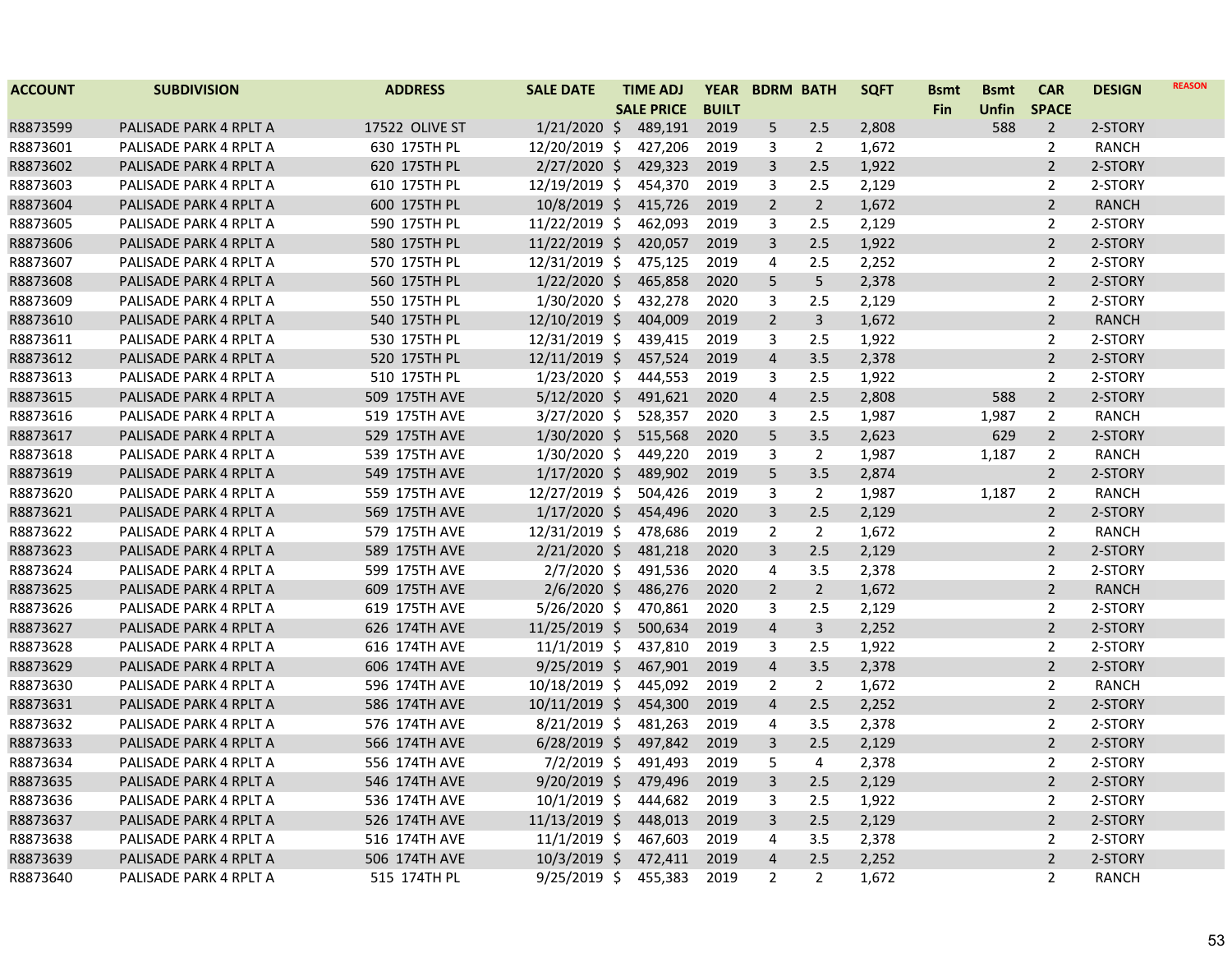| ACCOUNT | SUBDIVISION | ADDRESS | SALE DATE | TIME ADJ SALE PRICE | YEAR BUILT | BDRM | BATH | SQFT | Bsmt Fin | Bsmt Unfin | CAR SPACE | DESIGN | REASON |
|---|---|---|---|---|---|---|---|---|---|---|---|---|---|
| R8873599 | PALISADE PARK 4 RPLT A | 17522 OLIVE ST | 1/21/2020 | $ 489,191 | 2019 | 5 | 2.5 | 2,808 | | 588 | 2 | 2-STORY | |
| R8873601 | PALISADE PARK 4 RPLT A | 630 175TH PL | 12/20/2019 | $ 427,206 | 2019 | 3 | 2 | 1,672 | | | 2 | RANCH | |
| R8873602 | PALISADE PARK 4 RPLT A | 620 175TH PL | 2/27/2020 | $ 429,323 | 2019 | 3 | 2.5 | 1,922 | | | 2 | 2-STORY | |
| R8873603 | PALISADE PARK 4 RPLT A | 610 175TH PL | 12/19/2019 | $ 454,370 | 2019 | 3 | 2.5 | 2,129 | | | 2 | 2-STORY | |
| R8873604 | PALISADE PARK 4 RPLT A | 600 175TH PL | 10/8/2019 | $ 415,726 | 2019 | 2 | 2 | 1,672 | | | 2 | RANCH | |
| R8873605 | PALISADE PARK 4 RPLT A | 590 175TH PL | 11/22/2019 | $ 462,093 | 2019 | 3 | 2.5 | 2,129 | | | 2 | 2-STORY | |
| R8873606 | PALISADE PARK 4 RPLT A | 580 175TH PL | 11/22/2019 | $ 420,057 | 2019 | 3 | 2.5 | 1,922 | | | 2 | 2-STORY | |
| R8873607 | PALISADE PARK 4 RPLT A | 570 175TH PL | 12/31/2019 | $ 475,125 | 2019 | 4 | 2.5 | 2,252 | | | 2 | 2-STORY | |
| R8873608 | PALISADE PARK 4 RPLT A | 560 175TH PL | 1/22/2020 | $ 465,858 | 2020 | 5 | 5 | 2,378 | | | 2 | 2-STORY | |
| R8873609 | PALISADE PARK 4 RPLT A | 550 175TH PL | 1/30/2020 | $ 432,278 | 2020 | 3 | 2.5 | 2,129 | | | 2 | 2-STORY | |
| R8873610 | PALISADE PARK 4 RPLT A | 540 175TH PL | 12/10/2019 | $ 404,009 | 2019 | 2 | 3 | 1,672 | | | 2 | RANCH | |
| R8873611 | PALISADE PARK 4 RPLT A | 530 175TH PL | 12/31/2019 | $ 439,415 | 2019 | 3 | 2.5 | 1,922 | | | 2 | 2-STORY | |
| R8873612 | PALISADE PARK 4 RPLT A | 520 175TH PL | 12/11/2019 | $ 457,524 | 2019 | 4 | 3.5 | 2,378 | | | 2 | 2-STORY | |
| R8873613 | PALISADE PARK 4 RPLT A | 510 175TH PL | 1/23/2020 | $ 444,553 | 2019 | 3 | 2.5 | 1,922 | | | 2 | 2-STORY | |
| R8873615 | PALISADE PARK 4 RPLT A | 509 175TH AVE | 5/12/2020 | $ 491,621 | 2020 | 4 | 2.5 | 2,808 | | 588 | 2 | 2-STORY | |
| R8873616 | PALISADE PARK 4 RPLT A | 519 175TH AVE | 3/27/2020 | $ 528,357 | 2020 | 3 | 2.5 | 1,987 | | 1,987 | 2 | RANCH | |
| R8873617 | PALISADE PARK 4 RPLT A | 529 175TH AVE | 1/30/2020 | $ 515,568 | 2020 | 5 | 3.5 | 2,623 | | 629 | 2 | 2-STORY | |
| R8873618 | PALISADE PARK 4 RPLT A | 539 175TH AVE | 1/30/2020 | $ 449,220 | 2019 | 3 | 2 | 1,987 | | 1,187 | 2 | RANCH | |
| R8873619 | PALISADE PARK 4 RPLT A | 549 175TH AVE | 1/17/2020 | $ 489,902 | 2019 | 5 | 3.5 | 2,874 | | | 2 | 2-STORY | |
| R8873620 | PALISADE PARK 4 RPLT A | 559 175TH AVE | 12/27/2019 | $ 504,426 | 2019 | 3 | 2 | 1,987 | | 1,187 | 2 | RANCH | |
| R8873621 | PALISADE PARK 4 RPLT A | 569 175TH AVE | 1/17/2020 | $ 454,496 | 2020 | 3 | 2.5 | 2,129 | | | 2 | 2-STORY | |
| R8873622 | PALISADE PARK 4 RPLT A | 579 175TH AVE | 12/31/2019 | $ 478,686 | 2019 | 2 | 2 | 1,672 | | | 2 | RANCH | |
| R8873623 | PALISADE PARK 4 RPLT A | 589 175TH AVE | 2/21/2020 | $ 481,218 | 2020 | 3 | 2.5 | 2,129 | | | 2 | 2-STORY | |
| R8873624 | PALISADE PARK 4 RPLT A | 599 175TH AVE | 2/7/2020 | $ 491,536 | 2020 | 4 | 3.5 | 2,378 | | | 2 | 2-STORY | |
| R8873625 | PALISADE PARK 4 RPLT A | 609 175TH AVE | 2/6/2020 | $ 486,276 | 2020 | 2 | 2 | 1,672 | | | 2 | RANCH | |
| R8873626 | PALISADE PARK 4 RPLT A | 619 175TH AVE | 5/26/2020 | $ 470,861 | 2020 | 3 | 2.5 | 2,129 | | | 2 | 2-STORY | |
| R8873627 | PALISADE PARK 4 RPLT A | 626 174TH AVE | 11/25/2019 | $ 500,634 | 2019 | 4 | 3 | 2,252 | | | 2 | 2-STORY | |
| R8873628 | PALISADE PARK 4 RPLT A | 616 174TH AVE | 11/1/2019 | $ 437,810 | 2019 | 3 | 2.5 | 1,922 | | | 2 | 2-STORY | |
| R8873629 | PALISADE PARK 4 RPLT A | 606 174TH AVE | 9/25/2019 | $ 467,901 | 2019 | 4 | 3.5 | 2,378 | | | 2 | 2-STORY | |
| R8873630 | PALISADE PARK 4 RPLT A | 596 174TH AVE | 10/18/2019 | $ 445,092 | 2019 | 2 | 2 | 1,672 | | | 2 | RANCH | |
| R8873631 | PALISADE PARK 4 RPLT A | 586 174TH AVE | 10/11/2019 | $ 454,300 | 2019 | 4 | 2.5 | 2,252 | | | 2 | 2-STORY | |
| R8873632 | PALISADE PARK 4 RPLT A | 576 174TH AVE | 8/21/2019 | $ 481,263 | 2019 | 4 | 3.5 | 2,378 | | | 2 | 2-STORY | |
| R8873633 | PALISADE PARK 4 RPLT A | 566 174TH AVE | 6/28/2019 | $ 497,842 | 2019 | 3 | 2.5 | 2,129 | | | 2 | 2-STORY | |
| R8873634 | PALISADE PARK 4 RPLT A | 556 174TH AVE | 7/2/2019 | $ 491,493 | 2019 | 5 | 4 | 2,378 | | | 2 | 2-STORY | |
| R8873635 | PALISADE PARK 4 RPLT A | 546 174TH AVE | 9/20/2019 | $ 479,496 | 2019 | 3 | 2.5 | 2,129 | | | 2 | 2-STORY | |
| R8873636 | PALISADE PARK 4 RPLT A | 536 174TH AVE | 10/1/2019 | $ 444,682 | 2019 | 3 | 2.5 | 1,922 | | | 2 | 2-STORY | |
| R8873637 | PALISADE PARK 4 RPLT A | 526 174TH AVE | 11/13/2019 | $ 448,013 | 2019 | 3 | 2.5 | 2,129 | | | 2 | 2-STORY | |
| R8873638 | PALISADE PARK 4 RPLT A | 516 174TH AVE | 11/1/2019 | $ 467,603 | 2019 | 4 | 3.5 | 2,378 | | | 2 | 2-STORY | |
| R8873639 | PALISADE PARK 4 RPLT A | 506 174TH AVE | 10/3/2019 | $ 472,411 | 2019 | 4 | 2.5 | 2,252 | | | 2 | 2-STORY | |
| R8873640 | PALISADE PARK 4 RPLT A | 515 174TH PL | 9/25/2019 | $ 455,383 | 2019 | 2 | 2 | 1,672 | | | 2 | RANCH | |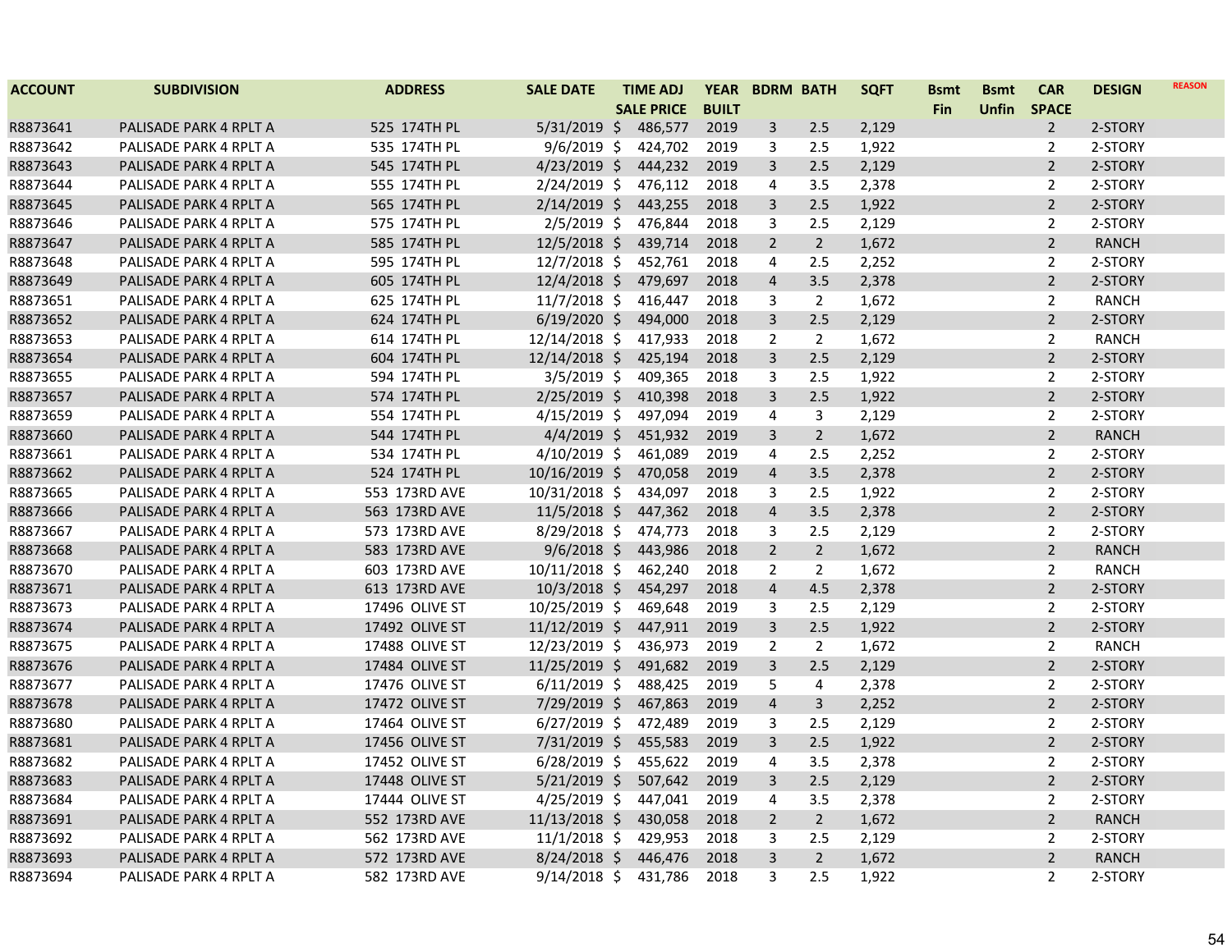| ACCOUNT | SUBDIVISION | ADDRESS | SALE DATE | TIME ADJ SALE PRICE | YEAR BUILT | BDRM | BATH | SQFT | Bsmt Fin | Bsmt Unfin | CAR SPACE | DESIGN | REASON |
|---|---|---|---|---|---|---|---|---|---|---|---|---|---|
| R8873641 | PALISADE PARK 4 RPLT A | 525 174TH PL | 5/31/2019 | $ 486,577 | 2019 | 3 | 2.5 | 2,129 | | | 2 | 2-STORY | |
| R8873642 | PALISADE PARK 4 RPLT A | 535 174TH PL | 9/6/2019 | $ 424,702 | 2019 | 3 | 2.5 | 1,922 | | | 2 | 2-STORY | |
| R8873643 | PALISADE PARK 4 RPLT A | 545 174TH PL | 4/23/2019 | $ 444,232 | 2019 | 3 | 2.5 | 2,129 | | | 2 | 2-STORY | |
| R8873644 | PALISADE PARK 4 RPLT A | 555 174TH PL | 2/24/2019 | $ 476,112 | 2018 | 4 | 3.5 | 2,378 | | | 2 | 2-STORY | |
| R8873645 | PALISADE PARK 4 RPLT A | 565 174TH PL | 2/14/2019 | $ 443,255 | 2018 | 3 | 2.5 | 1,922 | | | 2 | 2-STORY | |
| R8873646 | PALISADE PARK 4 RPLT A | 575 174TH PL | 2/5/2019 | $ 476,844 | 2018 | 3 | 2.5 | 2,129 | | | 2 | 2-STORY | |
| R8873647 | PALISADE PARK 4 RPLT A | 585 174TH PL | 12/5/2018 | $ 439,714 | 2018 | 2 | 2 | 1,672 | | | 2 | RANCH | |
| R8873648 | PALISADE PARK 4 RPLT A | 595 174TH PL | 12/7/2018 | $ 452,761 | 2018 | 4 | 2.5 | 2,252 | | | 2 | 2-STORY | |
| R8873649 | PALISADE PARK 4 RPLT A | 605 174TH PL | 12/4/2018 | $ 479,697 | 2018 | 4 | 3.5 | 2,378 | | | 2 | 2-STORY | |
| R8873651 | PALISADE PARK 4 RPLT A | 625 174TH PL | 11/7/2018 | $ 416,447 | 2018 | 3 | 2 | 1,672 | | | 2 | RANCH | |
| R8873652 | PALISADE PARK 4 RPLT A | 624 174TH PL | 6/19/2020 | $ 494,000 | 2018 | 3 | 2.5 | 2,129 | | | 2 | 2-STORY | |
| R8873653 | PALISADE PARK 4 RPLT A | 614 174TH PL | 12/14/2018 | $ 417,933 | 2018 | 2 | 2 | 1,672 | | | 2 | RANCH | |
| R8873654 | PALISADE PARK 4 RPLT A | 604 174TH PL | 12/14/2018 | $ 425,194 | 2018 | 3 | 2.5 | 2,129 | | | 2 | 2-STORY | |
| R8873655 | PALISADE PARK 4 RPLT A | 594 174TH PL | 3/5/2019 | $ 409,365 | 2018 | 3 | 2.5 | 1,922 | | | 2 | 2-STORY | |
| R8873657 | PALISADE PARK 4 RPLT A | 574 174TH PL | 2/25/2019 | $ 410,398 | 2018 | 3 | 2.5 | 1,922 | | | 2 | 2-STORY | |
| R8873659 | PALISADE PARK 4 RPLT A | 554 174TH PL | 4/15/2019 | $ 497,094 | 2019 | 4 | 3 | 2,129 | | | 2 | 2-STORY | |
| R8873660 | PALISADE PARK 4 RPLT A | 544 174TH PL | 4/4/2019 | $ 451,932 | 2019 | 3 | 2 | 1,672 | | | 2 | RANCH | |
| R8873661 | PALISADE PARK 4 RPLT A | 534 174TH PL | 4/10/2019 | $ 461,089 | 2019 | 4 | 2.5 | 2,252 | | | 2 | 2-STORY | |
| R8873662 | PALISADE PARK 4 RPLT A | 524 174TH PL | 10/16/2019 | $ 470,058 | 2019 | 4 | 3.5 | 2,378 | | | 2 | 2-STORY | |
| R8873665 | PALISADE PARK 4 RPLT A | 553 173RD AVE | 10/31/2018 | $ 434,097 | 2018 | 3 | 2.5 | 1,922 | | | 2 | 2-STORY | |
| R8873666 | PALISADE PARK 4 RPLT A | 563 173RD AVE | 11/5/2018 | $ 447,362 | 2018 | 4 | 3.5 | 2,378 | | | 2 | 2-STORY | |
| R8873667 | PALISADE PARK 4 RPLT A | 573 173RD AVE | 8/29/2018 | $ 474,773 | 2018 | 3 | 2.5 | 2,129 | | | 2 | 2-STORY | |
| R8873668 | PALISADE PARK 4 RPLT A | 583 173RD AVE | 9/6/2018 | $ 443,986 | 2018 | 2 | 2 | 1,672 | | | 2 | RANCH | |
| R8873670 | PALISADE PARK 4 RPLT A | 603 173RD AVE | 10/11/2018 | $ 462,240 | 2018 | 2 | 2 | 1,672 | | | 2 | RANCH | |
| R8873671 | PALISADE PARK 4 RPLT A | 613 173RD AVE | 10/3/2018 | $ 454,297 | 2018 | 4 | 4.5 | 2,378 | | | 2 | 2-STORY | |
| R8873673 | PALISADE PARK 4 RPLT A | 17496 OLIVE ST | 10/25/2019 | $ 469,648 | 2019 | 3 | 2.5 | 2,129 | | | 2 | 2-STORY | |
| R8873674 | PALISADE PARK 4 RPLT A | 17492 OLIVE ST | 11/12/2019 | $ 447,911 | 2019 | 3 | 2.5 | 1,922 | | | 2 | 2-STORY | |
| R8873675 | PALISADE PARK 4 RPLT A | 17488 OLIVE ST | 12/23/2019 | $ 436,973 | 2019 | 2 | 2 | 1,672 | | | 2 | RANCH | |
| R8873676 | PALISADE PARK 4 RPLT A | 17484 OLIVE ST | 11/25/2019 | $ 491,682 | 2019 | 3 | 2.5 | 2,129 | | | 2 | 2-STORY | |
| R8873677 | PALISADE PARK 4 RPLT A | 17476 OLIVE ST | 6/11/2019 | $ 488,425 | 2019 | 5 | 4 | 2,378 | | | 2 | 2-STORY | |
| R8873678 | PALISADE PARK 4 RPLT A | 17472 OLIVE ST | 7/29/2019 | $ 467,863 | 2019 | 4 | 3 | 2,252 | | | 2 | 2-STORY | |
| R8873680 | PALISADE PARK 4 RPLT A | 17464 OLIVE ST | 6/27/2019 | $ 472,489 | 2019 | 3 | 2.5 | 2,129 | | | 2 | 2-STORY | |
| R8873681 | PALISADE PARK 4 RPLT A | 17456 OLIVE ST | 7/31/2019 | $ 455,583 | 2019 | 3 | 2.5 | 1,922 | | | 2 | 2-STORY | |
| R8873682 | PALISADE PARK 4 RPLT A | 17452 OLIVE ST | 6/28/2019 | $ 455,622 | 2019 | 4 | 3.5 | 2,378 | | | 2 | 2-STORY | |
| R8873683 | PALISADE PARK 4 RPLT A | 17448 OLIVE ST | 5/21/2019 | $ 507,642 | 2019 | 3 | 2.5 | 2,129 | | | 2 | 2-STORY | |
| R8873684 | PALISADE PARK 4 RPLT A | 17444 OLIVE ST | 4/25/2019 | $ 447,041 | 2019 | 4 | 3.5 | 2,378 | | | 2 | 2-STORY | |
| R8873691 | PALISADE PARK 4 RPLT A | 552 173RD AVE | 11/13/2018 | $ 430,058 | 2018 | 2 | 2 | 1,672 | | | 2 | RANCH | |
| R8873692 | PALISADE PARK 4 RPLT A | 562 173RD AVE | 11/1/2018 | $ 429,953 | 2018 | 3 | 2.5 | 2,129 | | | 2 | 2-STORY | |
| R8873693 | PALISADE PARK 4 RPLT A | 572 173RD AVE | 8/24/2018 | $ 446,476 | 2018 | 3 | 2 | 1,672 | | | 2 | RANCH | |
| R8873694 | PALISADE PARK 4 RPLT A | 582 173RD AVE | 9/14/2018 | $ 431,786 | 2018 | 3 | 2.5 | 1,922 | | | 2 | 2-STORY | |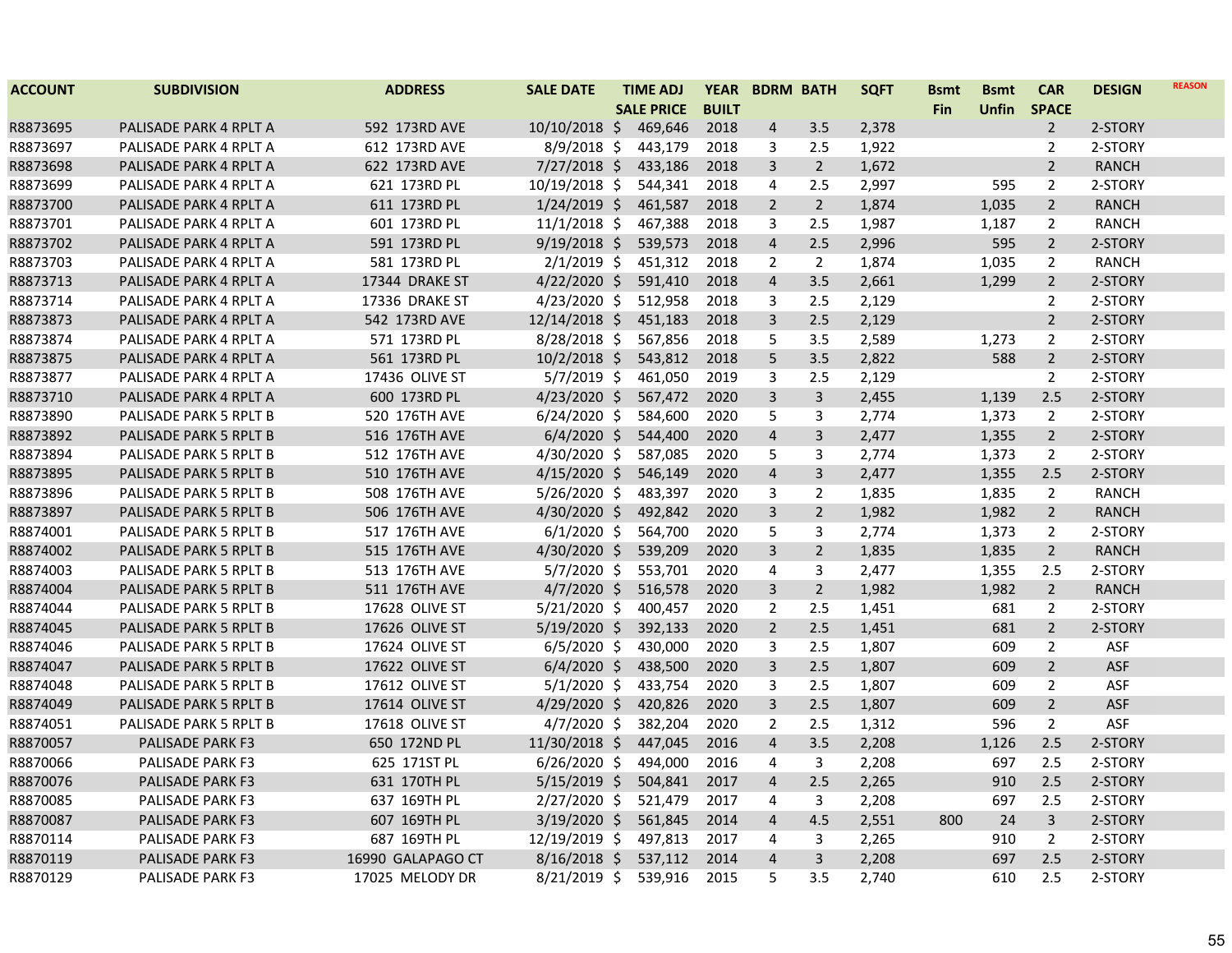| ACCOUNT | SUBDIVISION | ADDRESS | SALE DATE | TIME ADJ SALE PRICE | YEAR BUILT | BDRM | BATH | SQFT | Bsmt Fin | Bsmt Unfin | CAR SPACE | DESIGN | REASON |
|---|---|---|---|---|---|---|---|---|---|---|---|---|---|
| R8873695 | PALISADE PARK 4 RPLT A | 592 173RD AVE | 10/10/2018 | $ 469,646 | 2018 | 4 | 3.5 | 2,378 | | | 2 | 2-STORY | |
| R8873697 | PALISADE PARK 4 RPLT A | 612 173RD AVE | 8/9/2018 | $ 443,179 | 2018 | 3 | 2.5 | 1,922 | | | 2 | 2-STORY | |
| R8873698 | PALISADE PARK 4 RPLT A | 622 173RD AVE | 7/27/2018 | $ 433,186 | 2018 | 3 | 2 | 1,672 | | | 2 | RANCH | |
| R8873699 | PALISADE PARK 4 RPLT A | 621 173RD PL | 10/19/2018 | $ 544,341 | 2018 | 4 | 2.5 | 2,997 | | 595 | 2 | 2-STORY | |
| R8873700 | PALISADE PARK 4 RPLT A | 611 173RD PL | 1/24/2019 | $ 461,587 | 2018 | 2 | 2 | 1,874 | | 1,035 | 2 | RANCH | |
| R8873701 | PALISADE PARK 4 RPLT A | 601 173RD PL | 11/1/2018 | $ 467,388 | 2018 | 3 | 2.5 | 1,987 | | 1,187 | 2 | RANCH | |
| R8873702 | PALISADE PARK 4 RPLT A | 591 173RD PL | 9/19/2018 | $ 539,573 | 2018 | 4 | 2.5 | 2,996 | | 595 | 2 | 2-STORY | |
| R8873703 | PALISADE PARK 4 RPLT A | 581 173RD PL | 2/1/2019 | $ 451,312 | 2018 | 2 | 2 | 1,874 | | 1,035 | 2 | RANCH | |
| R8873713 | PALISADE PARK 4 RPLT A | 17344 DRAKE ST | 4/22/2020 | $ 591,410 | 2018 | 4 | 3.5 | 2,661 | | 1,299 | 2 | 2-STORY | |
| R8873714 | PALISADE PARK 4 RPLT A | 17336 DRAKE ST | 4/23/2020 | $ 512,958 | 2018 | 3 | 2.5 | 2,129 | | | 2 | 2-STORY | |
| R8873873 | PALISADE PARK 4 RPLT A | 542 173RD AVE | 12/14/2018 | $ 451,183 | 2018 | 3 | 2.5 | 2,129 | | | 2 | 2-STORY | |
| R8873874 | PALISADE PARK 4 RPLT A | 571 173RD PL | 8/28/2018 | $ 567,856 | 2018 | 5 | 3.5 | 2,589 | | 1,273 | 2 | 2-STORY | |
| R8873875 | PALISADE PARK 4 RPLT A | 561 173RD PL | 10/2/2018 | $ 543,812 | 2018 | 5 | 3.5 | 2,822 | | 588 | 2 | 2-STORY | |
| R8873877 | PALISADE PARK 4 RPLT A | 17436 OLIVE ST | 5/7/2019 | $ 461,050 | 2019 | 3 | 2.5 | 2,129 | | | 2 | 2-STORY | |
| R8873710 | PALISADE PARK 4 RPLT A | 600 173RD PL | 4/23/2020 | $ 567,472 | 2020 | 3 | 3 | 2,455 | | 1,139 | 2.5 | 2-STORY | |
| R8873890 | PALISADE PARK 5 RPLT B | 520 176TH AVE | 6/24/2020 | $ 584,600 | 2020 | 5 | 3 | 2,774 | | 1,373 | 2 | 2-STORY | |
| R8873892 | PALISADE PARK 5 RPLT B | 516 176TH AVE | 6/4/2020 | $ 544,400 | 2020 | 4 | 3 | 2,477 | | 1,355 | 2 | 2-STORY | |
| R8873894 | PALISADE PARK 5 RPLT B | 512 176TH AVE | 4/30/2020 | $ 587,085 | 2020 | 5 | 3 | 2,774 | | 1,373 | 2 | 2-STORY | |
| R8873895 | PALISADE PARK 5 RPLT B | 510 176TH AVE | 4/15/2020 | $ 546,149 | 2020 | 4 | 3 | 2,477 | | 1,355 | 2.5 | 2-STORY | |
| R8873896 | PALISADE PARK 5 RPLT B | 508 176TH AVE | 5/26/2020 | $ 483,397 | 2020 | 3 | 2 | 1,835 | | 1,835 | 2 | RANCH | |
| R8873897 | PALISADE PARK 5 RPLT B | 506 176TH AVE | 4/30/2020 | $ 492,842 | 2020 | 3 | 2 | 1,982 | | 1,982 | 2 | RANCH | |
| R8874001 | PALISADE PARK 5 RPLT B | 517 176TH AVE | 6/1/2020 | $ 564,700 | 2020 | 5 | 3 | 2,774 | | 1,373 | 2 | 2-STORY | |
| R8874002 | PALISADE PARK 5 RPLT B | 515 176TH AVE | 4/30/2020 | $ 539,209 | 2020 | 3 | 2 | 1,835 | | 1,835 | 2 | RANCH | |
| R8874003 | PALISADE PARK 5 RPLT B | 513 176TH AVE | 5/7/2020 | $ 553,701 | 2020 | 4 | 3 | 2,477 | | 1,355 | 2.5 | 2-STORY | |
| R8874004 | PALISADE PARK 5 RPLT B | 511 176TH AVE | 4/7/2020 | $ 516,578 | 2020 | 3 | 2 | 1,982 | | 1,982 | 2 | RANCH | |
| R8874044 | PALISADE PARK 5 RPLT B | 17628 OLIVE ST | 5/21/2020 | $ 400,457 | 2020 | 2 | 2.5 | 1,451 | | 681 | 2 | 2-STORY | |
| R8874045 | PALISADE PARK 5 RPLT B | 17626 OLIVE ST | 5/19/2020 | $ 392,133 | 2020 | 2 | 2.5 | 1,451 | | 681 | 2 | 2-STORY | |
| R8874046 | PALISADE PARK 5 RPLT B | 17624 OLIVE ST | 6/5/2020 | $ 430,000 | 2020 | 3 | 2.5 | 1,807 | | 609 | 2 | ASF | |
| R8874047 | PALISADE PARK 5 RPLT B | 17622 OLIVE ST | 6/4/2020 | $ 438,500 | 2020 | 3 | 2.5 | 1,807 | | 609 | 2 | ASF | |
| R8874048 | PALISADE PARK 5 RPLT B | 17612 OLIVE ST | 5/1/2020 | $ 433,754 | 2020 | 3 | 2.5 | 1,807 | | 609 | 2 | ASF | |
| R8874049 | PALISADE PARK 5 RPLT B | 17614 OLIVE ST | 4/29/2020 | $ 420,826 | 2020 | 3 | 2.5 | 1,807 | | 609 | 2 | ASF | |
| R8874051 | PALISADE PARK 5 RPLT B | 17618 OLIVE ST | 4/7/2020 | $ 382,204 | 2020 | 2 | 2.5 | 1,312 | | 596 | 2 | ASF | |
| R8870057 | PALISADE PARK F3 | 650 172ND PL | 11/30/2018 | $ 447,045 | 2016 | 4 | 3.5 | 2,208 | | 1,126 | 2.5 | 2-STORY | |
| R8870066 | PALISADE PARK F3 | 625 171ST PL | 6/26/2020 | $ 494,000 | 2016 | 4 | 3 | 2,208 | | 697 | 2.5 | 2-STORY | |
| R8870076 | PALISADE PARK F3 | 631 170TH PL | 5/15/2019 | $ 504,841 | 2017 | 4 | 2.5 | 2,265 | | 910 | 2.5 | 2-STORY | |
| R8870085 | PALISADE PARK F3 | 637 169TH PL | 2/27/2020 | $ 521,479 | 2017 | 4 | 3 | 2,208 | | 697 | 2.5 | 2-STORY | |
| R8870087 | PALISADE PARK F3 | 607 169TH PL | 3/19/2020 | $ 561,845 | 2014 | 4 | 4.5 | 2,551 | 800 | 24 | 3 | 2-STORY | |
| R8870114 | PALISADE PARK F3 | 687 169TH PL | 12/19/2019 | $ 497,813 | 2017 | 4 | 3 | 2,265 | | 910 | 2 | 2-STORY | |
| R8870119 | PALISADE PARK F3 | 16990 GALAPAGO CT | 8/16/2018 | $ 537,112 | 2014 | 4 | 3 | 2,208 | | 697 | 2.5 | 2-STORY | |
| R8870129 | PALISADE PARK F3 | 17025 MELODY DR | 8/21/2019 | $ 539,916 | 2015 | 5 | 3.5 | 2,740 | | 610 | 2.5 | 2-STORY | |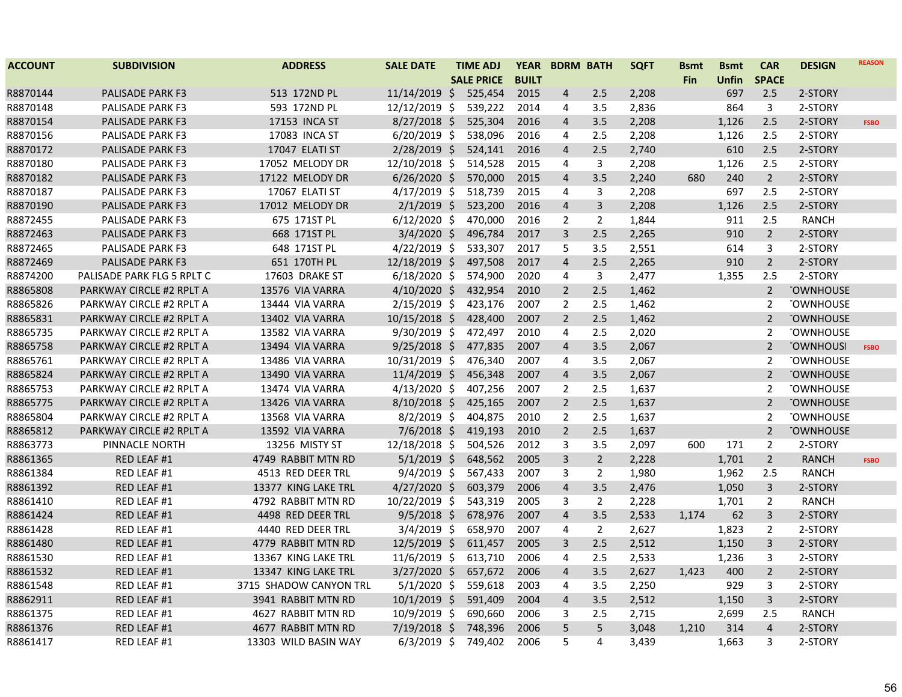| ACCOUNT | SUBDIVISION | ADDRESS | SALE DATE | TIME ADJ SALE PRICE | YEAR BUILT | BDRM | BATH | SQFT | Bsmt Fin | Bsmt Unfin | CAR SPACE | DESIGN | REASON |
|---|---|---|---|---|---|---|---|---|---|---|---|---|---|
| R8870144 | PALISADE PARK F3 | 513 172ND PL | 11/14/2019 | $ 525,454 | 2015 | 4 | 2.5 | 2,208 | | 697 | 2.5 | 2-STORY | |
| R8870148 | PALISADE PARK F3 | 593 172ND PL | 12/12/2019 | $ 539,222 | 2014 | 4 | 3.5 | 2,836 | | 864 | 3 | 2-STORY | |
| R8870154 | PALISADE PARK F3 | 17153 INCA ST | 8/27/2018 | $ 525,304 | 2016 | 4 | 3.5 | 2,208 | | 1,126 | 2.5 | 2-STORY | FSBO |
| R8870156 | PALISADE PARK F3 | 17083 INCA ST | 6/20/2019 | $ 538,096 | 2016 | 4 | 2.5 | 2,208 | | 1,126 | 2.5 | 2-STORY | |
| R8870172 | PALISADE PARK F3 | 17047 ELATI ST | 2/28/2019 | $ 524,141 | 2016 | 4 | 2.5 | 2,740 | | 610 | 2.5 | 2-STORY | |
| R8870180 | PALISADE PARK F3 | 17052 MELODY DR | 12/10/2018 | $ 514,528 | 2015 | 4 | 3 | 2,208 | | 1,126 | 2.5 | 2-STORY | |
| R8870182 | PALISADE PARK F3 | 17122 MELODY DR | 6/26/2020 | $ 570,000 | 2015 | 4 | 3.5 | 2,240 | 680 | 240 | 2 | 2-STORY | |
| R8870187 | PALISADE PARK F3 | 17067 ELATI ST | 4/17/2019 | $ 518,739 | 2015 | 4 | 3 | 2,208 | | 697 | 2.5 | 2-STORY | |
| R8870190 | PALISADE PARK F3 | 17012 MELODY DR | 2/1/2019 | $ 523,200 | 2016 | 4 | 3 | 2,208 | | 1,126 | 2.5 | 2-STORY | |
| R8872455 | PALISADE PARK F3 | 675 171ST PL | 6/12/2020 | $ 470,000 | 2016 | 2 | 2 | 1,844 | | 911 | 2.5 | RANCH | |
| R8872463 | PALISADE PARK F3 | 668 171ST PL | 3/4/2020 | $ 496,784 | 2017 | 3 | 2.5 | 2,265 | | 910 | 2 | 2-STORY | |
| R8872465 | PALISADE PARK F3 | 648 171ST PL | 4/22/2019 | $ 533,307 | 2017 | 5 | 3.5 | 2,551 | | 614 | 3 | 2-STORY | |
| R8872469 | PALISADE PARK F3 | 651 170TH PL | 12/18/2019 | $ 497,508 | 2017 | 4 | 2.5 | 2,265 | | 910 | 2 | 2-STORY | |
| R8874200 | PALISADE PARK FLG 5 RPLT C | 17603 DRAKE ST | 6/18/2020 | $ 574,900 | 2020 | 4 | 3 | 2,477 | | 1,355 | 2.5 | 2-STORY | |
| R8865808 | PARKWAY CIRCLE #2 RPLT A | 13576 VIA VARRA | 4/10/2020 | $ 432,954 | 2010 | 2 | 2.5 | 1,462 | | | 2 | TOWNHOUSE | |
| R8865826 | PARKWAY CIRCLE #2 RPLT A | 13444 VIA VARRA | 2/15/2019 | $ 423,176 | 2007 | 2 | 2.5 | 1,462 | | | 2 | TOWNHOUSE | |
| R8865831 | PARKWAY CIRCLE #2 RPLT A | 13402 VIA VARRA | 10/15/2018 | $ 428,400 | 2007 | 2 | 2.5 | 1,462 | | | 2 | TOWNHOUSE | |
| R8865735 | PARKWAY CIRCLE #2 RPLT A | 13582 VIA VARRA | 9/30/2019 | $ 472,497 | 2010 | 4 | 2.5 | 2,020 | | | 2 | TOWNHOUSE | |
| R8865758 | PARKWAY CIRCLE #2 RPLT A | 13494 VIA VARRA | 9/25/2018 | $ 477,835 | 2007 | 4 | 3.5 | 2,067 | | | 2 | TOWNHOUSE | FSBO |
| R8865761 | PARKWAY CIRCLE #2 RPLT A | 13486 VIA VARRA | 10/31/2019 | $ 476,340 | 2007 | 4 | 3.5 | 2,067 | | | 2 | TOWNHOUSE | |
| R8865824 | PARKWAY CIRCLE #2 RPLT A | 13490 VIA VARRA | 11/4/2019 | $ 456,348 | 2007 | 4 | 3.5 | 2,067 | | | 2 | TOWNHOUSE | |
| R8865753 | PARKWAY CIRCLE #2 RPLT A | 13474 VIA VARRA | 4/13/2020 | $ 407,256 | 2007 | 2 | 2.5 | 1,637 | | | 2 | TOWNHOUSE | |
| R8865775 | PARKWAY CIRCLE #2 RPLT A | 13426 VIA VARRA | 8/10/2018 | $ 425,165 | 2007 | 2 | 2.5 | 1,637 | | | 2 | TOWNHOUSE | |
| R8865804 | PARKWAY CIRCLE #2 RPLT A | 13568 VIA VARRA | 8/2/2019 | $ 404,875 | 2010 | 2 | 2.5 | 1,637 | | | 2 | TOWNHOUSE | |
| R8865812 | PARKWAY CIRCLE #2 RPLT A | 13592 VIA VARRA | 7/6/2018 | $ 419,193 | 2010 | 2 | 2.5 | 1,637 | | | 2 | TOWNHOUSE | |
| R8863773 | PINNACLE NORTH | 13256 MISTY ST | 12/18/2018 | $ 504,526 | 2012 | 3 | 3.5 | 2,097 | 600 | 171 | 2 | 2-STORY | |
| R8861365 | RED LEAF #1 | 4749 RABBIT MTN RD | 5/1/2019 | $ 648,562 | 2005 | 3 | 2 | 2,228 | | 1,701 | 2 | RANCH | FSBO |
| R8861384 | RED LEAF #1 | 4513 RED DEER TRL | 9/4/2019 | $ 567,433 | 2007 | 3 | 2 | 1,980 | | 1,962 | 2.5 | RANCH | |
| R8861392 | RED LEAF #1 | 13377 KING LAKE TRL | 4/27/2020 | $ 603,379 | 2006 | 4 | 3.5 | 2,476 | | 1,050 | 3 | 2-STORY | |
| R8861410 | RED LEAF #1 | 4792 RABBIT MTN RD | 10/22/2019 | $ 543,319 | 2005 | 3 | 2 | 2,228 | | 1,701 | 2 | RANCH | |
| R8861424 | RED LEAF #1 | 4498 RED DEER TRL | 9/5/2018 | $ 678,976 | 2007 | 4 | 3.5 | 2,533 | 1,174 | 62 | 3 | 2-STORY | |
| R8861428 | RED LEAF #1 | 4440 RED DEER TRL | 3/4/2019 | $ 658,970 | 2007 | 4 | 2 | 2,627 | | 1,823 | 2 | 2-STORY | |
| R8861480 | RED LEAF #1 | 4779 RABBIT MTN RD | 12/5/2019 | $ 611,457 | 2005 | 3 | 2.5 | 2,512 | | 1,150 | 3 | 2-STORY | |
| R8861530 | RED LEAF #1 | 13367 KING LAKE TRL | 11/6/2019 | $ 613,710 | 2006 | 4 | 2.5 | 2,533 | | 1,236 | 3 | 2-STORY | |
| R8861532 | RED LEAF #1 | 13347 KING LAKE TRL | 3/27/2020 | $ 657,672 | 2006 | 4 | 3.5 | 2,627 | 1,423 | 400 | 2 | 2-STORY | |
| R8861548 | RED LEAF #1 | 3715 SHADOW CANYON TRL | 5/1/2020 | $ 559,618 | 2003 | 4 | 3.5 | 2,250 | | 929 | 3 | 2-STORY | |
| R8862911 | RED LEAF #1 | 3941 RABBIT MTN RD | 10/1/2019 | $ 591,409 | 2004 | 4 | 3.5 | 2,512 | | 1,150 | 3 | 2-STORY | |
| R8861375 | RED LEAF #1 | 4627 RABBIT MTN RD | 10/9/2019 | $ 690,660 | 2006 | 3 | 2.5 | 2,715 | | 2,699 | 2.5 | RANCH | |
| R8861376 | RED LEAF #1 | 4677 RABBIT MTN RD | 7/19/2018 | $ 748,396 | 2006 | 5 | 5 | 3,048 | 1,210 | 314 | 4 | 2-STORY | |
| R8861417 | RED LEAF #1 | 13303 WILD BASIN WAY | 6/3/2019 | $ 749,402 | 2006 | 5 | 4 | 3,439 | | 1,663 | 3 | 2-STORY | |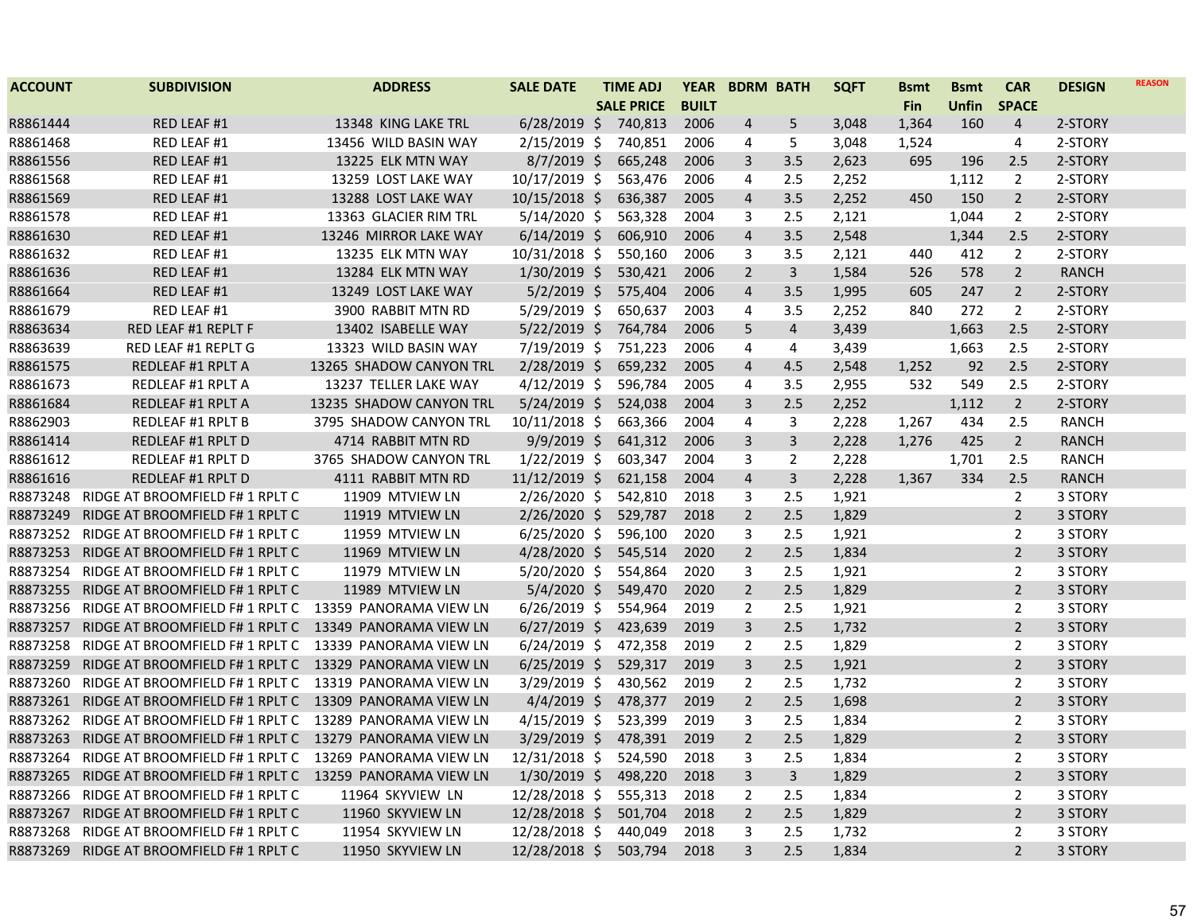| ACCOUNT | SUBDIVISION | ADDRESS | SALE DATE | TIME ADJ SALE PRICE | YEAR BUILT | BDRM | BATH | SQFT | Bsmt Fin | Bsmt Unfin | CAR SPACE | DESIGN | REASON |
|---|---|---|---|---|---|---|---|---|---|---|---|---|---|
| R8861444 | RED LEAF #1 | 13348 KING LAKE TRL | 6/28/2019 | $ 740,813 | 2006 | 4 | 5 | 3,048 | 1,364 | 160 | 4 | 2-STORY | |
| R8861468 | RED LEAF #1 | 13456 WILD BASIN WAY | 2/15/2019 | $ 740,851 | 2006 | 4 | 5 | 3,048 | 1,524 | | 4 | 2-STORY | |
| R8861556 | RED LEAF #1 | 13225 ELK MTN WAY | 8/7/2019 | $ 665,248 | 2006 | 3 | 3.5 | 2,623 | 695 | 196 | 2.5 | 2-STORY | |
| R8861568 | RED LEAF #1 | 13259 LOST LAKE WAY | 10/17/2019 | $ 563,476 | 2006 | 4 | 2.5 | 2,252 | | 1,112 | 2 | 2-STORY | |
| R8861569 | RED LEAF #1 | 13288 LOST LAKE WAY | 10/15/2018 | $ 636,387 | 2005 | 4 | 3.5 | 2,252 | 450 | 150 | 2 | 2-STORY | |
| R8861578 | RED LEAF #1 | 13363 GLACIER RIM TRL | 5/14/2020 | $ 563,328 | 2004 | 3 | 2.5 | 2,121 | | 1,044 | 2 | 2-STORY | |
| R8861630 | RED LEAF #1 | 13246 MIRROR LAKE WAY | 6/14/2019 | $ 606,910 | 2006 | 4 | 3.5 | 2,548 | | 1,344 | 2.5 | 2-STORY | |
| R8861632 | RED LEAF #1 | 13235 ELK MTN WAY | 10/31/2018 | $ 550,160 | 2006 | 3 | 3.5 | 2,121 | 440 | 412 | 2 | 2-STORY | |
| R8861636 | RED LEAF #1 | 13284 ELK MTN WAY | 1/30/2019 | $ 530,421 | 2006 | 2 | 3 | 1,584 | 526 | 578 | 2 | RANCH | |
| R8861664 | RED LEAF #1 | 13249 LOST LAKE WAY | 5/2/2019 | $ 575,404 | 2006 | 4 | 3.5 | 1,995 | 605 | 247 | 2 | 2-STORY | |
| R8861679 | RED LEAF #1 | 3900 RABBIT MTN RD | 5/29/2019 | $ 650,637 | 2003 | 4 | 3.5 | 2,252 | 840 | 272 | 2 | 2-STORY | |
| R8863634 | RED LEAF #1 REPLT F | 13402 ISABELLE WAY | 5/22/2019 | $ 764,784 | 2006 | 5 | 4 | 3,439 | | 1,663 | 2.5 | 2-STORY | |
| R8863639 | RED LEAF #1 REPLT G | 13323 WILD BASIN WAY | 7/19/2019 | $ 751,223 | 2006 | 4 | 4 | 3,439 | | 1,663 | 2.5 | 2-STORY | |
| R8861575 | REDLEAF #1 RPLT A | 13265 SHADOW CANYON TRL | 2/28/2019 | $ 659,232 | 2005 | 4 | 4.5 | 2,548 | 1,252 | 92 | 2.5 | 2-STORY | |
| R8861673 | REDLEAF #1 RPLT A | 13237 TELLER LAKE WAY | 4/12/2019 | $ 596,784 | 2005 | 4 | 3.5 | 2,955 | 532 | 549 | 2.5 | 2-STORY | |
| R8861684 | REDLEAF #1 RPLT A | 13235 SHADOW CANYON TRL | 5/24/2019 | $ 524,038 | 2004 | 3 | 2.5 | 2,252 | | 1,112 | 2 | 2-STORY | |
| R8862903 | REDLEAF #1 RPLT B | 3795 SHADOW CANYON TRL | 10/11/2018 | $ 663,366 | 2004 | 4 | 3 | 2,228 | 1,267 | 434 | 2.5 | RANCH | |
| R8861414 | REDLEAF #1 RPLT D | 4714 RABBIT MTN RD | 9/9/2019 | $ 641,312 | 2006 | 3 | 3 | 2,228 | 1,276 | 425 | 2 | RANCH | |
| R8861612 | REDLEAF #1 RPLT D | 3765 SHADOW CANYON TRL | 1/22/2019 | $ 603,347 | 2004 | 3 | 2 | 2,228 | | 1,701 | 2.5 | RANCH | |
| R8861616 | REDLEAF #1 RPLT D | 4111 RABBIT MTN RD | 11/12/2019 | $ 621,158 | 2004 | 4 | 3 | 2,228 | 1,367 | 334 | 2.5 | RANCH | |
| R8873248 | RIDGE AT BROOMFIELD F# 1 RPLT C | 11909 MTVIEW LN | 2/26/2020 | $ 542,810 | 2018 | 3 | 2.5 | 1,921 | | | 2 | 3 STORY | |
| R8873249 | RIDGE AT BROOMFIELD F# 1 RPLT C | 11919 MTVIEW LN | 2/26/2020 | $ 529,787 | 2018 | 2 | 2.5 | 1,829 | | | 2 | 3 STORY | |
| R8873252 | RIDGE AT BROOMFIELD F# 1 RPLT C | 11959 MTVIEW LN | 6/25/2020 | $ 596,100 | 2020 | 3 | 2.5 | 1,921 | | | 2 | 3 STORY | |
| R8873253 | RIDGE AT BROOMFIELD F# 1 RPLT C | 11969 MTVIEW LN | 4/28/2020 | $ 545,514 | 2020 | 2 | 2.5 | 1,834 | | | 2 | 3 STORY | |
| R8873254 | RIDGE AT BROOMFIELD F# 1 RPLT C | 11979 MTVIEW LN | 5/20/2020 | $ 554,864 | 2020 | 3 | 2.5 | 1,921 | | | 2 | 3 STORY | |
| R8873255 | RIDGE AT BROOMFIELD F# 1 RPLT C | 11989 MTVIEW LN | 5/4/2020 | $ 549,470 | 2020 | 2 | 2.5 | 1,829 | | | 2 | 3 STORY | |
| R8873256 | RIDGE AT BROOMFIELD F# 1 RPLT C | 13359 PANORAMA VIEW LN | 6/26/2019 | $ 554,964 | 2019 | 2 | 2.5 | 1,921 | | | 2 | 3 STORY | |
| R8873257 | RIDGE AT BROOMFIELD F# 1 RPLT C | 13349 PANORAMA VIEW LN | 6/27/2019 | $ 423,639 | 2019 | 3 | 2.5 | 1,732 | | | 2 | 3 STORY | |
| R8873258 | RIDGE AT BROOMFIELD F# 1 RPLT C | 13339 PANORAMA VIEW LN | 6/24/2019 | $ 472,358 | 2019 | 2 | 2.5 | 1,829 | | | 2 | 3 STORY | |
| R8873259 | RIDGE AT BROOMFIELD F# 1 RPLT C | 13329 PANORAMA VIEW LN | 6/25/2019 | $ 529,317 | 2019 | 3 | 2.5 | 1,921 | | | 2 | 3 STORY | |
| R8873260 | RIDGE AT BROOMFIELD F# 1 RPLT C | 13319 PANORAMA VIEW LN | 3/29/2019 | $ 430,562 | 2019 | 2 | 2.5 | 1,732 | | | 2 | 3 STORY | |
| R8873261 | RIDGE AT BROOMFIELD F# 1 RPLT C | 13309 PANORAMA VIEW LN | 4/4/2019 | $ 478,377 | 2019 | 2 | 2.5 | 1,698 | | | 2 | 3 STORY | |
| R8873262 | RIDGE AT BROOMFIELD F# 1 RPLT C | 13289 PANORAMA VIEW LN | 4/15/2019 | $ 523,399 | 2019 | 3 | 2.5 | 1,834 | | | 2 | 3 STORY | |
| R8873263 | RIDGE AT BROOMFIELD F# 1 RPLT C | 13279 PANORAMA VIEW LN | 3/29/2019 | $ 478,391 | 2019 | 2 | 2.5 | 1,829 | | | 2 | 3 STORY | |
| R8873264 | RIDGE AT BROOMFIELD F# 1 RPLT C | 13269 PANORAMA VIEW LN | 12/31/2018 | $ 524,590 | 2018 | 3 | 2.5 | 1,834 | | | 2 | 3 STORY | |
| R8873265 | RIDGE AT BROOMFIELD F# 1 RPLT C | 13259 PANORAMA VIEW LN | 1/30/2019 | $ 498,220 | 2018 | 3 | 3 | 1,829 | | | 2 | 3 STORY | |
| R8873266 | RIDGE AT BROOMFIELD F# 1 RPLT C | 11964 SKYVIEW LN | 12/28/2018 | $ 555,313 | 2018 | 2 | 2.5 | 1,834 | | | 2 | 3 STORY | |
| R8873267 | RIDGE AT BROOMFIELD F# 1 RPLT C | 11960 SKYVIEW LN | 12/28/2018 | $ 501,704 | 2018 | 2 | 2.5 | 1,829 | | | 2 | 3 STORY | |
| R8873268 | RIDGE AT BROOMFIELD F# 1 RPLT C | 11954 SKYVIEW LN | 12/28/2018 | $ 440,049 | 2018 | 3 | 2.5 | 1,732 | | | 2 | 3 STORY | |
| R8873269 | RIDGE AT BROOMFIELD F# 1 RPLT C | 11950 SKYVIEW LN | 12/28/2018 | $ 503,794 | 2018 | 3 | 2.5 | 1,834 | | | 2 | 3 STORY | |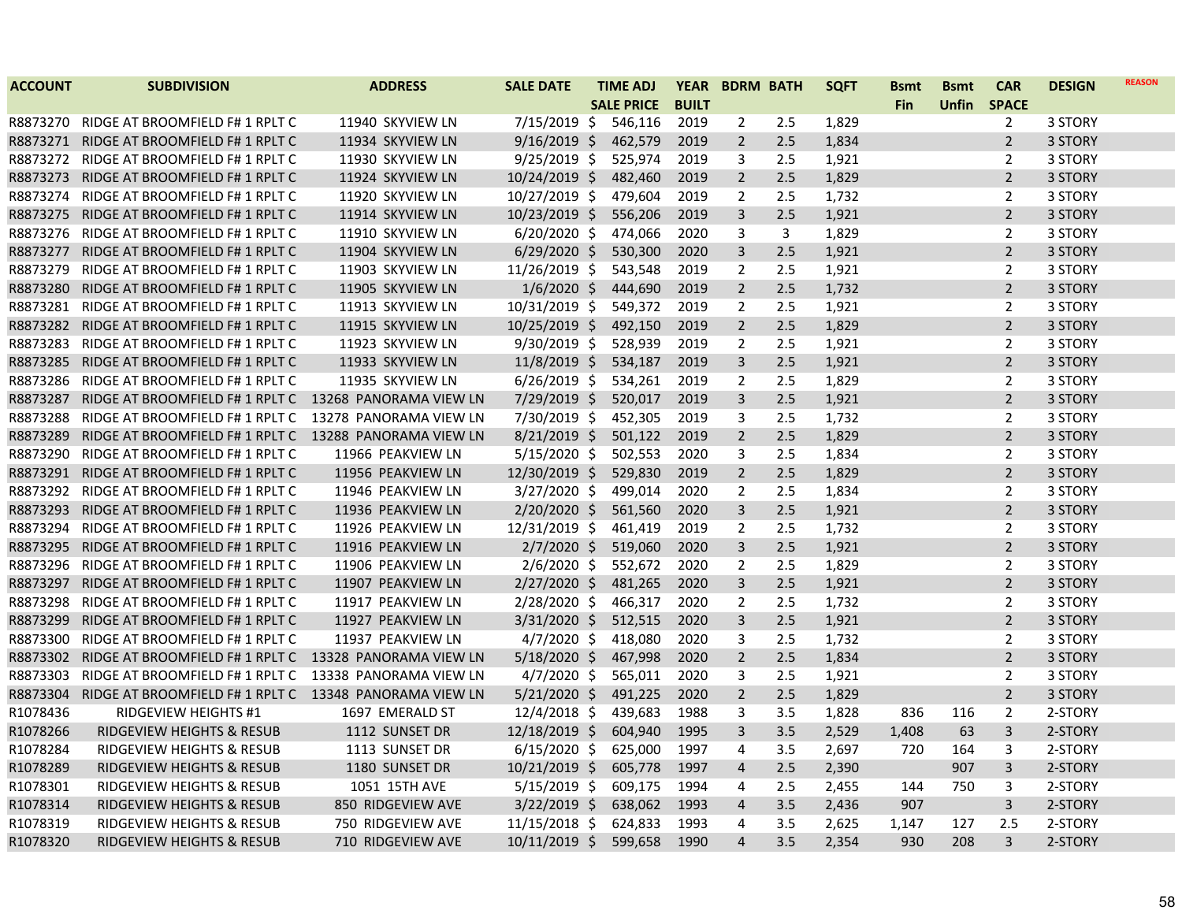| ACCOUNT | SUBDIVISION | ADDRESS | SALE DATE | TIME ADJ SALE PRICE | YEAR BUILT | BDRM | BATH | SQFT | Bsmt Fin | Bsmt Unfin | CAR SPACE | DESIGN | REASON |
|---|---|---|---|---|---|---|---|---|---|---|---|---|---|
| R8873270 | RIDGE AT BROOMFIELD F# 1 RPLT C | 11940 SKYVIEW LN | 7/15/2019 | $ 546,116 | 2019 | 2 | 2.5 | 1,829 | | | 2 | 3 STORY | |
| R8873271 | RIDGE AT BROOMFIELD F# 1 RPLT C | 11934 SKYVIEW LN | 9/16/2019 | $ 462,579 | 2019 | 2 | 2.5 | 1,834 | | | 2 | 3 STORY | |
| R8873272 | RIDGE AT BROOMFIELD F# 1 RPLT C | 11930 SKYVIEW LN | 9/25/2019 | $ 525,974 | 2019 | 3 | 2.5 | 1,921 | | | 2 | 3 STORY | |
| R8873273 | RIDGE AT BROOMFIELD F# 1 RPLT C | 11924 SKYVIEW LN | 10/24/2019 | $ 482,460 | 2019 | 2 | 2.5 | 1,829 | | | 2 | 3 STORY | |
| R8873274 | RIDGE AT BROOMFIELD F# 1 RPLT C | 11920 SKYVIEW LN | 10/27/2019 | $ 479,604 | 2019 | 2 | 2.5 | 1,732 | | | 2 | 3 STORY | |
| R8873275 | RIDGE AT BROOMFIELD F# 1 RPLT C | 11914 SKYVIEW LN | 10/23/2019 | $ 556,206 | 2019 | 3 | 2.5 | 1,921 | | | 2 | 3 STORY | |
| R8873276 | RIDGE AT BROOMFIELD F# 1 RPLT C | 11910 SKYVIEW LN | 6/20/2020 | $ 474,066 | 2020 | 3 | 3 | 1,829 | | | 2 | 3 STORY | |
| R8873277 | RIDGE AT BROOMFIELD F# 1 RPLT C | 11904 SKYVIEW LN | 6/29/2020 | $ 530,300 | 2020 | 3 | 2.5 | 1,921 | | | 2 | 3 STORY | |
| R8873279 | RIDGE AT BROOMFIELD F# 1 RPLT C | 11903 SKYVIEW LN | 11/26/2019 | $ 543,548 | 2019 | 2 | 2.5 | 1,921 | | | 2 | 3 STORY | |
| R8873280 | RIDGE AT BROOMFIELD F# 1 RPLT C | 11905 SKYVIEW LN | 1/6/2020 | $ 444,690 | 2019 | 2 | 2.5 | 1,732 | | | 2 | 3 STORY | |
| R8873281 | RIDGE AT BROOMFIELD F# 1 RPLT C | 11913 SKYVIEW LN | 10/31/2019 | $ 549,372 | 2019 | 2 | 2.5 | 1,921 | | | 2 | 3 STORY | |
| R8873282 | RIDGE AT BROOMFIELD F# 1 RPLT C | 11915 SKYVIEW LN | 10/25/2019 | $ 492,150 | 2019 | 2 | 2.5 | 1,829 | | | 2 | 3 STORY | |
| R8873283 | RIDGE AT BROOMFIELD F# 1 RPLT C | 11923 SKYVIEW LN | 9/30/2019 | $ 528,939 | 2019 | 2 | 2.5 | 1,921 | | | 2 | 3 STORY | |
| R8873285 | RIDGE AT BROOMFIELD F# 1 RPLT C | 11933 SKYVIEW LN | 11/8/2019 | $ 534,187 | 2019 | 3 | 2.5 | 1,921 | | | 2 | 3 STORY | |
| R8873286 | RIDGE AT BROOMFIELD F# 1 RPLT C | 11935 SKYVIEW LN | 6/26/2019 | $ 534,261 | 2019 | 2 | 2.5 | 1,829 | | | 2 | 3 STORY | |
| R8873287 | RIDGE AT BROOMFIELD F# 1 RPLT C | 13268 PANORAMA VIEW LN | 7/29/2019 | $ 520,017 | 2019 | 3 | 2.5 | 1,921 | | | 2 | 3 STORY | |
| R8873288 | RIDGE AT BROOMFIELD F# 1 RPLT C | 13278 PANORAMA VIEW LN | 7/30/2019 | $ 452,305 | 2019 | 3 | 2.5 | 1,732 | | | 2 | 3 STORY | |
| R8873289 | RIDGE AT BROOMFIELD F# 1 RPLT C | 13288 PANORAMA VIEW LN | 8/21/2019 | $ 501,122 | 2019 | 2 | 2.5 | 1,829 | | | 2 | 3 STORY | |
| R8873290 | RIDGE AT BROOMFIELD F# 1 RPLT C | 11966 PEAKVIEW LN | 5/15/2020 | $ 502,553 | 2020 | 3 | 2.5 | 1,834 | | | 2 | 3 STORY | |
| R8873291 | RIDGE AT BROOMFIELD F# 1 RPLT C | 11956 PEAKVIEW LN | 12/30/2019 | $ 529,830 | 2019 | 2 | 2.5 | 1,829 | | | 2 | 3 STORY | |
| R8873292 | RIDGE AT BROOMFIELD F# 1 RPLT C | 11946 PEAKVIEW LN | 3/27/2020 | $ 499,014 | 2020 | 2 | 2.5 | 1,834 | | | 2 | 3 STORY | |
| R8873293 | RIDGE AT BROOMFIELD F# 1 RPLT C | 11936 PEAKVIEW LN | 2/20/2020 | $ 561,560 | 2020 | 3 | 2.5 | 1,921 | | | 2 | 3 STORY | |
| R8873294 | RIDGE AT BROOMFIELD F# 1 RPLT C | 11926 PEAKVIEW LN | 12/31/2019 | $ 461,419 | 2019 | 2 | 2.5 | 1,732 | | | 2 | 3 STORY | |
| R8873295 | RIDGE AT BROOMFIELD F# 1 RPLT C | 11916 PEAKVIEW LN | 2/7/2020 | $ 519,060 | 2020 | 3 | 2.5 | 1,921 | | | 2 | 3 STORY | |
| R8873296 | RIDGE AT BROOMFIELD F# 1 RPLT C | 11906 PEAKVIEW LN | 2/6/2020 | $ 552,672 | 2020 | 2 | 2.5 | 1,829 | | | 2 | 3 STORY | |
| R8873297 | RIDGE AT BROOMFIELD F# 1 RPLT C | 11907 PEAKVIEW LN | 2/27/2020 | $ 481,265 | 2020 | 3 | 2.5 | 1,921 | | | 2 | 3 STORY | |
| R8873298 | RIDGE AT BROOMFIELD F# 1 RPLT C | 11917 PEAKVIEW LN | 2/28/2020 | $ 466,317 | 2020 | 2 | 2.5 | 1,732 | | | 2 | 3 STORY | |
| R8873299 | RIDGE AT BROOMFIELD F# 1 RPLT C | 11927 PEAKVIEW LN | 3/31/2020 | $ 512,515 | 2020 | 3 | 2.5 | 1,921 | | | 2 | 3 STORY | |
| R8873300 | RIDGE AT BROOMFIELD F# 1 RPLT C | 11937 PEAKVIEW LN | 4/7/2020 | $ 418,080 | 2020 | 3 | 2.5 | 1,732 | | | 2 | 3 STORY | |
| R8873302 | RIDGE AT BROOMFIELD F# 1 RPLT C | 13328 PANORAMA VIEW LN | 5/18/2020 | $ 467,998 | 2020 | 2 | 2.5 | 1,834 | | | 2 | 3 STORY | |
| R8873303 | RIDGE AT BROOMFIELD F# 1 RPLT C | 13338 PANORAMA VIEW LN | 4/7/2020 | $ 565,011 | 2020 | 3 | 2.5 | 1,921 | | | 2 | 3 STORY | |
| R8873304 | RIDGE AT BROOMFIELD F# 1 RPLT C | 13348 PANORAMA VIEW LN | 5/21/2020 | $ 491,225 | 2020 | 2 | 2.5 | 1,829 | | | 2 | 3 STORY | |
| R1078436 | RIDGEVIEW HEIGHTS #1 | 1697 EMERALD ST | 12/4/2018 | $ 439,683 | 1988 | 3 | 3.5 | 1,828 | 836 | 116 | 2 | 2-STORY | |
| R1078266 | RIDGEVIEW HEIGHTS & RESUB | 1112 SUNSET DR | 12/18/2019 | $ 604,940 | 1995 | 3 | 3.5 | 2,529 | 1,408 | 63 | 3 | 2-STORY | |
| R1078284 | RIDGEVIEW HEIGHTS & RESUB | 1113 SUNSET DR | 6/15/2020 | $ 625,000 | 1997 | 4 | 3.5 | 2,697 | 720 | 164 | 3 | 2-STORY | |
| R1078289 | RIDGEVIEW HEIGHTS & RESUB | 1180 SUNSET DR | 10/21/2019 | $ 605,778 | 1997 | 4 | 2.5 | 2,390 | | 907 | 3 | 2-STORY | |
| R1078301 | RIDGEVIEW HEIGHTS & RESUB | 1051 15TH AVE | 5/15/2019 | $ 609,175 | 1994 | 4 | 2.5 | 2,455 | 144 | 750 | 3 | 2-STORY | |
| R1078314 | RIDGEVIEW HEIGHTS & RESUB | 850 RIDGEVIEW AVE | 3/22/2019 | $ 638,062 | 1993 | 4 | 3.5 | 2,436 | 907 | | 3 | 2-STORY | |
| R1078319 | RIDGEVIEW HEIGHTS & RESUB | 750 RIDGEVIEW AVE | 11/15/2018 | $ 624,833 | 1993 | 4 | 3.5 | 2,625 | 1,147 | 127 | 2.5 | 2-STORY | |
| R1078320 | RIDGEVIEW HEIGHTS & RESUB | 710 RIDGEVIEW AVE | 10/11/2019 | $ 599,658 | 1990 | 4 | 3.5 | 2,354 | 930 | 208 | 3 | 2-STORY | |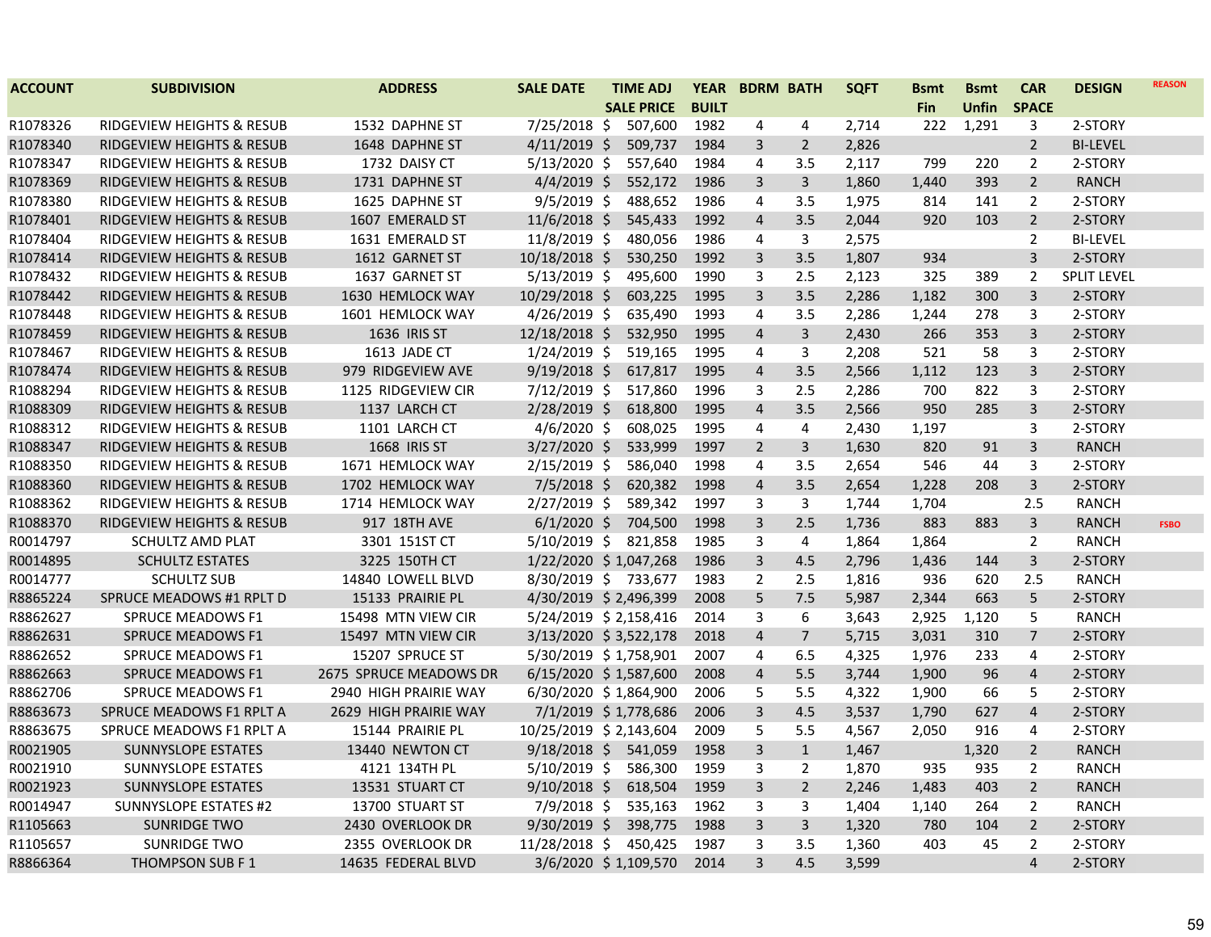| ACCOUNT | SUBDIVISION | ADDRESS | SALE DATE | TIME ADJ SALE PRICE | YEAR BUILT | BDRM | BATH | SQFT | Bsmt Fin | Bsmt Unfin | CAR SPACE | DESIGN | REASON |
|---|---|---|---|---|---|---|---|---|---|---|---|---|---|
| R1078326 | RIDGEVIEW HEIGHTS & RESUB | 1532 DAPHNE ST | 7/25/2018 | $ 507,600 | 1982 | 4 | 4 | 2,714 | 222 | 1,291 | 3 | 2-STORY | |
| R1078340 | RIDGEVIEW HEIGHTS & RESUB | 1648 DAPHNE ST | 4/11/2019 | $ 509,737 | 1984 | 3 | 2 | 2,826 | | | 2 | BI-LEVEL | |
| R1078347 | RIDGEVIEW HEIGHTS & RESUB | 1732 DAISY CT | 5/13/2020 | $ 557,640 | 1984 | 4 | 3.5 | 2,117 | 799 | 220 | 2 | 2-STORY | |
| R1078369 | RIDGEVIEW HEIGHTS & RESUB | 1731 DAPHNE ST | 4/4/2019 | $ 552,172 | 1986 | 3 | 3 | 1,860 | 1,440 | 393 | 2 | RANCH | |
| R1078380 | RIDGEVIEW HEIGHTS & RESUB | 1625 DAPHNE ST | 9/5/2019 | $ 488,652 | 1986 | 4 | 3.5 | 1,975 | 814 | 141 | 2 | 2-STORY | |
| R1078401 | RIDGEVIEW HEIGHTS & RESUB | 1607 EMERALD ST | 11/6/2018 | $ 545,433 | 1992 | 4 | 3.5 | 2,044 | 920 | 103 | 2 | 2-STORY | |
| R1078404 | RIDGEVIEW HEIGHTS & RESUB | 1631 EMERALD ST | 11/8/2019 | $ 480,056 | 1986 | 4 | 3 | 2,575 | | | 2 | BI-LEVEL | |
| R1078414 | RIDGEVIEW HEIGHTS & RESUB | 1612 GARNET ST | 10/18/2018 | $ 530,250 | 1992 | 3 | 3.5 | 1,807 | 934 | | 3 | 2-STORY | |
| R1078432 | RIDGEVIEW HEIGHTS & RESUB | 1637 GARNET ST | 5/13/2019 | $ 495,600 | 1990 | 3 | 2.5 | 2,123 | 325 | 389 | 2 | SPLIT LEVEL | |
| R1078442 | RIDGEVIEW HEIGHTS & RESUB | 1630 HEMLOCK WAY | 10/29/2018 | $ 603,225 | 1995 | 3 | 3.5 | 2,286 | 1,182 | 300 | 3 | 2-STORY | |
| R1078448 | RIDGEVIEW HEIGHTS & RESUB | 1601 HEMLOCK WAY | 4/26/2019 | $ 635,490 | 1993 | 4 | 3.5 | 2,286 | 1,244 | 278 | 3 | 2-STORY | |
| R1078459 | RIDGEVIEW HEIGHTS & RESUB | 1636 IRIS ST | 12/18/2018 | $ 532,950 | 1995 | 4 | 3 | 2,430 | 266 | 353 | 3 | 2-STORY | |
| R1078467 | RIDGEVIEW HEIGHTS & RESUB | 1613 JADE CT | 1/24/2019 | $ 519,165 | 1995 | 4 | 3 | 2,208 | 521 | 58 | 3 | 2-STORY | |
| R1078474 | RIDGEVIEW HEIGHTS & RESUB | 979 RIDGEVIEW AVE | 9/19/2018 | $ 617,817 | 1995 | 4 | 3.5 | 2,566 | 1,112 | 123 | 3 | 2-STORY | |
| R1088294 | RIDGEVIEW HEIGHTS & RESUB | 1125 RIDGEVIEW CIR | 7/12/2019 | $ 517,860 | 1996 | 3 | 2.5 | 2,286 | 700 | 822 | 3 | 2-STORY | |
| R1088309 | RIDGEVIEW HEIGHTS & RESUB | 1137 LARCH CT | 2/28/2019 | $ 618,800 | 1995 | 4 | 3.5 | 2,566 | 950 | 285 | 3 | 2-STORY | |
| R1088312 | RIDGEVIEW HEIGHTS & RESUB | 1101 LARCH CT | 4/6/2020 | $ 608,025 | 1995 | 4 | 4 | 2,430 | 1,197 | | 3 | 2-STORY | |
| R1088347 | RIDGEVIEW HEIGHTS & RESUB | 1668 IRIS ST | 3/27/2020 | $ 533,999 | 1997 | 2 | 3 | 1,630 | 820 | 91 | 3 | RANCH | |
| R1088350 | RIDGEVIEW HEIGHTS & RESUB | 1671 HEMLOCK WAY | 2/15/2019 | $ 586,040 | 1998 | 4 | 3.5 | 2,654 | 546 | 44 | 3 | 2-STORY | |
| R1088360 | RIDGEVIEW HEIGHTS & RESUB | 1702 HEMLOCK WAY | 7/5/2018 | $ 620,382 | 1998 | 4 | 3.5 | 2,654 | 1,228 | 208 | 3 | 2-STORY | |
| R1088362 | RIDGEVIEW HEIGHTS & RESUB | 1714 HEMLOCK WAY | 2/27/2019 | $ 589,342 | 1997 | 3 | 3 | 1,744 | 1,704 | | 2.5 | RANCH | |
| R1088370 | RIDGEVIEW HEIGHTS & RESUB | 917 18TH AVE | 6/1/2020 | $ 704,500 | 1998 | 3 | 2.5 | 1,736 | 883 | 883 | 3 | RANCH | FSBO |
| R0014797 | SCHULTZ AMD PLAT | 3301 151ST CT | 5/10/2019 | $ 821,858 | 1985 | 3 | 4 | 1,864 | 1,864 | | 2 | RANCH | |
| R0014895 | SCHULTZ ESTATES | 3225 150TH CT | 1/22/2020 | $ 1,047,268 | 1986 | 3 | 4.5 | 2,796 | 1,436 | 144 | 3 | 2-STORY | |
| R0014777 | SCHULTZ SUB | 14840 LOWELL BLVD | 8/30/2019 | $ 733,677 | 1983 | 2 | 2.5 | 1,816 | 936 | 620 | 2.5 | RANCH | |
| R8865224 | SPRUCE MEADOWS #1 RPLT D | 15133 PRAIRIE PL | 4/30/2019 | $ 2,496,399 | 2008 | 5 | 7.5 | 5,987 | 2,344 | 663 | 5 | 2-STORY | |
| R8862627 | SPRUCE MEADOWS F1 | 15498 MTN VIEW CIR | 5/24/2019 | $ 2,158,416 | 2014 | 3 | 6 | 3,643 | 2,925 | 1,120 | 5 | RANCH | |
| R8862631 | SPRUCE MEADOWS F1 | 15497 MTN VIEW CIR | 3/13/2020 | $ 3,522,178 | 2018 | 4 | 7 | 5,715 | 3,031 | 310 | 7 | 2-STORY | |
| R8862652 | SPRUCE MEADOWS F1 | 15207 SPRUCE ST | 5/30/2019 | $ 1,758,901 | 2007 | 4 | 6.5 | 4,325 | 1,976 | 233 | 4 | 2-STORY | |
| R8862663 | SPRUCE MEADOWS F1 | 2675 SPRUCE MEADOWS DR | 6/15/2020 | $ 1,587,600 | 2008 | 4 | 5.5 | 3,744 | 1,900 | 96 | 4 | 2-STORY | |
| R8862706 | SPRUCE MEADOWS F1 | 2940 HIGH PRAIRIE WAY | 6/30/2020 | $ 1,864,900 | 2006 | 5 | 5.5 | 4,322 | 1,900 | 66 | 5 | 2-STORY | |
| R8863673 | SPRUCE MEADOWS F1 RPLT A | 2629 HIGH PRAIRIE WAY | 7/1/2019 | $ 1,778,686 | 2006 | 3 | 4.5 | 3,537 | 1,790 | 627 | 4 | 2-STORY | |
| R8863675 | SPRUCE MEADOWS F1 RPLT A | 15144 PRAIRIE PL | 10/25/2019 | $ 2,143,604 | 2009 | 5 | 5.5 | 4,567 | 2,050 | 916 | 4 | 2-STORY | |
| R0021905 | SUNNYSLOPE ESTATES | 13440 NEWTON CT | 9/18/2018 | $ 541,059 | 1958 | 3 | 1 | 1,467 | | 1,320 | 2 | RANCH | |
| R0021910 | SUNNYSLOPE ESTATES | 4121 134TH PL | 5/10/2019 | $ 586,300 | 1959 | 3 | 2 | 1,870 | 935 | 935 | 2 | RANCH | |
| R0021923 | SUNNYSLOPE ESTATES | 13531 STUART CT | 9/10/2018 | $ 618,504 | 1959 | 3 | 2 | 2,246 | 1,483 | 403 | 2 | RANCH | |
| R0014947 | SUNNYSLOPE ESTATES #2 | 13700 STUART ST | 7/9/2018 | $ 535,163 | 1962 | 3 | 3 | 1,404 | 1,140 | 264 | 2 | RANCH | |
| R1105663 | SUNRIDGE TWO | 2430 OVERLOOK DR | 9/30/2019 | $ 398,775 | 1988 | 3 | 3 | 1,320 | 780 | 104 | 2 | 2-STORY | |
| R1105657 | SUNRIDGE TWO | 2355 OVERLOOK DR | 11/28/2018 | $ 450,425 | 1987 | 3 | 3.5 | 1,360 | 403 | 45 | 2 | 2-STORY | |
| R8866364 | THOMPSON SUB F 1 | 14635 FEDERAL BLVD | 3/6/2020 | $ 1,109,570 | 2014 | 3 | 4.5 | 3,599 | | | 4 | 2-STORY | |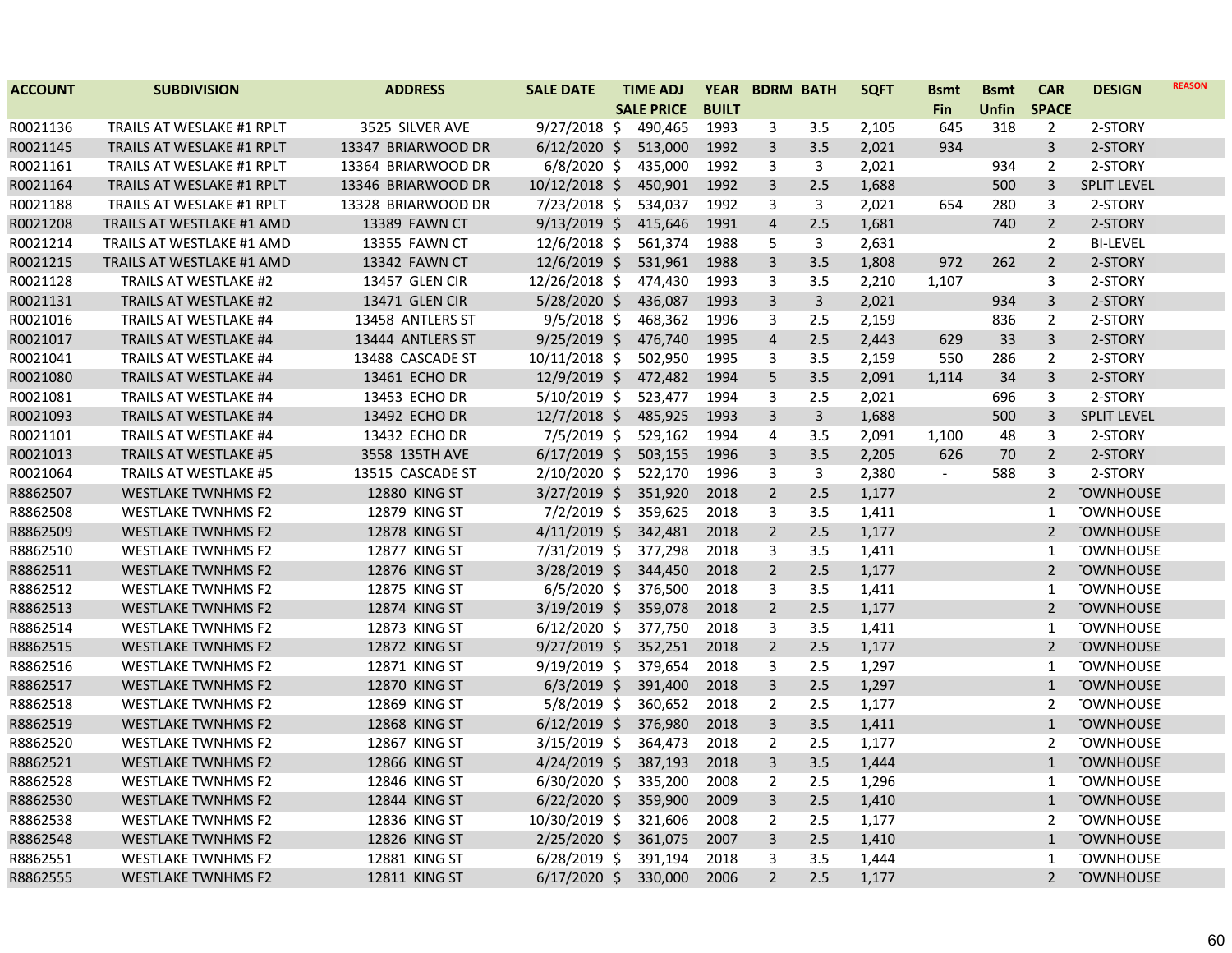| ACCOUNT | SUBDIVISION | ADDRESS | SALE DATE | TIME ADJ SALE PRICE | YEAR BUILT | BDRM | BATH | SQFT | Bsmt Fin | Bsmt Unfin | CAR SPACE | DESIGN | REASON |
|---|---|---|---|---|---|---|---|---|---|---|---|---|---|
| R0021136 | TRAILS AT WESLAKE #1 RPLT | 3525 SILVER AVE | 9/27/2018 | $ 490,465 | 1993 | 3 | 3.5 | 2,105 | 645 | 318 | 2 | 2-STORY | |
| R0021145 | TRAILS AT WESLAKE #1 RPLT | 13347 BRIARWOOD DR | 6/12/2020 | $ 513,000 | 1992 | 3 | 3.5 | 2,021 | 934 | | 3 | 2-STORY | |
| R0021161 | TRAILS AT WESLAKE #1 RPLT | 13364 BRIARWOOD DR | 6/8/2020 | $ 435,000 | 1992 | 3 | 3 | 2,021 | | 934 | 2 | 2-STORY | |
| R0021164 | TRAILS AT WESLAKE #1 RPLT | 13346 BRIARWOOD DR | 10/12/2018 | $ 450,901 | 1992 | 3 | 2.5 | 1,688 | | 500 | 3 | SPLIT LEVEL | |
| R0021188 | TRAILS AT WESLAKE #1 RPLT | 13328 BRIARWOOD DR | 7/23/2018 | $ 534,037 | 1992 | 3 | 3 | 2,021 | 654 | 280 | 3 | 2-STORY | |
| R0021208 | TRAILS AT WESTLAKE #1 AMD | 13389 FAWN CT | 9/13/2019 | $ 415,646 | 1991 | 4 | 2.5 | 1,681 | | 740 | 2 | 2-STORY | |
| R0021214 | TRAILS AT WESTLAKE #1 AMD | 13355 FAWN CT | 12/6/2018 | $ 561,374 | 1988 | 5 | 3 | 2,631 | | | 2 | BI-LEVEL | |
| R0021215 | TRAILS AT WESTLAKE #1 AMD | 13342 FAWN CT | 12/6/2019 | $ 531,961 | 1988 | 3 | 3.5 | 1,808 | 972 | 262 | 2 | 2-STORY | |
| R0021128 | TRAILS AT WESTLAKE #2 | 13457 GLEN CIR | 12/26/2018 | $ 474,430 | 1993 | 3 | 3.5 | 2,210 | 1,107 | | 3 | 2-STORY | |
| R0021131 | TRAILS AT WESTLAKE #2 | 13471 GLEN CIR | 5/28/2020 | $ 436,087 | 1993 | 3 | 3 | 2,021 | | 934 | 3 | 2-STORY | |
| R0021016 | TRAILS AT WESTLAKE #4 | 13458 ANTLERS ST | 9/5/2018 | $ 468,362 | 1996 | 3 | 2.5 | 2,159 | | 836 | 2 | 2-STORY | |
| R0021017 | TRAILS AT WESTLAKE #4 | 13444 ANTLERS ST | 9/25/2019 | $ 476,740 | 1995 | 4 | 2.5 | 2,443 | 629 | 33 | 3 | 2-STORY | |
| R0021041 | TRAILS AT WESTLAKE #4 | 13488 CASCADE ST | 10/11/2018 | $ 502,950 | 1995 | 3 | 3.5 | 2,159 | 550 | 286 | 2 | 2-STORY | |
| R0021080 | TRAILS AT WESTLAKE #4 | 13461 ECHO DR | 12/9/2019 | $ 472,482 | 1994 | 5 | 3.5 | 2,091 | 1,114 | 34 | 3 | 2-STORY | |
| R0021081 | TRAILS AT WESTLAKE #4 | 13453 ECHO DR | 5/10/2019 | $ 523,477 | 1994 | 3 | 2.5 | 2,021 | | 696 | 3 | 2-STORY | |
| R0021093 | TRAILS AT WESTLAKE #4 | 13492 ECHO DR | 12/7/2018 | $ 485,925 | 1993 | 3 | 3 | 1,688 | | 500 | 3 | SPLIT LEVEL | |
| R0021101 | TRAILS AT WESTLAKE #4 | 13432 ECHO DR | 7/5/2019 | $ 529,162 | 1994 | 4 | 3.5 | 2,091 | 1,100 | 48 | 3 | 2-STORY | |
| R0021013 | TRAILS AT WESTLAKE #5 | 3558 135TH AVE | 6/17/2019 | $ 503,155 | 1996 | 3 | 3.5 | 2,205 | 626 | 70 | 2 | 2-STORY | |
| R0021064 | TRAILS AT WESTLAKE #5 | 13515 CASCADE ST | 2/10/2020 | $ 522,170 | 1996 | 3 | 3 | 2,380 | - | 588 | 3 | 2-STORY | |
| R8862507 | WESTLAKE TWNHMS F2 | 12880 KING ST | 3/27/2019 | $ 351,920 | 2018 | 2 | 2.5 | 1,177 | | | 2 | TOWNHOUSE | |
| R8862508 | WESTLAKE TWNHMS F2 | 12879 KING ST | 7/2/2019 | $ 359,625 | 2018 | 3 | 3.5 | 1,411 | | | 1 | TOWNHOUSE | |
| R8862509 | WESTLAKE TWNHMS F2 | 12878 KING ST | 4/11/2019 | $ 342,481 | 2018 | 2 | 2.5 | 1,177 | | | 2 | TOWNHOUSE | |
| R8862510 | WESTLAKE TWNHMS F2 | 12877 KING ST | 7/31/2019 | $ 377,298 | 2018 | 3 | 3.5 | 1,411 | | | 1 | TOWNHOUSE | |
| R8862511 | WESTLAKE TWNHMS F2 | 12876 KING ST | 3/28/2019 | $ 344,450 | 2018 | 2 | 2.5 | 1,177 | | | 2 | TOWNHOUSE | |
| R8862512 | WESTLAKE TWNHMS F2 | 12875 KING ST | 6/5/2020 | $ 376,500 | 2018 | 3 | 3.5 | 1,411 | | | 1 | TOWNHOUSE | |
| R8862513 | WESTLAKE TWNHMS F2 | 12874 KING ST | 3/19/2019 | $ 359,078 | 2018 | 2 | 2.5 | 1,177 | | | 2 | TOWNHOUSE | |
| R8862514 | WESTLAKE TWNHMS F2 | 12873 KING ST | 6/12/2020 | $ 377,750 | 2018 | 3 | 3.5 | 1,411 | | | 1 | TOWNHOUSE | |
| R8862515 | WESTLAKE TWNHMS F2 | 12872 KING ST | 9/27/2019 | $ 352,251 | 2018 | 2 | 2.5 | 1,177 | | | 2 | TOWNHOUSE | |
| R8862516 | WESTLAKE TWNHMS F2 | 12871 KING ST | 9/19/2019 | $ 379,654 | 2018 | 3 | 2.5 | 1,297 | | | 1 | TOWNHOUSE | |
| R8862517 | WESTLAKE TWNHMS F2 | 12870 KING ST | 6/3/2019 | $ 391,400 | 2018 | 3 | 2.5 | 1,297 | | | 1 | TOWNHOUSE | |
| R8862518 | WESTLAKE TWNHMS F2 | 12869 KING ST | 5/8/2019 | $ 360,652 | 2018 | 2 | 2.5 | 1,177 | | | 2 | TOWNHOUSE | |
| R8862519 | WESTLAKE TWNHMS F2 | 12868 KING ST | 6/12/2019 | $ 376,980 | 2018 | 3 | 3.5 | 1,411 | | | 1 | TOWNHOUSE | |
| R8862520 | WESTLAKE TWNHMS F2 | 12867 KING ST | 3/15/2019 | $ 364,473 | 2018 | 2 | 2.5 | 1,177 | | | 2 | TOWNHOUSE | |
| R8862521 | WESTLAKE TWNHMS F2 | 12866 KING ST | 4/24/2019 | $ 387,193 | 2018 | 3 | 3.5 | 1,444 | | | 1 | TOWNHOUSE | |
| R8862528 | WESTLAKE TWNHMS F2 | 12846 KING ST | 6/30/2020 | $ 335,200 | 2008 | 2 | 2.5 | 1,296 | | | 1 | TOWNHOUSE | |
| R8862530 | WESTLAKE TWNHMS F2 | 12844 KING ST | 6/22/2020 | $ 359,900 | 2009 | 3 | 2.5 | 1,410 | | | 1 | TOWNHOUSE | |
| R8862538 | WESTLAKE TWNHMS F2 | 12836 KING ST | 10/30/2019 | $ 321,606 | 2008 | 2 | 2.5 | 1,177 | | | 2 | TOWNHOUSE | |
| R8862548 | WESTLAKE TWNHMS F2 | 12826 KING ST | 2/25/2020 | $ 361,075 | 2007 | 3 | 2.5 | 1,410 | | | 1 | TOWNHOUSE | |
| R8862551 | WESTLAKE TWNHMS F2 | 12881 KING ST | 6/28/2019 | $ 391,194 | 2018 | 3 | 3.5 | 1,444 | | | 1 | TOWNHOUSE | |
| R8862555 | WESTLAKE TWNHMS F2 | 12811 KING ST | 6/17/2020 | $ 330,000 | 2006 | 2 | 2.5 | 1,177 | | | 2 | TOWNHOUSE | |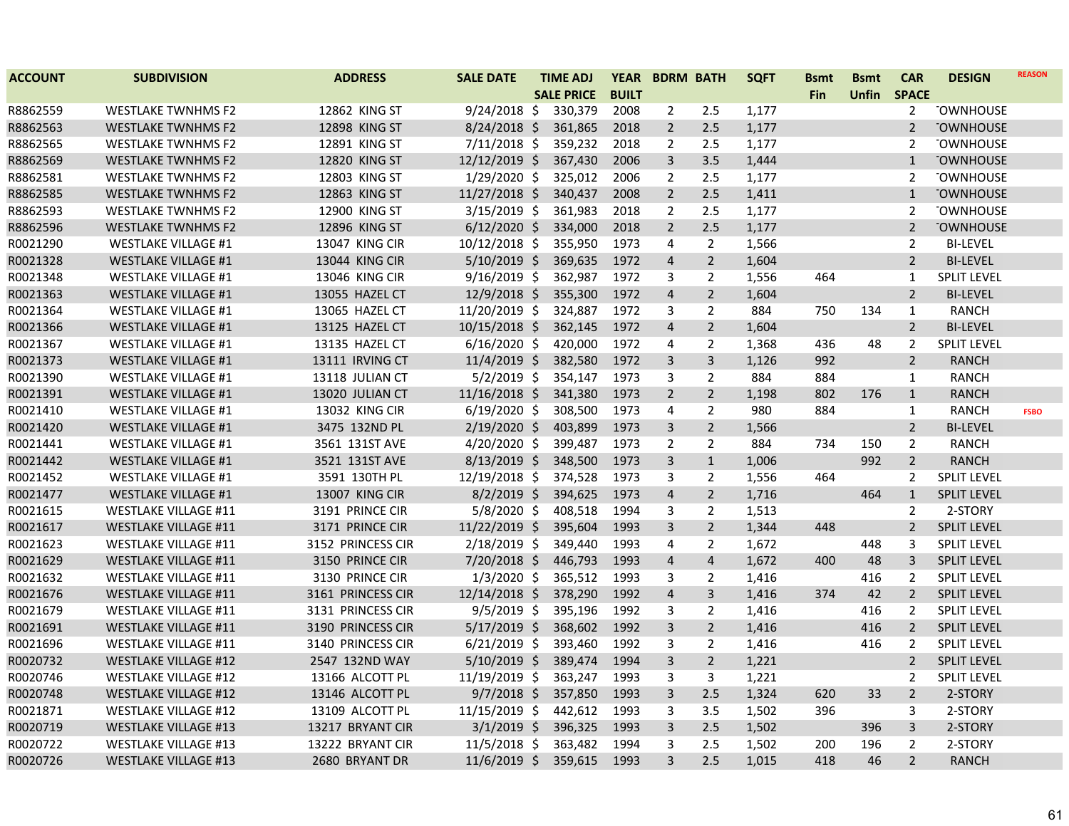| ACCOUNT | SUBDIVISION | ADDRESS | SALE DATE | TIME ADJ SALE PRICE | YEAR BUILT | BDRM | BATH | SQFT | Bsmt Fin | Bsmt Unfin | CAR SPACE | DESIGN | REASON |
|---|---|---|---|---|---|---|---|---|---|---|---|---|---|
| R8862559 | WESTLAKE TWNHMS F2 | 12862 KING ST | 9/24/2018 | $ 330,379 | 2008 | 2 | 2.5 | 1,177 | | | 2 | TOWNHOUSE | |
| R8862563 | WESTLAKE TWNHMS F2 | 12898 KING ST | 8/24/2018 | $ 361,865 | 2018 | 2 | 2.5 | 1,177 | | | 2 | TOWNHOUSE | |
| R8862565 | WESTLAKE TWNHMS F2 | 12891 KING ST | 7/11/2018 | $ 359,232 | 2018 | 2 | 2.5 | 1,177 | | | 2 | TOWNHOUSE | |
| R8862569 | WESTLAKE TWNHMS F2 | 12820 KING ST | 12/12/2019 | $ 367,430 | 2006 | 3 | 3.5 | 1,444 | | | 1 | TOWNHOUSE | |
| R8862581 | WESTLAKE TWNHMS F2 | 12803 KING ST | 1/29/2020 | $ 325,012 | 2006 | 2 | 2.5 | 1,177 | | | 2 | TOWNHOUSE | |
| R8862585 | WESTLAKE TWNHMS F2 | 12863 KING ST | 11/27/2018 | $ 340,437 | 2008 | 2 | 2.5 | 1,411 | | | 1 | TOWNHOUSE | |
| R8862593 | WESTLAKE TWNHMS F2 | 12900 KING ST | 3/15/2019 | $ 361,983 | 2018 | 2 | 2.5 | 1,177 | | | 2 | TOWNHOUSE | |
| R8862596 | WESTLAKE TWNHMS F2 | 12896 KING ST | 6/12/2020 | $ 334,000 | 2018 | 2 | 2.5 | 1,177 | | | 2 | TOWNHOUSE | |
| R0021290 | WESTLAKE VILLAGE #1 | 13047 KING CIR | 10/12/2018 | $ 355,950 | 1973 | 4 | 2 | 1,566 | | | 2 | BI-LEVEL | |
| R0021328 | WESTLAKE VILLAGE #1 | 13044 KING CIR | 5/10/2019 | $ 369,635 | 1972 | 4 | 2 | 1,604 | | | 2 | BI-LEVEL | |
| R0021348 | WESTLAKE VILLAGE #1 | 13046 KING CIR | 9/16/2019 | $ 362,987 | 1972 | 3 | 2 | 1,556 | 464 | | 1 | SPLIT LEVEL | |
| R0021363 | WESTLAKE VILLAGE #1 | 13055 HAZEL CT | 12/9/2018 | $ 355,300 | 1972 | 4 | 2 | 1,604 | | | 2 | BI-LEVEL | |
| R0021364 | WESTLAKE VILLAGE #1 | 13065 HAZEL CT | 11/20/2019 | $ 324,887 | 1972 | 3 | 2 | 884 | 750 | 134 | 1 | RANCH | |
| R0021366 | WESTLAKE VILLAGE #1 | 13125 HAZEL CT | 10/15/2018 | $ 362,145 | 1972 | 4 | 2 | 1,604 | | | 2 | BI-LEVEL | |
| R0021367 | WESTLAKE VILLAGE #1 | 13135 HAZEL CT | 6/16/2020 | $ 420,000 | 1972 | 4 | 2 | 1,368 | 436 | 48 | 2 | SPLIT LEVEL | |
| R0021373 | WESTLAKE VILLAGE #1 | 13111 IRVING CT | 11/4/2019 | $ 382,580 | 1972 | 3 | 3 | 1,126 | 992 | | 2 | RANCH | |
| R0021390 | WESTLAKE VILLAGE #1 | 13118 JULIAN CT | 5/2/2019 | $ 354,147 | 1973 | 3 | 2 | 884 | 884 | | 1 | RANCH | |
| R0021391 | WESTLAKE VILLAGE #1 | 13020 JULIAN CT | 11/16/2018 | $ 341,380 | 1973 | 2 | 2 | 1,198 | 802 | 176 | 1 | RANCH | |
| R0021410 | WESTLAKE VILLAGE #1 | 13032 KING CIR | 6/19/2020 | $ 308,500 | 1973 | 4 | 2 | 980 | 884 | | 1 | RANCH | FSBO |
| R0021420 | WESTLAKE VILLAGE #1 | 3475 132ND PL | 2/19/2020 | $ 403,899 | 1973 | 3 | 2 | 1,566 | | | 2 | BI-LEVEL | |
| R0021441 | WESTLAKE VILLAGE #1 | 3561 131ST AVE | 4/20/2020 | $ 399,487 | 1973 | 2 | 2 | 884 | 734 | 150 | 2 | RANCH | |
| R0021442 | WESTLAKE VILLAGE #1 | 3521 131ST AVE | 8/13/2019 | $ 348,500 | 1973 | 3 | 1 | 1,006 | | 992 | 2 | RANCH | |
| R0021452 | WESTLAKE VILLAGE #1 | 3591 130TH PL | 12/19/2018 | $ 374,528 | 1973 | 3 | 2 | 1,556 | 464 | | 2 | SPLIT LEVEL | |
| R0021477 | WESTLAKE VILLAGE #1 | 13007 KING CIR | 8/2/2019 | $ 394,625 | 1973 | 4 | 2 | 1,716 | | 464 | 1 | SPLIT LEVEL | |
| R0021615 | WESTLAKE VILLAGE #11 | 3191 PRINCE CIR | 5/8/2020 | $ 408,518 | 1994 | 3 | 2 | 1,513 | | | 2 | 2-STORY | |
| R0021617 | WESTLAKE VILLAGE #11 | 3171 PRINCE CIR | 11/22/2019 | $ 395,604 | 1993 | 3 | 2 | 1,344 | 448 | | 2 | SPLIT LEVEL | |
| R0021623 | WESTLAKE VILLAGE #11 | 3152 PRINCESS CIR | 2/18/2019 | $ 349,440 | 1993 | 4 | 2 | 1,672 | | 448 | 3 | SPLIT LEVEL | |
| R0021629 | WESTLAKE VILLAGE #11 | 3150 PRINCE CIR | 7/20/2018 | $ 446,793 | 1993 | 4 | 4 | 1,672 | 400 | 48 | 3 | SPLIT LEVEL | |
| R0021632 | WESTLAKE VILLAGE #11 | 3130 PRINCE CIR | 1/3/2020 | $ 365,512 | 1993 | 3 | 2 | 1,416 | | 416 | 2 | SPLIT LEVEL | |
| R0021676 | WESTLAKE VILLAGE #11 | 3161 PRINCESS CIR | 12/14/2018 | $ 378,290 | 1992 | 4 | 3 | 1,416 | 374 | 42 | 2 | SPLIT LEVEL | |
| R0021679 | WESTLAKE VILLAGE #11 | 3131 PRINCESS CIR | 9/5/2019 | $ 395,196 | 1992 | 3 | 2 | 1,416 | | 416 | 2 | SPLIT LEVEL | |
| R0021691 | WESTLAKE VILLAGE #11 | 3190 PRINCESS CIR | 5/17/2019 | $ 368,602 | 1992 | 3 | 2 | 1,416 | | 416 | 2 | SPLIT LEVEL | |
| R0021696 | WESTLAKE VILLAGE #11 | 3140 PRINCESS CIR | 6/21/2019 | $ 393,460 | 1992 | 3 | 2 | 1,416 | | 416 | 2 | SPLIT LEVEL | |
| R0020732 | WESTLAKE VILLAGE #12 | 2547 132ND WAY | 5/10/2019 | $ 389,474 | 1994 | 3 | 2 | 1,221 | | | 2 | SPLIT LEVEL | |
| R0020746 | WESTLAKE VILLAGE #12 | 13166 ALCOTT PL | 11/19/2019 | $ 363,247 | 1993 | 3 | 3 | 1,221 | | | 2 | SPLIT LEVEL | |
| R0020748 | WESTLAKE VILLAGE #12 | 13146 ALCOTT PL | 9/7/2018 | $ 357,850 | 1993 | 3 | 2.5 | 1,324 | 620 | 33 | 2 | 2-STORY | |
| R0021871 | WESTLAKE VILLAGE #12 | 13109 ALCOTT PL | 11/15/2019 | $ 442,612 | 1993 | 3 | 3.5 | 1,502 | 396 | | 3 | 2-STORY | |
| R0020719 | WESTLAKE VILLAGE #13 | 13217 BRYANT CIR | 3/1/2019 | $ 396,325 | 1993 | 3 | 2.5 | 1,502 | | 396 | 3 | 2-STORY | |
| R0020722 | WESTLAKE VILLAGE #13 | 13222 BRYANT CIR | 11/5/2018 | $ 363,482 | 1994 | 3 | 2.5 | 1,502 | 200 | 196 | 2 | 2-STORY | |
| R0020726 | WESTLAKE VILLAGE #13 | 2680 BRYANT DR | 11/6/2019 | $ 359,615 | 1993 | 3 | 2.5 | 1,015 | 418 | 46 | 2 | RANCH | |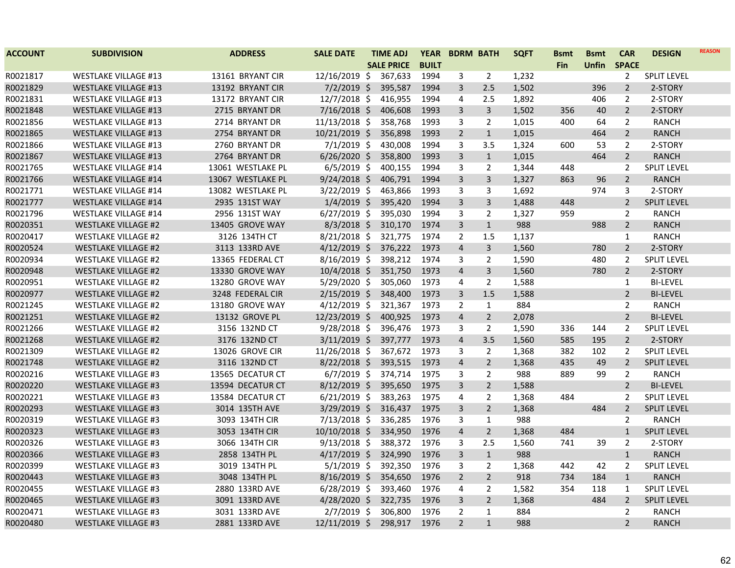| ACCOUNT | SUBDIVISION | ADDRESS | SALE DATE | TIME ADJ SALE PRICE | YEAR BUILT | BDRM | BATH | SQFT | Bsmt Fin | Bsmt Unfin | CAR SPACE | DESIGN | REASON |
|---|---|---|---|---|---|---|---|---|---|---|---|---|---|
| R0021817 | WESTLAKE VILLAGE #13 | 13161 BRYANT CIR | 12/16/2019 | $ 367,633 | 1994 | 3 | 2 | 1,232 | | | 2 | SPLIT LEVEL | |
| R0021829 | WESTLAKE VILLAGE #13 | 13192 BRYANT CIR | 7/2/2019 | $ 395,587 | 1994 | 3 | 2.5 | 1,502 | | 396 | 2 | 2-STORY | |
| R0021831 | WESTLAKE VILLAGE #13 | 13172 BRYANT CIR | 12/7/2018 | $ 416,955 | 1994 | 4 | 2.5 | 1,892 | | 406 | 2 | 2-STORY | |
| R0021848 | WESTLAKE VILLAGE #13 | 2715 BRYANT DR | 7/16/2018 | $ 406,608 | 1993 | 3 | 3 | 1,502 | 356 | 40 | 2 | 2-STORY | |
| R0021856 | WESTLAKE VILLAGE #13 | 2714 BRYANT DR | 11/13/2018 | $ 358,768 | 1993 | 3 | 2 | 1,015 | 400 | 64 | 2 | RANCH | |
| R0021865 | WESTLAKE VILLAGE #13 | 2754 BRYANT DR | 10/21/2019 | $ 356,898 | 1993 | 2 | 1 | 1,015 | | 464 | 2 | RANCH | |
| R0021866 | WESTLAKE VILLAGE #13 | 2760 BRYANT DR | 7/1/2019 | $ 430,008 | 1994 | 3 | 3.5 | 1,324 | 600 | 53 | 2 | 2-STORY | |
| R0021867 | WESTLAKE VILLAGE #13 | 2764 BRYANT DR | 6/26/2020 | $ 358,800 | 1993 | 3 | 1 | 1,015 | | 464 | 2 | RANCH | |
| R0021765 | WESTLAKE VILLAGE #14 | 13061 WESTLAKE PL | 6/5/2019 | $ 400,155 | 1994 | 3 | 2 | 1,344 | 448 | | 2 | SPLIT LEVEL | |
| R0021766 | WESTLAKE VILLAGE #14 | 13067 WESTLAKE PL | 9/24/2018 | $ 406,791 | 1994 | 3 | 3 | 1,327 | 863 | 96 | 2 | RANCH | |
| R0021771 | WESTLAKE VILLAGE #14 | 13082 WESTLAKE PL | 3/22/2019 | $ 463,866 | 1993 | 3 | 3 | 1,692 | | 974 | 3 | 2-STORY | |
| R0021777 | WESTLAKE VILLAGE #14 | 2935 131ST WAY | 1/4/2019 | $ 395,420 | 1994 | 3 | 3 | 1,488 | 448 | | 2 | SPLIT LEVEL | |
| R0021796 | WESTLAKE VILLAGE #14 | 2956 131ST WAY | 6/27/2019 | $ 395,030 | 1994 | 3 | 2 | 1,327 | 959 | | 2 | RANCH | |
| R0020351 | WESTLAKE VILLAGE #2 | 13405 GROVE WAY | 8/3/2018 | $ 310,170 | 1974 | 3 | 1 | 988 | | 988 | 2 | RANCH | |
| R0020417 | WESTLAKE VILLAGE #2 | 3126 134TH CT | 8/21/2018 | $ 321,775 | 1974 | 2 | 1.5 | 1,137 | | | 1 | RANCH | |
| R0020524 | WESTLAKE VILLAGE #2 | 3113 133RD AVE | 4/12/2019 | $ 376,222 | 1973 | 4 | 3 | 1,560 | | 780 | 2 | 2-STORY | |
| R0020934 | WESTLAKE VILLAGE #2 | 13365 FEDERAL CT | 8/16/2019 | $ 398,212 | 1974 | 3 | 2 | 1,590 | | 480 | 2 | SPLIT LEVEL | |
| R0020948 | WESTLAKE VILLAGE #2 | 13330 GROVE WAY | 10/4/2018 | $ 351,750 | 1973 | 4 | 3 | 1,560 | | 780 | 2 | 2-STORY | |
| R0020951 | WESTLAKE VILLAGE #2 | 13280 GROVE WAY | 5/29/2020 | $ 305,060 | 1973 | 4 | 2 | 1,588 | | | 1 | BI-LEVEL | |
| R0020977 | WESTLAKE VILLAGE #2 | 3248 FEDERAL CIR | 2/15/2019 | $ 348,400 | 1973 | 3 | 1.5 | 1,588 | | | 2 | BI-LEVEL | |
| R0021245 | WESTLAKE VILLAGE #2 | 13180 GROVE WAY | 4/12/2019 | $ 321,367 | 1973 | 2 | 1 | 884 | | | 2 | RANCH | |
| R0021251 | WESTLAKE VILLAGE #2 | 13132 GROVE PL | 12/23/2019 | $ 400,925 | 1973 | 4 | 2 | 2,078 | | | 2 | BI-LEVEL | |
| R0021266 | WESTLAKE VILLAGE #2 | 3156 132ND CT | 9/28/2018 | $ 396,476 | 1973 | 3 | 2 | 1,590 | 336 | 144 | 2 | SPLIT LEVEL | |
| R0021268 | WESTLAKE VILLAGE #2 | 3176 132ND CT | 3/11/2019 | $ 397,777 | 1973 | 4 | 3.5 | 1,560 | 585 | 195 | 2 | 2-STORY | |
| R0021309 | WESTLAKE VILLAGE #2 | 13026 GROVE CIR | 11/26/2018 | $ 367,672 | 1973 | 3 | 2 | 1,368 | 382 | 102 | 2 | SPLIT LEVEL | |
| R0021748 | WESTLAKE VILLAGE #2 | 3116 132ND CT | 8/22/2018 | $ 393,515 | 1973 | 4 | 2 | 1,368 | 435 | 49 | 2 | SPLIT LEVEL | |
| R0020216 | WESTLAKE VILLAGE #3 | 13565 DECATUR CT | 6/7/2019 | $ 374,714 | 1975 | 3 | 2 | 988 | 889 | 99 | 2 | RANCH | |
| R0020220 | WESTLAKE VILLAGE #3 | 13594 DECATUR CT | 8/12/2019 | $ 395,650 | 1975 | 3 | 2 | 1,588 | | | 2 | BI-LEVEL | |
| R0020221 | WESTLAKE VILLAGE #3 | 13584 DECATUR CT | 6/21/2019 | $ 383,263 | 1975 | 4 | 2 | 1,368 | 484 | | 2 | SPLIT LEVEL | |
| R0020293 | WESTLAKE VILLAGE #3 | 3014 135TH AVE | 3/29/2019 | $ 316,437 | 1975 | 3 | 2 | 1,368 | | 484 | 2 | SPLIT LEVEL | |
| R0020319 | WESTLAKE VILLAGE #3 | 3093 134TH CIR | 7/13/2018 | $ 336,285 | 1976 | 3 | 1 | 988 | | | 2 | RANCH | |
| R0020323 | WESTLAKE VILLAGE #3 | 3053 134TH CIR | 10/10/2018 | $ 334,950 | 1976 | 4 | 2 | 1,368 | 484 | | 1 | SPLIT LEVEL | |
| R0020326 | WESTLAKE VILLAGE #3 | 3066 134TH CIR | 9/13/2018 | $ 388,372 | 1976 | 3 | 2.5 | 1,560 | 741 | 39 | 2 | 2-STORY | |
| R0020366 | WESTLAKE VILLAGE #3 | 2858 134TH PL | 4/17/2019 | $ 324,990 | 1976 | 3 | 1 | 988 | | | 1 | RANCH | |
| R0020399 | WESTLAKE VILLAGE #3 | 3019 134TH PL | 5/1/2019 | $ 392,350 | 1976 | 3 | 2 | 1,368 | 442 | 42 | 2 | SPLIT LEVEL | |
| R0020443 | WESTLAKE VILLAGE #3 | 3048 134TH PL | 8/16/2019 | $ 354,650 | 1976 | 2 | 2 | 918 | 734 | 184 | 1 | RANCH | |
| R0020455 | WESTLAKE VILLAGE #3 | 2880 133RD AVE | 6/28/2019 | $ 393,460 | 1976 | 4 | 2 | 1,582 | 354 | 118 | 1 | SPLIT LEVEL | |
| R0020465 | WESTLAKE VILLAGE #3 | 3091 133RD AVE | 4/28/2020 | $ 322,735 | 1976 | 3 | 2 | 1,368 | | 484 | 2 | SPLIT LEVEL | |
| R0020471 | WESTLAKE VILLAGE #3 | 3031 133RD AVE | 2/7/2019 | $ 306,800 | 1976 | 2 | 1 | 884 | | | 2 | RANCH | |
| R0020480 | WESTLAKE VILLAGE #3 | 2881 133RD AVE | 12/11/2019 | $ 298,917 | 1976 | 2 | 1 | 988 | | | 2 | RANCH | |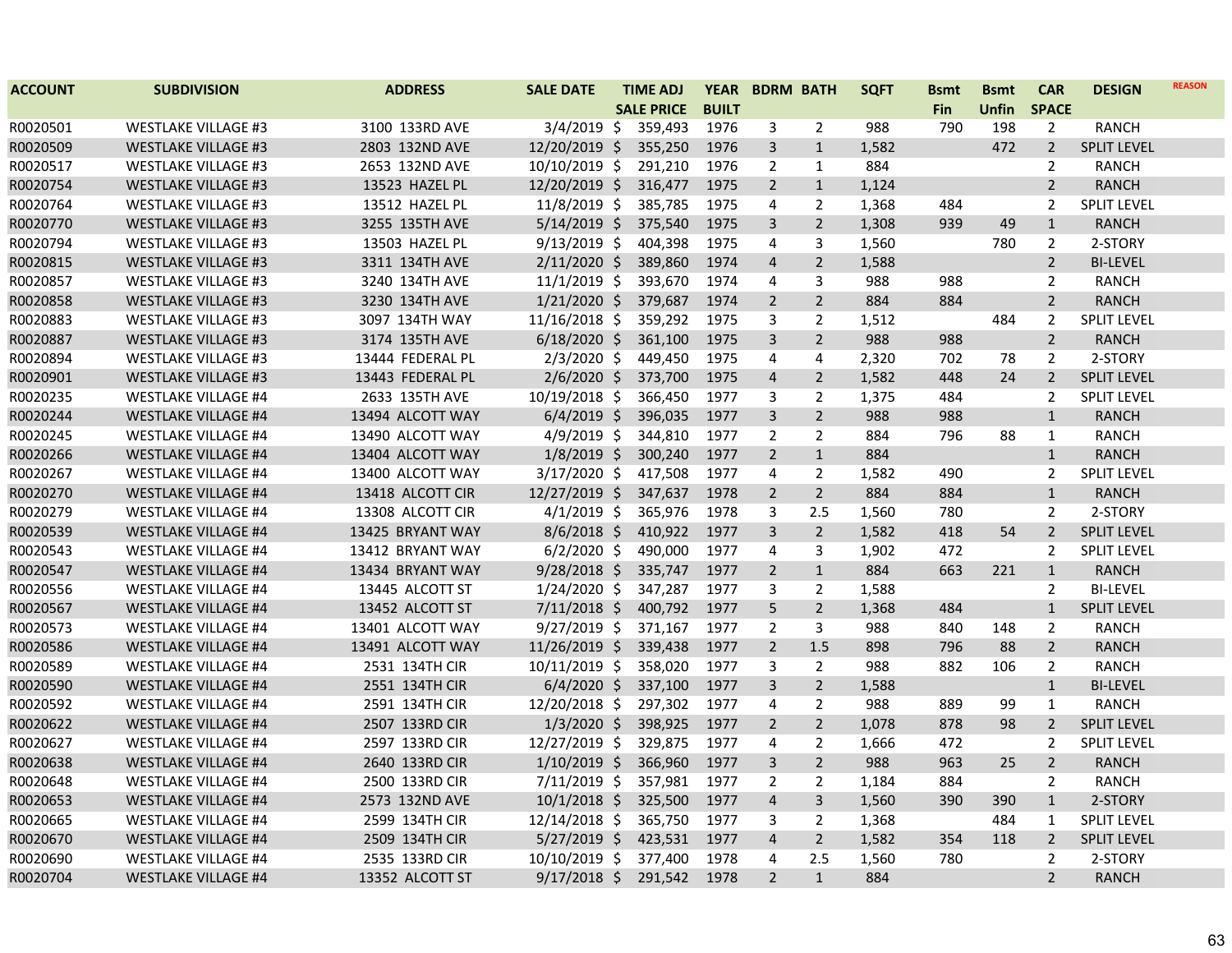| ACCOUNT | SUBDIVISION | ADDRESS | SALE DATE | TIME ADJ SALE PRICE | YEAR BUILT | BDRM | BATH | SQFT | Bsmt Fin | Bsmt Unfin | CAR SPACE | DESIGN | REASON |
|---|---|---|---|---|---|---|---|---|---|---|---|---|---|
| R0020501 | WESTLAKE VILLAGE #3 | 3100 133RD AVE | 3/4/2019 | $ 359,493 | 1976 | 3 | 2 | 988 | 790 | 198 | 2 | RANCH | |
| R0020509 | WESTLAKE VILLAGE #3 | 2803 132ND AVE | 12/20/2019 | $ 355,250 | 1976 | 3 | 1 | 1,582 | | 472 | 2 | SPLIT LEVEL | |
| R0020517 | WESTLAKE VILLAGE #3 | 2653 132ND AVE | 10/10/2019 | $ 291,210 | 1976 | 3 | 1 | 884 | | | 2 | RANCH | |
| R0020754 | WESTLAKE VILLAGE #3 | 13523 HAZEL PL | 12/20/2019 | $ 316,477 | 1975 | 2 | 1 | 1,124 | | | 2 | RANCH | |
| R0020764 | WESTLAKE VILLAGE #3 | 13512 HAZEL PL | 11/8/2019 | $ 385,785 | 1975 | 4 | 2 | 1,368 | 484 | | 2 | SPLIT LEVEL | |
| R0020770 | WESTLAKE VILLAGE #3 | 3255 135TH AVE | 5/14/2019 | $ 375,540 | 1975 | 3 | 2 | 1,308 | 939 | 49 | 1 | RANCH | |
| R0020794 | WESTLAKE VILLAGE #3 | 13503 HAZEL PL | 9/13/2019 | $ 404,398 | 1975 | 4 | 3 | 1,560 | | 780 | 2 | 2-STORY | |
| R0020815 | WESTLAKE VILLAGE #3 | 3311 134TH AVE | 2/11/2020 | $ 389,860 | 1974 | 4 | 2 | 1,588 | | | 2 | BI-LEVEL | |
| R0020857 | WESTLAKE VILLAGE #3 | 3240 134TH AVE | 11/1/2019 | $ 393,670 | 1974 | 4 | 3 | 988 | 988 | | 2 | RANCH | |
| R0020858 | WESTLAKE VILLAGE #3 | 3230 134TH AVE | 1/21/2020 | $ 379,687 | 1974 | 2 | 2 | 884 | 884 | | 2 | RANCH | |
| R0020883 | WESTLAKE VILLAGE #3 | 3097 134TH WAY | 11/16/2018 | $ 359,292 | 1975 | 3 | 2 | 1,512 | | 484 | 2 | SPLIT LEVEL | |
| R0020887 | WESTLAKE VILLAGE #3 | 3174 135TH AVE | 6/18/2020 | $ 361,100 | 1975 | 3 | 2 | 988 | 988 | | 2 | RANCH | |
| R0020894 | WESTLAKE VILLAGE #3 | 13444 FEDERAL PL | 2/3/2020 | $ 449,450 | 1975 | 4 | 4 | 2,320 | 702 | 78 | 2 | 2-STORY | |
| R0020901 | WESTLAKE VILLAGE #3 | 13443 FEDERAL PL | 2/6/2020 | $ 373,700 | 1975 | 4 | 2 | 1,582 | 448 | 24 | 2 | SPLIT LEVEL | |
| R0020235 | WESTLAKE VILLAGE #4 | 2633 135TH AVE | 10/19/2018 | $ 366,450 | 1977 | 3 | 2 | 1,375 | 484 | | 2 | SPLIT LEVEL | |
| R0020244 | WESTLAKE VILLAGE #4 | 13494 ALCOTT WAY | 6/4/2019 | $ 396,035 | 1977 | 3 | 2 | 988 | 988 | | 1 | RANCH | |
| R0020245 | WESTLAKE VILLAGE #4 | 13490 ALCOTT WAY | 4/9/2019 | $ 344,810 | 1977 | 2 | 2 | 884 | 796 | 88 | 1 | RANCH | |
| R0020266 | WESTLAKE VILLAGE #4 | 13404 ALCOTT WAY | 1/8/2019 | $ 300,240 | 1977 | 2 | 1 | 884 | | | 1 | RANCH | |
| R0020267 | WESTLAKE VILLAGE #4 | 13400 ALCOTT WAY | 3/17/2020 | $ 417,508 | 1977 | 4 | 2 | 1,582 | 490 | | 2 | SPLIT LEVEL | |
| R0020270 | WESTLAKE VILLAGE #4 | 13418 ALCOTT CIR | 12/27/2019 | $ 347,637 | 1978 | 2 | 2 | 884 | 884 | | 1 | RANCH | |
| R0020279 | WESTLAKE VILLAGE #4 | 13308 ALCOTT CIR | 4/1/2019 | $ 365,976 | 1978 | 3 | 2.5 | 1,560 | 780 | | 2 | 2-STORY | |
| R0020539 | WESTLAKE VILLAGE #4 | 13425 BRYANT WAY | 8/6/2018 | $ 410,922 | 1977 | 3 | 2 | 1,582 | 418 | 54 | 2 | SPLIT LEVEL | |
| R0020543 | WESTLAKE VILLAGE #4 | 13412 BRYANT WAY | 6/2/2020 | $ 490,000 | 1977 | 4 | 3 | 1,902 | 472 | | 2 | SPLIT LEVEL | |
| R0020547 | WESTLAKE VILLAGE #4 | 13434 BRYANT WAY | 9/28/2018 | $ 335,747 | 1977 | 2 | 1 | 884 | 663 | 221 | 1 | RANCH | |
| R0020556 | WESTLAKE VILLAGE #4 | 13445 ALCOTT ST | 1/24/2020 | $ 347,287 | 1977 | 3 | 2 | 1,588 | | | 2 | BI-LEVEL | |
| R0020567 | WESTLAKE VILLAGE #4 | 13452 ALCOTT ST | 7/11/2018 | $ 400,792 | 1977 | 5 | 2 | 1,368 | 484 | | 1 | SPLIT LEVEL | |
| R0020573 | WESTLAKE VILLAGE #4 | 13401 ALCOTT WAY | 9/27/2019 | $ 371,167 | 1977 | 2 | 3 | 988 | 840 | 148 | 2 | RANCH | |
| R0020586 | WESTLAKE VILLAGE #4 | 13491 ALCOTT WAY | 11/26/2019 | $ 339,438 | 1977 | 2 | 1.5 | 898 | 796 | 88 | 2 | RANCH | |
| R0020589 | WESTLAKE VILLAGE #4 | 2531 134TH CIR | 10/11/2019 | $ 358,020 | 1977 | 3 | 2 | 988 | 882 | 106 | 2 | RANCH | |
| R0020590 | WESTLAKE VILLAGE #4 | 2551 134TH CIR | 6/4/2020 | $ 337,100 | 1977 | 3 | 2 | 1,588 | | | 1 | BI-LEVEL | |
| R0020592 | WESTLAKE VILLAGE #4 | 2591 134TH CIR | 12/20/2018 | $ 297,302 | 1977 | 4 | 2 | 988 | 889 | 99 | 1 | RANCH | |
| R0020622 | WESTLAKE VILLAGE #4 | 2507 133RD CIR | 1/3/2020 | $ 398,925 | 1977 | 2 | 2 | 1,078 | 878 | 98 | 2 | SPLIT LEVEL | |
| R0020627 | WESTLAKE VILLAGE #4 | 2597 133RD CIR | 12/27/2019 | $ 329,875 | 1977 | 4 | 2 | 1,666 | 472 | | 2 | SPLIT LEVEL | |
| R0020638 | WESTLAKE VILLAGE #4 | 2640 133RD CIR | 1/10/2019 | $ 366,960 | 1977 | 3 | 2 | 988 | 963 | 25 | 2 | RANCH | |
| R0020648 | WESTLAKE VILLAGE #4 | 2500 133RD CIR | 7/11/2019 | $ 357,981 | 1977 | 2 | 2 | 1,184 | 884 | | 2 | RANCH | |
| R0020653 | WESTLAKE VILLAGE #4 | 2573 132ND AVE | 10/1/2018 | $ 325,500 | 1977 | 4 | 3 | 1,560 | 390 | 390 | 1 | 2-STORY | |
| R0020665 | WESTLAKE VILLAGE #4 | 2599 134TH CIR | 12/14/2018 | $ 365,750 | 1977 | 3 | 2 | 1,368 | | 484 | 1 | SPLIT LEVEL | |
| R0020670 | WESTLAKE VILLAGE #4 | 2509 134TH CIR | 5/27/2019 | $ 423,531 | 1977 | 4 | 2 | 1,582 | 354 | 118 | 2 | SPLIT LEVEL | |
| R0020690 | WESTLAKE VILLAGE #4 | 2535 133RD CIR | 10/10/2019 | $ 377,400 | 1978 | 4 | 2.5 | 1,560 | 780 | | 2 | 2-STORY | |
| R0020704 | WESTLAKE VILLAGE #4 | 13352 ALCOTT ST | 9/17/2018 | $ 291,542 | 1978 | 2 | 1 | 884 | | | 2 | RANCH | |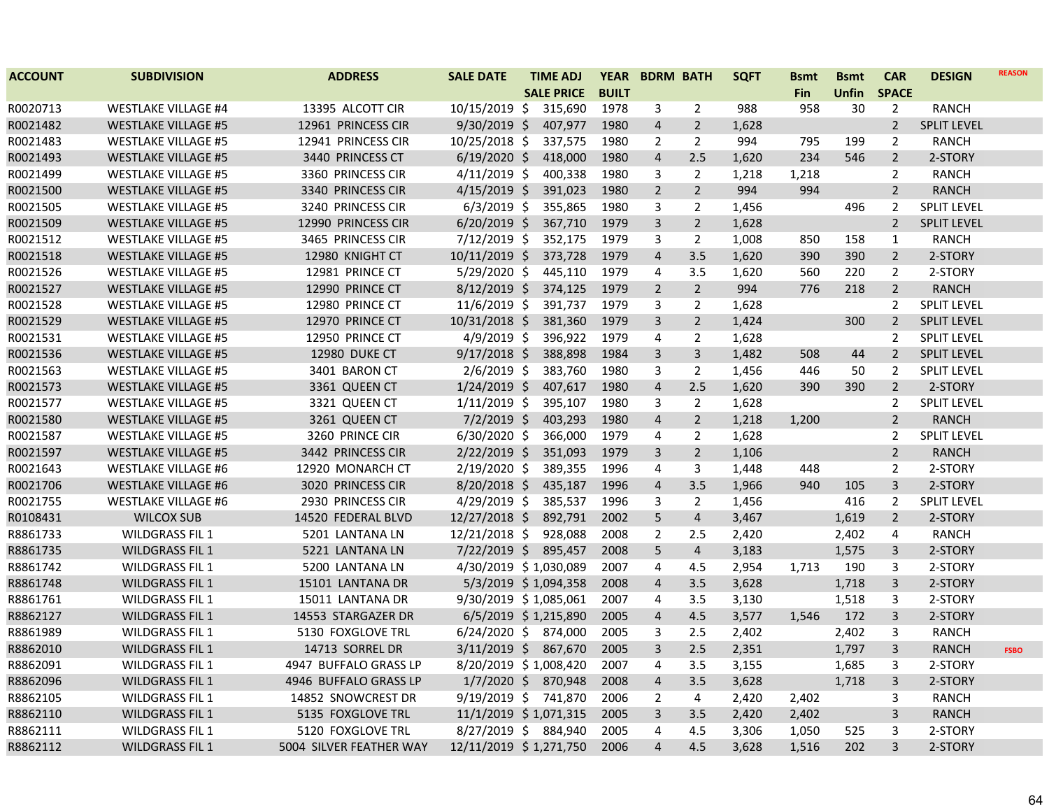| ACCOUNT | SUBDIVISION | ADDRESS | SALE DATE | TIME ADJ SALE PRICE | YEAR BUILT | BDRM | BATH | SQFT | Bsmt Fin | Bsmt Unfin | CAR SPACE | DESIGN | REASON |
|---|---|---|---|---|---|---|---|---|---|---|---|---|---|
| R0020713 | WESTLAKE VILLAGE #4 | 13395 ALCOTT CIR | 10/15/2019 | $ 315,690 | 1978 | 3 | 2 | 988 | 958 | 30 | 2 | RANCH | |
| R0021482 | WESTLAKE VILLAGE #5 | 12961 PRINCESS CIR | 9/30/2019 | $ 407,977 | 1980 | 4 | 2 | 1,628 | | | 2 | SPLIT LEVEL | |
| R0021483 | WESTLAKE VILLAGE #5 | 12941 PRINCESS CIR | 10/25/2018 | $ 337,575 | 1980 | 2 | 2 | 994 | 795 | 199 | 2 | RANCH | |
| R0021493 | WESTLAKE VILLAGE #5 | 3440 PRINCESS CT | 6/19/2020 | $ 418,000 | 1980 | 4 | 2.5 | 1,620 | 234 | 546 | 2 | 2-STORY | |
| R0021499 | WESTLAKE VILLAGE #5 | 3360 PRINCESS CIR | 4/11/2019 | $ 400,338 | 1980 | 3 | 2 | 1,218 | 1,218 | | 2 | RANCH | |
| R0021500 | WESTLAKE VILLAGE #5 | 3340 PRINCESS CIR | 4/15/2019 | $ 391,023 | 1980 | 2 | 2 | 994 | 994 | | 2 | RANCH | |
| R0021505 | WESTLAKE VILLAGE #5 | 3240 PRINCESS CIR | 6/3/2019 | $ 355,865 | 1980 | 3 | 2 | 1,456 | | 496 | 2 | SPLIT LEVEL | |
| R0021509 | WESTLAKE VILLAGE #5 | 12990 PRINCESS CIR | 6/20/2019 | $ 367,710 | 1979 | 3 | 2 | 1,628 | | | 2 | SPLIT LEVEL | |
| R0021512 | WESTLAKE VILLAGE #5 | 3465 PRINCESS CIR | 7/12/2019 | $ 352,175 | 1979 | 3 | 2 | 1,008 | 850 | 158 | 1 | RANCH | |
| R0021518 | WESTLAKE VILLAGE #5 | 12980 KNIGHT CT | 10/11/2019 | $ 373,728 | 1979 | 4 | 3.5 | 1,620 | 390 | 390 | 2 | 2-STORY | |
| R0021526 | WESTLAKE VILLAGE #5 | 12981 PRINCE CT | 5/29/2020 | $ 445,110 | 1979 | 4 | 3.5 | 1,620 | 560 | 220 | 2 | 2-STORY | |
| R0021527 | WESTLAKE VILLAGE #5 | 12990 PRINCE CT | 8/12/2019 | $ 374,125 | 1979 | 2 | 2 | 994 | 776 | 218 | 2 | RANCH | |
| R0021528 | WESTLAKE VILLAGE #5 | 12980 PRINCE CT | 11/6/2019 | $ 391,737 | 1979 | 3 | 2 | 1,628 | | | 2 | SPLIT LEVEL | |
| R0021529 | WESTLAKE VILLAGE #5 | 12970 PRINCE CT | 10/31/2018 | $ 381,360 | 1979 | 3 | 2 | 1,424 | | 300 | 2 | SPLIT LEVEL | |
| R0021531 | WESTLAKE VILLAGE #5 | 12950 PRINCE CT | 4/9/2019 | $ 396,922 | 1979 | 4 | 2 | 1,628 | | | 2 | SPLIT LEVEL | |
| R0021536 | WESTLAKE VILLAGE #5 | 12980 DUKE CT | 9/17/2018 | $ 388,898 | 1984 | 3 | 3 | 1,482 | 508 | 44 | 2 | SPLIT LEVEL | |
| R0021563 | WESTLAKE VILLAGE #5 | 3401 BARON CT | 2/6/2019 | $ 383,760 | 1980 | 3 | 2 | 1,456 | 446 | 50 | 2 | SPLIT LEVEL | |
| R0021573 | WESTLAKE VILLAGE #5 | 3361 QUEEN CT | 1/24/2019 | $ 407,617 | 1980 | 4 | 2.5 | 1,620 | 390 | 390 | 2 | 2-STORY | |
| R0021577 | WESTLAKE VILLAGE #5 | 3321 QUEEN CT | 1/11/2019 | $ 395,107 | 1980 | 3 | 2 | 1,628 | | | 2 | SPLIT LEVEL | |
| R0021580 | WESTLAKE VILLAGE #5 | 3261 QUEEN CT | 7/2/2019 | $ 403,293 | 1980 | 4 | 2 | 1,218 | 1,200 | | 2 | RANCH | |
| R0021587 | WESTLAKE VILLAGE #5 | 3260 PRINCE CIR | 6/30/2020 | $ 366,000 | 1979 | 4 | 2 | 1,628 | | | 2 | SPLIT LEVEL | |
| R0021597 | WESTLAKE VILLAGE #5 | 3442 PRINCESS CIR | 2/22/2019 | $ 351,093 | 1979 | 3 | 2 | 1,106 | | | 2 | RANCH | |
| R0021643 | WESTLAKE VILLAGE #6 | 12920 MONARCH CT | 2/19/2020 | $ 389,355 | 1996 | 4 | 3 | 1,448 | 448 | | 2 | 2-STORY | |
| R0021706 | WESTLAKE VILLAGE #6 | 3020 PRINCESS CIR | 8/20/2018 | $ 435,187 | 1996 | 4 | 3.5 | 1,966 | 940 | 105 | 3 | 2-STORY | |
| R0021755 | WESTLAKE VILLAGE #6 | 2930 PRINCESS CIR | 4/29/2019 | $ 385,537 | 1996 | 3 | 2 | 1,456 | | 416 | 2 | SPLIT LEVEL | |
| R0108431 | WILCOX SUB | 14520 FEDERAL BLVD | 12/27/2018 | $ 892,791 | 2002 | 5 | 4 | 3,467 | | 1,619 | 2 | 2-STORY | |
| R8861733 | WILDGRASS FIL 1 | 5201 LANTANA LN | 12/21/2018 | $ 928,088 | 2008 | 2 | 2.5 | 2,420 | | 2,402 | 4 | RANCH | |
| R8861735 | WILDGRASS FIL 1 | 5221 LANTANA LN | 7/22/2019 | $ 895,457 | 2008 | 5 | 4 | 3,183 | | 1,575 | 3 | 2-STORY | |
| R8861742 | WILDGRASS FIL 1 | 5200 LANTANA LN | 4/30/2019 | $ 1,030,089 | 2007 | 4 | 4.5 | 2,954 | 1,713 | 190 | 3 | 2-STORY | |
| R8861748 | WILDGRASS FIL 1 | 15101 LANTANA DR | 5/3/2019 | $ 1,094,358 | 2008 | 4 | 3.5 | 3,628 | | 1,718 | 3 | 2-STORY | |
| R8861761 | WILDGRASS FIL 1 | 15011 LANTANA DR | 9/30/2019 | $ 1,085,061 | 2007 | 4 | 3.5 | 3,130 | | 1,518 | 3 | 2-STORY | |
| R8862127 | WILDGRASS FIL 1 | 14553 STARGAZER DR | 6/5/2019 | $ 1,215,890 | 2005 | 4 | 4.5 | 3,577 | 1,546 | 172 | 3 | 2-STORY | |
| R8861989 | WILDGRASS FIL 1 | 5130 FOXGLOVE TRL | 6/24/2020 | $ 874,000 | 2005 | 3 | 2.5 | 2,402 | | 2,402 | 3 | RANCH | |
| R8862010 | WILDGRASS FIL 1 | 14713 SORREL DR | 3/11/2019 | $ 867,670 | 2005 | 3 | 2.5 | 2,351 | | 1,797 | 3 | RANCH | FSBO |
| R8862091 | WILDGRASS FIL 1 | 4947 BUFFALO GRASS LP | 8/20/2019 | $ 1,008,420 | 2007 | 4 | 3.5 | 3,155 | | 1,685 | 3 | 2-STORY | |
| R8862096 | WILDGRASS FIL 1 | 4946 BUFFALO GRASS LP | 1/7/2020 | $ 870,948 | 2008 | 4 | 3.5 | 3,628 | | 1,718 | 3 | 2-STORY | |
| R8862105 | WILDGRASS FIL 1 | 14852 SNOWCREST DR | 9/19/2019 | $ 741,870 | 2006 | 2 | 4 | 2,420 | 2,402 | | 3 | RANCH | |
| R8862110 | WILDGRASS FIL 1 | 5135 FOXGLOVE TRL | 11/1/2019 | $ 1,071,315 | 2005 | 3 | 3.5 | 2,420 | 2,402 | | 3 | RANCH | |
| R8862111 | WILDGRASS FIL 1 | 5120 FOXGLOVE TRL | 8/27/2019 | $ 884,940 | 2005 | 4 | 4.5 | 3,306 | 1,050 | 525 | 3 | 2-STORY | |
| R8862112 | WILDGRASS FIL 1 | 5004 SILVER FEATHER WAY | 12/11/2019 | $ 1,271,750 | 2006 | 4 | 4.5 | 3,628 | 1,516 | 202 | 3 | 2-STORY | |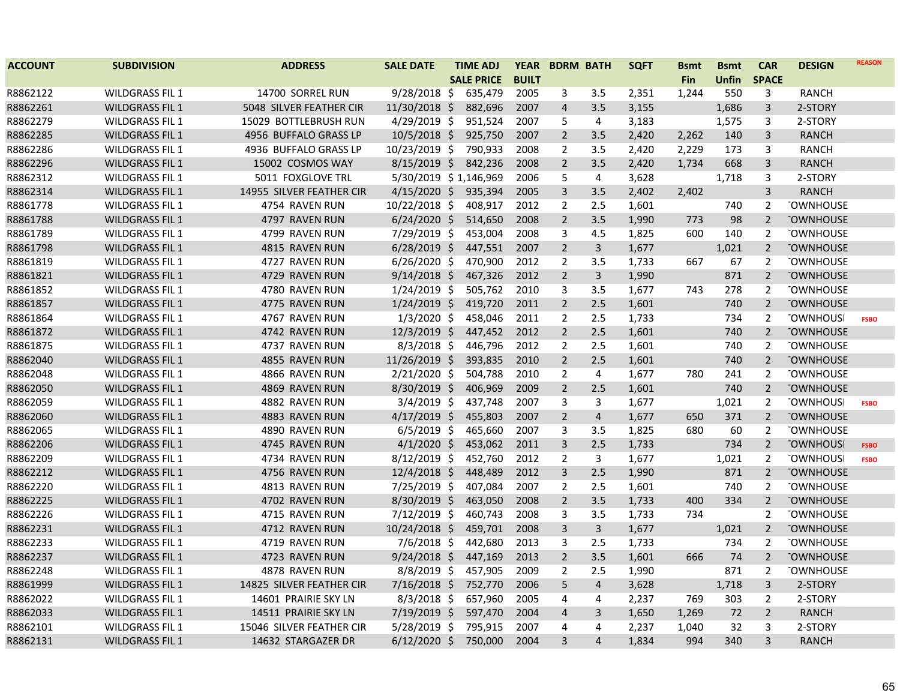| ACCOUNT | SUBDIVISION | ADDRESS | SALE DATE | TIME ADJ SALE PRICE | YEAR BUILT | BDRM | BATH | SQFT | Bsmt Fin | Bsmt Unfin | CAR SPACE | DESIGN | REASON |
|---|---|---|---|---|---|---|---|---|---|---|---|---|---|
| R8862122 | WILDGRASS FIL 1 | 14700 SORREL RUN | 9/28/2018 | $ 635,479 | 2005 | 3 | 3.5 | 2,351 | 1,244 | 550 | 3 | RANCH | |
| R8862261 | WILDGRASS FIL 1 | 5048 SILVER FEATHER CIR | 11/30/2018 | $ 882,696 | 2007 | 4 | 3.5 | 3,155 | | 1,686 | 3 | 2-STORY | |
| R8862279 | WILDGRASS FIL 1 | 15029 BOTTLEBRUSH RUN | 4/29/2019 | $ 951,524 | 2007 | 5 | 4 | 3,183 | | 1,575 | 3 | 2-STORY | |
| R8862285 | WILDGRASS FIL 1 | 4956 BUFFALO GRASS LP | 10/5/2018 | $ 925,750 | 2007 | 2 | 3.5 | 2,420 | 2,262 | 140 | 3 | RANCH | |
| R8862286 | WILDGRASS FIL 1 | 4936 BUFFALO GRASS LP | 10/23/2019 | $ 790,933 | 2008 | 2 | 3.5 | 2,420 | 2,229 | 173 | 3 | RANCH | |
| R8862296 | WILDGRASS FIL 1 | 15002 COSMOS WAY | 8/15/2019 | $ 842,236 | 2008 | 2 | 3.5 | 2,420 | 1,734 | 668 | 3 | RANCH | |
| R8862312 | WILDGRASS FIL 1 | 5011 FOXGLOVE TRL | 5/30/2019 | $ 1,146,969 | 2006 | 5 | 4 | 3,628 | | 1,718 | 3 | 2-STORY | |
| R8862314 | WILDGRASS FIL 1 | 14955 SILVER FEATHER CIR | 4/15/2020 | $ 935,394 | 2005 | 3 | 3.5 | 2,402 | 2,402 | | 3 | RANCH | |
| R8861778 | WILDGRASS FIL 1 | 4754 RAVEN RUN | 10/22/2018 | $ 408,917 | 2012 | 2 | 2.5 | 1,601 | | 740 | 2 | TOWNHOUSE | |
| R8861788 | WILDGRASS FIL 1 | 4797 RAVEN RUN | 6/24/2020 | $ 514,650 | 2008 | 2 | 3.5 | 1,990 | 773 | 98 | 2 | TOWNHOUSE | |
| R8861789 | WILDGRASS FIL 1 | 4799 RAVEN RUN | 7/29/2019 | $ 453,004 | 2008 | 3 | 4.5 | 1,825 | 600 | 140 | 2 | TOWNHOUSE | |
| R8861798 | WILDGRASS FIL 1 | 4815 RAVEN RUN | 6/28/2019 | $ 447,551 | 2007 | 2 | 3 | 1,677 | | 1,021 | 2 | TOWNHOUSE | |
| R8861819 | WILDGRASS FIL 1 | 4727 RAVEN RUN | 6/26/2020 | $ 470,900 | 2012 | 2 | 3.5 | 1,733 | 667 | 67 | 2 | TOWNHOUSE | |
| R8861821 | WILDGRASS FIL 1 | 4729 RAVEN RUN | 9/14/2018 | $ 467,326 | 2012 | 2 | 3 | 1,990 | | 871 | 2 | TOWNHOUSE | |
| R8861852 | WILDGRASS FIL 1 | 4780 RAVEN RUN | 1/24/2019 | $ 505,762 | 2010 | 3 | 3.5 | 1,677 | 743 | 278 | 2 | TOWNHOUSE | |
| R8861857 | WILDGRASS FIL 1 | 4775 RAVEN RUN | 1/24/2019 | $ 419,720 | 2011 | 2 | 2.5 | 1,601 | | 740 | 2 | TOWNHOUSE | |
| R8861864 | WILDGRASS FIL 1 | 4767 RAVEN RUN | 1/3/2020 | $ 458,046 | 2011 | 2 | 2.5 | 1,733 | | 734 | 2 | TOWNHOUSE | FSBO |
| R8861872 | WILDGRASS FIL 1 | 4742 RAVEN RUN | 12/3/2019 | $ 447,452 | 2012 | 2 | 2.5 | 1,601 | | 740 | 2 | TOWNHOUSE | |
| R8861875 | WILDGRASS FIL 1 | 4737 RAVEN RUN | 8/3/2018 | $ 446,796 | 2012 | 2 | 2.5 | 1,601 | | 740 | 2 | TOWNHOUSE | |
| R8862040 | WILDGRASS FIL 1 | 4855 RAVEN RUN | 11/26/2019 | $ 393,835 | 2010 | 2 | 2.5 | 1,601 | | 740 | 2 | TOWNHOUSE | |
| R8862048 | WILDGRASS FIL 1 | 4866 RAVEN RUN | 2/21/2020 | $ 504,788 | 2010 | 2 | 4 | 1,677 | 780 | 241 | 2 | TOWNHOUSE | |
| R8862050 | WILDGRASS FIL 1 | 4869 RAVEN RUN | 8/30/2019 | $ 406,969 | 2009 | 2 | 2.5 | 1,601 | | 740 | 2 | TOWNHOUSE | |
| R8862059 | WILDGRASS FIL 1 | 4882 RAVEN RUN | 3/4/2019 | $ 437,748 | 2007 | 3 | 3 | 1,677 | | 1,021 | 2 | TOWNHOUSE | FSBO |
| R8862060 | WILDGRASS FIL 1 | 4883 RAVEN RUN | 4/17/2019 | $ 455,803 | 2007 | 2 | 4 | 1,677 | 650 | 371 | 2 | TOWNHOUSE | |
| R8862065 | WILDGRASS FIL 1 | 4890 RAVEN RUN | 6/5/2019 | $ 465,660 | 2007 | 3 | 3.5 | 1,825 | 680 | 60 | 2 | TOWNHOUSE | |
| R8862206 | WILDGRASS FIL 1 | 4745 RAVEN RUN | 4/1/2020 | $ 453,062 | 2011 | 3 | 2.5 | 1,733 | | 734 | 2 | TOWNHOUSE | FSBO |
| R8862209 | WILDGRASS FIL 1 | 4734 RAVEN RUN | 8/12/2019 | $ 452,760 | 2012 | 2 | 3 | 1,677 | | 1,021 | 2 | TOWNHOUSE | FSBO |
| R8862212 | WILDGRASS FIL 1 | 4756 RAVEN RUN | 12/4/2018 | $ 448,489 | 2012 | 3 | 2.5 | 1,990 | | 871 | 2 | TOWNHOUSE | |
| R8862220 | WILDGRASS FIL 1 | 4813 RAVEN RUN | 7/25/2019 | $ 407,084 | 2007 | 2 | 2.5 | 1,601 | | 740 | 2 | TOWNHOUSE | |
| R8862225 | WILDGRASS FIL 1 | 4702 RAVEN RUN | 8/30/2019 | $ 463,050 | 2008 | 2 | 3.5 | 1,733 | 400 | 334 | 2 | TOWNHOUSE | |
| R8862226 | WILDGRASS FIL 1 | 4715 RAVEN RUN | 7/12/2019 | $ 460,743 | 2008 | 3 | 3.5 | 1,733 | 734 | | 2 | TOWNHOUSE | |
| R8862231 | WILDGRASS FIL 1 | 4712 RAVEN RUN | 10/24/2018 | $ 459,701 | 2008 | 3 | 3 | 1,677 | | 1,021 | 2 | TOWNHOUSE | |
| R8862233 | WILDGRASS FIL 1 | 4719 RAVEN RUN | 7/6/2018 | $ 442,680 | 2013 | 3 | 2.5 | 1,733 | | 734 | 2 | TOWNHOUSE | |
| R8862237 | WILDGRASS FIL 1 | 4723 RAVEN RUN | 9/24/2018 | $ 447,169 | 2013 | 2 | 3.5 | 1,601 | 666 | 74 | 2 | TOWNHOUSE | |
| R8862248 | WILDGRASS FIL 1 | 4878 RAVEN RUN | 8/8/2019 | $ 457,905 | 2009 | 2 | 2.5 | 1,990 | | 871 | 2 | TOWNHOUSE | |
| R8861999 | WILDGRASS FIL 1 | 14825 SILVER FEATHER CIR | 7/16/2018 | $ 752,770 | 2006 | 5 | 4 | 3,628 | | 1,718 | 3 | 2-STORY | |
| R8862022 | WILDGRASS FIL 1 | 14601 PRAIRIE SKY LN | 8/3/2018 | $ 657,960 | 2005 | 4 | 4 | 2,237 | 769 | 303 | 2 | 2-STORY | |
| R8862033 | WILDGRASS FIL 1 | 14511 PRAIRIE SKY LN | 7/19/2019 | $ 597,470 | 2004 | 4 | 3 | 1,650 | 1,269 | 72 | 2 | RANCH | |
| R8862101 | WILDGRASS FIL 1 | 15046 SILVER FEATHER CIR | 5/28/2019 | $ 795,915 | 2007 | 4 | 4 | 2,237 | 1,040 | 32 | 3 | 2-STORY | |
| R8862131 | WILDGRASS FIL 1 | 14632 STARGAZER DR | 6/12/2020 | $ 750,000 | 2004 | 3 | 4 | 1,834 | 994 | 340 | 3 | RANCH | |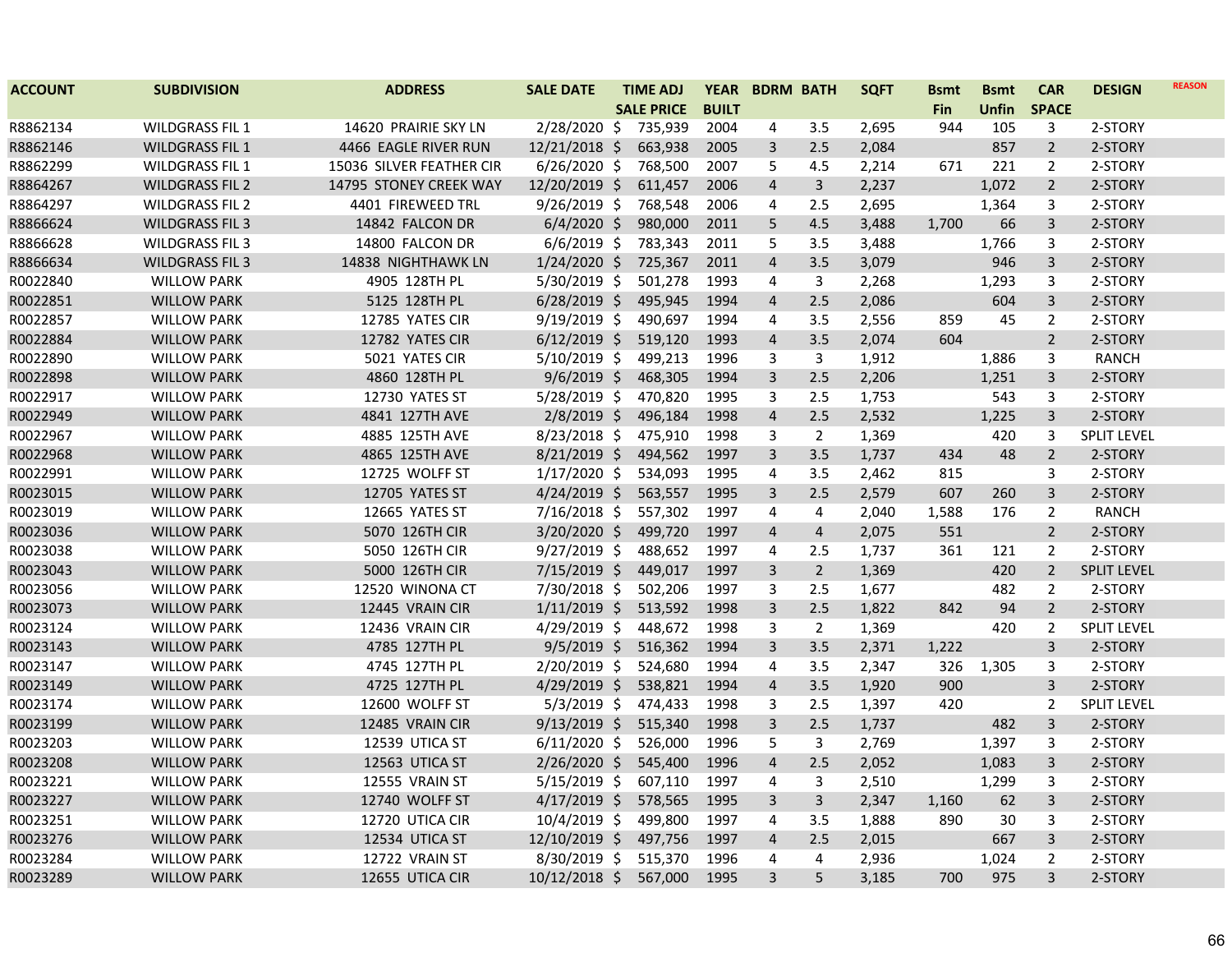| ACCOUNT | SUBDIVISION | ADDRESS | SALE DATE | TIME ADJ SALE PRICE | YEAR BUILT | BDRM | BATH | SQFT | Bsmt Fin | Bsmt Unfin | CAR SPACE | DESIGN | REASON |
|---|---|---|---|---|---|---|---|---|---|---|---|---|---|
| R8862134 | WILDGRASS FIL 1 | 14620 PRAIRIE SKY LN | 2/28/2020 | $ 735,939 | 2004 | 4 | 3.5 | 2,695 | 944 | 105 | 3 | 2-STORY | |
| R8862146 | WILDGRASS FIL 1 | 4466 EAGLE RIVER RUN | 12/21/2018 | $ 663,938 | 2005 | 3 | 2.5 | 2,084 | | 857 | 2 | 2-STORY | |
| R8862299 | WILDGRASS FIL 1 | 15036 SILVER FEATHER CIR | 6/26/2020 | $ 768,500 | 2007 | 5 | 4.5 | 2,214 | 671 | 221 | 2 | 2-STORY | |
| R8864267 | WILDGRASS FIL 2 | 14795 STONEY CREEK WAY | 12/20/2019 | $ 611,457 | 2006 | 4 | 3 | 2,237 | | 1,072 | 2 | 2-STORY | |
| R8864297 | WILDGRASS FIL 2 | 4401 FIREWEED TRL | 9/26/2019 | $ 768,548 | 2006 | 4 | 2.5 | 2,695 | | 1,364 | 3 | 2-STORY | |
| R8866624 | WILDGRASS FIL 3 | 14842 FALCON DR | 6/4/2020 | $ 980,000 | 2011 | 5 | 4.5 | 3,488 | 1,700 | 66 | 3 | 2-STORY | |
| R8866628 | WILDGRASS FIL 3 | 14800 FALCON DR | 6/6/2019 | $ 783,343 | 2011 | 5 | 3.5 | 3,488 | | 1,766 | 3 | 2-STORY | |
| R8866634 | WILDGRASS FIL 3 | 14838 NIGHTHAWK LN | 1/24/2020 | $ 725,367 | 2011 | 4 | 3.5 | 3,079 | | 946 | 3 | 2-STORY | |
| R0022840 | WILLOW PARK | 4905 128TH PL | 5/30/2019 | $ 501,278 | 1993 | 4 | 3 | 2,268 | | 1,293 | 3 | 2-STORY | |
| R0022851 | WILLOW PARK | 5125 128TH PL | 6/28/2019 | $ 495,945 | 1994 | 4 | 2.5 | 2,086 | | 604 | 3 | 2-STORY | |
| R0022857 | WILLOW PARK | 12785 YATES CIR | 9/19/2019 | $ 490,697 | 1994 | 4 | 3.5 | 2,556 | 859 | 45 | 2 | 2-STORY | |
| R0022884 | WILLOW PARK | 12782 YATES CIR | 6/12/2019 | $ 519,120 | 1993 | 4 | 3.5 | 2,074 | 604 | | 2 | 2-STORY | |
| R0022890 | WILLOW PARK | 5021 YATES CIR | 5/10/2019 | $ 499,213 | 1996 | 3 | 3 | 1,912 | | 1,886 | 3 | RANCH | |
| R0022898 | WILLOW PARK | 4860 128TH PL | 9/6/2019 | $ 468,305 | 1994 | 3 | 2.5 | 2,206 | | 1,251 | 3 | 2-STORY | |
| R0022917 | WILLOW PARK | 12730 YATES ST | 5/28/2019 | $ 470,820 | 1995 | 3 | 2.5 | 1,753 | | 543 | 3 | 2-STORY | |
| R0022949 | WILLOW PARK | 4841 127TH AVE | 2/8/2019 | $ 496,184 | 1998 | 4 | 2.5 | 2,532 | | 1,225 | 3 | 2-STORY | |
| R0022967 | WILLOW PARK | 4885 125TH AVE | 8/23/2018 | $ 475,910 | 1998 | 3 | 2 | 1,369 | | 420 | 3 | SPLIT LEVEL | |
| R0022968 | WILLOW PARK | 4865 125TH AVE | 8/21/2019 | $ 494,562 | 1997 | 3 | 3.5 | 1,737 | 434 | 48 | 2 | 2-STORY | |
| R0022991 | WILLOW PARK | 12725 WOLFF ST | 1/17/2020 | $ 534,093 | 1995 | 4 | 3.5 | 2,462 | 815 | | 3 | 2-STORY | |
| R0023015 | WILLOW PARK | 12705 YATES ST | 4/24/2019 | $ 563,557 | 1995 | 3 | 2.5 | 2,579 | 607 | 260 | 3 | 2-STORY | |
| R0023019 | WILLOW PARK | 12665 YATES ST | 7/16/2018 | $ 557,302 | 1997 | 4 | 4 | 2,040 | 1,588 | 176 | 2 | RANCH | |
| R0023036 | WILLOW PARK | 5070 126TH CIR | 3/20/2020 | $ 499,720 | 1997 | 4 | 4 | 2,075 | 551 | | 2 | 2-STORY | |
| R0023038 | WILLOW PARK | 5050 126TH CIR | 9/27/2019 | $ 488,652 | 1997 | 4 | 2.5 | 1,737 | 361 | 121 | 2 | 2-STORY | |
| R0023043 | WILLOW PARK | 5000 126TH CIR | 7/15/2019 | $ 449,017 | 1997 | 3 | 2 | 1,369 | | 420 | 2 | SPLIT LEVEL | |
| R0023056 | WILLOW PARK | 12520 WINONA CT | 7/30/2018 | $ 502,206 | 1997 | 3 | 2.5 | 1,677 | | 482 | 2 | 2-STORY | |
| R0023073 | WILLOW PARK | 12445 VRAIN CIR | 1/11/2019 | $ 513,592 | 1998 | 3 | 2.5 | 1,822 | 842 | 94 | 2 | 2-STORY | |
| R0023124 | WILLOW PARK | 12436 VRAIN CIR | 4/29/2019 | $ 448,672 | 1998 | 3 | 2 | 1,369 | | 420 | 2 | SPLIT LEVEL | |
| R0023143 | WILLOW PARK | 4785 127TH PL | 9/5/2019 | $ 516,362 | 1994 | 3 | 3.5 | 2,371 | 1,222 | | 3 | 2-STORY | |
| R0023147 | WILLOW PARK | 4745 127TH PL | 2/20/2019 | $ 524,680 | 1994 | 4 | 3.5 | 2,347 | 326 | 1,305 | 3 | 2-STORY | |
| R0023149 | WILLOW PARK | 4725 127TH PL | 4/29/2019 | $ 538,821 | 1994 | 4 | 3.5 | 1,920 | 900 | | 3 | 2-STORY | |
| R0023174 | WILLOW PARK | 12600 WOLFF ST | 5/3/2019 | $ 474,433 | 1998 | 3 | 2.5 | 1,397 | 420 | | 2 | SPLIT LEVEL | |
| R0023199 | WILLOW PARK | 12485 VRAIN CIR | 9/13/2019 | $ 515,340 | 1998 | 3 | 2.5 | 1,737 | | 482 | 3 | 2-STORY | |
| R0023203 | WILLOW PARK | 12539 UTICA ST | 6/11/2020 | $ 526,000 | 1996 | 5 | 3 | 2,769 | | 1,397 | 3 | 2-STORY | |
| R0023208 | WILLOW PARK | 12563 UTICA ST | 2/26/2020 | $ 545,400 | 1996 | 4 | 2.5 | 2,052 | | 1,083 | 3 | 2-STORY | |
| R0023221 | WILLOW PARK | 12555 VRAIN ST | 5/15/2019 | $ 607,110 | 1997 | 4 | 3 | 2,510 | | 1,299 | 3 | 2-STORY | |
| R0023227 | WILLOW PARK | 12740 WOLFF ST | 4/17/2019 | $ 578,565 | 1995 | 3 | 3 | 2,347 | 1,160 | 62 | 3 | 2-STORY | |
| R0023251 | WILLOW PARK | 12720 UTICA CIR | 10/4/2019 | $ 499,800 | 1997 | 4 | 3.5 | 1,888 | 890 | 30 | 3 | 2-STORY | |
| R0023276 | WILLOW PARK | 12534 UTICA ST | 12/10/2019 | $ 497,756 | 1997 | 4 | 2.5 | 2,015 | | 667 | 3 | 2-STORY | |
| R0023284 | WILLOW PARK | 12722 VRAIN ST | 8/30/2019 | $ 515,370 | 1996 | 4 | 4 | 2,936 | | 1,024 | 2 | 2-STORY | |
| R0023289 | WILLOW PARK | 12655 UTICA CIR | 10/12/2018 | $ 567,000 | 1995 | 3 | 5 | 3,185 | 700 | 975 | 3 | 2-STORY | |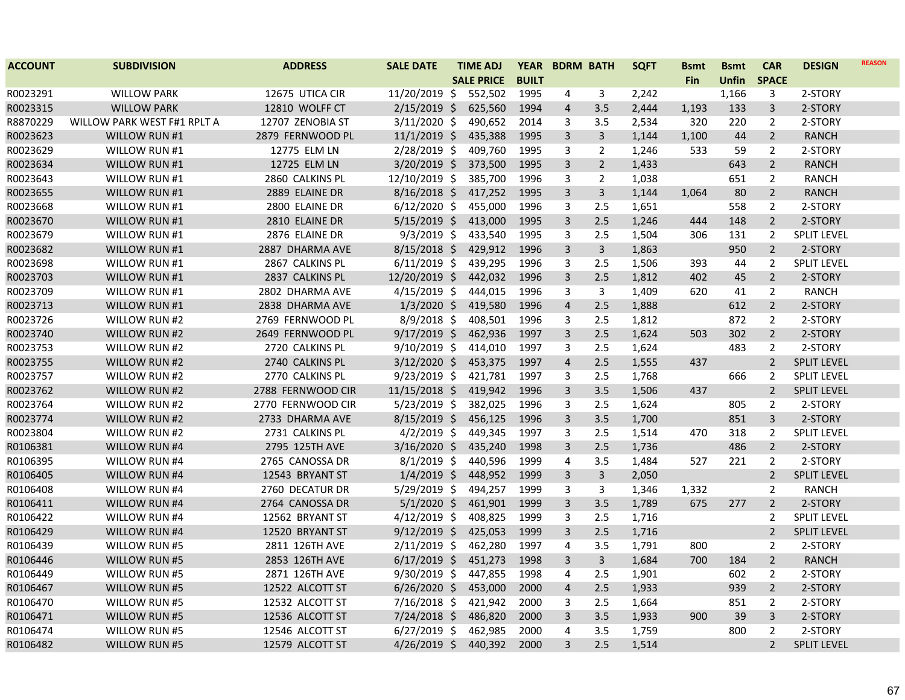| ACCOUNT | SUBDIVISION | ADDRESS | SALE DATE | TIME ADJ SALE PRICE | YEAR BUILT | BDRM | BATH | SQFT | Bsmt Fin | Bsmt Unfin | CAR SPACE | DESIGN | REASON |
|---|---|---|---|---|---|---|---|---|---|---|---|---|---|
| R0023291 | WILLOW PARK | 12675 UTICA CIR | 11/20/2019 | $ 552,502 | 1995 | 4 | 3 | 2,242 | | 1,166 | 3 | 2-STORY | |
| R0023315 | WILLOW PARK | 12810 WOLFF CT | 2/15/2019 | $ 625,560 | 1994 | 4 | 3.5 | 2,444 | 1,193 | 133 | 3 | 2-STORY | |
| R8870229 | WILLOW PARK WEST F#1 RPLT A | 12707 ZENOBIA ST | 3/11/2020 | $ 490,652 | 2014 | 3 | 3.5 | 2,534 | 320 | 220 | 2 | 2-STORY | |
| R0023623 | WILLOW RUN #1 | 2879 FERNWOOD PL | 11/1/2019 | $ 435,388 | 1995 | 3 | 3 | 1,144 | 1,100 | 44 | 2 | RANCH | |
| R0023629 | WILLOW RUN #1 | 12775 ELM LN | 2/28/2019 | $ 409,760 | 1995 | 3 | 2 | 1,246 | 533 | 59 | 2 | 2-STORY | |
| R0023634 | WILLOW RUN #1 | 12725 ELM LN | 3/20/2019 | $ 373,500 | 1995 | 3 | 2 | 1,433 | | 643 | 2 | RANCH | |
| R0023643 | WILLOW RUN #1 | 2860 CALKINS PL | 12/10/2019 | $ 385,700 | 1996 | 3 | 2 | 1,038 | | 651 | 2 | RANCH | |
| R0023655 | WILLOW RUN #1 | 2889 ELAINE DR | 8/16/2018 | $ 417,252 | 1995 | 3 | 3 | 1,144 | 1,064 | 80 | 2 | RANCH | |
| R0023668 | WILLOW RUN #1 | 2800 ELAINE DR | 6/12/2020 | $ 455,000 | 1996 | 3 | 2.5 | 1,651 | | 558 | 2 | 2-STORY | |
| R0023670 | WILLOW RUN #1 | 2810 ELAINE DR | 5/15/2019 | $ 413,000 | 1995 | 3 | 2.5 | 1,246 | 444 | 148 | 2 | 2-STORY | |
| R0023679 | WILLOW RUN #1 | 2876 ELAINE DR | 9/3/2019 | $ 433,540 | 1995 | 3 | 2.5 | 1,504 | 306 | 131 | 2 | SPLIT LEVEL | |
| R0023682 | WILLOW RUN #1 | 2887 DHARMA AVE | 8/15/2018 | $ 429,912 | 1996 | 3 | 3 | 1,863 | | 950 | 2 | 2-STORY | |
| R0023698 | WILLOW RUN #1 | 2867 CALKINS PL | 6/11/2019 | $ 439,295 | 1996 | 3 | 2.5 | 1,506 | 393 | 44 | 2 | SPLIT LEVEL | |
| R0023703 | WILLOW RUN #1 | 2837 CALKINS PL | 12/20/2019 | $ 442,032 | 1996 | 3 | 2.5 | 1,812 | 402 | 45 | 2 | 2-STORY | |
| R0023709 | WILLOW RUN #1 | 2802 DHARMA AVE | 4/15/2019 | $ 444,015 | 1996 | 3 | 3 | 1,409 | 620 | 41 | 2 | RANCH | |
| R0023713 | WILLOW RUN #1 | 2838 DHARMA AVE | 1/3/2020 | $ 419,580 | 1996 | 4 | 2.5 | 1,888 | | 612 | 2 | 2-STORY | |
| R0023726 | WILLOW RUN #2 | 2769 FERNWOOD PL | 8/9/2018 | $ 408,501 | 1996 | 3 | 2.5 | 1,812 | | 872 | 2 | 2-STORY | |
| R0023740 | WILLOW RUN #2 | 2649 FERNWOOD PL | 9/17/2019 | $ 462,936 | 1997 | 3 | 2.5 | 1,624 | 503 | 302 | 2 | 2-STORY | |
| R0023753 | WILLOW RUN #2 | 2720 CALKINS PL | 9/10/2019 | $ 414,010 | 1997 | 3 | 2.5 | 1,624 | | 483 | 2 | 2-STORY | |
| R0023755 | WILLOW RUN #2 | 2740 CALKINS PL | 3/12/2020 | $ 453,375 | 1997 | 4 | 2.5 | 1,555 | 437 | | 2 | SPLIT LEVEL | |
| R0023757 | WILLOW RUN #2 | 2770 CALKINS PL | 9/23/2019 | $ 421,781 | 1997 | 3 | 2.5 | 1,768 | | 666 | 2 | SPLIT LEVEL | |
| R0023762 | WILLOW RUN #2 | 2788 FERNWOOD CIR | 11/15/2018 | $ 419,942 | 1996 | 3 | 3.5 | 1,506 | 437 | | 2 | SPLIT LEVEL | |
| R0023764 | WILLOW RUN #2 | 2770 FERNWOOD CIR | 5/23/2019 | $ 382,025 | 1996 | 3 | 2.5 | 1,624 | | 805 | 2 | 2-STORY | |
| R0023774 | WILLOW RUN #2 | 2733 DHARMA AVE | 8/15/2019 | $ 456,125 | 1996 | 3 | 3.5 | 1,700 | | 851 | 3 | 2-STORY | |
| R0023804 | WILLOW RUN #2 | 2731 CALKINS PL | 4/2/2019 | $ 449,345 | 1997 | 3 | 2.5 | 1,514 | 470 | 318 | 2 | SPLIT LEVEL | |
| R0106381 | WILLOW RUN #4 | 2795 125TH AVE | 3/16/2020 | $ 435,240 | 1998 | 3 | 2.5 | 1,736 | | 486 | 2 | 2-STORY | |
| R0106395 | WILLOW RUN #4 | 2765 CANOSSA DR | 8/1/2019 | $ 440,596 | 1999 | 4 | 3.5 | 1,484 | 527 | 221 | 2 | 2-STORY | |
| R0106405 | WILLOW RUN #4 | 12543 BRYANT ST | 1/4/2019 | $ 448,952 | 1999 | 3 | 3 | 2,050 | | | 2 | SPLIT LEVEL | |
| R0106408 | WILLOW RUN #4 | 2760 DECATUR DR | 5/29/2019 | $ 494,257 | 1999 | 3 | 3 | 1,346 | 1,332 | | 2 | RANCH | |
| R0106411 | WILLOW RUN #4 | 2764 CANOSSA DR | 5/1/2020 | $ 461,901 | 1999 | 3 | 3.5 | 1,789 | 675 | 277 | 2 | 2-STORY | |
| R0106422 | WILLOW RUN #4 | 12562 BRYANT ST | 4/12/2019 | $ 408,825 | 1999 | 3 | 2.5 | 1,716 | | | 2 | SPLIT LEVEL | |
| R0106429 | WILLOW RUN #4 | 12520 BRYANT ST | 9/12/2019 | $ 425,053 | 1999 | 3 | 2.5 | 1,716 | | | 2 | SPLIT LEVEL | |
| R0106439 | WILLOW RUN #5 | 2811 126TH AVE | 2/11/2019 | $ 462,280 | 1997 | 4 | 3.5 | 1,791 | 800 | | 2 | 2-STORY | |
| R0106446 | WILLOW RUN #5 | 2853 126TH AVE | 6/17/2019 | $ 451,273 | 1998 | 3 | 3 | 1,684 | 700 | 184 | 2 | RANCH | |
| R0106449 | WILLOW RUN #5 | 2871 126TH AVE | 9/30/2019 | $ 447,855 | 1998 | 4 | 2.5 | 1,901 | | 602 | 2 | 2-STORY | |
| R0106467 | WILLOW RUN #5 | 12522 ALCOTT ST | 6/26/2020 | $ 453,000 | 2000 | 4 | 2.5 | 1,933 | | 939 | 2 | 2-STORY | |
| R0106470 | WILLOW RUN #5 | 12532 ALCOTT ST | 7/16/2018 | $ 421,942 | 2000 | 3 | 2.5 | 1,664 | | 851 | 2 | 2-STORY | |
| R0106471 | WILLOW RUN #5 | 12536 ALCOTT ST | 7/24/2018 | $ 486,820 | 2000 | 3 | 3.5 | 1,933 | 900 | 39 | 3 | 2-STORY | |
| R0106474 | WILLOW RUN #5 | 12546 ALCOTT ST | 6/27/2019 | $ 462,985 | 2000 | 4 | 3.5 | 1,759 | | 800 | 2 | 2-STORY | |
| R0106482 | WILLOW RUN #5 | 12579 ALCOTT ST | 4/26/2019 | $ 440,392 | 2000 | 3 | 2.5 | 1,514 | | | 2 | SPLIT LEVEL | |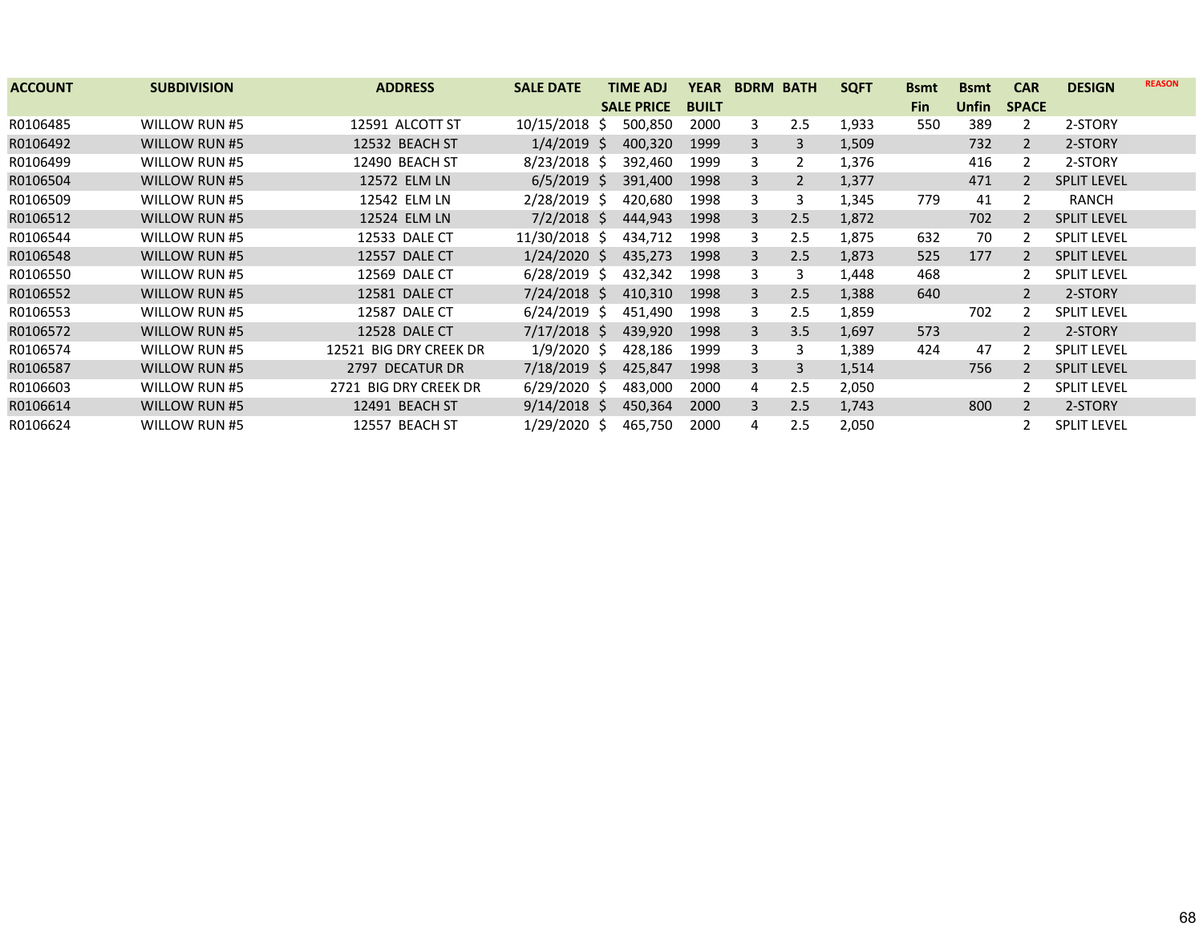| ACCOUNT | SUBDIVISION | ADDRESS | SALE DATE | TIME ADJ SALE PRICE | YEAR BUILT | BDRM | BATH | SQFT | Bsmt Fin | Bsmt Unfin | CAR SPACE | DESIGN | REASON |
|---|---|---|---|---|---|---|---|---|---|---|---|---|---|
| R0106485 | WILLOW RUN #5 | 12591 ALCOTT ST | 10/15/2018 | $ 500,850 | 2000 | 3 | 2.5 | 1,933 | 550 | 389 | 2 | 2-STORY | |
| R0106492 | WILLOW RUN #5 | 12532 BEACH ST | 1/4/2019 | $ 400,320 | 1999 | 3 | 3 | 1,509 | | 732 | 2 | 2-STORY | |
| R0106499 | WILLOW RUN #5 | 12490 BEACH ST | 8/23/2018 | $ 392,460 | 1999 | 3 | 2 | 1,376 | | 416 | 2 | 2-STORY | |
| R0106504 | WILLOW RUN #5 | 12572 ELM LN | 6/5/2019 | $ 391,400 | 1998 | 3 | 2 | 1,377 | | 471 | 2 | SPLIT LEVEL | |
| R0106509 | WILLOW RUN #5 | 12542 ELM LN | 2/28/2019 | $ 420,680 | 1998 | 3 | 3 | 1,345 | 779 | 41 | 2 | RANCH | |
| R0106512 | WILLOW RUN #5 | 12524 ELM LN | 7/2/2018 | $ 444,943 | 1998 | 3 | 2.5 | 1,872 | | 702 | 2 | SPLIT LEVEL | |
| R0106544 | WILLOW RUN #5 | 12533 DALE CT | 11/30/2018 | $ 434,712 | 1998 | 3 | 2.5 | 1,875 | 632 | 70 | 2 | SPLIT LEVEL | |
| R0106548 | WILLOW RUN #5 | 12557 DALE CT | 1/24/2020 | $ 435,273 | 1998 | 3 | 2.5 | 1,873 | 525 | 177 | 2 | SPLIT LEVEL | |
| R0106550 | WILLOW RUN #5 | 12569 DALE CT | 6/28/2019 | $ 432,342 | 1998 | 3 | 3 | 1,448 | 468 | | 2 | SPLIT LEVEL | |
| R0106552 | WILLOW RUN #5 | 12581 DALE CT | 7/24/2018 | $ 410,310 | 1998 | 3 | 2.5 | 1,388 | 640 | | 2 | 2-STORY | |
| R0106553 | WILLOW RUN #5 | 12587 DALE CT | 6/24/2019 | $ 451,490 | 1998 | 3 | 2.5 | 1,859 | | 702 | 2 | SPLIT LEVEL | |
| R0106572 | WILLOW RUN #5 | 12528 DALE CT | 7/17/2018 | $ 439,920 | 1998 | 3 | 3.5 | 1,697 | 573 | | 2 | 2-STORY | |
| R0106574 | WILLOW RUN #5 | 12521 BIG DRY CREEK DR | 1/9/2020 | $ 428,186 | 1999 | 3 | 3 | 1,389 | 424 | 47 | 2 | SPLIT LEVEL | |
| R0106587 | WILLOW RUN #5 | 2797 DECATUR DR | 7/18/2019 | $ 425,847 | 1998 | 3 | 3 | 1,514 | | 756 | 2 | SPLIT LEVEL | |
| R0106603 | WILLOW RUN #5 | 2721 BIG DRY CREEK DR | 6/29/2020 | $ 483,000 | 2000 | 4 | 2.5 | 2,050 | | | 2 | SPLIT LEVEL | |
| R0106614 | WILLOW RUN #5 | 12491 BEACH ST | 9/14/2018 | $ 450,364 | 2000 | 3 | 2.5 | 1,743 | | 800 | 2 | 2-STORY | |
| R0106624 | WILLOW RUN #5 | 12557 BEACH ST | 1/29/2020 | $ 465,750 | 2000 | 4 | 2.5 | 2,050 | | | 2 | SPLIT LEVEL | |